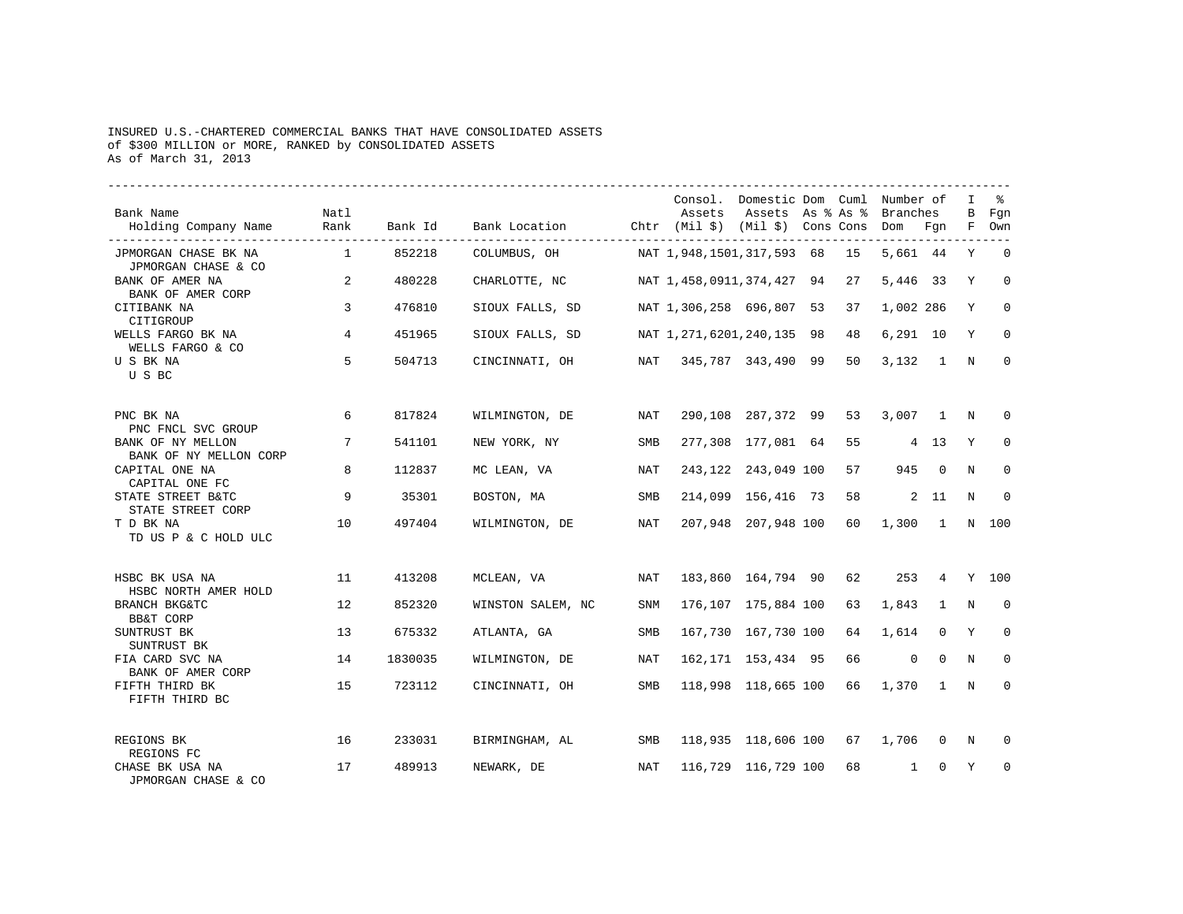INSURED U.S.-CHARTERED COMMERCIAL BANKS THAT HAVE CONSOLIDATED ASSETS
of $300 MILLION or MORE, RANKED by CONSOLIDATED ASSETS
As of March 31, 2013

| Bank Name / Holding Company Name | Natl Rank | Bank Id | Bank Location | Chtr | Consol. Assets (Mil $) | Domestic Assets (Mil $) | Dom As % Cons | Cuml As % Cons | Number of Branches Dom | Number of Branches Fgn | IBF | % Fgn Own |
|---|---|---|---|---|---|---|---|---|---|---|---|---|
| JPMORGAN CHASE BK NA / JPMORGAN CHASE & CO | 1 | 852218 | COLUMBUS, OH | NAT | 1,948,150 | 1,317,593 | 68 | 15 | 5,661 | 44 | Y | 0 |
| BANK OF AMER NA / BANK OF AMER CORP | 2 | 480228 | CHARLOTTE, NC | NAT | 1,458,091 | 1,374,427 | 94 | 27 | 5,446 | 33 | Y | 0 |
| CITIBANK NA / CITIGROUP | 3 | 476810 | SIOUX FALLS, SD | NAT | 1,306,258 | 696,807 | 53 | 37 | 1,002 | 286 | Y | 0 |
| WELLS FARGO BK NA / WELLS FARGO & CO | 4 | 451965 | SIOUX FALLS, SD | NAT | 1,271,620 | 1,240,135 | 98 | 48 | 6,291 | 10 | Y | 0 |
| U S BK NA / U S BC | 5 | 504713 | CINCINNATI, OH | NAT | 345,787 | 343,490 | 99 | 50 | 3,132 | 1 | N | 0 |
| PNC BK NA / PNC FNCL SVC GROUP | 6 | 817824 | WILMINGTON, DE | NAT | 290,108 | 287,372 | 99 | 53 | 3,007 | 1 | N | 0 |
| BANK OF NY MELLON / BANK OF NY MELLON CORP | 7 | 541101 | NEW YORK, NY | SMB | 277,308 | 177,081 | 64 | 55 | 4 | 13 | Y | 0 |
| CAPITAL ONE NA / CAPITAL ONE FC | 8 | 112837 | MC LEAN, VA | NAT | 243,122 | 243,049 | 100 | 57 | 945 | 0 | N | 0 |
| STATE STREET B&TC / STATE STREET CORP | 9 | 35301 | BOSTON, MA | SMB | 214,099 | 156,416 | 73 | 58 | 2 | 11 | N | 0 |
| T D BK NA / TD US P & C HOLD ULC | 10 | 497404 | WILMINGTON, DE | NAT | 207,948 | 207,948 | 100 | 60 | 1,300 | 1 | N | 100 |
| HSBC BK USA NA / HSBC NORTH AMER HOLD | 11 | 413208 | MCLEAN, VA | NAT | 183,860 | 164,794 | 90 | 62 | 253 | 4 | Y | 100 |
| BRANCH BKG&TC / BB&T CORP | 12 | 852320 | WINSTON SALEM, NC | SNM | 176,107 | 175,884 | 100 | 63 | 1,843 | 1 | N | 0 |
| SUNTRUST BK / SUNTRUST BK | 13 | 675332 | ATLANTA, GA | SMB | 167,730 | 167,730 | 100 | 64 | 1,614 | 0 | Y | 0 |
| FIA CARD SVC NA / BANK OF AMER CORP | 14 | 1830035 | WILMINGTON, DE | NAT | 162,171 | 153,434 | 95 | 66 | 0 | 0 | N | 0 |
| FIFTH THIRD BK / FIFTH THIRD BC | 15 | 723112 | CINCINNATI, OH | SMB | 118,998 | 118,665 | 100 | 66 | 1,370 | 1 | N | 0 |
| REGIONS BK / REGIONS FC | 16 | 233031 | BIRMINGHAM, AL | SMB | 118,935 | 118,606 | 100 | 67 | 1,706 | 0 | N | 0 |
| CHASE BK USA NA / JPMORGAN CHASE & CO | 17 | 489913 | NEWARK, DE | NAT | 116,729 | 116,729 | 100 | 68 | 1 | 0 | Y | 0 |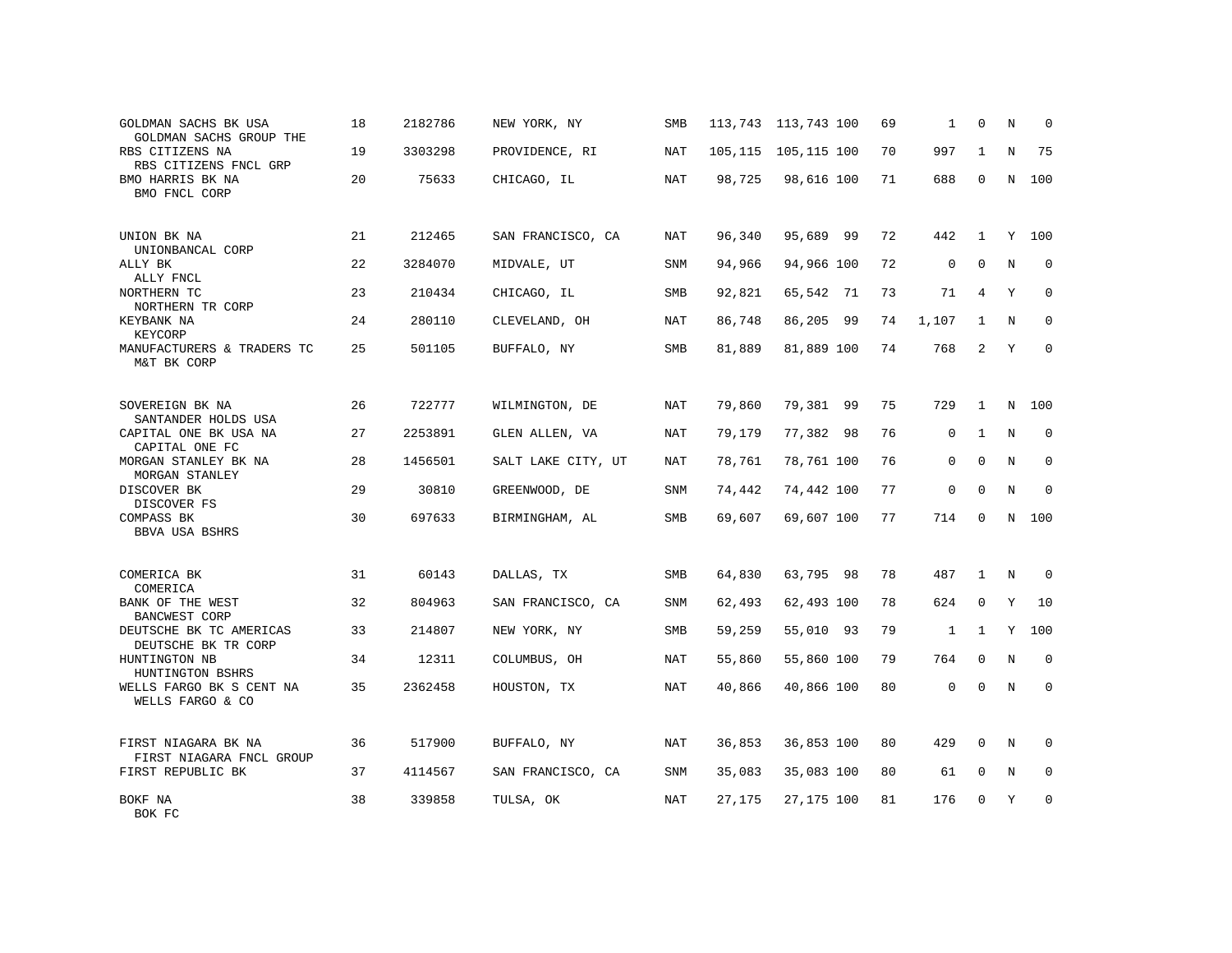| | | | | | | | | | | | |
|---|---|---|---|---|---|---|---|---|---|---|---|
| GOLDMAN SACHS BK USA<br>GOLDMAN SACHS GROUP THE | 18 | 2182786 | NEW YORK, NY | SMB | 113,743 | 113,743 | 100 | 69 | 1 | 0 | N | 0 |
| RBS CITIZENS NA<br>RBS CITIZENS FNCL GRP | 19 | 3303298 | PROVIDENCE, RI | NAT | 105,115 | 105,115 | 100 | 70 | 997 | 1 | N | 75 |
| BMO HARRIS BK NA<br>BMO FNCL CORP | 20 | 75633 | CHICAGO, IL | NAT | 98,725 | 98,616 | 100 | 71 | 688 | 0 | N | 100 |
| UNION BK NA<br>UNIONBANCAL CORP | 21 | 212465 | SAN FRANCISCO, CA | NAT | 96,340 | 95,689 | 99 | 72 | 442 | 1 | Y | 100 |
| ALLY BK<br>ALLY FNCL | 22 | 3284070 | MIDVALE, UT | SNM | 94,966 | 94,966 | 100 | 72 | 0 | 0 | N | 0 |
| NORTHERN TC<br>NORTHERN TR CORP | 23 | 210434 | CHICAGO, IL | SMB | 92,821 | 65,542 | 71 | 73 | 71 | 4 | Y | 0 |
| KEYBANK NA<br>KEYCORP | 24 | 280110 | CLEVELAND, OH | NAT | 86,748 | 86,205 | 99 | 74 | 1,107 | 1 | N | 0 |
| MANUFACTURERS & TRADERS TC<br>M&T BK CORP | 25 | 501105 | BUFFALO, NY | SMB | 81,889 | 81,889 | 100 | 74 | 768 | 2 | Y | 0 |
| SOVEREIGN BK NA<br>SANTANDER HOLDS USA | 26 | 722777 | WILMINGTON, DE | NAT | 79,860 | 79,381 | 99 | 75 | 729 | 1 | N | 100 |
| CAPITAL ONE BK USA NA<br>CAPITAL ONE FC | 27 | 2253891 | GLEN ALLEN, VA | NAT | 79,179 | 77,382 | 98 | 76 | 0 | 1 | N | 0 |
| MORGAN STANLEY BK NA<br>MORGAN STANLEY | 28 | 1456501 | SALT LAKE CITY, UT | NAT | 78,761 | 78,761 | 100 | 76 | 0 | 0 | N | 0 |
| DISCOVER BK<br>DISCOVER FS | 29 | 30810 | GREENWOOD, DE | SNM | 74,442 | 74,442 | 100 | 77 | 0 | 0 | N | 0 |
| COMPASS BK<br>BBVA USA BSHRS | 30 | 697633 | BIRMINGHAM, AL | SMB | 69,607 | 69,607 | 100 | 77 | 714 | 0 | N | 100 |
| COMERICA BK<br>COMERICA | 31 | 60143 | DALLAS, TX | SMB | 64,830 | 63,795 | 98 | 78 | 487 | 1 | N | 0 |
| BANK OF THE WEST<br>BANCWEST CORP | 32 | 804963 | SAN FRANCISCO, CA | SNM | 62,493 | 62,493 | 100 | 78 | 624 | 0 | Y | 10 |
| DEUTSCHE BK TC AMERICAS<br>DEUTSCHE BK TR CORP | 33 | 214807 | NEW YORK, NY | SMB | 59,259 | 55,010 | 93 | 79 | 1 | 1 | Y | 100 |
| HUNTINGTON NB<br>HUNTINGTON BSHRS | 34 | 12311 | COLUMBUS, OH | NAT | 55,860 | 55,860 | 100 | 79 | 764 | 0 | N | 0 |
| WELLS FARGO BK S CENT NA<br>WELLS FARGO & CO | 35 | 2362458 | HOUSTON, TX | NAT | 40,866 | 40,866 | 100 | 80 | 0 | 0 | N | 0 |
| FIRST NIAGARA BK NA<br>FIRST NIAGARA FNCL GROUP | 36 | 517900 | BUFFALO, NY | NAT | 36,853 | 36,853 | 100 | 80 | 429 | 0 | N | 0 |
| FIRST REPUBLIC BK | 37 | 4114567 | SAN FRANCISCO, CA | SNM | 35,083 | 35,083 | 100 | 80 | 61 | 0 | N | 0 |
| BOKF NA<br>BOK FC | 38 | 339858 | TULSA, OK | NAT | 27,175 | 27,175 | 100 | 81 | 176 | 0 | Y | 0 |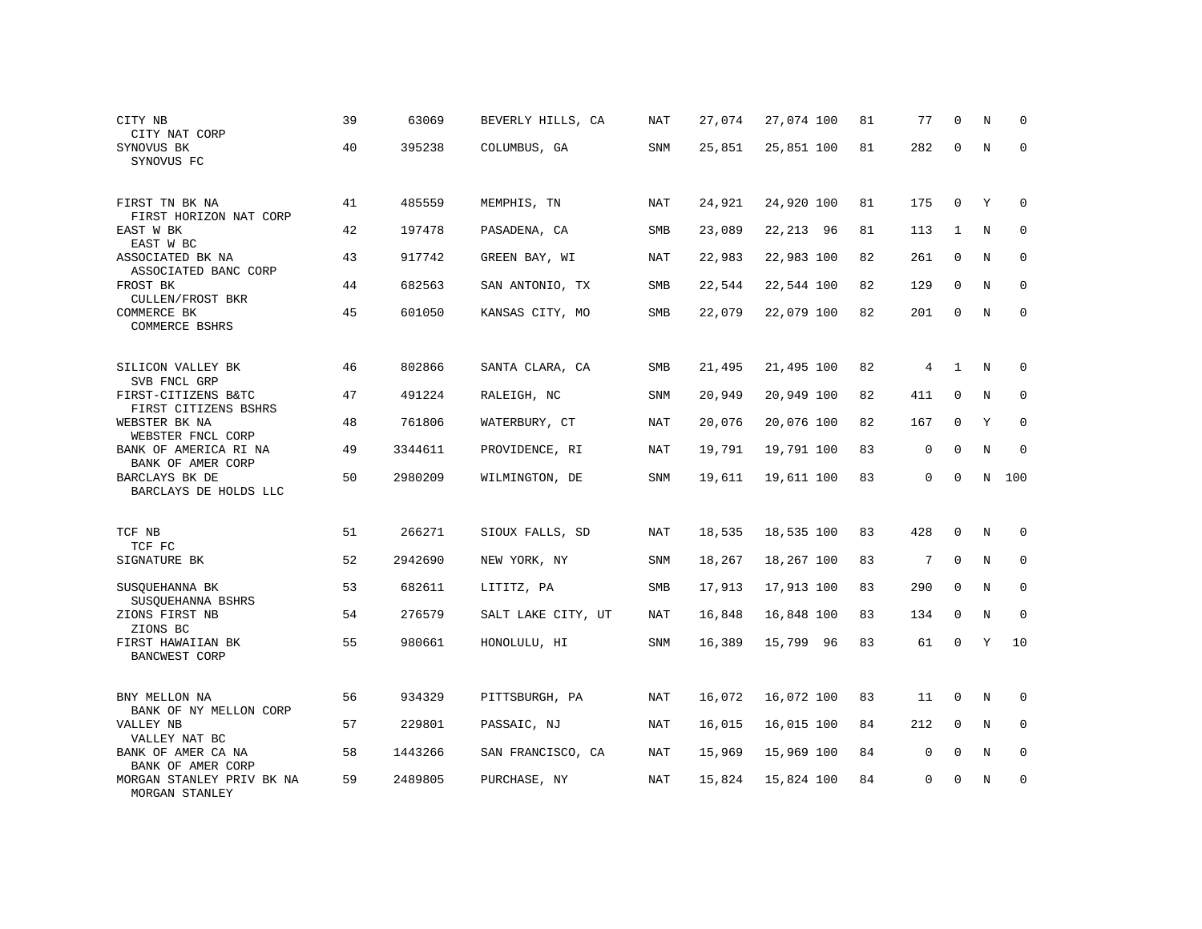| | | | | | | | | | | | | |
|---|---|---|---|---|---|---|---|---|---|---|---|---|
| CITY NB<br>CITY NAT CORP | 39 | 63069 | BEVERLY HILLS, CA | NAT | 27,074 | 27,074 | 100 | 81 | 77 | 0 | N | 0 |
| SYNOVUS BK<br>SYNOVUS FC | 40 | 395238 | COLUMBUS, GA | SNM | 25,851 | 25,851 | 100 | 81 | 282 | 0 | N | 0 |
| FIRST TN BK NA<br>FIRST HORIZON NAT CORP | 41 | 485559 | MEMPHIS, TN | NAT | 24,921 | 24,920 | 100 | 81 | 175 | 0 | Y | 0 |
| EAST W BK<br>EAST W BC | 42 | 197478 | PASADENA, CA | SMB | 23,089 | 22,213 | 96 | 81 | 113 | 1 | N | 0 |
| ASSOCIATED BK NA<br>ASSOCIATED BANC CORP | 43 | 917742 | GREEN BAY, WI | NAT | 22,983 | 22,983 | 100 | 82 | 261 | 0 | N | 0 |
| FROST BK<br>CULLEN/FROST BKR | 44 | 682563 | SAN ANTONIO, TX | SMB | 22,544 | 22,544 | 100 | 82 | 129 | 0 | N | 0 |
| COMMERCE BK<br>COMMERCE BSHRS | 45 | 601050 | KANSAS CITY, MO | SMB | 22,079 | 22,079 | 100 | 82 | 201 | 0 | N | 0 |
| SILICON VALLEY BK<br>SVB FNCL GRP | 46 | 802866 | SANTA CLARA, CA | SMB | 21,495 | 21,495 | 100 | 82 | 4 | 1 | N | 0 |
| FIRST-CITIZENS B&TC<br>FIRST CITIZENS BSHRS | 47 | 491224 | RALEIGH, NC | SNM | 20,949 | 20,949 | 100 | 82 | 411 | 0 | N | 0 |
| WEBSTER BK NA<br>WEBSTER FNCL CORP | 48 | 761806 | WATERBURY, CT | NAT | 20,076 | 20,076 | 100 | 82 | 167 | 0 | Y | 0 |
| BANK OF AMERICA RI NA<br>BANK OF AMER CORP | 49 | 3344611 | PROVIDENCE, RI | NAT | 19,791 | 19,791 | 100 | 83 | 0 | 0 | N | 0 |
| BARCLAYS BK DE<br>BARCLAYS DE HOLDS LLC | 50 | 2980209 | WILMINGTON, DE | SNM | 19,611 | 19,611 | 100 | 83 | 0 | 0 | N | 100 |
| TCF NB<br>TCF FC | 51 | 266271 | SIOUX FALLS, SD | NAT | 18,535 | 18,535 | 100 | 83 | 428 | 0 | N | 0 |
| SIGNATURE BK | 52 | 2942690 | NEW YORK, NY | SNM | 18,267 | 18,267 | 100 | 83 | 7 | 0 | N | 0 |
| SUSQUEHANNA BK<br>SUSQUEHANNA BSHRS | 53 | 682611 | LITITZ, PA | SMB | 17,913 | 17,913 | 100 | 83 | 290 | 0 | N | 0 |
| ZIONS FIRST NB<br>ZIONS BC | 54 | 276579 | SALT LAKE CITY, UT | NAT | 16,848 | 16,848 | 100 | 83 | 134 | 0 | N | 0 |
| FIRST HAWAIIAN BK<br>BANCWEST CORP | 55 | 980661 | HONOLULU, HI | SNM | 16,389 | 15,799 | 96 | 83 | 61 | 0 | Y | 10 |
| BNY MELLON NA<br>BANK OF NY MELLON CORP | 56 | 934329 | PITTSBURGH, PA | NAT | 16,072 | 16,072 | 100 | 83 | 11 | 0 | N | 0 |
| VALLEY NB<br>VALLEY NAT BC | 57 | 229801 | PASSAIC, NJ | NAT | 16,015 | 16,015 | 100 | 84 | 212 | 0 | N | 0 |
| BANK OF AMER CA NA<br>BANK OF AMER CORP | 58 | 1443266 | SAN FRANCISCO, CA | NAT | 15,969 | 15,969 | 100 | 84 | 0 | 0 | N | 0 |
| MORGAN STANLEY PRIV BK NA<br>MORGAN STANLEY | 59 | 2489805 | PURCHASE, NY | NAT | 15,824 | 15,824 | 100 | 84 | 0 | 0 | N | 0 |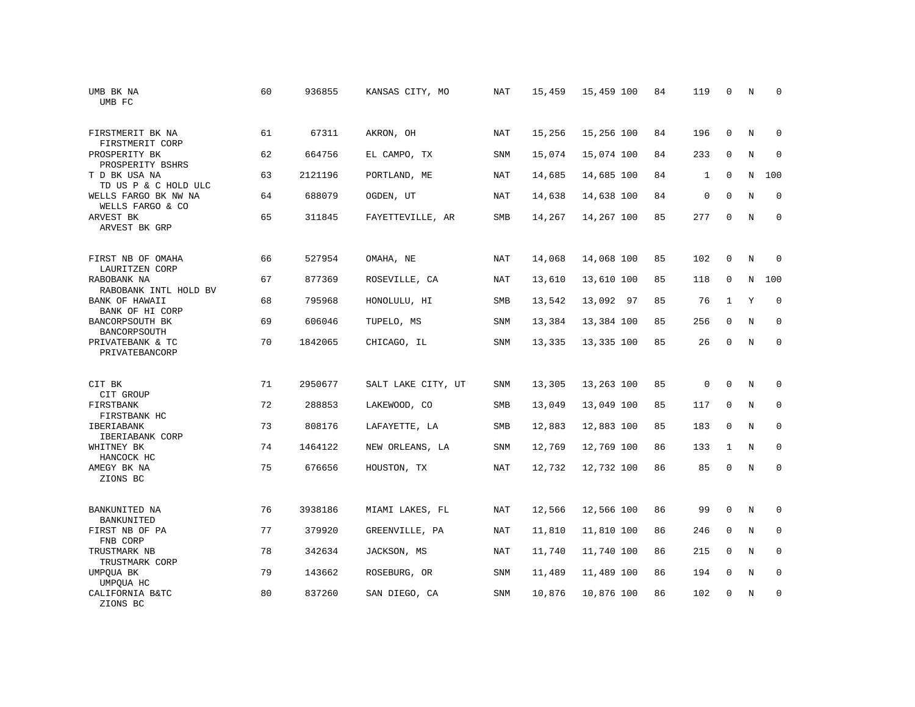| | | | | | | | | | | | | |
|---|---|---|---|---|---|---|---|---|---|---|---|---|
| UMB BK NA<br>UMB FC | 60 | 936855 | KANSAS CITY, MO | NAT | 15,459 | 15,459 | 100 | 84 | 119 | 0 | N | 0 |
| FIRSTMERIT BK NA<br>FIRSTMERIT CORP | 61 | 67311 | AKRON, OH | NAT | 15,256 | 15,256 | 100 | 84 | 196 | 0 | N | 0 |
| PROSPERITY BK<br>PROSPERITY BSHRS | 62 | 664756 | EL CAMPO, TX | SNM | 15,074 | 15,074 | 100 | 84 | 233 | 0 | N | 0 |
| T D BK USA NA<br>TD US P & C HOLD ULC | 63 | 2121196 | PORTLAND, ME | NAT | 14,685 | 14,685 | 100 | 84 | 1 | 0 | N | 100 |
| WELLS FARGO BK NW NA<br>WELLS FARGO & CO | 64 | 688079 | OGDEN, UT | NAT | 14,638 | 14,638 | 100 | 84 | 0 | 0 | N | 0 |
| ARVEST BK<br>ARVEST BK GRP | 65 | 311845 | FAYETTEVILLE, AR | SMB | 14,267 | 14,267 | 100 | 85 | 277 | 0 | N | 0 |
| FIRST NB OF OMAHA<br>LAURITZEN CORP | 66 | 527954 | OMAHA, NE | NAT | 14,068 | 14,068 | 100 | 85 | 102 | 0 | N | 0 |
| RABOBANK NA<br>RABOBANK INTL HOLD BV | 67 | 877369 | ROSEVILLE, CA | NAT | 13,610 | 13,610 | 100 | 85 | 118 | 0 | N | 100 |
| BANK OF HAWAII<br>BANK OF HI CORP | 68 | 795968 | HONOLULU, HI | SMB | 13,542 | 13,092 | 97 | 85 | 76 | 1 | Y | 0 |
| BANCORPSOUTH BK<br>BANCORPSOUTH | 69 | 606046 | TUPELO, MS | SNM | 13,384 | 13,384 | 100 | 85 | 256 | 0 | N | 0 |
| PRIVATEBANK & TC<br>PRIVATEBANCORP | 70 | 1842065 | CHICAGO, IL | SNM | 13,335 | 13,335 | 100 | 85 | 26 | 0 | N | 0 |
| CIT BK<br>CIT GROUP | 71 | 2950677 | SALT LAKE CITY, UT | SNM | 13,305 | 13,263 | 100 | 85 | 0 | 0 | N | 0 |
| FIRSTBANK<br>FIRSTBANK HC | 72 | 288853 | LAKEWOOD, CO | SMB | 13,049 | 13,049 | 100 | 85 | 117 | 0 | N | 0 |
| IBERIABANK<br>IBERIABANK CORP | 73 | 808176 | LAFAYETTE, LA | SMB | 12,883 | 12,883 | 100 | 85 | 183 | 0 | N | 0 |
| WHITNEY BK<br>HANCOCK HC | 74 | 1464122 | NEW ORLEANS, LA | SNM | 12,769 | 12,769 | 100 | 86 | 133 | 1 | N | 0 |
| AMEGY BK NA<br>ZIONS BC | 75 | 676656 | HOUSTON, TX | NAT | 12,732 | 12,732 | 100 | 86 | 85 | 0 | N | 0 |
| BANKUNITED NA<br>BANKUNITED | 76 | 3938186 | MIAMI LAKES, FL | NAT | 12,566 | 12,566 | 100 | 86 | 99 | 0 | N | 0 |
| FIRST NB OF PA<br>FNB CORP | 77 | 379920 | GREENVILLE, PA | NAT | 11,810 | 11,810 | 100 | 86 | 246 | 0 | N | 0 |
| TRUSTMARK NB<br>TRUSTMARK CORP | 78 | 342634 | JACKSON, MS | NAT | 11,740 | 11,740 | 100 | 86 | 215 | 0 | N | 0 |
| UMPQUA BK<br>UMPQUA HC | 79 | 143662 | ROSEBURG, OR | SNM | 11,489 | 11,489 | 100 | 86 | 194 | 0 | N | 0 |
| CALIFORNIA B&TC<br>ZIONS BC | 80 | 837260 | SAN DIEGO, CA | SNM | 10,876 | 10,876 | 100 | 86 | 102 | 0 | N | 0 |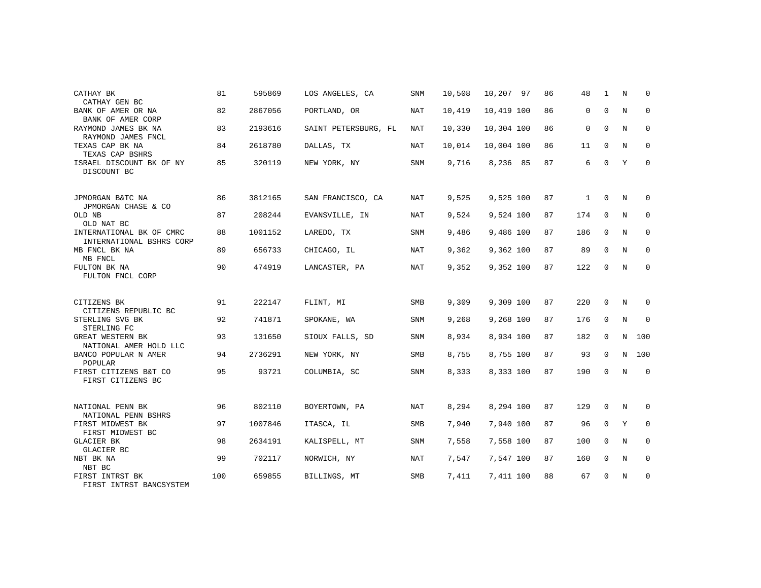| | | | | | | | | | | | |
|---|---|---|---|---|---|---|---|---|---|---|---|
| CATHAY BK<br>CATHAY GEN BC | 81 | 595869 | LOS ANGELES, CA | SNM | 10,508 | 10,207 | 97 | 86 | 48 | 1 | N | 0 |
| BANK OF AMER OR NA<br>BANK OF AMER CORP | 82 | 2867056 | PORTLAND, OR | NAT | 10,419 | 10,419 | 100 | 86 | 0 | 0 | N | 0 |
| RAYMOND JAMES BK NA<br>RAYMOND JAMES FNCL | 83 | 2193616 | SAINT PETERSBURG, FL | NAT | 10,330 | 10,304 | 100 | 86 | 0 | 0 | N | 0 |
| TEXAS CAP BK NA<br>TEXAS CAP BSHRS | 84 | 2618780 | DALLAS, TX | NAT | 10,014 | 10,004 | 100 | 86 | 11 | 0 | N | 0 |
| ISRAEL DISCOUNT BK OF NY<br>DISCOUNT BC | 85 | 320119 | NEW YORK, NY | SNM | 9,716 | 8,236 | 85 | 87 | 6 | 0 | Y | 0 |
| JPMORGAN B&TC NA<br>JPMORGAN CHASE & CO | 86 | 3812165 | SAN FRANCISCO, CA | NAT | 9,525 | 9,525 | 100 | 87 | 1 | 0 | N | 0 |
| OLD NB<br>OLD NAT BC | 87 | 208244 | EVANSVILLE, IN | NAT | 9,524 | 9,524 | 100 | 87 | 174 | 0 | N | 0 |
| INTERNATIONAL BK OF CMRC<br>INTERNATIONAL BSHRS CORP | 88 | 1001152 | LAREDO, TX | SNM | 9,486 | 9,486 | 100 | 87 | 186 | 0 | N | 0 |
| MB FNCL BK NA<br>MB FNCL | 89 | 656733 | CHICAGO, IL | NAT | 9,362 | 9,362 | 100 | 87 | 89 | 0 | N | 0 |
| FULTON BK NA<br>FULTON FNCL CORP | 90 | 474919 | LANCASTER, PA | NAT | 9,352 | 9,352 | 100 | 87 | 122 | 0 | N | 0 |
| CITIZENS BK<br>CITIZENS REPUBLIC BC | 91 | 222147 | FLINT, MI | SMB | 9,309 | 9,309 | 100 | 87 | 220 | 0 | N | 0 |
| STERLING SVG BK<br>STERLING FC | 92 | 741871 | SPOKANE, WA | SNM | 9,268 | 9,268 | 100 | 87 | 176 | 0 | N | 0 |
| GREAT WESTERN BK<br>NATIONAL AMER HOLD LLC | 93 | 131650 | SIOUX FALLS, SD | SNM | 8,934 | 8,934 | 100 | 87 | 182 | 0 | N | 100 |
| BANCO POPULAR N AMER<br>POPULAR | 94 | 2736291 | NEW YORK, NY | SMB | 8,755 | 8,755 | 100 | 87 | 93 | 0 | N | 100 |
| FIRST CITIZENS B&T CO<br>FIRST CITIZENS BC | 95 | 93721 | COLUMBIA, SC | SNM | 8,333 | 8,333 | 100 | 87 | 190 | 0 | N | 0 |
| NATIONAL PENN BK<br>NATIONAL PENN BSHRS | 96 | 802110 | BOYERTOWN, PA | NAT | 8,294 | 8,294 | 100 | 87 | 129 | 0 | N | 0 |
| FIRST MIDWEST BK<br>FIRST MIDWEST BC | 97 | 1007846 | ITASCA, IL | SMB | 7,940 | 7,940 | 100 | 87 | 96 | 0 | Y | 0 |
| GLACIER BK<br>GLACIER BC | 98 | 2634191 | KALISPELL, MT | SNM | 7,558 | 7,558 | 100 | 87 | 100 | 0 | N | 0 |
| NBT BK NA<br>NBT BC | 99 | 702117 | NORWICH, NY | NAT | 7,547 | 7,547 | 100 | 87 | 160 | 0 | N | 0 |
| FIRST INTRST BK<br>FIRST INTRST BANCSYSTEM | 100 | 659855 | BILLINGS, MT | SMB | 7,411 | 7,411 | 100 | 88 | 67 | 0 | N | 0 |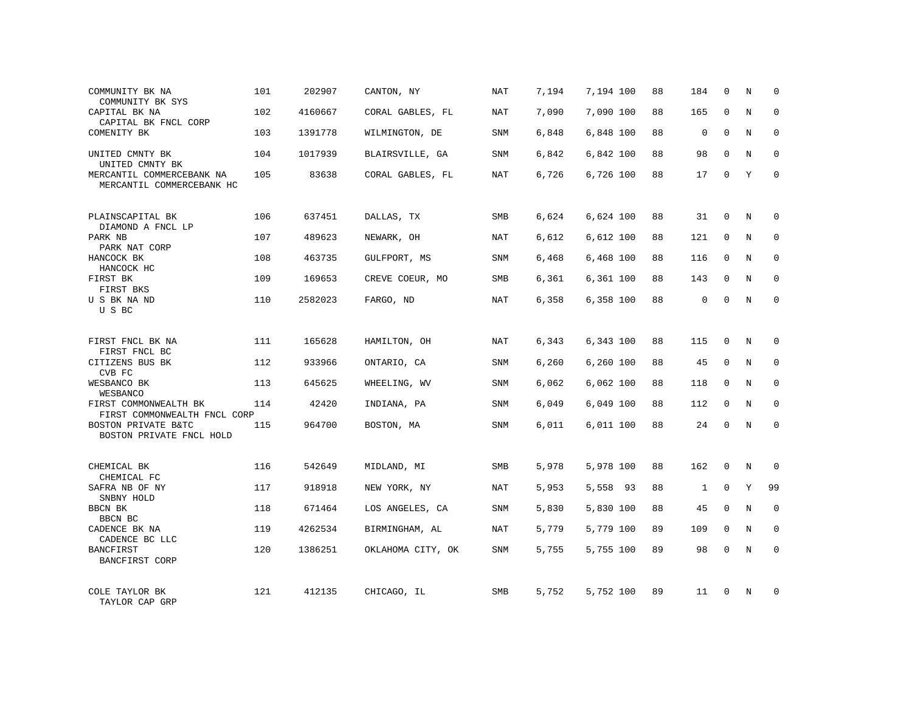| | | | | | | | | | | | | |
|---|---|---|---|---|---|---|---|---|---|---|---|---|
| COMMUNITY BK NA<br>COMMUNITY BK SYS | 101 | 202907 | CANTON, NY | NAT | 7,194 | 7,194 | 100 | 88 | 184 | 0 | N | 0 |
| CAPITAL BK NA<br>CAPITAL BK FNCL CORP | 102 | 4160667 | CORAL GABLES, FL | NAT | 7,090 | 7,090 | 100 | 88 | 165 | 0 | N | 0 |
| COMENITY BK | 103 | 1391778 | WILMINGTON, DE | SNM | 6,848 | 6,848 | 100 | 88 | 0 | 0 | N | 0 |
| UNITED CMNTY BK<br>UNITED CMNTY BK | 104 | 1017939 | BLAIRSVILLE, GA | SNM | 6,842 | 6,842 | 100 | 88 | 98 | 0 | N | 0 |
| MERCANTIL COMMERCEBANK NA<br>MERCANTIL COMMERCEBANK HC | 105 | 83638 | CORAL GABLES, FL | NAT | 6,726 | 6,726 | 100 | 88 | 17 | 0 | Y | 0 |
| PLAINSCAPITAL BK<br>DIAMOND A FNCL LP | 106 | 637451 | DALLAS, TX | SMB | 6,624 | 6,624 | 100 | 88 | 31 | 0 | N | 0 |
| PARK NB<br>PARK NAT CORP | 107 | 489623 | NEWARK, OH | NAT | 6,612 | 6,612 | 100 | 88 | 121 | 0 | N | 0 |
| HANCOCK BK<br>HANCOCK HC | 108 | 463735 | GULFPORT, MS | SNM | 6,468 | 6,468 | 100 | 88 | 116 | 0 | N | 0 |
| FIRST BK<br>FIRST BKS | 109 | 169653 | CREVE COEUR, MO | SMB | 6,361 | 6,361 | 100 | 88 | 143 | 0 | N | 0 |
| U S BK NA ND<br>U S BC | 110 | 2582023 | FARGO, ND | NAT | 6,358 | 6,358 | 100 | 88 | 0 | 0 | N | 0 |
| FIRST FNCL BK NA<br>FIRST FNCL BC | 111 | 165628 | HAMILTON, OH | NAT | 6,343 | 6,343 | 100 | 88 | 115 | 0 | N | 0 |
| CITIZENS BUS BK<br>CVB FC | 112 | 933966 | ONTARIO, CA | SNM | 6,260 | 6,260 | 100 | 88 | 45 | 0 | N | 0 |
| WESBANCO BK<br>WESBANCO | 113 | 645625 | WHEELING, WV | SNM | 6,062 | 6,062 | 100 | 88 | 118 | 0 | N | 0 |
| FIRST COMMONWEALTH BK<br>FIRST COMMONWEALTH FNCL CORP | 114 | 42420 | INDIANA, PA | SNM | 6,049 | 6,049 | 100 | 88 | 112 | 0 | N | 0 |
| BOSTON PRIVATE B&TC<br>BOSTON PRIVATE FNCL HOLD | 115 | 964700 | BOSTON, MA | SNM | 6,011 | 6,011 | 100 | 88 | 24 | 0 | N | 0 |
| CHEMICAL BK<br>CHEMICAL FC | 116 | 542649 | MIDLAND, MI | SMB | 5,978 | 5,978 | 100 | 88 | 162 | 0 | N | 0 |
| SAFRA NB OF NY<br>SNBNY HOLD | 117 | 918918 | NEW YORK, NY | NAT | 5,953 | 5,558 | 93 | 88 | 1 | 0 | Y | 99 |
| BBCN BK<br>BBCN BC | 118 | 671464 | LOS ANGELES, CA | SNM | 5,830 | 5,830 | 100 | 88 | 45 | 0 | N | 0 |
| CADENCE BK NA<br>CADENCE BC LLC | 119 | 4262534 | BIRMINGHAM, AL | NAT | 5,779 | 5,779 | 100 | 89 | 109 | 0 | N | 0 |
| BANCFIRST<br>BANCFIRST CORP | 120 | 1386251 | OKLAHOMA CITY, OK | SNM | 5,755 | 5,755 | 100 | 89 | 98 | 0 | N | 0 |
| COLE TAYLOR BK<br>TAYLOR CAP GRP | 121 | 412135 | CHICAGO, IL | SMB | 5,752 | 5,752 | 100 | 89 | 11 | 0 | N | 0 |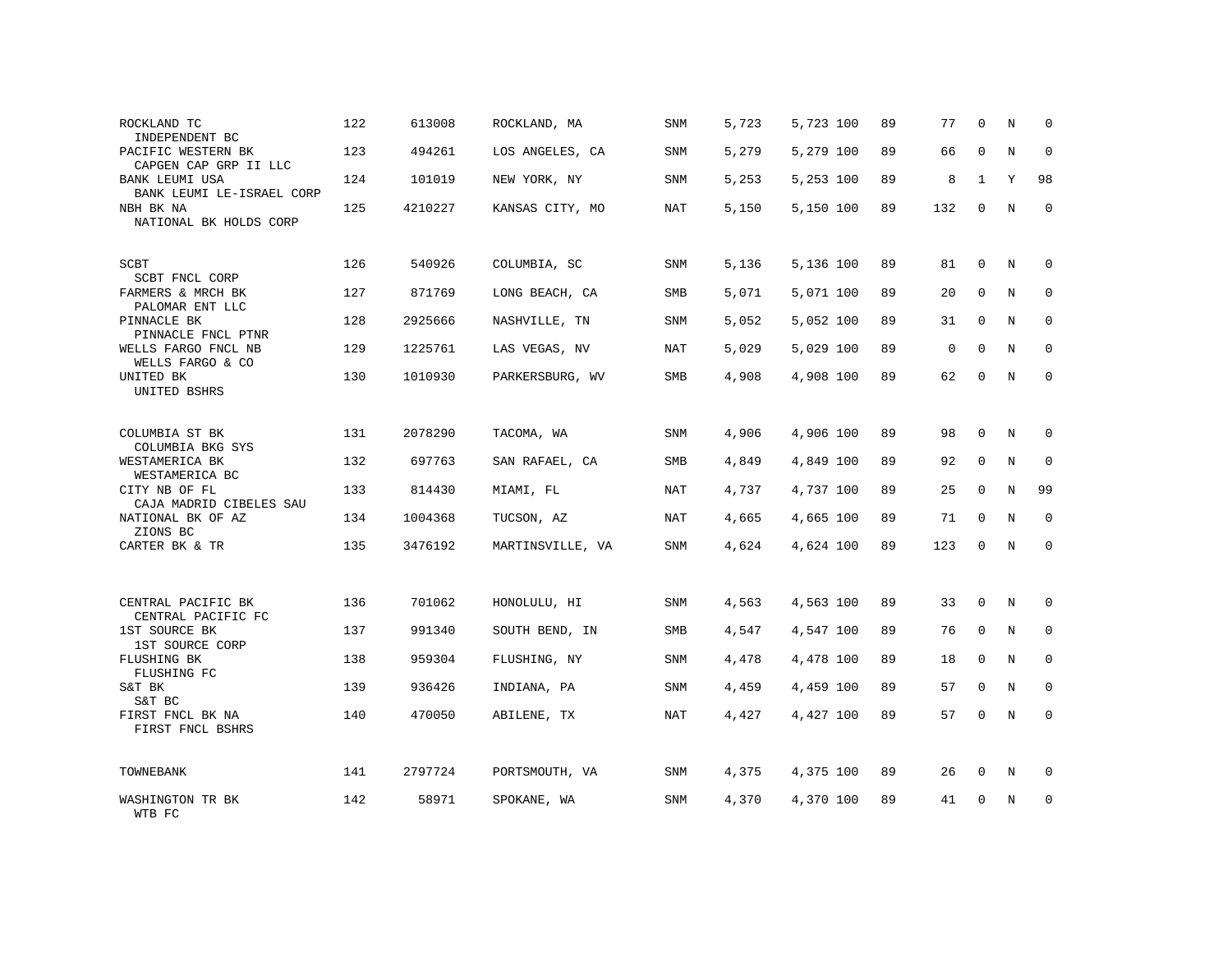| | | | | | | | | | | | | |
|---|---|---|---|---|---|---|---|---|---|---|---|---|
| ROCKLAND TC<br>INDEPENDENT BC | 122 | 613008 | ROCKLAND, MA | SNM | 5,723 | 5,723 | 100 | 89 | 77 | 0 | N | 0 |
| PACIFIC WESTERN BK<br>CAPGEN CAP GRP II LLC | 123 | 494261 | LOS ANGELES, CA | SNM | 5,279 | 5,279 | 100 | 89 | 66 | 0 | N | 0 |
| BANK LEUMI USA<br>BANK LEUMI LE-ISRAEL CORP | 124 | 101019 | NEW YORK, NY | SNM | 5,253 | 5,253 | 100 | 89 | 8 | 1 | Y | 98 |
| NBH BK NA<br>NATIONAL BK HOLDS CORP | 125 | 4210227 | KANSAS CITY, MO | NAT | 5,150 | 5,150 | 100 | 89 | 132 | 0 | N | 0 |
| SCBT<br>SCBT FNCL CORP | 126 | 540926 | COLUMBIA, SC | SNM | 5,136 | 5,136 | 100 | 89 | 81 | 0 | N | 0 |
| FARMERS & MRCH BK<br>PALOMAR ENT LLC | 127 | 871769 | LONG BEACH, CA | SMB | 5,071 | 5,071 | 100 | 89 | 20 | 0 | N | 0 |
| PINNACLE BK<br>PINNACLE FNCL PTNR | 128 | 2925666 | NASHVILLE, TN | SNM | 5,052 | 5,052 | 100 | 89 | 31 | 0 | N | 0 |
| WELLS FARGO FNCL NB<br>WELLS FARGO & CO | 129 | 1225761 | LAS VEGAS, NV | NAT | 5,029 | 5,029 | 100 | 89 | 0 | 0 | N | 0 |
| UNITED BK<br>UNITED BSHRS | 130 | 1010930 | PARKERSBURG, WV | SMB | 4,908 | 4,908 | 100 | 89 | 62 | 0 | N | 0 |
| COLUMBIA ST BK<br>COLUMBIA BKG SYS | 131 | 2078290 | TACOMA, WA | SNM | 4,906 | 4,906 | 100 | 89 | 98 | 0 | N | 0 |
| WESTAMERICA BK<br>WESTAMERICA BC | 132 | 697763 | SAN RAFAEL, CA | SMB | 4,849 | 4,849 | 100 | 89 | 92 | 0 | N | 0 |
| CITY NB OF FL<br>CAJA MADRID CIBELES SAU | 133 | 814430 | MIAMI, FL | NAT | 4,737 | 4,737 | 100 | 89 | 25 | 0 | N | 99 |
| NATIONAL BK OF AZ<br>ZIONS BC | 134 | 1004368 | TUCSON, AZ | NAT | 4,665 | 4,665 | 100 | 89 | 71 | 0 | N | 0 |
| CARTER BK & TR | 135 | 3476192 | MARTINSVILLE, VA | SNM | 4,624 | 4,624 | 100 | 89 | 123 | 0 | N | 0 |
| CENTRAL PACIFIC BK<br>CENTRAL PACIFIC FC | 136 | 701062 | HONOLULU, HI | SNM | 4,563 | 4,563 | 100 | 89 | 33 | 0 | N | 0 |
| 1ST SOURCE BK<br>1ST SOURCE CORP | 137 | 991340 | SOUTH BEND, IN | SMB | 4,547 | 4,547 | 100 | 89 | 76 | 0 | N | 0 |
| FLUSHING BK<br>FLUSHING FC | 138 | 959304 | FLUSHING, NY | SNM | 4,478 | 4,478 | 100 | 89 | 18 | 0 | N | 0 |
| S&T BK<br>S&T BC | 139 | 936426 | INDIANA, PA | SNM | 4,459 | 4,459 | 100 | 89 | 57 | 0 | N | 0 |
| FIRST FNCL BK NA<br>FIRST FNCL BSHRS | 140 | 470050 | ABILENE, TX | NAT | 4,427 | 4,427 | 100 | 89 | 57 | 0 | N | 0 |
| TOWNEBANK | 141 | 2797724 | PORTSMOUTH, VA | SNM | 4,375 | 4,375 | 100 | 89 | 26 | 0 | N | 0 |
| WASHINGTON TR BK<br>WTB FC | 142 | 58971 | SPOKANE, WA | SNM | 4,370 | 4,370 | 100 | 89 | 41 | 0 | N | 0 |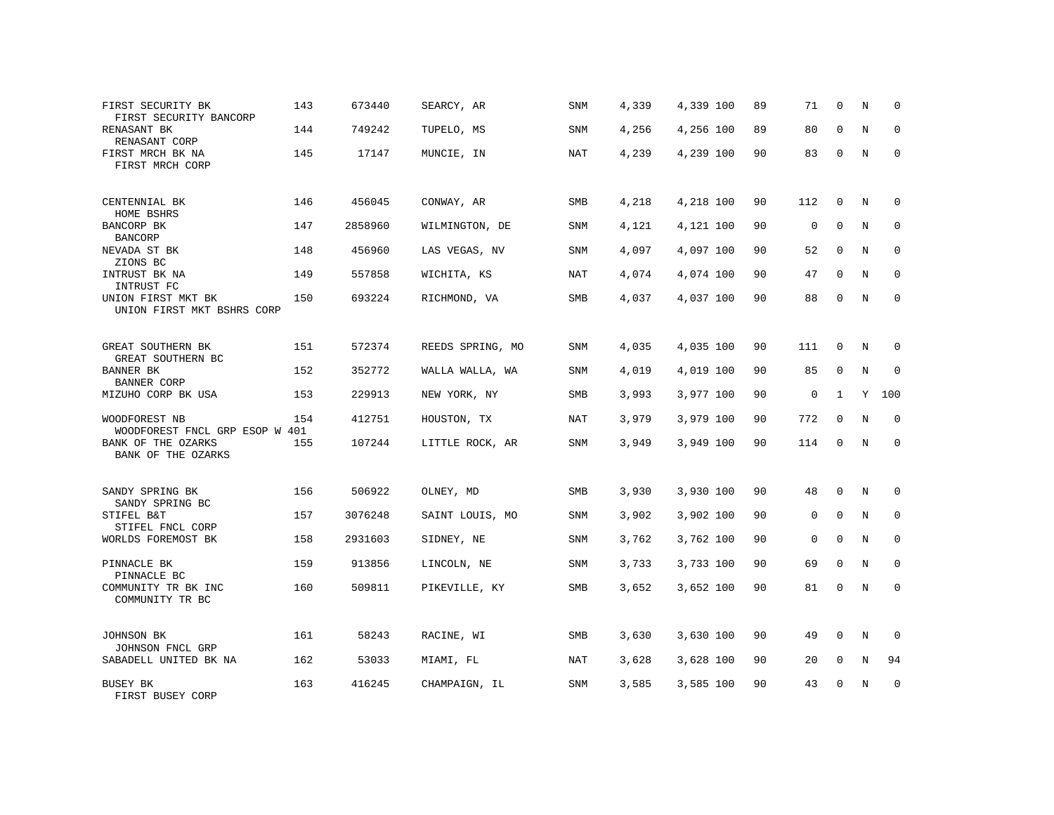| | | | | | | | | | | | | |
|---|---|---|---|---|---|---|---|---|---|---|---|---|
| FIRST SECURITY BK<br>FIRST SECURITY BANCORP | 143 | 673440 | SEARCY, AR | SNM | 4,339 | 4,339 | 100 | 89 | 71 | 0 | N | 0 |
| RENASANT BK<br>RENASANT CORP | 144 | 749242 | TUPELO, MS | SNM | 4,256 | 4,256 | 100 | 89 | 80 | 0 | N | 0 |
| FIRST MRCH BK NA<br>FIRST MRCH CORP | 145 | 17147 | MUNCIE, IN | NAT | 4,239 | 4,239 | 100 | 90 | 83 | 0 | N | 0 |
| CENTENNIAL BK<br>HOME BSHRS | 146 | 456045 | CONWAY, AR | SMB | 4,218 | 4,218 | 100 | 90 | 112 | 0 | N | 0 |
| BANCORP BK<br>BANCORP | 147 | 2858960 | WILMINGTON, DE | SNM | 4,121 | 4,121 | 100 | 90 | 0 | 0 | N | 0 |
| NEVADA ST BK<br>ZIONS BC | 148 | 456960 | LAS VEGAS, NV | SNM | 4,097 | 4,097 | 100 | 90 | 52 | 0 | N | 0 |
| INTRUST BK NA<br>INTRUST FC | 149 | 557858 | WICHITA, KS | NAT | 4,074 | 4,074 | 100 | 90 | 47 | 0 | N | 0 |
| UNION FIRST MKT BK<br>UNION FIRST MKT BSHRS CORP | 150 | 693224 | RICHMOND, VA | SMB | 4,037 | 4,037 | 100 | 90 | 88 | 0 | N | 0 |
| GREAT SOUTHERN BK<br>GREAT SOUTHERN BC | 151 | 572374 | REEDS SPRING, MO | SNM | 4,035 | 4,035 | 100 | 90 | 111 | 0 | N | 0 |
| BANNER BK<br>BANNER CORP | 152 | 352772 | WALLA WALLA, WA | SNM | 4,019 | 4,019 | 100 | 90 | 85 | 0 | N | 0 |
| MIZUHO CORP BK USA | 153 | 229913 | NEW YORK, NY | SMB | 3,993 | 3,977 | 100 | 90 | 0 | 1 | Y | 100 |
| WOODFOREST NB<br>WOODFOREST FNCL GRP ESOP W 401 | 154 | 412751 | HOUSTON, TX | NAT | 3,979 | 3,979 | 100 | 90 | 772 | 0 | N | 0 |
| BANK OF THE OZARKS<br>BANK OF THE OZARKS | 155 | 107244 | LITTLE ROCK, AR | SNM | 3,949 | 3,949 | 100 | 90 | 114 | 0 | N | 0 |
| SANDY SPRING BK<br>SANDY SPRING BC | 156 | 506922 | OLNEY, MD | SMB | 3,930 | 3,930 | 100 | 90 | 48 | 0 | N | 0 |
| STIFEL B&T<br>STIFEL FNCL CORP | 157 | 3076248 | SAINT LOUIS, MO | SNM | 3,902 | 3,902 | 100 | 90 | 0 | 0 | N | 0 |
| WORLDS FOREMOST BK | 158 | 2931603 | SIDNEY, NE | SNM | 3,762 | 3,762 | 100 | 90 | 0 | 0 | N | 0 |
| PINNACLE BK<br>PINNACLE BC | 159 | 913856 | LINCOLN, NE | SNM | 3,733 | 3,733 | 100 | 90 | 69 | 0 | N | 0 |
| COMMUNITY TR BK INC<br>COMMUNITY TR BC | 160 | 509811 | PIKEVILLE, KY | SMB | 3,652 | 3,652 | 100 | 90 | 81 | 0 | N | 0 |
| JOHNSON BK<br>JOHNSON FNCL GRP | 161 | 58243 | RACINE, WI | SMB | 3,630 | 3,630 | 100 | 90 | 49 | 0 | N | 0 |
| SABADELL UNITED BK NA | 162 | 53033 | MIAMI, FL | NAT | 3,628 | 3,628 | 100 | 90 | 20 | 0 | N | 94 |
| BUSEY BK<br>FIRST BUSEY CORP | 163 | 416245 | CHAMPAIGN, IL | SNM | 3,585 | 3,585 | 100 | 90 | 43 | 0 | N | 0 |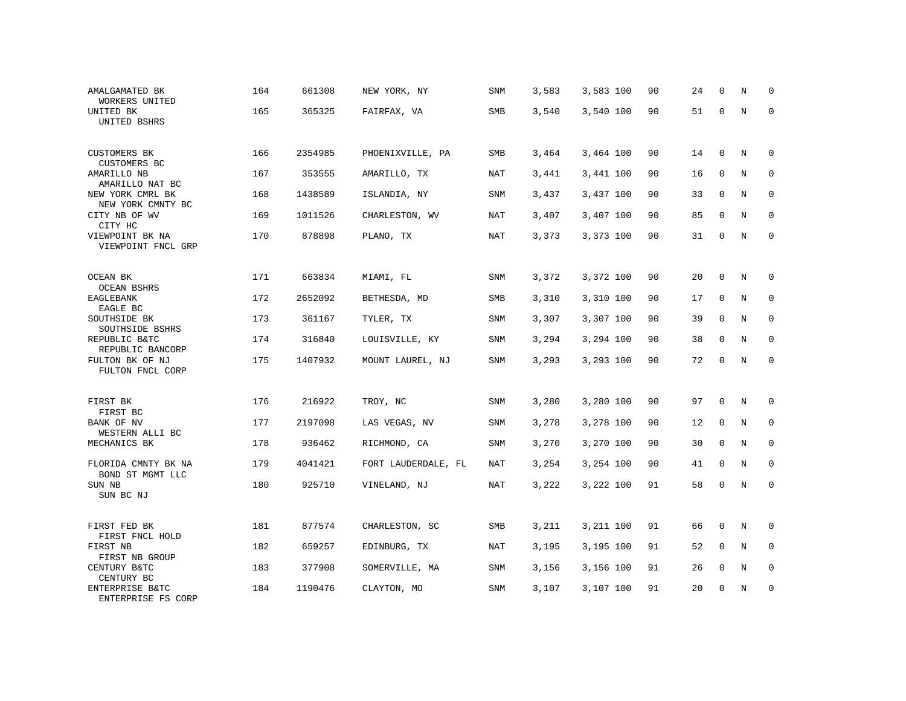| | | | | | | | | | | | |
|---|---|---|---|---|---|---|---|---|---|---|---|
| AMALGAMATED BK<br>WORKERS UNITED | 164 | 661308 | NEW YORK, NY | SNM | 3,583 | 3,583 100 | 90 | 24 | 0 | N | 0 |
| UNITED BK<br>UNITED BSHRS | 165 | 365325 | FAIRFAX, VA | SMB | 3,540 | 3,540 100 | 90 | 51 | 0 | N | 0 |
| CUSTOMERS BK<br>CUSTOMERS BC | 166 | 2354985 | PHOENIXVILLE, PA | SMB | 3,464 | 3,464 100 | 90 | 14 | 0 | N | 0 |
| AMARILLO NB<br>AMARILLO NAT BC | 167 | 353555 | AMARILLO, TX | NAT | 3,441 | 3,441 100 | 90 | 16 | 0 | N | 0 |
| NEW YORK CMRL BK<br>NEW YORK CMNTY BC | 168 | 1438589 | ISLANDIA, NY | SNM | 3,437 | 3,437 100 | 90 | 33 | 0 | N | 0 |
| CITY NB OF WV<br>CITY HC | 169 | 1011526 | CHARLESTON, WV | NAT | 3,407 | 3,407 100 | 90 | 85 | 0 | N | 0 |
| VIEWPOINT BK NA<br>VIEWPOINT FNCL GRP | 170 | 878898 | PLANO, TX | NAT | 3,373 | 3,373 100 | 90 | 31 | 0 | N | 0 |
| OCEAN BK<br>OCEAN BSHRS | 171 | 663834 | MIAMI, FL | SNM | 3,372 | 3,372 100 | 90 | 20 | 0 | N | 0 |
| EAGLEBANK<br>EAGLE BC | 172 | 2652092 | BETHESDA, MD | SMB | 3,310 | 3,310 100 | 90 | 17 | 0 | N | 0 |
| SOUTHSIDE BK<br>SOUTHSIDE BSHRS | 173 | 361167 | TYLER, TX | SNM | 3,307 | 3,307 100 | 90 | 39 | 0 | N | 0 |
| REPUBLIC B&TC<br>REPUBLIC BANCORP | 174 | 316840 | LOUISVILLE, KY | SNM | 3,294 | 3,294 100 | 90 | 38 | 0 | N | 0 |
| FULTON BK OF NJ<br>FULTON FNCL CORP | 175 | 1407932 | MOUNT LAUREL, NJ | SNM | 3,293 | 3,293 100 | 90 | 72 | 0 | N | 0 |
| FIRST BK<br>FIRST BC | 176 | 216922 | TROY, NC | SNM | 3,280 | 3,280 100 | 90 | 97 | 0 | N | 0 |
| BANK OF NV<br>WESTERN ALLI BC | 177 | 2197098 | LAS VEGAS, NV | SNM | 3,278 | 3,278 100 | 90 | 12 | 0 | N | 0 |
| MECHANICS BK | 178 | 936462 | RICHMOND, CA | SNM | 3,270 | 3,270 100 | 90 | 30 | 0 | N | 0 |
| FLORIDA CMNTY BK NA<br>BOND ST MGMT LLC | 179 | 4041421 | FORT LAUDERDALE, FL | NAT | 3,254 | 3,254 100 | 90 | 41 | 0 | N | 0 |
| SUN NB<br>SUN BC NJ | 180 | 925710 | VINELAND, NJ | NAT | 3,222 | 3,222 100 | 91 | 58 | 0 | N | 0 |
| FIRST FED BK<br>FIRST FNCL HOLD | 181 | 877574 | CHARLESTON, SC | SMB | 3,211 | 3,211 100 | 91 | 66 | 0 | N | 0 |
| FIRST NB<br>FIRST NB GROUP | 182 | 659257 | EDINBURG, TX | NAT | 3,195 | 3,195 100 | 91 | 52 | 0 | N | 0 |
| CENTURY B&TC<br>CENTURY BC | 183 | 377908 | SOMERVILLE, MA | SNM | 3,156 | 3,156 100 | 91 | 26 | 0 | N | 0 |
| ENTERPRISE B&TC<br>ENTERPRISE FS CORP | 184 | 1190476 | CLAYTON, MO | SNM | 3,107 | 3,107 100 | 91 | 20 | 0 | N | 0 |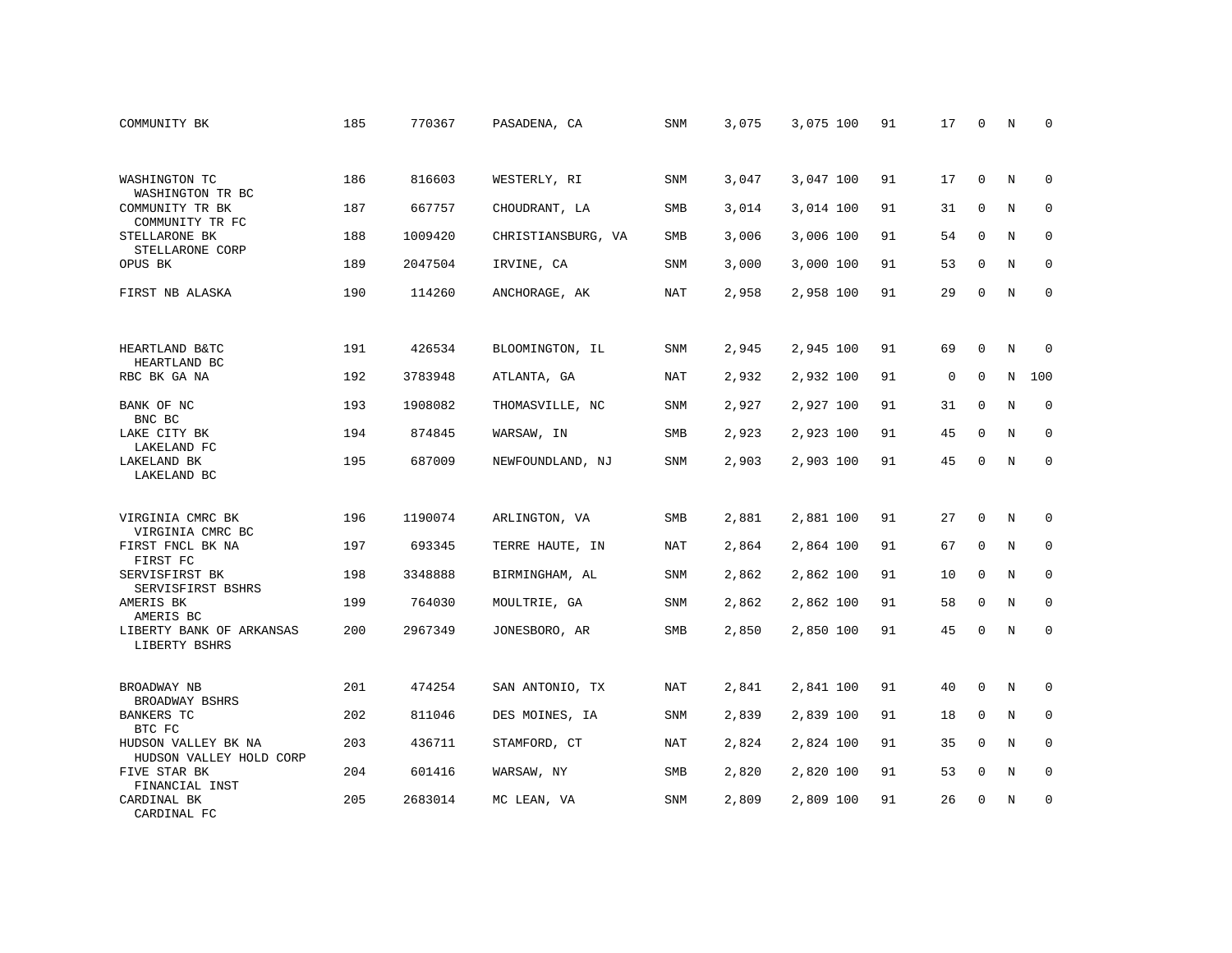| | | | | | | | | | | | | |
|---|---|---|---|---|---|---|---|---|---|---|---|---|
| COMMUNITY BK | 185 | 770367 | PASADENA, CA | SNM | 3,075 | 3,075 | 100 | 91 | 17 | 0 | N | 0 |
| WASHINGTON TC<br>WASHINGTON TR BC | 186 | 816603 | WESTERLY, RI | SNM | 3,047 | 3,047 | 100 | 91 | 17 | 0 | N | 0 |
| COMMUNITY TR BK<br>COMMUNITY TR FC | 187 | 667757 | CHOUDRANT, LA | SMB | 3,014 | 3,014 | 100 | 91 | 31 | 0 | N | 0 |
| STELLARONE BK<br>STELLARONE CORP | 188 | 1009420 | CHRISTIANSBURG, VA | SMB | 3,006 | 3,006 | 100 | 91 | 54 | 0 | N | 0 |
| OPUS BK | 189 | 2047504 | IRVINE, CA | SNM | 3,000 | 3,000 | 100 | 91 | 53 | 0 | N | 0 |
| FIRST NB ALASKA | 190 | 114260 | ANCHORAGE, AK | NAT | 2,958 | 2,958 | 100 | 91 | 29 | 0 | N | 0 |
| HEARTLAND B&TC<br>HEARTLAND BC | 191 | 426534 | BLOOMINGTON, IL | SNM | 2,945 | 2,945 | 100 | 91 | 69 | 0 | N | 0 |
| RBC BK GA NA | 192 | 3783948 | ATLANTA, GA | NAT | 2,932 | 2,932 | 100 | 91 | 0 | 0 | N | 100 |
| BANK OF NC<br>BNC BC | 193 | 1908082 | THOMASVILLE, NC | SNM | 2,927 | 2,927 | 100 | 91 | 31 | 0 | N | 0 |
| LAKE CITY BK<br>LAKELAND FC | 194 | 874845 | WARSAW, IN | SMB | 2,923 | 2,923 | 100 | 91 | 45 | 0 | N | 0 |
| LAKELAND BK<br>LAKELAND BC | 195 | 687009 | NEWFOUNDLAND, NJ | SNM | 2,903 | 2,903 | 100 | 91 | 45 | 0 | N | 0 |
| VIRGINIA CMRC BK<br>VIRGINIA CMRC BC | 196 | 1190074 | ARLINGTON, VA | SMB | 2,881 | 2,881 | 100 | 91 | 27 | 0 | N | 0 |
| FIRST FNCL BK NA<br>FIRST FC | 197 | 693345 | TERRE HAUTE, IN | NAT | 2,864 | 2,864 | 100 | 91 | 67 | 0 | N | 0 |
| SERVISFIRST BK<br>SERVISFIRST BSHRS | 198 | 3348888 | BIRMINGHAM, AL | SNM | 2,862 | 2,862 | 100 | 91 | 10 | 0 | N | 0 |
| AMERIS BK<br>AMERIS BC | 199 | 764030 | MOULTRIE, GA | SNM | 2,862 | 2,862 | 100 | 91 | 58 | 0 | N | 0 |
| LIBERTY BANK OF ARKANSAS<br>LIBERTY BSHRS | 200 | 2967349 | JONESBORO, AR | SMB | 2,850 | 2,850 | 100 | 91 | 45 | 0 | N | 0 |
| BROADWAY NB<br>BROADWAY BSHRS | 201 | 474254 | SAN ANTONIO, TX | NAT | 2,841 | 2,841 | 100 | 91 | 40 | 0 | N | 0 |
| BANKERS TC<br>BTC FC | 202 | 811046 | DES MOINES, IA | SNM | 2,839 | 2,839 | 100 | 91 | 18 | 0 | N | 0 |
| HUDSON VALLEY BK NA<br>HUDSON VALLEY HOLD CORP | 203 | 436711 | STAMFORD, CT | NAT | 2,824 | 2,824 | 100 | 91 | 35 | 0 | N | 0 |
| FIVE STAR BK<br>FINANCIAL INST | 204 | 601416 | WARSAW, NY | SMB | 2,820 | 2,820 | 100 | 91 | 53 | 0 | N | 0 |
| CARDINAL BK<br>CARDINAL FC | 205 | 2683014 | MC LEAN, VA | SNM | 2,809 | 2,809 | 100 | 91 | 26 | 0 | N | 0 |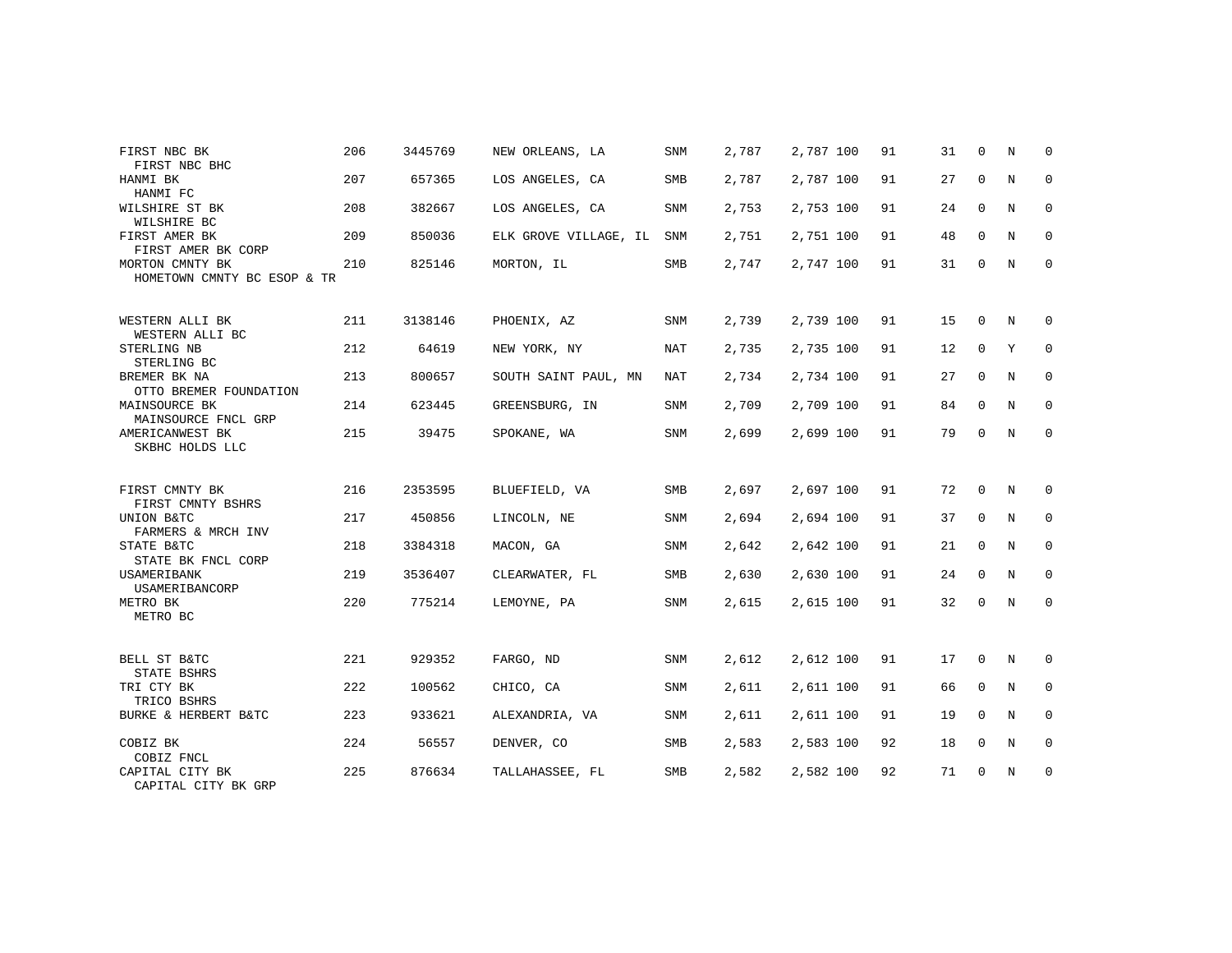| | | | | | | | | | | | | |
|---|---|---|---|---|---|---|---|---|---|---|---|---|
| FIRST NBC BK<br>FIRST NBC BHC | 206 | 3445769 | NEW ORLEANS, LA | SNM | 2,787 | 2,787 | 100 | 91 | 31 | 0 | N | 0 |
| HANMI BK<br>HANMI FC | 207 | 657365 | LOS ANGELES, CA | SMB | 2,787 | 2,787 | 100 | 91 | 27 | 0 | N | 0 |
| WILSHIRE ST BK<br>WILSHIRE BC | 208 | 382667 | LOS ANGELES, CA | SNM | 2,753 | 2,753 | 100 | 91 | 24 | 0 | N | 0 |
| FIRST AMER BK<br>FIRST AMER BK CORP | 209 | 850036 | ELK GROVE VILLAGE, IL | SNM | 2,751 | 2,751 | 100 | 91 | 48 | 0 | N | 0 |
| MORTON CMNTY BK<br>HOMETOWN CMNTY BC ESOP & TR | 210 | 825146 | MORTON, IL | SMB | 2,747 | 2,747 | 100 | 91 | 31 | 0 | N | 0 |
| WESTERN ALLI BK<br>WESTERN ALLI BC | 211 | 3138146 | PHOENIX, AZ | SNM | 2,739 | 2,739 | 100 | 91 | 15 | 0 | N | 0 |
| STERLING NB<br>STERLING BC | 212 | 64619 | NEW YORK, NY | NAT | 2,735 | 2,735 | 100 | 91 | 12 | 0 | Y | 0 |
| BREMER BK NA<br>OTTO BREMER FOUNDATION | 213 | 800657 | SOUTH SAINT PAUL, MN | NAT | 2,734 | 2,734 | 100 | 91 | 27 | 0 | N | 0 |
| MAINSOURCE BK<br>MAINSOURCE FNCL GRP | 214 | 623445 | GREENSBURG, IN | SNM | 2,709 | 2,709 | 100 | 91 | 84 | 0 | N | 0 |
| AMERICANWEST BK<br>SKBHC HOLDS LLC | 215 | 39475 | SPOKANE, WA | SNM | 2,699 | 2,699 | 100 | 91 | 79 | 0 | N | 0 |
| FIRST CMNTY BK<br>FIRST CMNTY BSHRS | 216 | 2353595 | BLUEFIELD, VA | SMB | 2,697 | 2,697 | 100 | 91 | 72 | 0 | N | 0 |
| UNION B&TC<br>FARMERS & MRCH INV | 217 | 450856 | LINCOLN, NE | SNM | 2,694 | 2,694 | 100 | 91 | 37 | 0 | N | 0 |
| STATE B&TC<br>STATE BK FNCL CORP | 218 | 3384318 | MACON, GA | SNM | 2,642 | 2,642 | 100 | 91 | 21 | 0 | N | 0 |
| USAMERIBANK<br>USAMERIBANCORP | 219 | 3536407 | CLEARWATER, FL | SMB | 2,630 | 2,630 | 100 | 91 | 24 | 0 | N | 0 |
| METRO BK<br>METRO BC | 220 | 775214 | LEMOYNE, PA | SNM | 2,615 | 2,615 | 100 | 91 | 32 | 0 | N | 0 |
| BELL ST B&TC<br>STATE BSHRS | 221 | 929352 | FARGO, ND | SNM | 2,612 | 2,612 | 100 | 91 | 17 | 0 | N | 0 |
| TRI CTY BK<br>TRICO BSHRS | 222 | 100562 | CHICO, CA | SNM | 2,611 | 2,611 | 100 | 91 | 66 | 0 | N | 0 |
| BURKE & HERBERT B&TC | 223 | 933621 | ALEXANDRIA, VA | SNM | 2,611 | 2,611 | 100 | 91 | 19 | 0 | N | 0 |
| COBIZ BK<br>COBIZ FNCL | 224 | 56557 | DENVER, CO | SMB | 2,583 | 2,583 | 100 | 92 | 18 | 0 | N | 0 |
| CAPITAL CITY BK<br>CAPITAL CITY BK GRP | 225 | 876634 | TALLAHASSEE, FL | SMB | 2,582 | 2,582 | 100 | 92 | 71 | 0 | N | 0 |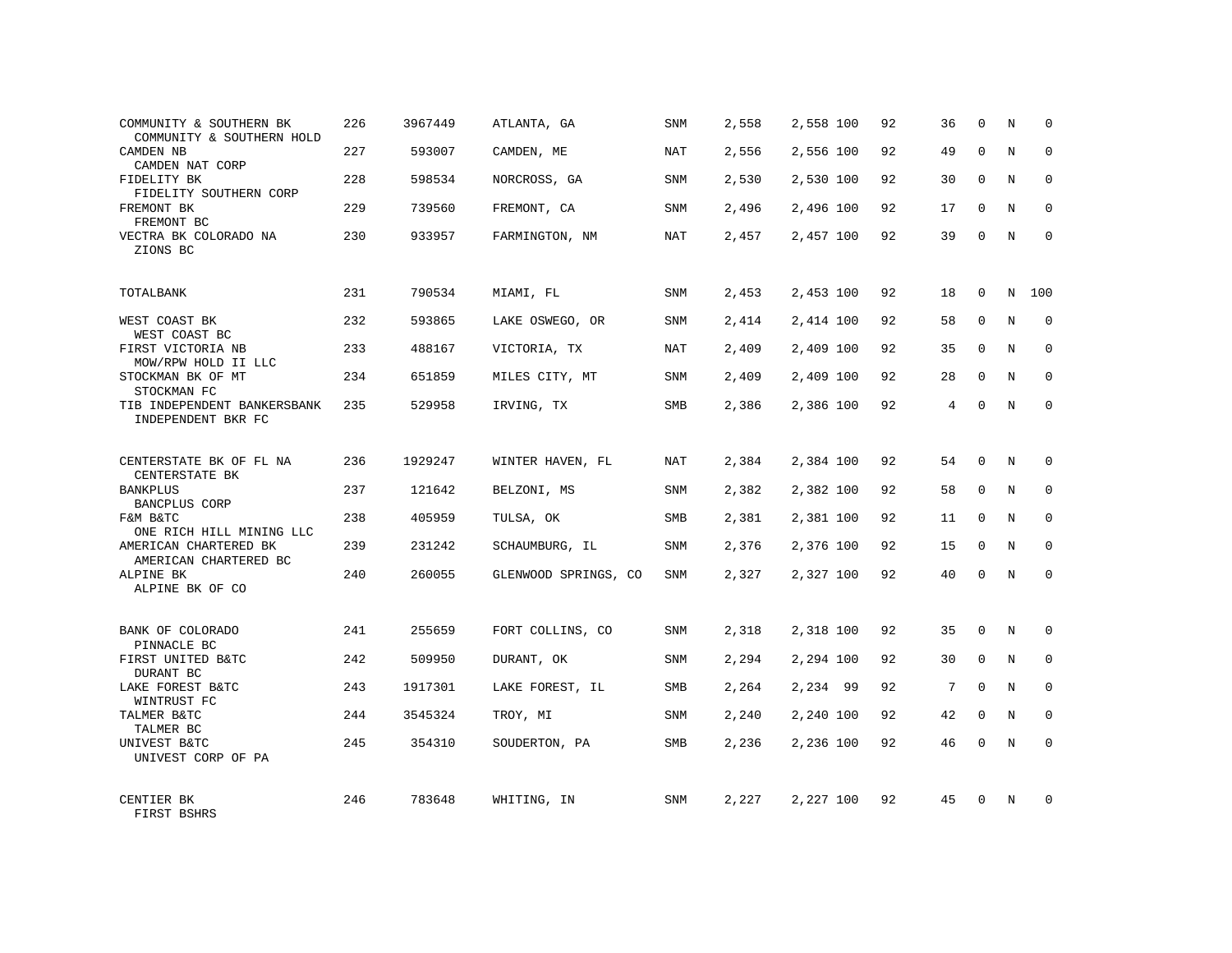| | | | | | | | | | | | | |
|---|---|---|---|---|---|---|---|---|---|---|---|---|
| COMMUNITY & SOUTHERN BK<br>COMMUNITY & SOUTHERN HOLD | 226 | 3967449 | ATLANTA, GA | SNM | 2,558 | 2,558 | 100 | 92 | 36 | 0 | N | 0 |
| CAMDEN NB<br>CAMDEN NAT CORP | 227 | 593007 | CAMDEN, ME | NAT | 2,556 | 2,556 | 100 | 92 | 49 | 0 | N | 0 |
| FIDELITY BK<br>FIDELITY SOUTHERN CORP | 228 | 598534 | NORCROSS, GA | SNM | 2,530 | 2,530 | 100 | 92 | 30 | 0 | N | 0 |
| FREMONT BK<br>FREMONT BC | 229 | 739560 | FREMONT, CA | SNM | 2,496 | 2,496 | 100 | 92 | 17 | 0 | N | 0 |
| VECTRA BK COLORADO NA<br>ZIONS BC | 230 | 933957 | FARMINGTON, NM | NAT | 2,457 | 2,457 | 100 | 92 | 39 | 0 | N | 0 |
| TOTALBANK | 231 | 790534 | MIAMI, FL | SNM | 2,453 | 2,453 | 100 | 92 | 18 | 0 | N | 100 |
| WEST COAST BK<br>WEST COAST BC | 232 | 593865 | LAKE OSWEGO, OR | SNM | 2,414 | 2,414 | 100 | 92 | 58 | 0 | N | 0 |
| FIRST VICTORIA NB<br>MOW/RPW HOLD II LLC | 233 | 488167 | VICTORIA, TX | NAT | 2,409 | 2,409 | 100 | 92 | 35 | 0 | N | 0 |
| STOCKMAN BK OF MT<br>STOCKMAN FC | 234 | 651859 | MILES CITY, MT | SNM | 2,409 | 2,409 | 100 | 92 | 28 | 0 | N | 0 |
| TIB INDEPENDENT BANKERSBANK<br>INDEPENDENT BKR FC | 235 | 529958 | IRVING, TX | SMB | 2,386 | 2,386 | 100 | 92 | 4 | 0 | N | 0 |
| CENTERSTATE BK OF FL NA<br>CENTERSTATE BK | 236 | 1929247 | WINTER HAVEN, FL | NAT | 2,384 | 2,384 | 100 | 92 | 54 | 0 | N | 0 |
| BANKPLUS<br>BANCPLUS CORP | 237 | 121642 | BELZONI, MS | SNM | 2,382 | 2,382 | 100 | 92 | 58 | 0 | N | 0 |
| F&M B&TC<br>ONE RICH HILL MINING LLC | 238 | 405959 | TULSA, OK | SMB | 2,381 | 2,381 | 100 | 92 | 11 | 0 | N | 0 |
| AMERICAN CHARTERED BK<br>AMERICAN CHARTERED BC | 239 | 231242 | SCHAUMBURG, IL | SNM | 2,376 | 2,376 | 100 | 92 | 15 | 0 | N | 0 |
| ALPINE BK<br>ALPINE BK OF CO | 240 | 260055 | GLENWOOD SPRINGS, CO | SNM | 2,327 | 2,327 | 100 | 92 | 40 | 0 | N | 0 |
| BANK OF COLORADO<br>PINNACLE BC | 241 | 255659 | FORT COLLINS, CO | SNM | 2,318 | 2,318 | 100 | 92 | 35 | 0 | N | 0 |
| FIRST UNITED B&TC<br>DURANT BC | 242 | 509950 | DURANT, OK | SNM | 2,294 | 2,294 | 100 | 92 | 30 | 0 | N | 0 |
| LAKE FOREST B&TC<br>WINTRUST FC | 243 | 1917301 | LAKE FOREST, IL | SMB | 2,264 | 2,234 | 99 | 92 | 7 | 0 | N | 0 |
| TALMER B&TC<br>TALMER BC | 244 | 3545324 | TROY, MI | SNM | 2,240 | 2,240 | 100 | 92 | 42 | 0 | N | 0 |
| UNIVEST B&TC<br>UNIVEST CORP OF PA | 245 | 354310 | SOUDERTON, PA | SMB | 2,236 | 2,236 | 100 | 92 | 46 | 0 | N | 0 |
| CENTIER BK<br>FIRST BSHRS | 246 | 783648 | WHITING, IN | SNM | 2,227 | 2,227 | 100 | 92 | 45 | 0 | N | 0 |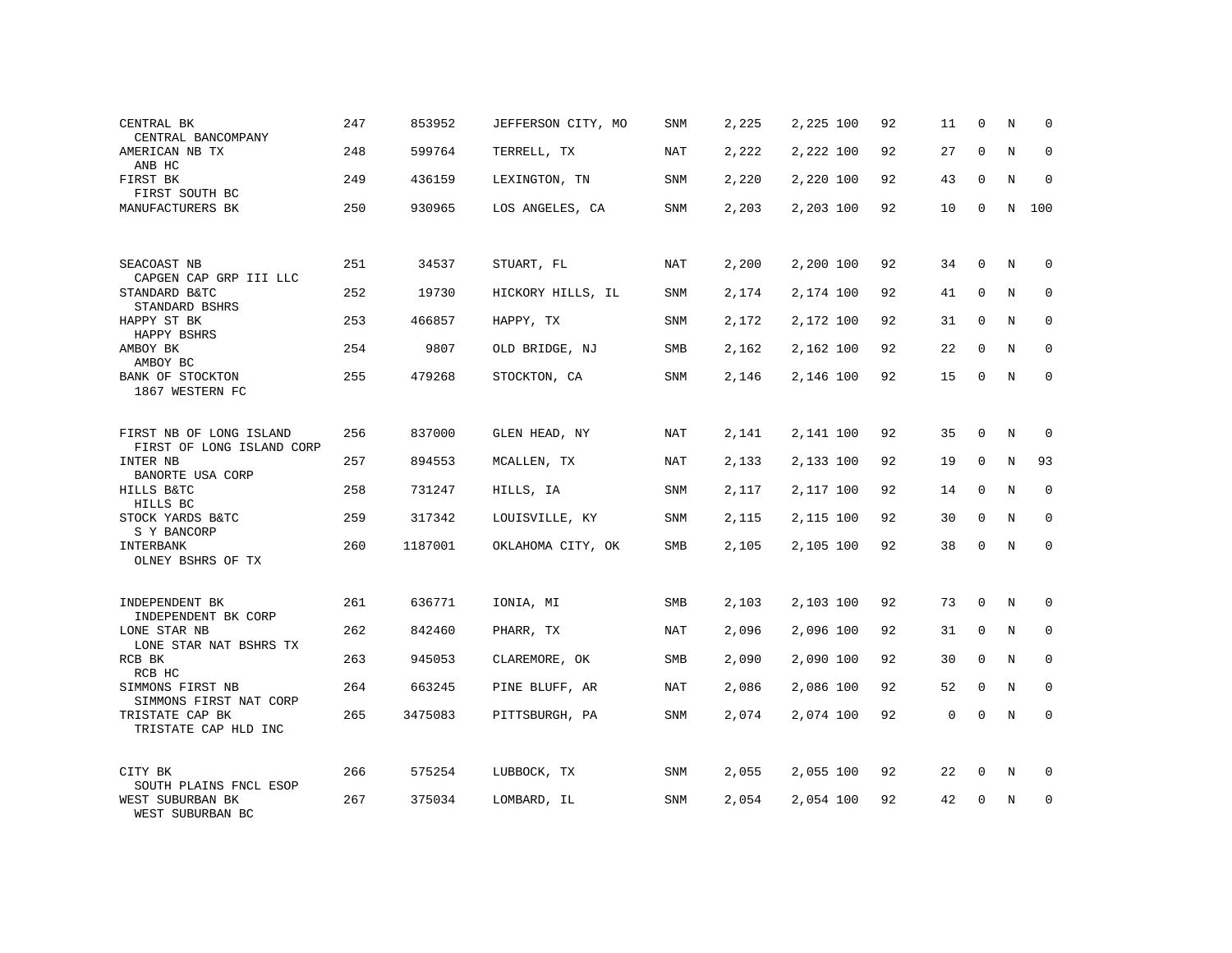| | | | | | | | | | | | | |
|---|---|---|---|---|---|---|---|---|---|---|---|---|
| CENTRAL BK<br>CENTRAL BANCOMPANY | 247 | 853952 | JEFFERSON CITY, MO | SNM | 2,225 | 2,225 | 100 | 92 | 11 | 0 | N | 0 |
| AMERICAN NB TX<br>ANB HC | 248 | 599764 | TERRELL, TX | NAT | 2,222 | 2,222 | 100 | 92 | 27 | 0 | N | 0 |
| FIRST BK<br>FIRST SOUTH BC | 249 | 436159 | LEXINGTON, TN | SNM | 2,220 | 2,220 | 100 | 92 | 43 | 0 | N | 0 |
| MANUFACTURERS BK | 250 | 930965 | LOS ANGELES, CA | SNM | 2,203 | 2,203 | 100 | 92 | 10 | 0 | N | 100 |
| SEACOAST NB<br>CAPGEN CAP GRP III LLC | 251 | 34537 | STUART, FL | NAT | 2,200 | 2,200 | 100 | 92 | 34 | 0 | N | 0 |
| STANDARD B&TC<br>STANDARD BSHRS | 252 | 19730 | HICKORY HILLS, IL | SNM | 2,174 | 2,174 | 100 | 92 | 41 | 0 | N | 0 |
| HAPPY ST BK<br>HAPPY BSHRS | 253 | 466857 | HAPPY, TX | SNM | 2,172 | 2,172 | 100 | 92 | 31 | 0 | N | 0 |
| AMBOY BK<br>AMBOY BC | 254 | 9807 | OLD BRIDGE, NJ | SMB | 2,162 | 2,162 | 100 | 92 | 22 | 0 | N | 0 |
| BANK OF STOCKTON<br>1867 WESTERN FC | 255 | 479268 | STOCKTON, CA | SNM | 2,146 | 2,146 | 100 | 92 | 15 | 0 | N | 0 |
| FIRST NB OF LONG ISLAND<br>FIRST OF LONG ISLAND CORP | 256 | 837000 | GLEN HEAD, NY | NAT | 2,141 | 2,141 | 100 | 92 | 35 | 0 | N | 0 |
| INTER NB<br>BANORTE USA CORP | 257 | 894553 | MCALLEN, TX | NAT | 2,133 | 2,133 | 100 | 92 | 19 | 0 | N | 93 |
| HILLS B&TC<br>HILLS BC | 258 | 731247 | HILLS, IA | SNM | 2,117 | 2,117 | 100 | 92 | 14 | 0 | N | 0 |
| STOCK YARDS B&TC<br>S Y BANCORP | 259 | 317342 | LOUISVILLE, KY | SNM | 2,115 | 2,115 | 100 | 92 | 30 | 0 | N | 0 |
| INTERBANK<br>OLNEY BSHRS OF TX | 260 | 1187001 | OKLAHOMA CITY, OK | SMB | 2,105 | 2,105 | 100 | 92 | 38 | 0 | N | 0 |
| INDEPENDENT BK<br>INDEPENDENT BK CORP | 261 | 636771 | IONIA, MI | SMB | 2,103 | 2,103 | 100 | 92 | 73 | 0 | N | 0 |
| LONE STAR NB<br>LONE STAR NAT BSHRS TX | 262 | 842460 | PHARR, TX | NAT | 2,096 | 2,096 | 100 | 92 | 31 | 0 | N | 0 |
| RCB BK<br>RCB HC | 263 | 945053 | CLAREMORE, OK | SMB | 2,090 | 2,090 | 100 | 92 | 30 | 0 | N | 0 |
| SIMMONS FIRST NB<br>SIMMONS FIRST NAT CORP | 264 | 663245 | PINE BLUFF, AR | NAT | 2,086 | 2,086 | 100 | 92 | 52 | 0 | N | 0 |
| TRISTATE CAP BK<br>TRISTATE CAP HLD INC | 265 | 3475083 | PITTSBURGH, PA | SNM | 2,074 | 2,074 | 100 | 92 | 0 | 0 | N | 0 |
| CITY BK<br>SOUTH PLAINS FNCL ESOP | 266 | 575254 | LUBBOCK, TX | SNM | 2,055 | 2,055 | 100 | 92 | 22 | 0 | N | 0 |
| WEST SUBURBAN BK<br>WEST SUBURBAN BC | 267 | 375034 | LOMBARD, IL | SNM | 2,054 | 2,054 | 100 | 92 | 42 | 0 | N | 0 |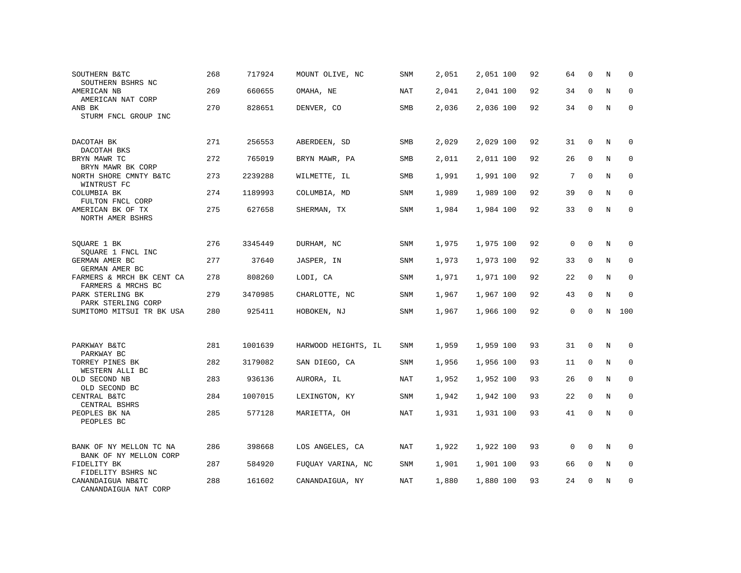| | | | | | | | | | | | |
|---|---|---|---|---|---|---|---|---|---|---|---|
| SOUTHERN B&TC<br>SOUTHERN BSHRS NC | 268 | 717924 | MOUNT OLIVE, NC | SNM | 2,051 | 2,051 100 | 92 | 64 | 0 | N | 0 |
| AMERICAN NB<br>AMERICAN NAT CORP | 269 | 660655 | OMAHA, NE | NAT | 2,041 | 2,041 100 | 92 | 34 | 0 | N | 0 |
| ANB BK<br>STURM FNCL GROUP INC | 270 | 828651 | DENVER, CO | SMB | 2,036 | 2,036 100 | 92 | 34 | 0 | N | 0 |
| DACOTAH BK<br>DACOTAH BKS | 271 | 256553 | ABERDEEN, SD | SMB | 2,029 | 2,029 100 | 92 | 31 | 0 | N | 0 |
| BRYN MAWR TC<br>BRYN MAWR BK CORP | 272 | 765019 | BRYN MAWR, PA | SMB | 2,011 | 2,011 100 | 92 | 26 | 0 | N | 0 |
| NORTH SHORE CMNTY B&TC<br>WINTRUST FC | 273 | 2239288 | WILMETTE, IL | SMB | 1,991 | 1,991 100 | 92 | 7 | 0 | N | 0 |
| COLUMBIA BK<br>FULTON FNCL CORP | 274 | 1189993 | COLUMBIA, MD | SNM | 1,989 | 1,989 100 | 92 | 39 | 0 | N | 0 |
| AMERICAN BK OF TX<br>NORTH AMER BSHRS | 275 | 627658 | SHERMAN, TX | SNM | 1,984 | 1,984 100 | 92 | 33 | 0 | N | 0 |
| SQUARE 1 BK<br>SQUARE 1 FNCL INC | 276 | 3345449 | DURHAM, NC | SNM | 1,975 | 1,975 100 | 92 | 0 | 0 | N | 0 |
| GERMAN AMER BC<br>GERMAN AMER BC | 277 | 37640 | JASPER, IN | SNM | 1,973 | 1,973 100 | 92 | 33 | 0 | N | 0 |
| FARMERS & MRCH BK CENT CA<br>FARMERS & MRCHS BC | 278 | 808260 | LODI, CA | SNM | 1,971 | 1,971 100 | 92 | 22 | 0 | N | 0 |
| PARK STERLING BK<br>PARK STERLING CORP | 279 | 3470985 | CHARLOTTE, NC | SNM | 1,967 | 1,967 100 | 92 | 43 | 0 | N | 0 |
| SUMITOMO MITSUI TR BK USA | 280 | 925411 | HOBOKEN, NJ | SNM | 1,967 | 1,966 100 | 92 | 0 | 0 | N | 100 |
| PARKWAY B&TC<br>PARKWAY BC | 281 | 1001639 | HARWOOD HEIGHTS, IL | SNM | 1,959 | 1,959 100 | 93 | 31 | 0 | N | 0 |
| TORREY PINES BK<br>WESTERN ALLI BC | 282 | 3179082 | SAN DIEGO, CA | SNM | 1,956 | 1,956 100 | 93 | 11 | 0 | N | 0 |
| OLD SECOND NB<br>OLD SECOND BC | 283 | 936136 | AURORA, IL | NAT | 1,952 | 1,952 100 | 93 | 26 | 0 | N | 0 |
| CENTRAL B&TC<br>CENTRAL BSHRS | 284 | 1007015 | LEXINGTON, KY | SNM | 1,942 | 1,942 100 | 93 | 22 | 0 | N | 0 |
| PEOPLES BK NA<br>PEOPLES BC | 285 | 577128 | MARIETTA, OH | NAT | 1,931 | 1,931 100 | 93 | 41 | 0 | N | 0 |
| BANK OF NY MELLON TC NA<br>BANK OF NY MELLON CORP | 286 | 398668 | LOS ANGELES, CA | NAT | 1,922 | 1,922 100 | 93 | 0 | 0 | N | 0 |
| FIDELITY BK<br>FIDELITY BSHRS NC | 287 | 584920 | FUQUAY VARINA, NC | SNM | 1,901 | 1,901 100 | 93 | 66 | 0 | N | 0 |
| CANANDAIGUA NB&TC<br>CANANDAIGUA NAT CORP | 288 | 161602 | CANANDAIGUA, NY | NAT | 1,880 | 1,880 100 | 93 | 24 | 0 | N | 0 |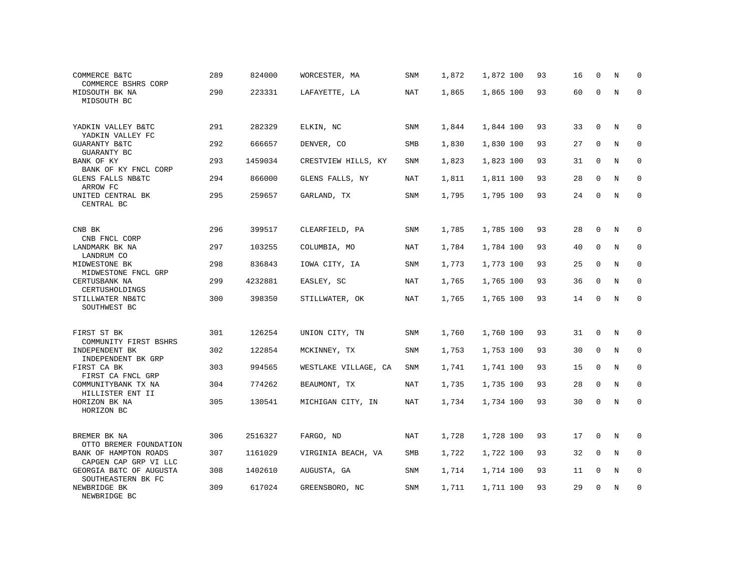| | | | | | | | | | | | | |
|---|---|---|---|---|---|---|---|---|---|---|---|---|
| COMMERCE B&TC<br>COMMERCE BSHRS CORP | 289 | 824000 | WORCESTER, MA | SNM | 1,872 | 1,872 | 100 | 93 | 16 | 0 | N | 0 |
| MIDSOUTH BK NA<br>MIDSOUTH BC | 290 | 223331 | LAFAYETTE, LA | NAT | 1,865 | 1,865 | 100 | 93 | 60 | 0 | N | 0 |
| YADKIN VALLEY B&TC<br>YADKIN VALLEY FC | 291 | 282329 | ELKIN, NC | SNM | 1,844 | 1,844 | 100 | 93 | 33 | 0 | N | 0 |
| GUARANTY B&TC<br>GUARANTY BC | 292 | 666657 | DENVER, CO | SMB | 1,830 | 1,830 | 100 | 93 | 27 | 0 | N | 0 |
| BANK OF KY<br>BANK OF KY FNCL CORP | 293 | 1459034 | CRESTVIEW HILLS, KY | SNM | 1,823 | 1,823 | 100 | 93 | 31 | 0 | N | 0 |
| GLENS FALLS NB&TC<br>ARROW FC | 294 | 866000 | GLENS FALLS, NY | NAT | 1,811 | 1,811 | 100 | 93 | 28 | 0 | N | 0 |
| UNITED CENTRAL BK<br>CENTRAL BC | 295 | 259657 | GARLAND, TX | SNM | 1,795 | 1,795 | 100 | 93 | 24 | 0 | N | 0 |
| CNB BK<br>CNB FNCL CORP | 296 | 399517 | CLEARFIELD, PA | SNM | 1,785 | 1,785 | 100 | 93 | 28 | 0 | N | 0 |
| LANDMARK BK NA<br>LANDRUM CO | 297 | 103255 | COLUMBIA, MO | NAT | 1,784 | 1,784 | 100 | 93 | 40 | 0 | N | 0 |
| MIDWESTONE BK<br>MIDWESTONE FNCL GRP | 298 | 836843 | IOWA CITY, IA | SNM | 1,773 | 1,773 | 100 | 93 | 25 | 0 | N | 0 |
| CERTUSBANK NA<br>CERTUSHOLDINGS | 299 | 4232881 | EASLEY, SC | NAT | 1,765 | 1,765 | 100 | 93 | 36 | 0 | N | 0 |
| STILLWATER NB&TC<br>SOUTHWEST BC | 300 | 398350 | STILLWATER, OK | NAT | 1,765 | 1,765 | 100 | 93 | 14 | 0 | N | 0 |
| FIRST ST BK<br>COMMUNITY FIRST BSHRS | 301 | 126254 | UNION CITY, TN | SNM | 1,760 | 1,760 | 100 | 93 | 31 | 0 | N | 0 |
| INDEPENDENT BK<br>INDEPENDENT BK GRP | 302 | 122854 | MCKINNEY, TX | SNM | 1,753 | 1,753 | 100 | 93 | 30 | 0 | N | 0 |
| FIRST CA BK<br>FIRST CA FNCL GRP | 303 | 994565 | WESTLAKE VILLAGE, CA | SNM | 1,741 | 1,741 | 100 | 93 | 15 | 0 | N | 0 |
| COMMUNITYBANK TX NA<br>HILLISTER ENT II | 304 | 774262 | BEAUMONT, TX | NAT | 1,735 | 1,735 | 100 | 93 | 28 | 0 | N | 0 |
| HORIZON BK NA<br>HORIZON BC | 305 | 130541 | MICHIGAN CITY, IN | NAT | 1,734 | 1,734 | 100 | 93 | 30 | 0 | N | 0 |
| BREMER BK NA<br>OTTO BREMER FOUNDATION | 306 | 2516327 | FARGO, ND | NAT | 1,728 | 1,728 | 100 | 93 | 17 | 0 | N | 0 |
| BANK OF HAMPTON ROADS<br>CAPGEN CAP GRP VI LLC | 307 | 1161029 | VIRGINIA BEACH, VA | SMB | 1,722 | 1,722 | 100 | 93 | 32 | 0 | N | 0 |
| GEORGIA B&TC OF AUGUSTA<br>SOUTHEASTERN BK FC | 308 | 1402610 | AUGUSTA, GA | SNM | 1,714 | 1,714 | 100 | 93 | 11 | 0 | N | 0 |
| NEWBRIDGE BK<br>NEWBRIDGE BC | 309 | 617024 | GREENSBORO, NC | SNM | 1,711 | 1,711 | 100 | 93 | 29 | 0 | N | 0 |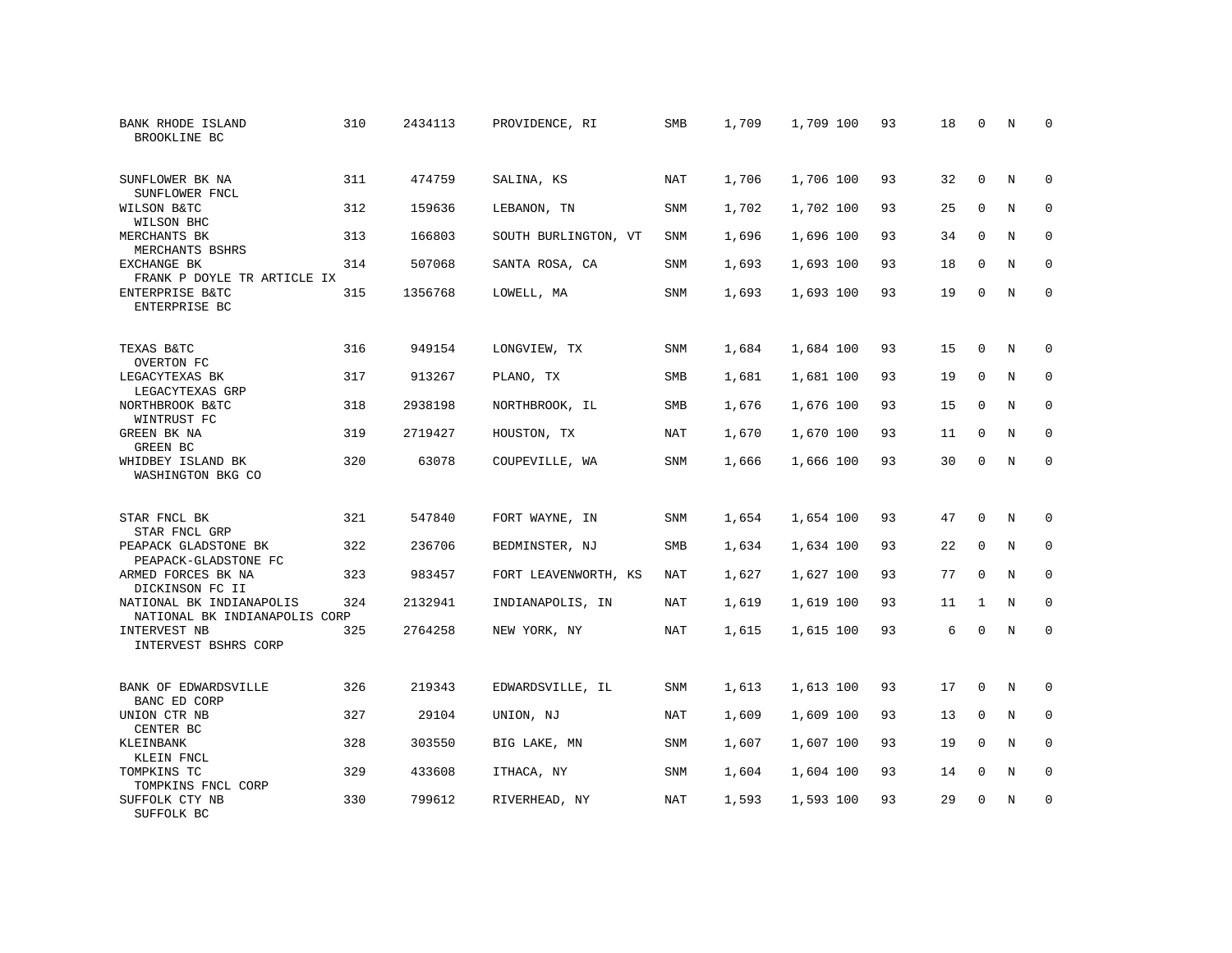| | | | | | | | | | | | | |
|---|---|---|---|---|---|---|---|---|---|---|---|---|
| BANK RHODE ISLAND<br>BROOKLINE BC | 310 | 2434113 | PROVIDENCE, RI | SMB | 1,709 | 1,709 | 100 | 93 | 18 | 0 | N | 0 |
| SUNFLOWER BK NA<br>SUNFLOWER FNCL | 311 | 474759 | SALINA, KS | NAT | 1,706 | 1,706 | 100 | 93 | 32 | 0 | N | 0 |
| WILSON B&TC<br>WILSON BHC | 312 | 159636 | LEBANON, TN | SNM | 1,702 | 1,702 | 100 | 93 | 25 | 0 | N | 0 |
| MERCHANTS BK<br>MERCHANTS BSHRS | 313 | 166803 | SOUTH BURLINGTON, VT | SNM | 1,696 | 1,696 | 100 | 93 | 34 | 0 | N | 0 |
| EXCHANGE BK<br>FRANK P DOYLE TR ARTICLE IX | 314 | 507068 | SANTA ROSA, CA | SNM | 1,693 | 1,693 | 100 | 93 | 18 | 0 | N | 0 |
| ENTERPRISE B&TC<br>ENTERPRISE BC | 315 | 1356768 | LOWELL, MA | SNM | 1,693 | 1,693 | 100 | 93 | 19 | 0 | N | 0 |
| TEXAS B&TC<br>OVERTON FC | 316 | 949154 | LONGVIEW, TX | SNM | 1,684 | 1,684 | 100 | 93 | 15 | 0 | N | 0 |
| LEGACYTEXAS BK<br>LEGACYTEXAS GRP | 317 | 913267 | PLANO, TX | SMB | 1,681 | 1,681 | 100 | 93 | 19 | 0 | N | 0 |
| NORTHBROOK B&TC<br>WINTRUST FC | 318 | 2938198 | NORTHBROOK, IL | SMB | 1,676 | 1,676 | 100 | 93 | 15 | 0 | N | 0 |
| GREEN BK NA<br>GREEN BC | 319 | 2719427 | HOUSTON, TX | NAT | 1,670 | 1,670 | 100 | 93 | 11 | 0 | N | 0 |
| WHIDBEY ISLAND BK<br>WASHINGTON BKG CO | 320 | 63078 | COUPEVILLE, WA | SNM | 1,666 | 1,666 | 100 | 93 | 30 | 0 | N | 0 |
| STAR FNCL BK<br>STAR FNCL GRP | 321 | 547840 | FORT WAYNE, IN | SNM | 1,654 | 1,654 | 100 | 93 | 47 | 0 | N | 0 |
| PEAPACK GLADSTONE BK<br>PEAPACK-GLADSTONE FC | 322 | 236706 | BEDMINSTER, NJ | SMB | 1,634 | 1,634 | 100 | 93 | 22 | 0 | N | 0 |
| ARMED FORCES BK NA<br>DICKINSON FC II | 323 | 983457 | FORT LEAVENWORTH, KS | NAT | 1,627 | 1,627 | 100 | 93 | 77 | 0 | N | 0 |
| NATIONAL BK INDIANAPOLIS<br>NATIONAL BK INDIANAPOLIS CORP | 324 | 2132941 | INDIANAPOLIS, IN | NAT | 1,619 | 1,619 | 100 | 93 | 11 | 1 | N | 0 |
| INTERVEST NB<br>INTERVEST BSHRS CORP | 325 | 2764258 | NEW YORK, NY | NAT | 1,615 | 1,615 | 100 | 93 | 6 | 0 | N | 0 |
| BANK OF EDWARDSVILLE<br>BANC ED CORP | 326 | 219343 | EDWARDSVILLE, IL | SNM | 1,613 | 1,613 | 100 | 93 | 17 | 0 | N | 0 |
| UNION CTR NB<br>CENTER BC | 327 | 29104 | UNION, NJ | NAT | 1,609 | 1,609 | 100 | 93 | 13 | 0 | N | 0 |
| KLEINBANK<br>KLEIN FNCL | 328 | 303550 | BIG LAKE, MN | SNM | 1,607 | 1,607 | 100 | 93 | 19 | 0 | N | 0 |
| TOMPKINS TC<br>TOMPKINS FNCL CORP | 329 | 433608 | ITHACA, NY | SNM | 1,604 | 1,604 | 100 | 93 | 14 | 0 | N | 0 |
| SUFFOLK CTY NB<br>SUFFOLK BC | 330 | 799612 | RIVERHEAD, NY | NAT | 1,593 | 1,593 | 100 | 93 | 29 | 0 | N | 0 |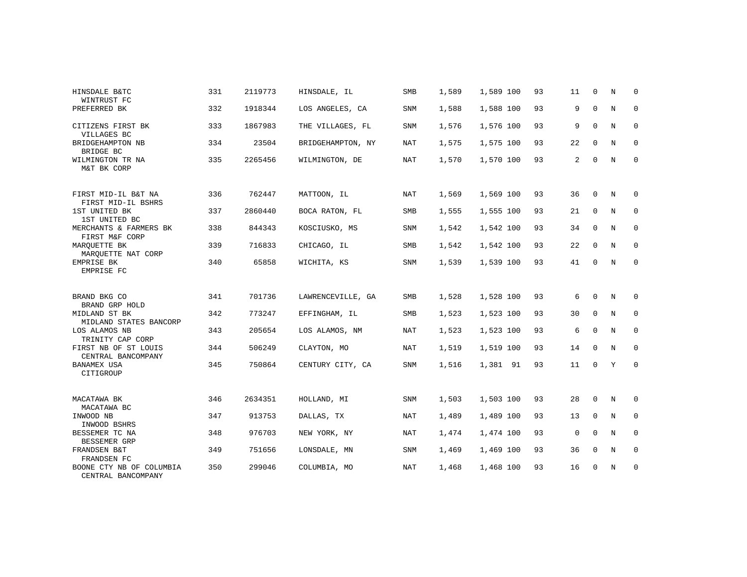| | | | | | | | | | | | | |
|---|---|---|---|---|---|---|---|---|---|---|---|---|
| HINSDALE B&TC<br>WINTRUST FC | 331 | 2119773 | HINSDALE, IL | SMB | 1,589 | 1,589 | 100 | 93 | 11 | 0 | N | 0 |
| PREFERRED BK | 332 | 1918344 | LOS ANGELES, CA | SNM | 1,588 | 1,588 | 100 | 93 | 9 | 0 | N | 0 |
| CITIZENS FIRST BK<br>VILLAGES BC | 333 | 1867983 | THE VILLAGES, FL | SNM | 1,576 | 1,576 | 100 | 93 | 9 | 0 | N | 0 |
| BRIDGEHAMPTON NB<br>BRIDGE BC | 334 | 23504 | BRIDGEHAMPTON, NY | NAT | 1,575 | 1,575 | 100 | 93 | 22 | 0 | N | 0 |
| WILMINGTON TR NA<br>M&T BK CORP | 335 | 2265456 | WILMINGTON, DE | NAT | 1,570 | 1,570 | 100 | 93 | 2 | 0 | N | 0 |
| FIRST MID-IL B&T NA<br>FIRST MID-IL BSHRS | 336 | 762447 | MATTOON, IL | NAT | 1,569 | 1,569 | 100 | 93 | 36 | 0 | N | 0 |
| 1ST UNITED BK<br>1ST UNITED BC | 337 | 2860440 | BOCA RATON, FL | SMB | 1,555 | 1,555 | 100 | 93 | 21 | 0 | N | 0 |
| MERCHANTS & FARMERS BK<br>FIRST M&F CORP | 338 | 844343 | KOSCIUSKO, MS | SNM | 1,542 | 1,542 | 100 | 93 | 34 | 0 | N | 0 |
| MARQUETTE BK<br>MARQUETTE NAT CORP | 339 | 716833 | CHICAGO, IL | SMB | 1,542 | 1,542 | 100 | 93 | 22 | 0 | N | 0 |
| EMPRISE BK<br>EMPRISE FC | 340 | 65858 | WICHITA, KS | SNM | 1,539 | 1,539 | 100 | 93 | 41 | 0 | N | 0 |
| BRAND BKG CO<br>BRAND GRP HOLD | 341 | 701736 | LAWRENCEVILLE, GA | SMB | 1,528 | 1,528 | 100 | 93 | 6 | 0 | N | 0 |
| MIDLAND ST BK<br>MIDLAND STATES BANCORP | 342 | 773247 | EFFINGHAM, IL | SMB | 1,523 | 1,523 | 100 | 93 | 30 | 0 | N | 0 |
| LOS ALAMOS NB<br>TRINITY CAP CORP | 343 | 205654 | LOS ALAMOS, NM | NAT | 1,523 | 1,523 | 100 | 93 | 6 | 0 | N | 0 |
| FIRST NB OF ST LOUIS<br>CENTRAL BANCOMPANY | 344 | 506249 | CLAYTON, MO | NAT | 1,519 | 1,519 | 100 | 93 | 14 | 0 | N | 0 |
| BANAMEX USA<br>CITIGROUP | 345 | 750864 | CENTURY CITY, CA | SNM | 1,516 | 1,381 | 91 | 93 | 11 | 0 | Y | 0 |
| MACATAWA BK<br>MACATAWA BC | 346 | 2634351 | HOLLAND, MI | SNM | 1,503 | 1,503 | 100 | 93 | 28 | 0 | N | 0 |
| INWOOD NB<br>INWOOD BSHRS | 347 | 913753 | DALLAS, TX | NAT | 1,489 | 1,489 | 100 | 93 | 13 | 0 | N | 0 |
| BESSEMER TC NA<br>BESSEMER GRP | 348 | 976703 | NEW YORK, NY | NAT | 1,474 | 1,474 | 100 | 93 | 0 | 0 | N | 0 |
| FRANDSEN B&T<br>FRANDSEN FC | 349 | 751656 | LONSDALE, MN | SNM | 1,469 | 1,469 | 100 | 93 | 36 | 0 | N | 0 |
| BOONE CTY NB OF COLUMBIA<br>CENTRAL BANCOMPANY | 350 | 299046 | COLUMBIA, MO | NAT | 1,468 | 1,468 | 100 | 93 | 16 | 0 | N | 0 |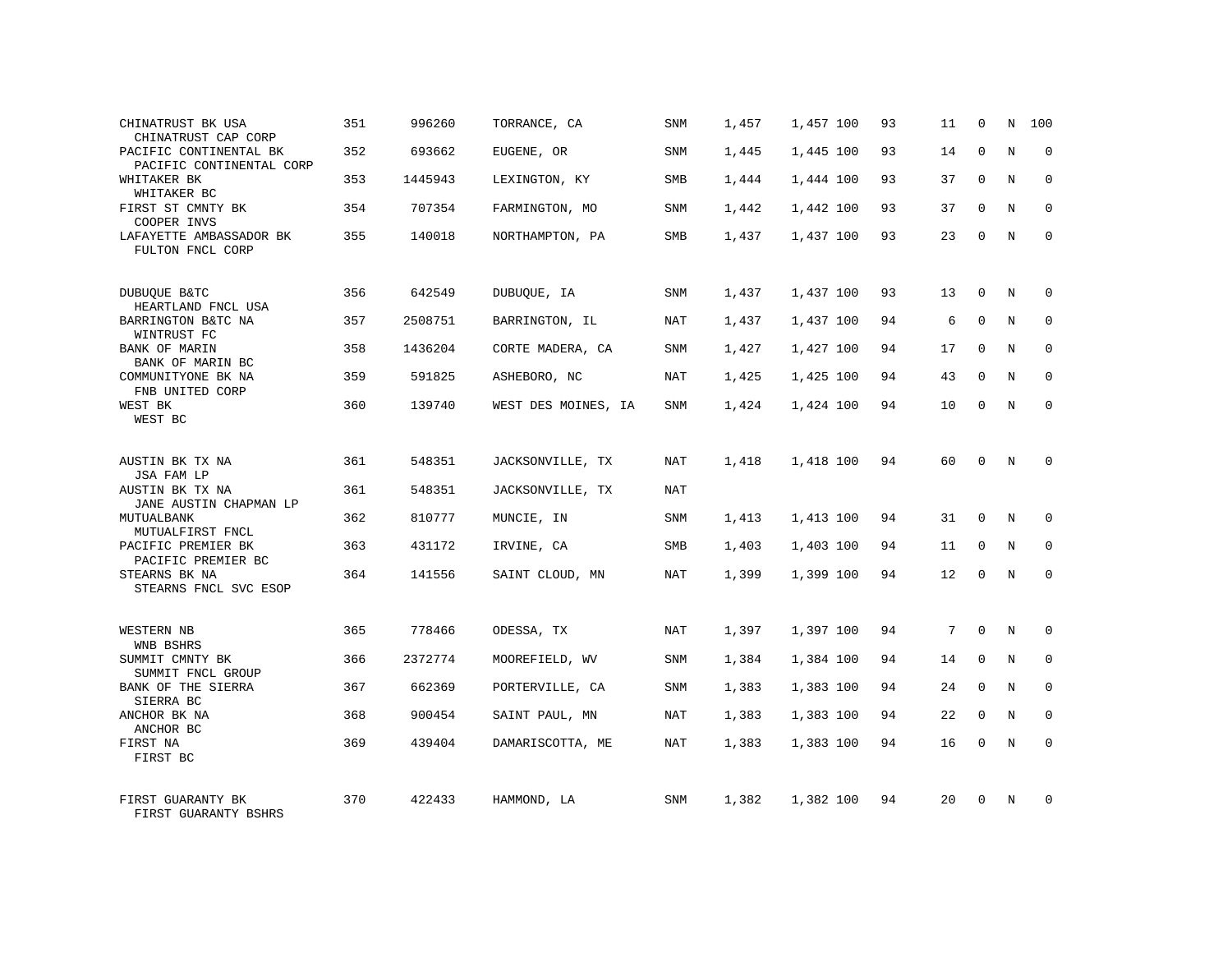| | | | | | | | | | | | | |
|---|---|---|---|---|---|---|---|---|---|---|---|---|
| CHINATRUST BK USA<br>CHINATRUST CAP CORP | 351 | 996260 | TORRANCE, CA | SNM | 1,457 | 1,457 | 100 | 93 | 11 | 0 | N | 100 |
| PACIFIC CONTINENTAL BK<br>PACIFIC CONTINENTAL CORP | 352 | 693662 | EUGENE, OR | SNM | 1,445 | 1,445 | 100 | 93 | 14 | 0 | N | 0 |
| WHITAKER BK<br>WHITAKER BC | 353 | 1445943 | LEXINGTON, KY | SMB | 1,444 | 1,444 | 100 | 93 | 37 | 0 | N | 0 |
| FIRST ST CMNTY BK<br>COOPER INVS | 354 | 707354 | FARMINGTON, MO | SNM | 1,442 | 1,442 | 100 | 93 | 37 | 0 | N | 0 |
| LAFAYETTE AMBASSADOR BK<br>FULTON FNCL CORP | 355 | 140018 | NORTHAMPTON, PA | SMB | 1,437 | 1,437 | 100 | 93 | 23 | 0 | N | 0 |
| DUBUQUE B&TC<br>HEARTLAND FNCL USA | 356 | 642549 | DUBUQUE, IA | SNM | 1,437 | 1,437 | 100 | 93 | 13 | 0 | N | 0 |
| BARRINGTON B&TC NA<br>WINTRUST FC | 357 | 2508751 | BARRINGTON, IL | NAT | 1,437 | 1,437 | 100 | 94 | 6 | 0 | N | 0 |
| BANK OF MARIN<br>BANK OF MARIN BC | 358 | 1436204 | CORTE MADERA, CA | SNM | 1,427 | 1,427 | 100 | 94 | 17 | 0 | N | 0 |
| COMMUNITYONE BK NA<br>FNB UNITED CORP | 359 | 591825 | ASHEBORO, NC | NAT | 1,425 | 1,425 | 100 | 94 | 43 | 0 | N | 0 |
| WEST BK<br>WEST BC | 360 | 139740 | WEST DES MOINES, IA | SNM | 1,424 | 1,424 | 100 | 94 | 10 | 0 | N | 0 |
| AUSTIN BK TX NA<br>JSA FAM LP | 361 | 548351 | JACKSONVILLE, TX | NAT | 1,418 | 1,418 | 100 | 94 | 60 | 0 | N | 0 |
| AUSTIN BK TX NA<br>JANE AUSTIN CHAPMAN LP | 361 | 548351 | JACKSONVILLE, TX | NAT | | | | | | | | |
| MUTUALBANK<br>MUTUALFIRST FNCL | 362 | 810777 | MUNCIE, IN | SNM | 1,413 | 1,413 | 100 | 94 | 31 | 0 | N | 0 |
| PACIFIC PREMIER BK<br>PACIFIC PREMIER BC | 363 | 431172 | IRVINE, CA | SMB | 1,403 | 1,403 | 100 | 94 | 11 | 0 | N | 0 |
| STEARNS BK NA<br>STEARNS FNCL SVC ESOP | 364 | 141556 | SAINT CLOUD, MN | NAT | 1,399 | 1,399 | 100 | 94 | 12 | 0 | N | 0 |
| WESTERN NB<br>WNB BSHRS | 365 | 778466 | ODESSA, TX | NAT | 1,397 | 1,397 | 100 | 94 | 7 | 0 | N | 0 |
| SUMMIT CMNTY BK<br>SUMMIT FNCL GROUP | 366 | 2372774 | MOOREFIELD, WV | SNM | 1,384 | 1,384 | 100 | 94 | 14 | 0 | N | 0 |
| BANK OF THE SIERRA<br>SIERRA BC | 367 | 662369 | PORTERVILLE, CA | SNM | 1,383 | 1,383 | 100 | 94 | 24 | 0 | N | 0 |
| ANCHOR BK NA<br>ANCHOR BC | 368 | 900454 | SAINT PAUL, MN | NAT | 1,383 | 1,383 | 100 | 94 | 22 | 0 | N | 0 |
| FIRST NA<br>FIRST BC | 369 | 439404 | DAMARISCOTTA, ME | NAT | 1,383 | 1,383 | 100 | 94 | 16 | 0 | N | 0 |
| FIRST GUARANTY BK<br>FIRST GUARANTY BSHRS | 370 | 422433 | HAMMOND, LA | SNM | 1,382 | 1,382 | 100 | 94 | 20 | 0 | N | 0 |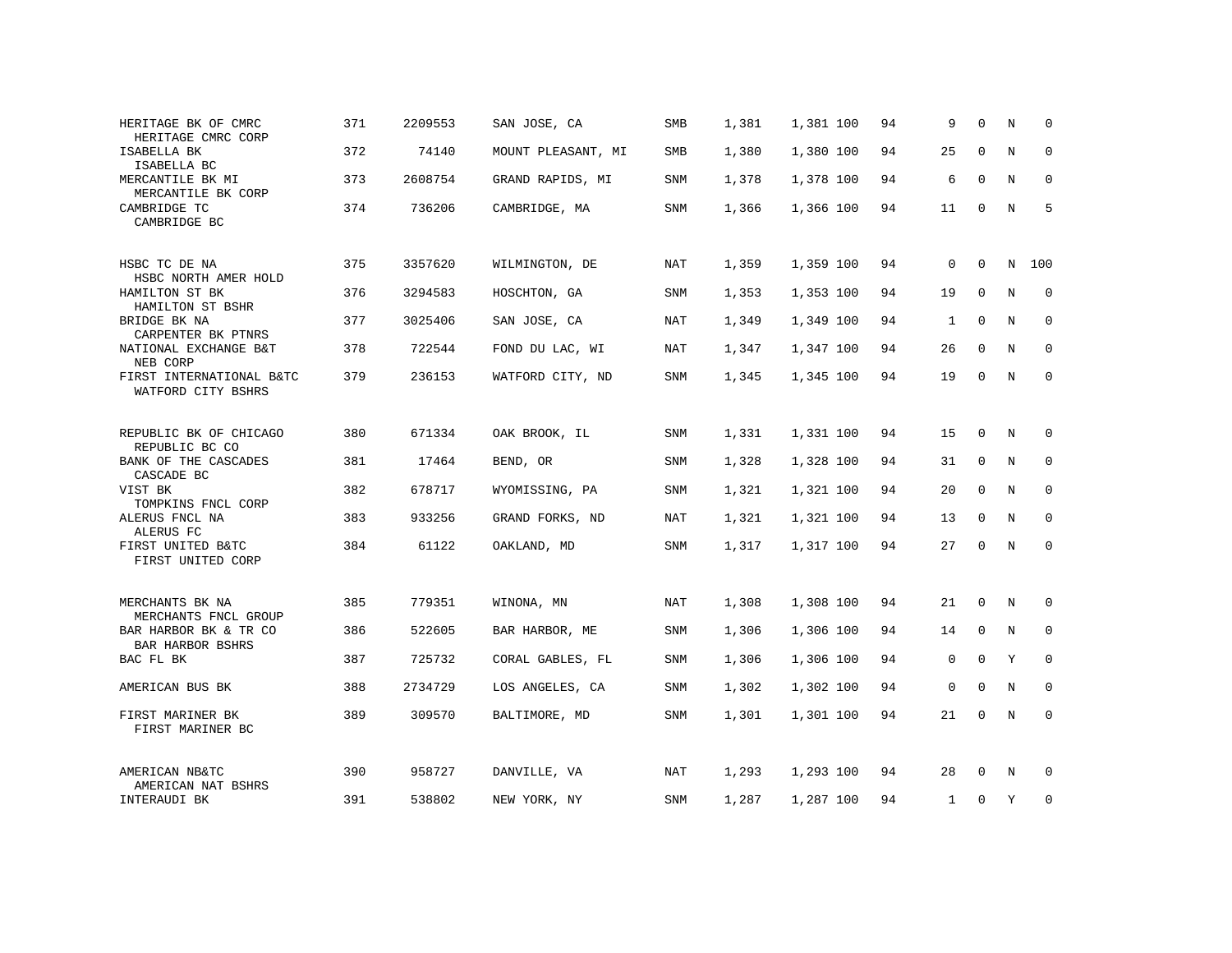| | | | | | | | | | | | |
|---|---|---|---|---|---|---|---|---|---|---|---|
| HERITAGE BK OF CMRC<br>HERITAGE CMRC CORP | 371 | 2209553 | SAN JOSE, CA | SMB | 1,381 | 1,381 100 | 94 | 9 | 0 | N | 0 |
| ISABELLA BK<br>ISABELLA BC | 372 | 74140 | MOUNT PLEASANT, MI | SMB | 1,380 | 1,380 100 | 94 | 25 | 0 | N | 0 |
| MERCANTILE BK MI<br>MERCANTILE BK CORP | 373 | 2608754 | GRAND RAPIDS, MI | SNM | 1,378 | 1,378 100 | 94 | 6 | 0 | N | 0 |
| CAMBRIDGE TC<br>CAMBRIDGE BC | 374 | 736206 | CAMBRIDGE, MA | SNM | 1,366 | 1,366 100 | 94 | 11 | 0 | N | 5 |
| HSBC TC DE NA<br>HSBC NORTH AMER HOLD | 375 | 3357620 | WILMINGTON, DE | NAT | 1,359 | 1,359 100 | 94 | 0 | 0 | N | 100 |
| HAMILTON ST BK<br>HAMILTON ST BSHR | 376 | 3294583 | HOSCHTON, GA | SNM | 1,353 | 1,353 100 | 94 | 19 | 0 | N | 0 |
| BRIDGE BK NA<br>CARPENTER BK PTNRS | 377 | 3025406 | SAN JOSE, CA | NAT | 1,349 | 1,349 100 | 94 | 1 | 0 | N | 0 |
| NATIONAL EXCHANGE B&T<br>NEB CORP | 378 | 722544 | FOND DU LAC, WI | NAT | 1,347 | 1,347 100 | 94 | 26 | 0 | N | 0 |
| FIRST INTERNATIONAL B&TC<br>WATFORD CITY BSHRS | 379 | 236153 | WATFORD CITY, ND | SNM | 1,345 | 1,345 100 | 94 | 19 | 0 | N | 0 |
| REPUBLIC BK OF CHICAGO<br>REPUBLIC BC CO | 380 | 671334 | OAK BROOK, IL | SNM | 1,331 | 1,331 100 | 94 | 15 | 0 | N | 0 |
| BANK OF THE CASCADES<br>CASCADE BC | 381 | 17464 | BEND, OR | SNM | 1,328 | 1,328 100 | 94 | 31 | 0 | N | 0 |
| VIST BK<br>TOMPKINS FNCL CORP | 382 | 678717 | WYOMISSING, PA | SNM | 1,321 | 1,321 100 | 94 | 20 | 0 | N | 0 |
| ALERUS FNCL NA<br>ALERUS FC | 383 | 933256 | GRAND FORKS, ND | NAT | 1,321 | 1,321 100 | 94 | 13 | 0 | N | 0 |
| FIRST UNITED B&TC<br>FIRST UNITED CORP | 384 | 61122 | OAKLAND, MD | SNM | 1,317 | 1,317 100 | 94 | 27 | 0 | N | 0 |
| MERCHANTS BK NA<br>MERCHANTS FNCL GROUP | 385 | 779351 | WINONA, MN | NAT | 1,308 | 1,308 100 | 94 | 21 | 0 | N | 0 |
| BAR HARBOR BK & TR CO<br>BAR HARBOR BSHRS | 386 | 522605 | BAR HARBOR, ME | SNM | 1,306 | 1,306 100 | 94 | 14 | 0 | N | 0 |
| BAC FL BK | 387 | 725732 | CORAL GABLES, FL | SNM | 1,306 | 1,306 100 | 94 | 0 | 0 | Y | 0 |
| AMERICAN BUS BK | 388 | 2734729 | LOS ANGELES, CA | SNM | 1,302 | 1,302 100 | 94 | 0 | 0 | N | 0 |
| FIRST MARINER BK<br>FIRST MARINER BC | 389 | 309570 | BALTIMORE, MD | SNM | 1,301 | 1,301 100 | 94 | 21 | 0 | N | 0 |
| AMERICAN NB&TC<br>AMERICAN NAT BSHRS | 390 | 958727 | DANVILLE, VA | NAT | 1,293 | 1,293 100 | 94 | 28 | 0 | N | 0 |
| INTERAUDI BK | 391 | 538802 | NEW YORK, NY | SNM | 1,287 | 1,287 100 | 94 | 1 | 0 | Y | 0 |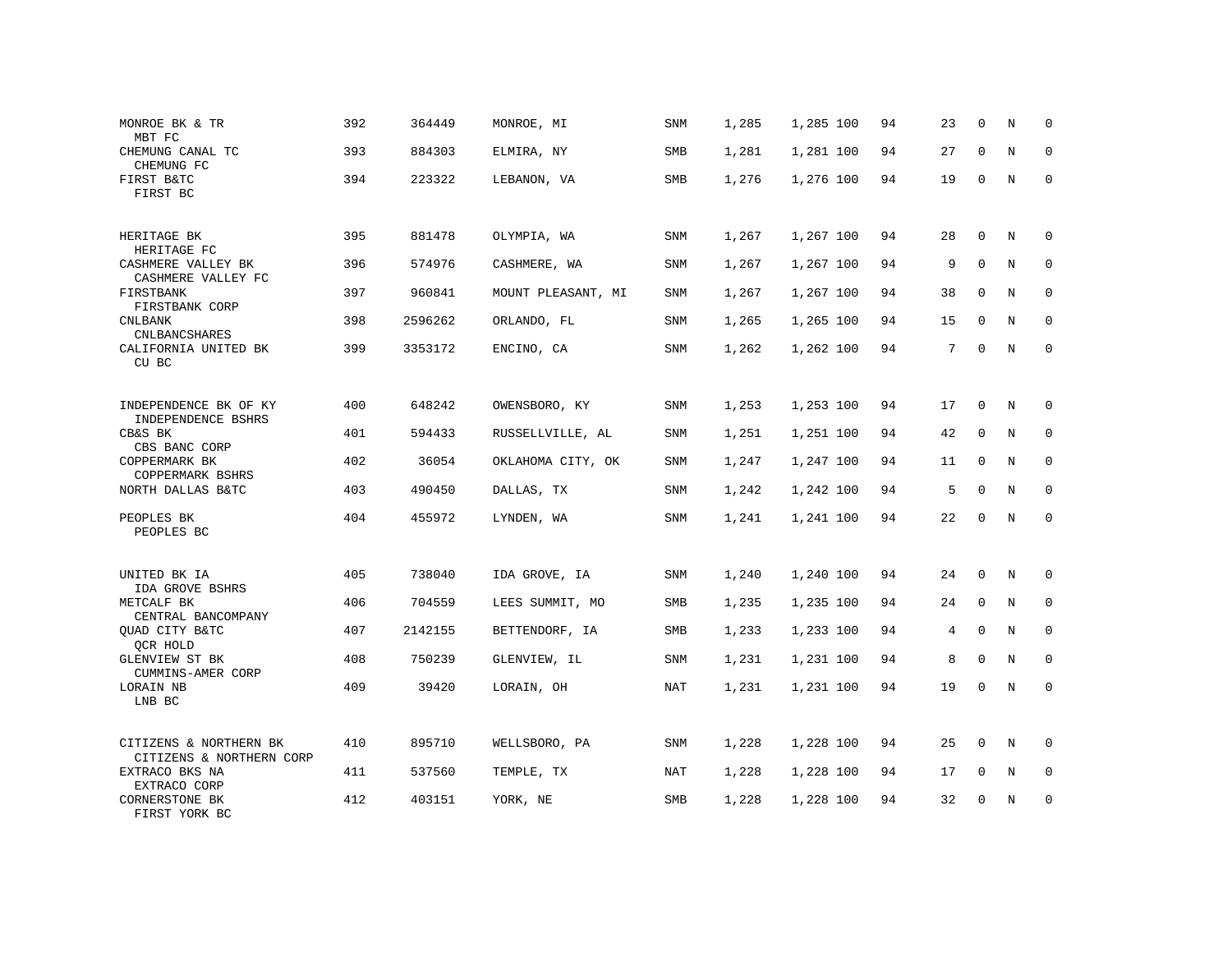| Bank / Holding Company | Rank | ID | Location | Type | | | | | | | | |
|---|---|---|---|---|---|---|---|---|---|---|---|---|
| MONROE BK & TR<br>MBT FC | 392 | 364449 | MONROE, MI | SNM | 1,285 | 1,285 100 | 94 | 23 | 0 | N | 0 |
| CHEMUNG CANAL TC<br>CHEMUNG FC | 393 | 884303 | ELMIRA, NY | SMB | 1,281 | 1,281 100 | 94 | 27 | 0 | N | 0 |
| FIRST B&TC<br>FIRST BC | 394 | 223322 | LEBANON, VA | SMB | 1,276 | 1,276 100 | 94 | 19 | 0 | N | 0 |
| HERITAGE BK<br>HERITAGE FC | 395 | 881478 | OLYMPIA, WA | SNM | 1,267 | 1,267 100 | 94 | 28 | 0 | N | 0 |
| CASHMERE VALLEY BK<br>CASHMERE VALLEY FC | 396 | 574976 | CASHMERE, WA | SNM | 1,267 | 1,267 100 | 94 | 9 | 0 | N | 0 |
| FIRSTBANK<br>FIRSTBANK CORP | 397 | 960841 | MOUNT PLEASANT, MI | SNM | 1,267 | 1,267 100 | 94 | 38 | 0 | N | 0 |
| CNLBANK<br>CNLBANCSHARES | 398 | 2596262 | ORLANDO, FL | SNM | 1,265 | 1,265 100 | 94 | 15 | 0 | N | 0 |
| CALIFORNIA UNITED BK<br>CU BC | 399 | 3353172 | ENCINO, CA | SNM | 1,262 | 1,262 100 | 94 | 7 | 0 | N | 0 |
| INDEPENDENCE BK OF KY<br>INDEPENDENCE BSHRS | 400 | 648242 | OWENSBORO, KY | SNM | 1,253 | 1,253 100 | 94 | 17 | 0 | N | 0 |
| CB&S BK<br>CBS BANC CORP | 401 | 594433 | RUSSELLVILLE, AL | SNM | 1,251 | 1,251 100 | 94 | 42 | 0 | N | 0 |
| COPPERMARK BK<br>COPPERMARK BSHRS | 402 | 36054 | OKLAHOMA CITY, OK | SNM | 1,247 | 1,247 100 | 94 | 11 | 0 | N | 0 |
| NORTH DALLAS B&TC | 403 | 490450 | DALLAS, TX | SNM | 1,242 | 1,242 100 | 94 | 5 | 0 | N | 0 |
| PEOPLES BK<br>PEOPLES BC | 404 | 455972 | LYNDEN, WA | SNM | 1,241 | 1,241 100 | 94 | 22 | 0 | N | 0 |
| UNITED BK IA<br>IDA GROVE BSHRS | 405 | 738040 | IDA GROVE, IA | SNM | 1,240 | 1,240 100 | 94 | 24 | 0 | N | 0 |
| METCALF BK<br>CENTRAL BANCOMPANY | 406 | 704559 | LEES SUMMIT, MO | SMB | 1,235 | 1,235 100 | 94 | 24 | 0 | N | 0 |
| QUAD CITY B&TC<br>QCR HOLD | 407 | 2142155 | BETTENDORF, IA | SMB | 1,233 | 1,233 100 | 94 | 4 | 0 | N | 0 |
| GLENVIEW ST BK<br>CUMMINS-AMER CORP | 408 | 750239 | GLENVIEW, IL | SNM | 1,231 | 1,231 100 | 94 | 8 | 0 | N | 0 |
| LORAIN NB<br>LNB BC | 409 | 39420 | LORAIN, OH | NAT | 1,231 | 1,231 100 | 94 | 19 | 0 | N | 0 |
| CITIZENS & NORTHERN BK<br>CITIZENS & NORTHERN CORP | 410 | 895710 | WELLSBORO, PA | SNM | 1,228 | 1,228 100 | 94 | 25 | 0 | N | 0 |
| EXTRACO BKS NA<br>EXTRACO CORP | 411 | 537560 | TEMPLE, TX | NAT | 1,228 | 1,228 100 | 94 | 17 | 0 | N | 0 |
| CORNERSTONE BK<br>FIRST YORK BC | 412 | 403151 | YORK, NE | SMB | 1,228 | 1,228 100 | 94 | 32 | 0 | N | 0 |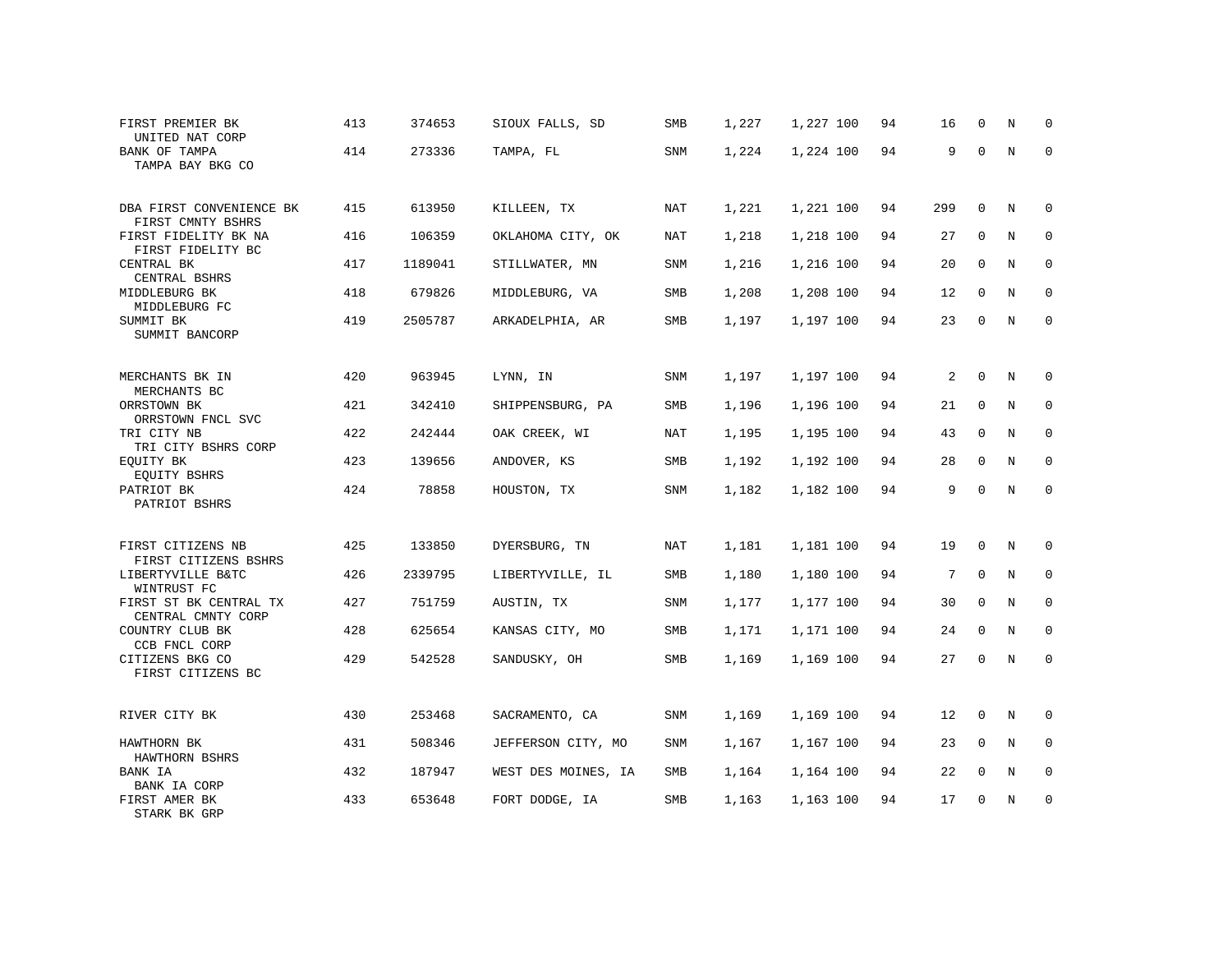| | | | | | | | | | | | | |
|---|---|---|---|---|---|---|---|---|---|---|---|---|
| FIRST PREMIER BK<br>UNITED NAT CORP | 413 | 374653 | SIOUX FALLS, SD | SMB | 1,227 | 1,227 | 100 | 94 | 16 | 0 | N | 0 |
| BANK OF TAMPA<br>TAMPA BAY BKG CO | 414 | 273336 | TAMPA, FL | SNM | 1,224 | 1,224 | 100 | 94 | 9 | 0 | N | 0 |
| DBA FIRST CONVENIENCE BK<br>FIRST CMNTY BSHRS | 415 | 613950 | KILLEEN, TX | NAT | 1,221 | 1,221 | 100 | 94 | 299 | 0 | N | 0 |
| FIRST FIDELITY BK NA<br>FIRST FIDELITY BC | 416 | 106359 | OKLAHOMA CITY, OK | NAT | 1,218 | 1,218 | 100 | 94 | 27 | 0 | N | 0 |
| CENTRAL BK<br>CENTRAL BSHRS | 417 | 1189041 | STILLWATER, MN | SNM | 1,216 | 1,216 | 100 | 94 | 20 | 0 | N | 0 |
| MIDDLEBURG BK<br>MIDDLEBURG FC | 418 | 679826 | MIDDLEBURG, VA | SMB | 1,208 | 1,208 | 100 | 94 | 12 | 0 | N | 0 |
| SUMMIT BK<br>SUMMIT BANCORP | 419 | 2505787 | ARKADELPHIA, AR | SMB | 1,197 | 1,197 | 100 | 94 | 23 | 0 | N | 0 |
| MERCHANTS BK IN<br>MERCHANTS BC | 420 | 963945 | LYNN, IN | SNM | 1,197 | 1,197 | 100 | 94 | 2 | 0 | N | 0 |
| ORRSTOWN BK<br>ORRSTOWN FNCL SVC | 421 | 342410 | SHIPPENSBURG, PA | SMB | 1,196 | 1,196 | 100 | 94 | 21 | 0 | N | 0 |
| TRI CITY NB<br>TRI CITY BSHRS CORP | 422 | 242444 | OAK CREEK, WI | NAT | 1,195 | 1,195 | 100 | 94 | 43 | 0 | N | 0 |
| EQUITY BK<br>EQUITY BSHRS | 423 | 139656 | ANDOVER, KS | SMB | 1,192 | 1,192 | 100 | 94 | 28 | 0 | N | 0 |
| PATRIOT BK<br>PATRIOT BSHRS | 424 | 78858 | HOUSTON, TX | SNM | 1,182 | 1,182 | 100 | 94 | 9 | 0 | N | 0 |
| FIRST CITIZENS NB<br>FIRST CITIZENS BSHRS | 425 | 133850 | DYERSBURG, TN | NAT | 1,181 | 1,181 | 100 | 94 | 19 | 0 | N | 0 |
| LIBERTYVILLE B&TC<br>WINTRUST FC | 426 | 2339795 | LIBERTYVILLE, IL | SMB | 1,180 | 1,180 | 100 | 94 | 7 | 0 | N | 0 |
| FIRST ST BK CENTRAL TX<br>CENTRAL CMNTY CORP | 427 | 751759 | AUSTIN, TX | SNM | 1,177 | 1,177 | 100 | 94 | 30 | 0 | N | 0 |
| COUNTRY CLUB BK<br>CCB FNCL CORP | 428 | 625654 | KANSAS CITY, MO | SMB | 1,171 | 1,171 | 100 | 94 | 24 | 0 | N | 0 |
| CITIZENS BKG CO<br>FIRST CITIZENS BC | 429 | 542528 | SANDUSKY, OH | SMB | 1,169 | 1,169 | 100 | 94 | 27 | 0 | N | 0 |
| RIVER CITY BK | 430 | 253468 | SACRAMENTO, CA | SNM | 1,169 | 1,169 | 100 | 94 | 12 | 0 | N | 0 |
| HAWTHORN BK<br>HAWTHORN BSHRS | 431 | 508346 | JEFFERSON CITY, MO | SNM | 1,167 | 1,167 | 100 | 94 | 23 | 0 | N | 0 |
| BANK IA<br>BANK IA CORP | 432 | 187947 | WEST DES MOINES, IA | SMB | 1,164 | 1,164 | 100 | 94 | 22 | 0 | N | 0 |
| FIRST AMER BK<br>STARK BK GRP | 433 | 653648 | FORT DODGE, IA | SMB | 1,163 | 1,163 | 100 | 94 | 17 | 0 | N | 0 |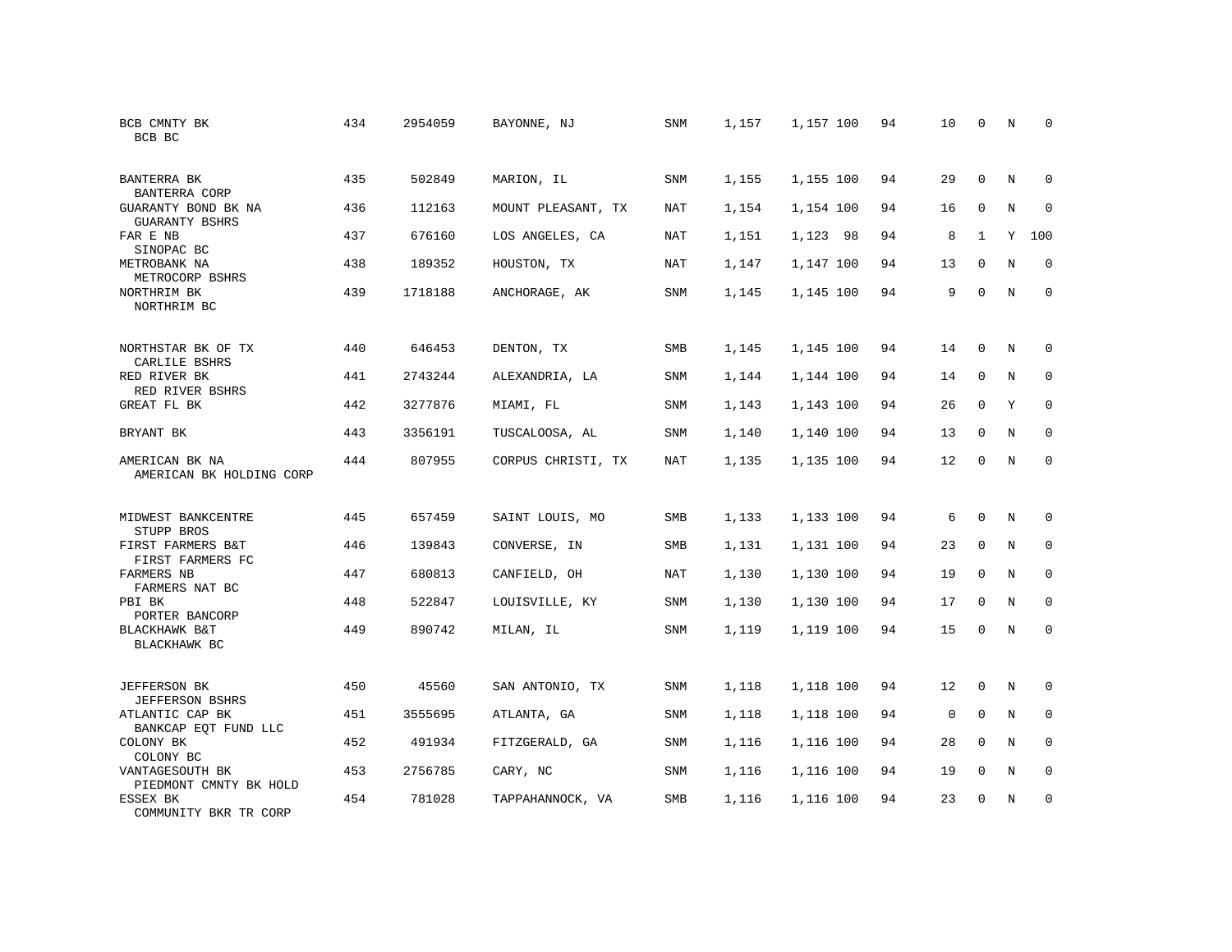| | | | | | | | | | | | | |
|---|---|---|---|---|---|---|---|---|---|---|---|---|
| BCB CMNTY BK<br>BCB BC | 434 | 2954059 | BAYONNE, NJ | SNM | 1,157 | 1,157 | 100 | 94 | 10 | 0 | N | 0 |
| BANTERRA BK<br>BANTERRA CORP | 435 | 502849 | MARION, IL | SNM | 1,155 | 1,155 | 100 | 94 | 29 | 0 | N | 0 |
| GUARANTY BOND BK NA<br>GUARANTY BSHRS | 436 | 112163 | MOUNT PLEASANT, TX | NAT | 1,154 | 1,154 | 100 | 94 | 16 | 0 | N | 0 |
| FAR E NB<br>SINOPAC BC | 437 | 676160 | LOS ANGELES, CA | NAT | 1,151 | 1,123 | 98 | 94 | 8 | 1 | Y | 100 |
| METROBANK NA<br>METROCORP BSHRS | 438 | 189352 | HOUSTON, TX | NAT | 1,147 | 1,147 | 100 | 94 | 13 | 0 | N | 0 |
| NORTHRIM BK<br>NORTHRIM BC | 439 | 1718188 | ANCHORAGE, AK | SNM | 1,145 | 1,145 | 100 | 94 | 9 | 0 | N | 0 |
| NORTHSTAR BK OF TX<br>CARLILE BSHRS | 440 | 646453 | DENTON, TX | SMB | 1,145 | 1,145 | 100 | 94 | 14 | 0 | N | 0 |
| RED RIVER BK<br>RED RIVER BSHRS | 441 | 2743244 | ALEXANDRIA, LA | SNM | 1,144 | 1,144 | 100 | 94 | 14 | 0 | N | 0 |
| GREAT FL BK | 442 | 3277876 | MIAMI, FL | SNM | 1,143 | 1,143 | 100 | 94 | 26 | 0 | Y | 0 |
| BRYANT BK | 443 | 3356191 | TUSCALOOSA, AL | SNM | 1,140 | 1,140 | 100 | 94 | 13 | 0 | N | 0 |
| AMERICAN BK NA<br>AMERICAN BK HOLDING CORP | 444 | 807955 | CORPUS CHRISTI, TX | NAT | 1,135 | 1,135 | 100 | 94 | 12 | 0 | N | 0 |
| MIDWEST BANKCENTRE<br>STUPP BROS | 445 | 657459 | SAINT LOUIS, MO | SMB | 1,133 | 1,133 | 100 | 94 | 6 | 0 | N | 0 |
| FIRST FARMERS B&T<br>FIRST FARMERS FC | 446 | 139843 | CONVERSE, IN | SMB | 1,131 | 1,131 | 100 | 94 | 23 | 0 | N | 0 |
| FARMERS NB<br>FARMERS NAT BC | 447 | 680813 | CANFIELD, OH | NAT | 1,130 | 1,130 | 100 | 94 | 19 | 0 | N | 0 |
| PBI BK<br>PORTER BANCORP | 448 | 522847 | LOUISVILLE, KY | SNM | 1,130 | 1,130 | 100 | 94 | 17 | 0 | N | 0 |
| BLACKHAWK B&T<br>BLACKHAWK BC | 449 | 890742 | MILAN, IL | SNM | 1,119 | 1,119 | 100 | 94 | 15 | 0 | N | 0 |
| JEFFERSON BK<br>JEFFERSON BSHRS | 450 | 45560 | SAN ANTONIO, TX | SNM | 1,118 | 1,118 | 100 | 94 | 12 | 0 | N | 0 |
| ATLANTIC CAP BK<br>BANKCAP EQT FUND LLC | 451 | 3555695 | ATLANTA, GA | SNM | 1,118 | 1,118 | 100 | 94 | 0 | 0 | N | 0 |
| COLONY BK<br>COLONY BC | 452 | 491934 | FITZGERALD, GA | SNM | 1,116 | 1,116 | 100 | 94 | 28 | 0 | N | 0 |
| VANTAGESOUTH BK<br>PIEDMONT CMNTY BK HOLD | 453 | 2756785 | CARY, NC | SNM | 1,116 | 1,116 | 100 | 94 | 19 | 0 | N | 0 |
| ESSEX BK<br>COMMUNITY BKR TR CORP | 454 | 781028 | TAPPAHANNOCK, VA | SMB | 1,116 | 1,116 | 100 | 94 | 23 | 0 | N | 0 |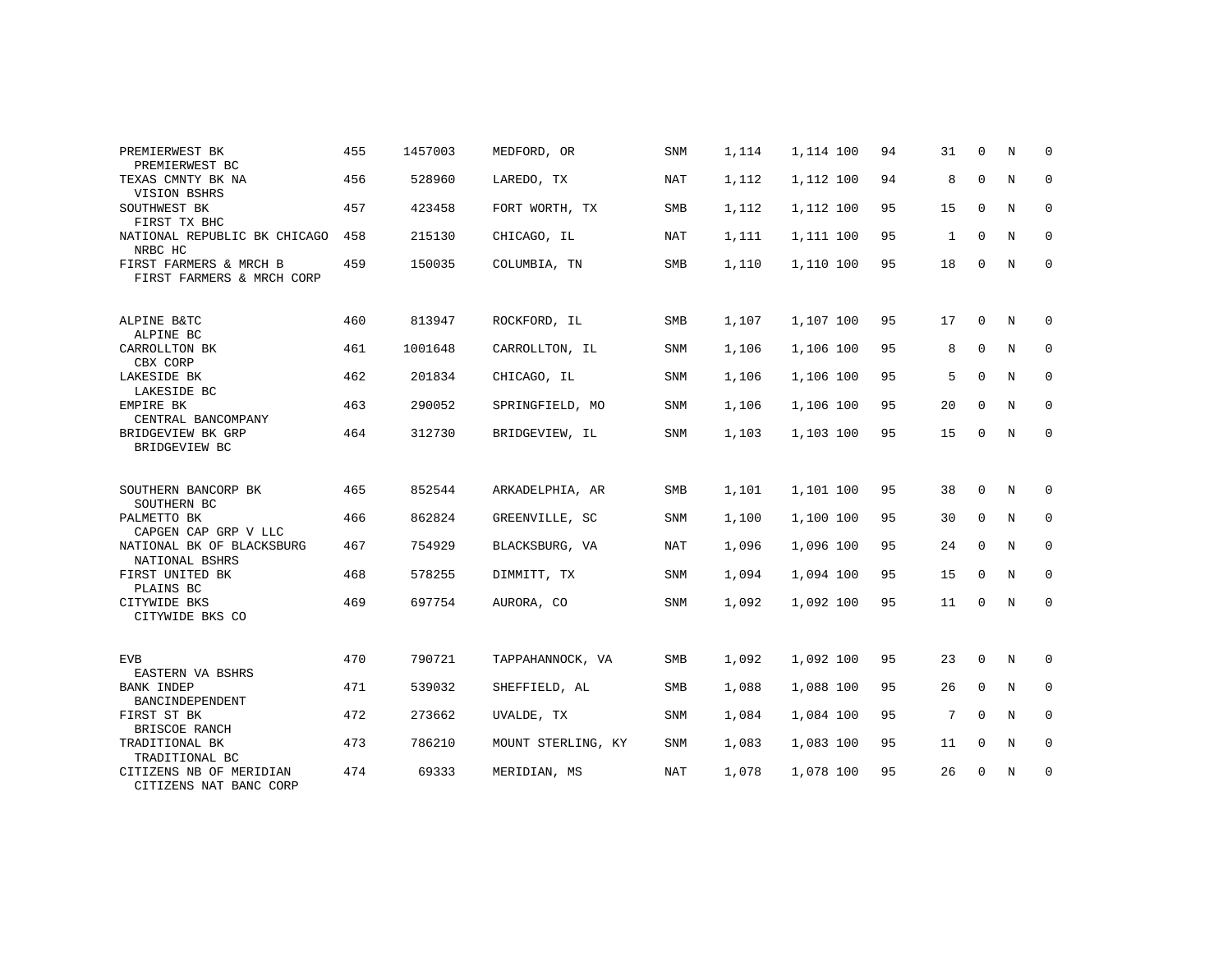| | | | | | | | | | | | |
|---|---|---|---|---|---|---|---|---|---|---|---|
| PREMIERWEST BK<br>PREMIERWEST BC | 455 | 1457003 | MEDFORD, OR | SNM | 1,114 | 1,114 | 100 | 94 | 31 | 0 | N | 0 |
| TEXAS CMNTY BK NA<br>VISION BSHRS | 456 | 528960 | LAREDO, TX | NAT | 1,112 | 1,112 | 100 | 94 | 8 | 0 | N | 0 |
| SOUTHWEST BK<br>FIRST TX BHC | 457 | 423458 | FORT WORTH, TX | SMB | 1,112 | 1,112 | 100 | 95 | 15 | 0 | N | 0 |
| NATIONAL REPUBLIC BK CHICAGO<br>NRBC HC | 458 | 215130 | CHICAGO, IL | NAT | 1,111 | 1,111 | 100 | 95 | 1 | 0 | N | 0 |
| FIRST FARMERS & MRCH B<br>FIRST FARMERS & MRCH CORP | 459 | 150035 | COLUMBIA, TN | SMB | 1,110 | 1,110 | 100 | 95 | 18 | 0 | N | 0 |
| ALPINE B&TC<br>ALPINE BC | 460 | 813947 | ROCKFORD, IL | SMB | 1,107 | 1,107 | 100 | 95 | 17 | 0 | N | 0 |
| CARROLLTON BK<br>CBX CORP | 461 | 1001648 | CARROLLTON, IL | SNM | 1,106 | 1,106 | 100 | 95 | 8 | 0 | N | 0 |
| LAKESIDE BK<br>LAKESIDE BC | 462 | 201834 | CHICAGO, IL | SNM | 1,106 | 1,106 | 100 | 95 | 5 | 0 | N | 0 |
| EMPIRE BK<br>CENTRAL BANCOMPANY | 463 | 290052 | SPRINGFIELD, MO | SNM | 1,106 | 1,106 | 100 | 95 | 20 | 0 | N | 0 |
| BRIDGEVIEW BK GRP<br>BRIDGEVIEW BC | 464 | 312730 | BRIDGEVIEW, IL | SNM | 1,103 | 1,103 | 100 | 95 | 15 | 0 | N | 0 |
| SOUTHERN BANCORP BK<br>SOUTHERN BC | 465 | 852544 | ARKADELPHIA, AR | SMB | 1,101 | 1,101 | 100 | 95 | 38 | 0 | N | 0 |
| PALMETTO BK<br>CAPGEN CAP GRP V LLC | 466 | 862824 | GREENVILLE, SC | SNM | 1,100 | 1,100 | 100 | 95 | 30 | 0 | N | 0 |
| NATIONAL BK OF BLACKSBURG<br>NATIONAL BSHRS | 467 | 754929 | BLACKSBURG, VA | NAT | 1,096 | 1,096 | 100 | 95 | 24 | 0 | N | 0 |
| FIRST UNITED BK<br>PLAINS BC | 468 | 578255 | DIMMITT, TX | SNM | 1,094 | 1,094 | 100 | 95 | 15 | 0 | N | 0 |
| CITYWIDE BKS<br>CITYWIDE BKS CO | 469 | 697754 | AURORA, CO | SNM | 1,092 | 1,092 | 100 | 95 | 11 | 0 | N | 0 |
| EVB<br>EASTERN VA BSHRS | 470 | 790721 | TAPPAHANNOCK, VA | SMB | 1,092 | 1,092 | 100 | 95 | 23 | 0 | N | 0 |
| BANK INDEP<br>BANCINDEPENDENT | 471 | 539032 | SHEFFIELD, AL | SMB | 1,088 | 1,088 | 100 | 95 | 26 | 0 | N | 0 |
| FIRST ST BK<br>BRISCOE RANCH | 472 | 273662 | UVALDE, TX | SNM | 1,084 | 1,084 | 100 | 95 | 7 | 0 | N | 0 |
| TRADITIONAL BK<br>TRADITIONAL BC | 473 | 786210 | MOUNT STERLING, KY | SNM | 1,083 | 1,083 | 100 | 95 | 11 | 0 | N | 0 |
| CITIZENS NB OF MERIDIAN<br>CITIZENS NAT BANC CORP | 474 | 69333 | MERIDIAN, MS | NAT | 1,078 | 1,078 | 100 | 95 | 26 | 0 | N | 0 |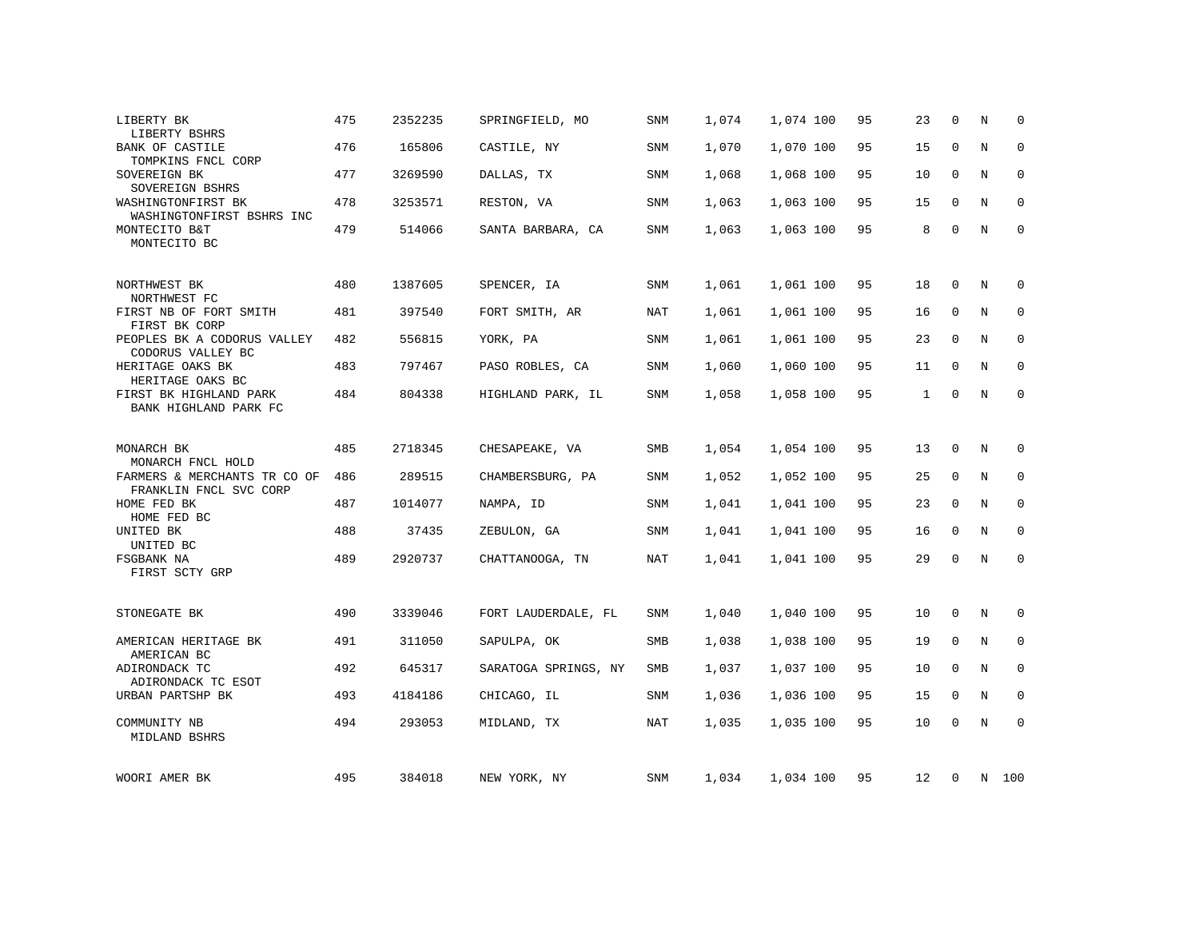| | | | | | | | | | | | |
|---|---|---|---|---|---|---|---|---|---|---|---|
| LIBERTY BK<br>LIBERTY BSHRS | 475 | 2352235 | SPRINGFIELD, MO | SNM | 1,074 | 1,074 | 100 | 95 | 23 | 0 | N | 0 |
| BANK OF CASTILE<br>TOMPKINS FNCL CORP | 476 | 165806 | CASTILE, NY | SNM | 1,070 | 1,070 | 100 | 95 | 15 | 0 | N | 0 |
| SOVEREIGN BK<br>SOVEREIGN BSHRS | 477 | 3269590 | DALLAS, TX | SNM | 1,068 | 1,068 | 100 | 95 | 10 | 0 | N | 0 |
| WASHINGTONFIRST BK<br>WASHINGTONFIRST BSHRS INC | 478 | 3253571 | RESTON, VA | SNM | 1,063 | 1,063 | 100 | 95 | 15 | 0 | N | 0 |
| MONTECITO B&T<br>MONTECITO BC | 479 | 514066 | SANTA BARBARA, CA | SNM | 1,063 | 1,063 | 100 | 95 | 8 | 0 | N | 0 |
| NORTHWEST BK<br>NORTHWEST FC | 480 | 1387605 | SPENCER, IA | SNM | 1,061 | 1,061 | 100 | 95 | 18 | 0 | N | 0 |
| FIRST NB OF FORT SMITH<br>FIRST BK CORP | 481 | 397540 | FORT SMITH, AR | NAT | 1,061 | 1,061 | 100 | 95 | 16 | 0 | N | 0 |
| PEOPLES BK A CODORUS VALLEY<br>CODORUS VALLEY BC | 482 | 556815 | YORK, PA | SNM | 1,061 | 1,061 | 100 | 95 | 23 | 0 | N | 0 |
| HERITAGE OAKS BK<br>HERITAGE OAKS BC | 483 | 797467 | PASO ROBLES, CA | SNM | 1,060 | 1,060 | 100 | 95 | 11 | 0 | N | 0 |
| FIRST BK HIGHLAND PARK<br>BANK HIGHLAND PARK FC | 484 | 804338 | HIGHLAND PARK, IL | SNM | 1,058 | 1,058 | 100 | 95 | 1 | 0 | N | 0 |
| MONARCH BK<br>MONARCH FNCL HOLD | 485 | 2718345 | CHESAPEAKE, VA | SMB | 1,054 | 1,054 | 100 | 95 | 13 | 0 | N | 0 |
| FARMERS & MERCHANTS TR CO OF<br>FRANKLIN FNCL SVC CORP | 486 | 289515 | CHAMBERSBURG, PA | SNM | 1,052 | 1,052 | 100 | 95 | 25 | 0 | N | 0 |
| HOME FED BK<br>HOME FED BC | 487 | 1014077 | NAMPA, ID | SNM | 1,041 | 1,041 | 100 | 95 | 23 | 0 | N | 0 |
| UNITED BK<br>UNITED BC | 488 | 37435 | ZEBULON, GA | SNM | 1,041 | 1,041 | 100 | 95 | 16 | 0 | N | 0 |
| FSGBANK NA<br>FIRST SCTY GRP | 489 | 2920737 | CHATTANOOGA, TN | NAT | 1,041 | 1,041 | 100 | 95 | 29 | 0 | N | 0 |
| STONEGATE BK | 490 | 3339046 | FORT LAUDERDALE, FL | SNM | 1,040 | 1,040 | 100 | 95 | 10 | 0 | N | 0 |
| AMERICAN HERITAGE BK<br>AMERICAN BC | 491 | 311050 | SAPULPA, OK | SMB | 1,038 | 1,038 | 100 | 95 | 19 | 0 | N | 0 |
| ADIRONDACK TC<br>ADIRONDACK TC ESOT | 492 | 645317 | SARATOGA SPRINGS, NY | SMB | 1,037 | 1,037 | 100 | 95 | 10 | 0 | N | 0 |
| URBAN PARTSHP BK | 493 | 4184186 | CHICAGO, IL | SNM | 1,036 | 1,036 | 100 | 95 | 15 | 0 | N | 0 |
| COMMUNITY NB<br>MIDLAND BSHRS | 494 | 293053 | MIDLAND, TX | NAT | 1,035 | 1,035 | 100 | 95 | 10 | 0 | N | 0 |
| WOORI AMER BK | 495 | 384018 | NEW YORK, NY | SNM | 1,034 | 1,034 | 100 | 95 | 12 | 0 | N | 100 |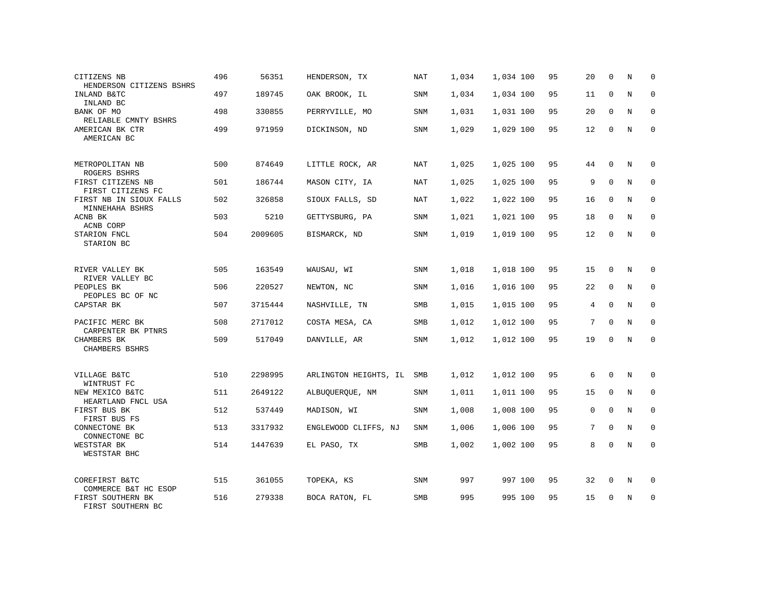| | | | | | | | | | | | | |
|---|---|---|---|---|---|---|---|---|---|---|---|---|
| CITIZENS NB<br>HENDERSON CITIZENS BSHRS | 496 | 56351 | HENDERSON, TX | NAT | 1,034 | 1,034 | 100 | 95 | 20 | 0 | N | 0 |
| INLAND B&TC<br>INLAND BC | 497 | 189745 | OAK BROOK, IL | SNM | 1,034 | 1,034 | 100 | 95 | 11 | 0 | N | 0 |
| BANK OF MO<br>RELIABLE CMNTY BSHRS | 498 | 330855 | PERRYVILLE, MO | SNM | 1,031 | 1,031 | 100 | 95 | 20 | 0 | N | 0 |
| AMERICAN BK CTR<br>AMERICAN BC | 499 | 971959 | DICKINSON, ND | SNM | 1,029 | 1,029 | 100 | 95 | 12 | 0 | N | 0 |
| METROPOLITAN NB<br>ROGERS BSHRS | 500 | 874649 | LITTLE ROCK, AR | NAT | 1,025 | 1,025 | 100 | 95 | 44 | 0 | N | 0 |
| FIRST CITIZENS NB<br>FIRST CITIZENS FC | 501 | 186744 | MASON CITY, IA | NAT | 1,025 | 1,025 | 100 | 95 | 9 | 0 | N | 0 |
| FIRST NB IN SIOUX FALLS<br>MINNEHAHA BSHRS | 502 | 326858 | SIOUX FALLS, SD | NAT | 1,022 | 1,022 | 100 | 95 | 16 | 0 | N | 0 |
| ACNB BK<br>ACNB CORP | 503 | 5210 | GETTYSBURG, PA | SNM | 1,021 | 1,021 | 100 | 95 | 18 | 0 | N | 0 |
| STARION FNCL<br>STARION BC | 504 | 2009605 | BISMARCK, ND | SNM | 1,019 | 1,019 | 100 | 95 | 12 | 0 | N | 0 |
| RIVER VALLEY BK<br>RIVER VALLEY BC | 505 | 163549 | WAUSAU, WI | SNM | 1,018 | 1,018 | 100 | 95 | 15 | 0 | N | 0 |
| PEOPLES BK<br>PEOPLES BC OF NC | 506 | 220527 | NEWTON, NC | SNM | 1,016 | 1,016 | 100 | 95 | 22 | 0 | N | 0 |
| CAPSTAR BK | 507 | 3715444 | NASHVILLE, TN | SMB | 1,015 | 1,015 | 100 | 95 | 4 | 0 | N | 0 |
| PACIFIC MERC BK<br>CARPENTER BK PTNRS | 508 | 2717012 | COSTA MESA, CA | SMB | 1,012 | 1,012 | 100 | 95 | 7 | 0 | N | 0 |
| CHAMBERS BK<br>CHAMBERS BSHRS | 509 | 517049 | DANVILLE, AR | SNM | 1,012 | 1,012 | 100 | 95 | 19 | 0 | N | 0 |
| VILLAGE B&TC<br>WINTRUST FC | 510 | 2298995 | ARLINGTON HEIGHTS, IL | SMB | 1,012 | 1,012 | 100 | 95 | 6 | 0 | N | 0 |
| NEW MEXICO B&TC<br>HEARTLAND FNCL USA | 511 | 2649122 | ALBUQUERQUE, NM | SNM | 1,011 | 1,011 | 100 | 95 | 15 | 0 | N | 0 |
| FIRST BUS BK<br>FIRST BUS FS | 512 | 537449 | MADISON, WI | SNM | 1,008 | 1,008 | 100 | 95 | 0 | 0 | N | 0 |
| CONNECTONE BK<br>CONNECTONE BC | 513 | 3317932 | ENGLEWOOD CLIFFS, NJ | SNM | 1,006 | 1,006 | 100 | 95 | 7 | 0 | N | 0 |
| WESTSTAR BK<br>WESTSTAR BHC | 514 | 1447639 | EL PASO, TX | SMB | 1,002 | 1,002 | 100 | 95 | 8 | 0 | N | 0 |
| COREFIRST B&TC<br>COMMERCE B&T HC ESOP | 515 | 361055 | TOPEKA, KS | SNM | 997 | 997 | 100 | 95 | 32 | 0 | N | 0 |
| FIRST SOUTHERN BK<br>FIRST SOUTHERN BC | 516 | 279338 | BOCA RATON, FL | SMB | 995 | 995 | 100 | 95 | 15 | 0 | N | 0 |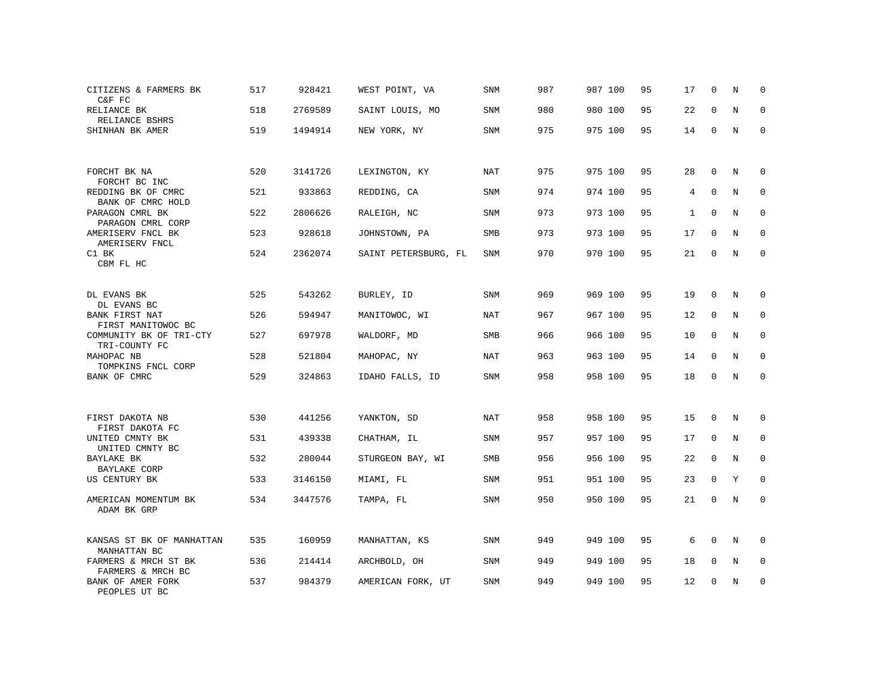| | | | | | | | | | | | | |
|---|---|---|---|---|---|---|---|---|---|---|---|---|
| CITIZENS & FARMERS BK<br>C&F FC | 517 | 928421 | WEST POINT, VA | SNM | 987 | 987 | 100 | 95 | 17 | 0 | N | 0 |
| RELIANCE BK<br>RELIANCE BSHRS | 518 | 2769589 | SAINT LOUIS, MO | SNM | 980 | 980 | 100 | 95 | 22 | 0 | N | 0 |
| SHINHAN BK AMER | 519 | 1494914 | NEW YORK, NY | SNM | 975 | 975 | 100 | 95 | 14 | 0 | N | 0 |
| FORCHT BK NA<br>FORCHT BC INC | 520 | 3141726 | LEXINGTON, KY | NAT | 975 | 975 | 100 | 95 | 28 | 0 | N | 0 |
| REDDING BK OF CMRC<br>BANK OF CMRC HOLD | 521 | 933863 | REDDING, CA | SNM | 974 | 974 | 100 | 95 | 4 | 0 | N | 0 |
| PARAGON CMRL BK<br>PARAGON CMRL CORP | 522 | 2806626 | RALEIGH, NC | SNM | 973 | 973 | 100 | 95 | 1 | 0 | N | 0 |
| AMERISERV FNCL BK<br>AMERISERV FNCL | 523 | 928618 | JOHNSTOWN, PA | SMB | 973 | 973 | 100 | 95 | 17 | 0 | N | 0 |
| C1 BK<br>CBM FL HC | 524 | 2362074 | SAINT PETERSBURG, FL | SNM | 970 | 970 | 100 | 95 | 21 | 0 | N | 0 |
| DL EVANS BK<br>DL EVANS BC | 525 | 543262 | BURLEY, ID | SNM | 969 | 969 | 100 | 95 | 19 | 0 | N | 0 |
| BANK FIRST NAT<br>FIRST MANITOWOC BC | 526 | 594947 | MANITOWOC, WI | NAT | 967 | 967 | 100 | 95 | 12 | 0 | N | 0 |
| COMMUNITY BK OF TRI-CTY<br>TRI-COUNTY FC | 527 | 697978 | WALDORF, MD | SMB | 966 | 966 | 100 | 95 | 10 | 0 | N | 0 |
| MAHOPAC NB<br>TOMPKINS FNCL CORP | 528 | 521804 | MAHOPAC, NY | NAT | 963 | 963 | 100 | 95 | 14 | 0 | N | 0 |
| BANK OF CMRC | 529 | 324863 | IDAHO FALLS, ID | SNM | 958 | 958 | 100 | 95 | 18 | 0 | N | 0 |
| FIRST DAKOTA NB<br>FIRST DAKOTA FC | 530 | 441256 | YANKTON, SD | NAT | 958 | 958 | 100 | 95 | 15 | 0 | N | 0 |
| UNITED CMNTY BK<br>UNITED CMNTY BC | 531 | 439338 | CHATHAM, IL | SNM | 957 | 957 | 100 | 95 | 17 | 0 | N | 0 |
| BAYLAKE BK<br>BAYLAKE CORP | 532 | 280044 | STURGEON BAY, WI | SMB | 956 | 956 | 100 | 95 | 22 | 0 | N | 0 |
| US CENTURY BK | 533 | 3146150 | MIAMI, FL | SNM | 951 | 951 | 100 | 95 | 23 | 0 | Y | 0 |
| AMERICAN MOMENTUM BK<br>ADAM BK GRP | 534 | 3447576 | TAMPA, FL | SNM | 950 | 950 | 100 | 95 | 21 | 0 | N | 0 |
| KANSAS ST BK OF MANHATTAN<br>MANHATTAN BC | 535 | 160959 | MANHATTAN, KS | SNM | 949 | 949 | 100 | 95 | 6 | 0 | N | 0 |
| FARMERS & MRCH ST BK<br>FARMERS & MRCH BC | 536 | 214414 | ARCHBOLD, OH | SNM | 949 | 949 | 100 | 95 | 18 | 0 | N | 0 |
| BANK OF AMER FORK<br>PEOPLES UT BC | 537 | 984379 | AMERICAN FORK, UT | SNM | 949 | 949 | 100 | 95 | 12 | 0 | N | 0 |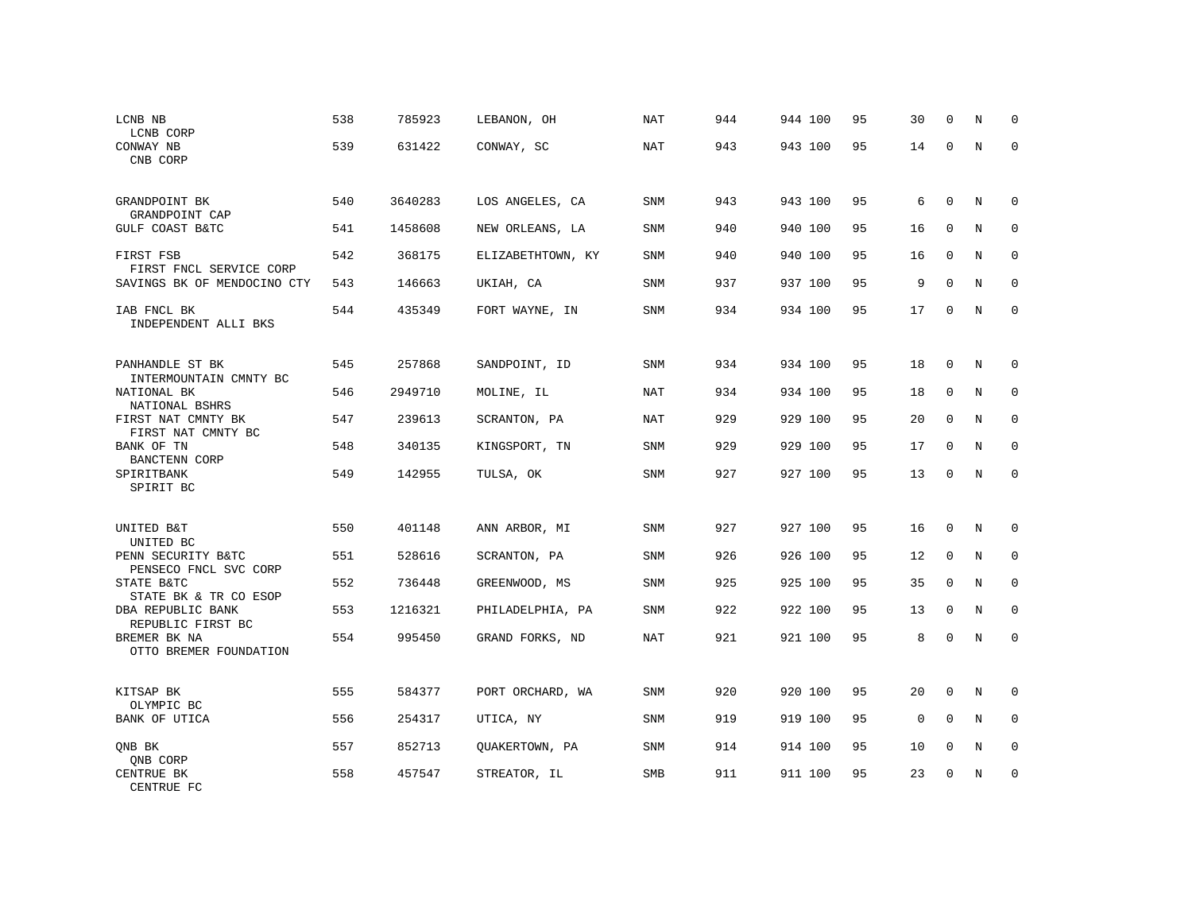| | | | | | | | | | | | |
|---|---|---|---|---|---|---|---|---|---|---|---|
| LCNB NB<br>LCNB CORP | 538 | 785923 | LEBANON, OH | NAT | 944 | 944 100 | 95 | 30 | 0 | N | 0 |
| CONWAY NB<br>CNB CORP | 539 | 631422 | CONWAY, SC | NAT | 943 | 943 100 | 95 | 14 | 0 | N | 0 |
| GRANDPOINT BK<br>GRANDPOINT CAP | 540 | 3640283 | LOS ANGELES, CA | SNM | 943 | 943 100 | 95 | 6 | 0 | N | 0 |
| GULF COAST B&TC | 541 | 1458608 | NEW ORLEANS, LA | SNM | 940 | 940 100 | 95 | 16 | 0 | N | 0 |
| FIRST FSB<br>FIRST FNCL SERVICE CORP | 542 | 368175 | ELIZABETHTOWN, KY | SNM | 940 | 940 100 | 95 | 16 | 0 | N | 0 |
| SAVINGS BK OF MENDOCINO CTY | 543 | 146663 | UKIAH, CA | SNM | 937 | 937 100 | 95 | 9 | 0 | N | 0 |
| IAB FNCL BK<br>INDEPENDENT ALLI BKS | 544 | 435349 | FORT WAYNE, IN | SNM | 934 | 934 100 | 95 | 17 | 0 | N | 0 |
| PANHANDLE ST BK<br>INTERMOUNTAIN CMNTY BC | 545 | 257868 | SANDPOINT, ID | SNM | 934 | 934 100 | 95 | 18 | 0 | N | 0 |
| NATIONAL BK<br>NATIONAL BSHRS | 546 | 2949710 | MOLINE, IL | NAT | 934 | 934 100 | 95 | 18 | 0 | N | 0 |
| FIRST NAT CMNTY BK<br>FIRST NAT CMNTY BC | 547 | 239613 | SCRANTON, PA | NAT | 929 | 929 100 | 95 | 20 | 0 | N | 0 |
| BANK OF TN<br>BANCTENN CORP | 548 | 340135 | KINGSPORT, TN | SNM | 929 | 929 100 | 95 | 17 | 0 | N | 0 |
| SPIRITBANK<br>SPIRIT BC | 549 | 142955 | TULSA, OK | SNM | 927 | 927 100 | 95 | 13 | 0 | N | 0 |
| UNITED B&T<br>UNITED BC | 550 | 401148 | ANN ARBOR, MI | SNM | 927 | 927 100 | 95 | 16 | 0 | N | 0 |
| PENN SECURITY B&TC<br>PENSECO FNCL SVC CORP | 551 | 528616 | SCRANTON, PA | SNM | 926 | 926 100 | 95 | 12 | 0 | N | 0 |
| STATE B&TC<br>STATE BK & TR CO ESOP | 552 | 736448 | GREENWOOD, MS | SNM | 925 | 925 100 | 95 | 35 | 0 | N | 0 |
| DBA REPUBLIC BANK<br>REPUBLIC FIRST BC | 553 | 1216321 | PHILADELPHIA, PA | SNM | 922 | 922 100 | 95 | 13 | 0 | N | 0 |
| BREMER BK NA<br>OTTO BREMER FOUNDATION | 554 | 995450 | GRAND FORKS, ND | NAT | 921 | 921 100 | 95 | 8 | 0 | N | 0 |
| KITSAP BK<br>OLYMPIC BC | 555 | 584377 | PORT ORCHARD, WA | SNM | 920 | 920 100 | 95 | 20 | 0 | N | 0 |
| BANK OF UTICA | 556 | 254317 | UTICA, NY | SNM | 919 | 919 100 | 95 | 0 | 0 | N | 0 |
| QNB BK<br>QNB CORP | 557 | 852713 | QUAKERTOWN, PA | SNM | 914 | 914 100 | 95 | 10 | 0 | N | 0 |
| CENTRUE BK<br>CENTRUE FC | 558 | 457547 | STREATOR, IL | SMB | 911 | 911 100 | 95 | 23 | 0 | N | 0 |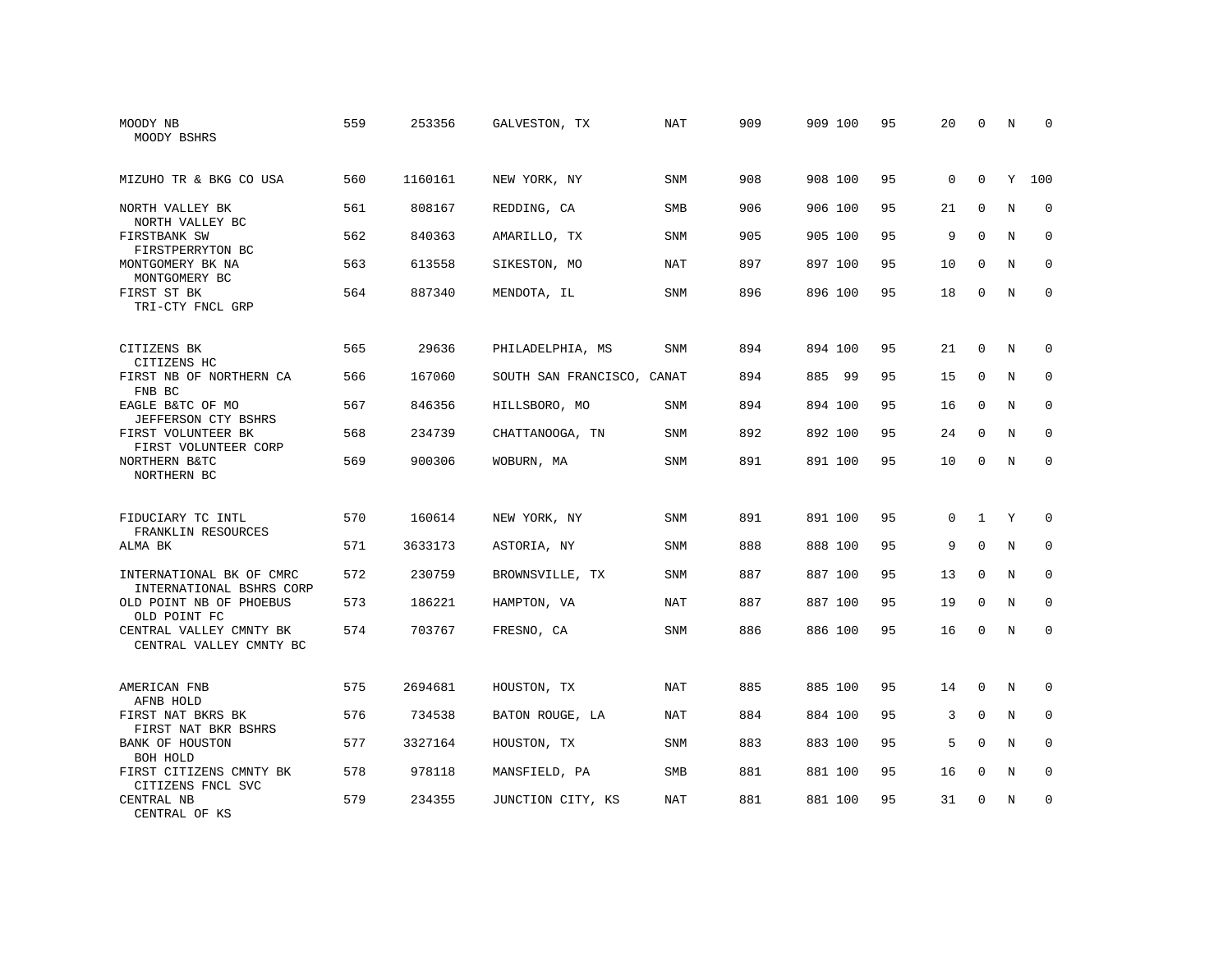| | | | | | | | | | | | | |
|---|---|---|---|---|---|---|---|---|---|---|---|---|
| MOODY NB<br>MOODY BSHRS | 559 | 253356 | GALVESTON, TX | NAT | 909 | 909 | 100 | 95 | 20 | 0 | N | 0 |
| MIZUHO TR & BKG CO USA | 560 | 1160161 | NEW YORK, NY | SNM | 908 | 908 | 100 | 95 | 0 | 0 | Y | 100 |
| NORTH VALLEY BK<br>NORTH VALLEY BC | 561 | 808167 | REDDING, CA | SMB | 906 | 906 | 100 | 95 | 21 | 0 | N | 0 |
| FIRSTBANK SW<br>FIRSTPERRYTON BC | 562 | 840363 | AMARILLO, TX | SNM | 905 | 905 | 100 | 95 | 9 | 0 | N | 0 |
| MONTGOMERY BK NA<br>MONTGOMERY BC | 563 | 613558 | SIKESTON, MO | NAT | 897 | 897 | 100 | 95 | 10 | 0 | N | 0 |
| FIRST ST BK<br>TRI-CTY FNCL GRP | 564 | 887340 | MENDOTA, IL | SNM | 896 | 896 | 100 | 95 | 18 | 0 | N | 0 |
| CITIZENS BK<br>CITIZENS HC | 565 | 29636 | PHILADELPHIA, MS | SNM | 894 | 894 | 100 | 95 | 21 | 0 | N | 0 |
| FIRST NB OF NORTHERN CA<br>FNB BC | 566 | 167060 | SOUTH SAN FRANCISCO, CA | NAT | 894 | 885 | 99 | 95 | 15 | 0 | N | 0 |
| EAGLE B&TC OF MO<br>JEFFERSON CTY BSHRS | 567 | 846356 | HILLSBORO, MO | SNM | 894 | 894 | 100 | 95 | 16 | 0 | N | 0 |
| FIRST VOLUNTEER BK<br>FIRST VOLUNTEER CORP | 568 | 234739 | CHATTANOOGA, TN | SNM | 892 | 892 | 100 | 95 | 24 | 0 | N | 0 |
| NORTHERN B&TC<br>NORTHERN BC | 569 | 900306 | WOBURN, MA | SNM | 891 | 891 | 100 | 95 | 10 | 0 | N | 0 |
| FIDUCIARY TC INTL<br>FRANKLIN RESOURCES | 570 | 160614 | NEW YORK, NY | SNM | 891 | 891 | 100 | 95 | 0 | 1 | Y | 0 |
| ALMA BK | 571 | 3633173 | ASTORIA, NY | SNM | 888 | 888 | 100 | 95 | 9 | 0 | N | 0 |
| INTERNATIONAL BK OF CMRC<br>INTERNATIONAL BSHRS CORP | 572 | 230759 | BROWNSVILLE, TX | SNM | 887 | 887 | 100 | 95 | 13 | 0 | N | 0 |
| OLD POINT NB OF PHOEBUS<br>OLD POINT FC | 573 | 186221 | HAMPTON, VA | NAT | 887 | 887 | 100 | 95 | 19 | 0 | N | 0 |
| CENTRAL VALLEY CMNTY BK<br>CENTRAL VALLEY CMNTY BC | 574 | 703767 | FRESNO, CA | SNM | 886 | 886 | 100 | 95 | 16 | 0 | N | 0 |
| AMERICAN FNB<br>AFNB HOLD | 575 | 2694681 | HOUSTON, TX | NAT | 885 | 885 | 100 | 95 | 14 | 0 | N | 0 |
| FIRST NAT BKRS BK<br>FIRST NAT BKR BSHRS | 576 | 734538 | BATON ROUGE, LA | NAT | 884 | 884 | 100 | 95 | 3 | 0 | N | 0 |
| BANK OF HOUSTON<br>BOH HOLD | 577 | 3327164 | HOUSTON, TX | SNM | 883 | 883 | 100 | 95 | 5 | 0 | N | 0 |
| FIRST CITIZENS CMNTY BK<br>CITIZENS FNCL SVC | 578 | 978118 | MANSFIELD, PA | SMB | 881 | 881 | 100 | 95 | 16 | 0 | N | 0 |
| CENTRAL NB<br>CENTRAL OF KS | 579 | 234355 | JUNCTION CITY, KS | NAT | 881 | 881 | 100 | 95 | 31 | 0 | N | 0 |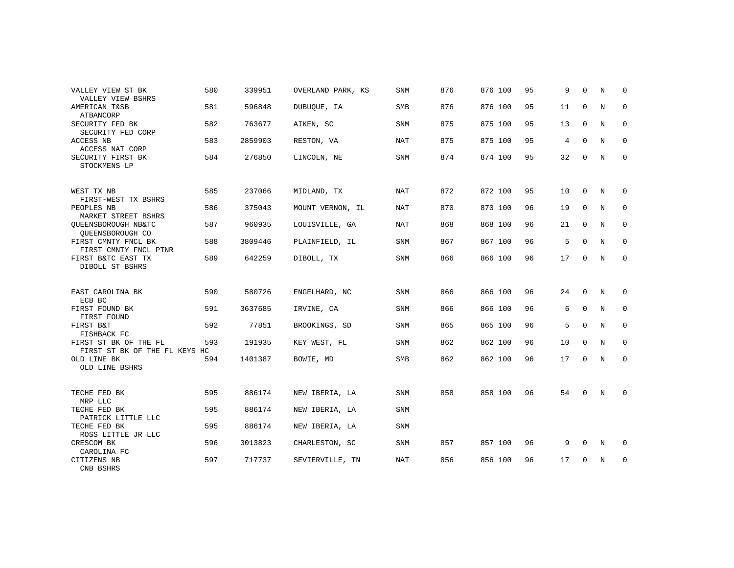| | | | | | | | | | | | | |
|---|---|---|---|---|---|---|---|---|---|---|---|---|
| VALLEY VIEW ST BK<br>VALLEY VIEW BSHRS | 580 | 339951 | OVERLAND PARK, KS | SNM | 876 | 876 | 100 | 95 | 9 | 0 | N | 0 |
| AMERICAN T&SB<br>ATBANCORP | 581 | 596848 | DUBUQUE, IA | SMB | 876 | 876 | 100 | 95 | 11 | 0 | N | 0 |
| SECURITY FED BK<br>SECURITY FED CORP | 582 | 763677 | AIKEN, SC | SNM | 875 | 875 | 100 | 95 | 13 | 0 | N | 0 |
| ACCESS NB<br>ACCESS NAT CORP | 583 | 2859903 | RESTON, VA | NAT | 875 | 875 | 100 | 95 | 4 | 0 | N | 0 |
| SECURITY FIRST BK<br>STOCKMENS LP | 584 | 276850 | LINCOLN, NE | SNM | 874 | 874 | 100 | 95 | 32 | 0 | N | 0 |
| WEST TX NB<br>FIRST-WEST TX BSHRS | 585 | 237066 | MIDLAND, TX | NAT | 872 | 872 | 100 | 95 | 10 | 0 | N | 0 |
| PEOPLES NB<br>MARKET STREET BSHRS | 586 | 375043 | MOUNT VERNON, IL | NAT | 870 | 870 | 100 | 96 | 19 | 0 | N | 0 |
| QUEENSBOROUGH NB&TC<br>QUEENSBOROUGH CO | 587 | 960935 | LOUISVILLE, GA | NAT | 868 | 868 | 100 | 96 | 21 | 0 | N | 0 |
| FIRST CMNTY FNCL BK<br>FIRST CMNTY FNCL PTNR | 588 | 3809446 | PLAINFIELD, IL | SNM | 867 | 867 | 100 | 96 | 5 | 0 | N | 0 |
| FIRST B&TC EAST TX<br>DIBOLL ST BSHRS | 589 | 642259 | DIBOLL, TX | SNM | 866 | 866 | 100 | 96 | 17 | 0 | N | 0 |
| EAST CAROLINA BK<br>ECB BC | 590 | 580726 | ENGELHARD, NC | SNM | 866 | 866 | 100 | 96 | 24 | 0 | N | 0 |
| FIRST FOUND BK<br>FIRST FOUND | 591 | 3637685 | IRVINE, CA | SNM | 866 | 866 | 100 | 96 | 6 | 0 | N | 0 |
| FIRST B&T<br>FISHBACK FC | 592 | 77851 | BROOKINGS, SD | SNM | 865 | 865 | 100 | 96 | 5 | 0 | N | 0 |
| FIRST ST BK OF THE FL<br>FIRST ST BK OF THE FL KEYS HC | 593 | 191935 | KEY WEST, FL | SNM | 862 | 862 | 100 | 96 | 10 | 0 | N | 0 |
| OLD LINE BK<br>OLD LINE BSHRS | 594 | 1401387 | BOWIE, MD | SMB | 862 | 862 | 100 | 96 | 17 | 0 | N | 0 |
| TECHE FED BK<br>MRP LLC | 595 | 886174 | NEW IBERIA, LA | SNM | 858 | 858 | 100 | 96 | 54 | 0 | N | 0 |
| TECHE FED BK<br>PATRICK LITTLE LLC | 595 | 886174 | NEW IBERIA, LA | SNM | | | | | | | | |
| TECHE FED BK<br>ROSS LITTLE JR LLC | 595 | 886174 | NEW IBERIA, LA | SNM | | | | | | | | |
| CRESCOM BK<br>CAROLINA FC | 596 | 3013823 | CHARLESTON, SC | SNM | 857 | 857 | 100 | 96 | 9 | 0 | N | 0 |
| CITIZENS NB<br>CNB BSHRS | 597 | 717737 | SEVIERVILLE, TN | NAT | 856 | 856 | 100 | 96 | 17 | 0 | N | 0 |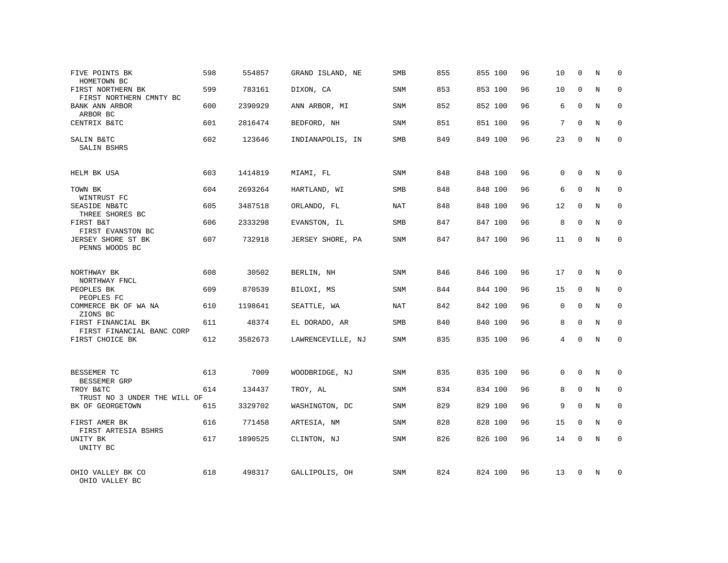| | | | | | | | | | | | | |
|---|---|---|---|---|---|---|---|---|---|---|---|---|
| FIVE POINTS BK<br>HOMETOWN BC | 598 | 554857 | GRAND ISLAND, NE | SMB | 855 | 855 | 100 | 96 | 10 | 0 | N | 0 |
| FIRST NORTHERN BK<br>FIRST NORTHERN CMNTY BC | 599 | 783161 | DIXON, CA | SNM | 853 | 853 | 100 | 96 | 10 | 0 | N | 0 |
| BANK ANN ARBOR<br>ARBOR BC | 600 | 2390929 | ANN ARBOR, MI | SNM | 852 | 852 | 100 | 96 | 6 | 0 | N | 0 |
| CENTRIX B&TC | 601 | 2816474 | BEDFORD, NH | SNM | 851 | 851 | 100 | 96 | 7 | 0 | N | 0 |
| SALIN B&TC<br>SALIN BSHRS | 602 | 123646 | INDIANAPOLIS, IN | SMB | 849 | 849 | 100 | 96 | 23 | 0 | N | 0 |
| HELM BK USA | 603 | 1414819 | MIAMI, FL | SNM | 848 | 848 | 100 | 96 | 0 | 0 | N | 0 |
| TOWN BK<br>WINTRUST FC | 604 | 2693264 | HARTLAND, WI | SMB | 848 | 848 | 100 | 96 | 6 | 0 | N | 0 |
| SEASIDE NB&TC<br>THREE SHORES BC | 605 | 3487518 | ORLANDO, FL | NAT | 848 | 848 | 100 | 96 | 12 | 0 | N | 0 |
| FIRST B&T<br>FIRST EVANSTON BC | 606 | 2333298 | EVANSTON, IL | SMB | 847 | 847 | 100 | 96 | 8 | 0 | N | 0 |
| JERSEY SHORE ST BK<br>PENNS WOODS BC | 607 | 732918 | JERSEY SHORE, PA | SNM | 847 | 847 | 100 | 96 | 11 | 0 | N | 0 |
| NORTHWAY BK<br>NORTHWAY FNCL | 608 | 30502 | BERLIN, NH | SNM | 846 | 846 | 100 | 96 | 17 | 0 | N | 0 |
| PEOPLES BK<br>PEOPLES FC | 609 | 870539 | BILOXI, MS | SNM | 844 | 844 | 100 | 96 | 15 | 0 | N | 0 |
| COMMERCE BK OF WA NA<br>ZIONS BC | 610 | 1198641 | SEATTLE, WA | NAT | 842 | 842 | 100 | 96 | 0 | 0 | N | 0 |
| FIRST FINANCIAL BK<br>FIRST FINANCIAL BANC CORP | 611 | 48374 | EL DORADO, AR | SMB | 840 | 840 | 100 | 96 | 8 | 0 | N | 0 |
| FIRST CHOICE BK | 612 | 3582673 | LAWRENCEVILLE, NJ | SNM | 835 | 835 | 100 | 96 | 4 | 0 | N | 0 |
| BESSEMER TC<br>BESSEMER GRP | 613 | 7009 | WOODBRIDGE, NJ | SNM | 835 | 835 | 100 | 96 | 0 | 0 | N | 0 |
| TROY B&TC<br>TRUST NO 3 UNDER THE WILL OF | 614 | 134437 | TROY, AL | SNM | 834 | 834 | 100 | 96 | 8 | 0 | N | 0 |
| BK OF GEORGETOWN | 615 | 3329702 | WASHINGTON, DC | SNM | 829 | 829 | 100 | 96 | 9 | 0 | N | 0 |
| FIRST AMER BK<br>FIRST ARTESIA BSHRS | 616 | 771458 | ARTESIA, NM | SNM | 828 | 828 | 100 | 96 | 15 | 0 | N | 0 |
| UNITY BK<br>UNITY BC | 617 | 1890525 | CLINTON, NJ | SNM | 826 | 826 | 100 | 96 | 14 | 0 | N | 0 |
| OHIO VALLEY BK CO<br>OHIO VALLEY BC | 618 | 498317 | GALLIPOLIS, OH | SNM | 824 | 824 | 100 | 96 | 13 | 0 | N | 0 |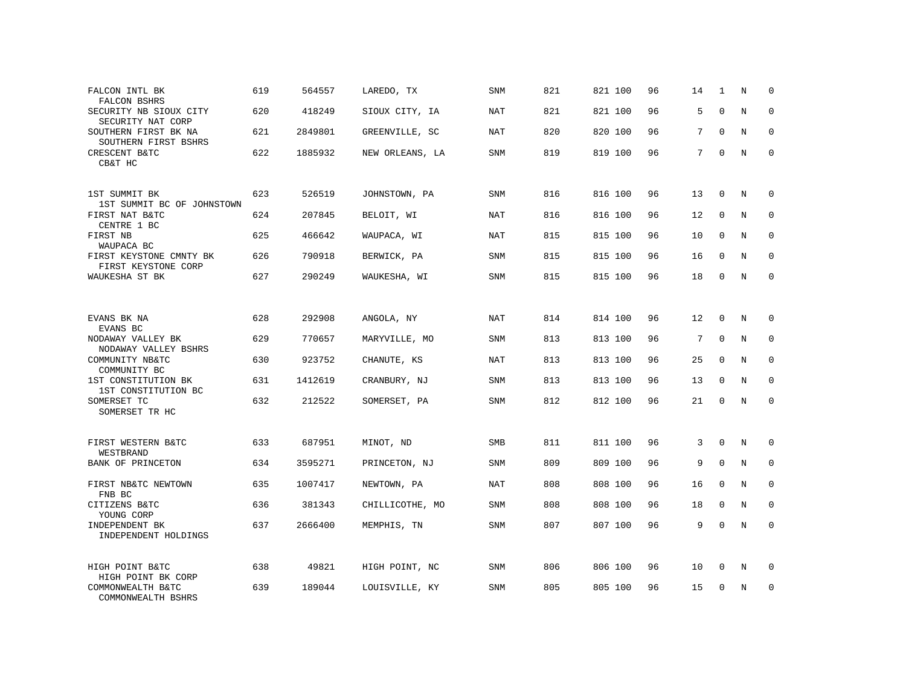| | | | | | | | | | | | |
|---|---|---|---|---|---|---|---|---|---|---|---|
| FALCON INTL BK<br>FALCON BSHRS | 619 | 564557 | LAREDO, TX | SNM | 821 | 821 100 | 96 | 14 | 1 | N | 0 |
| SECURITY NB SIOUX CITY<br>SECURITY NAT CORP | 620 | 418249 | SIOUX CITY, IA | NAT | 821 | 821 100 | 96 | 5 | 0 | N | 0 |
| SOUTHERN FIRST BK NA<br>SOUTHERN FIRST BSHRS | 621 | 2849801 | GREENVILLE, SC | NAT | 820 | 820 100 | 96 | 7 | 0 | N | 0 |
| CRESCENT B&TC<br>CB&T HC | 622 | 1885932 | NEW ORLEANS, LA | SNM | 819 | 819 100 | 96 | 7 | 0 | N | 0 |
| 1ST SUMMIT BK<br>1ST SUMMIT BC OF JOHNSTOWN | 623 | 526519 | JOHNSTOWN, PA | SNM | 816 | 816 100 | 96 | 13 | 0 | N | 0 |
| FIRST NAT B&TC<br>CENTRE 1 BC | 624 | 207845 | BELOIT, WI | NAT | 816 | 816 100 | 96 | 12 | 0 | N | 0 |
| FIRST NB<br>WAUPACA BC | 625 | 466642 | WAUPACA, WI | NAT | 815 | 815 100 | 96 | 10 | 0 | N | 0 |
| FIRST KEYSTONE CMNTY BK<br>FIRST KEYSTONE CORP | 626 | 790918 | BERWICK, PA | SNM | 815 | 815 100 | 96 | 16 | 0 | N | 0 |
| WAUKESHA ST BK | 627 | 290249 | WAUKESHA, WI | SNM | 815 | 815 100 | 96 | 18 | 0 | N | 0 |
| EVANS BK NA<br>EVANS BC | 628 | 292908 | ANGOLA, NY | NAT | 814 | 814 100 | 96 | 12 | 0 | N | 0 |
| NODAWAY VALLEY BK<br>NODAWAY VALLEY BSHRS | 629 | 770657 | MARYVILLE, MO | SNM | 813 | 813 100 | 96 | 7 | 0 | N | 0 |
| COMMUNITY NB&TC<br>COMMUNITY BC | 630 | 923752 | CHANUTE, KS | NAT | 813 | 813 100 | 96 | 25 | 0 | N | 0 |
| 1ST CONSTITUTION BK<br>1ST CONSTITUTION BC | 631 | 1412619 | CRANBURY, NJ | SNM | 813 | 813 100 | 96 | 13 | 0 | N | 0 |
| SOMERSET TC<br>SOMERSET TR HC | 632 | 212522 | SOMERSET, PA | SNM | 812 | 812 100 | 96 | 21 | 0 | N | 0 |
| FIRST WESTERN B&TC<br>WESTBRAND | 633 | 687951 | MINOT, ND | SMB | 811 | 811 100 | 96 | 3 | 0 | N | 0 |
| BANK OF PRINCETON | 634 | 3595271 | PRINCETON, NJ | SNM | 809 | 809 100 | 96 | 9 | 0 | N | 0 |
| FIRST NB&TC NEWTOWN<br>FNB BC | 635 | 1007417 | NEWTOWN, PA | NAT | 808 | 808 100 | 96 | 16 | 0 | N | 0 |
| CITIZENS B&TC<br>YOUNG CORP | 636 | 381343 | CHILLICOTHE, MO | SNM | 808 | 808 100 | 96 | 18 | 0 | N | 0 |
| INDEPENDENT BK<br>INDEPENDENT HOLDINGS | 637 | 2666400 | MEMPHIS, TN | SNM | 807 | 807 100 | 96 | 9 | 0 | N | 0 |
| HIGH POINT B&TC<br>HIGH POINT BK CORP | 638 | 49821 | HIGH POINT, NC | SNM | 806 | 806 100 | 96 | 10 | 0 | N | 0 |
| COMMONWEALTH B&TC<br>COMMONWEALTH BSHRS | 639 | 189044 | LOUISVILLE, KY | SNM | 805 | 805 100 | 96 | 15 | 0 | N | 0 |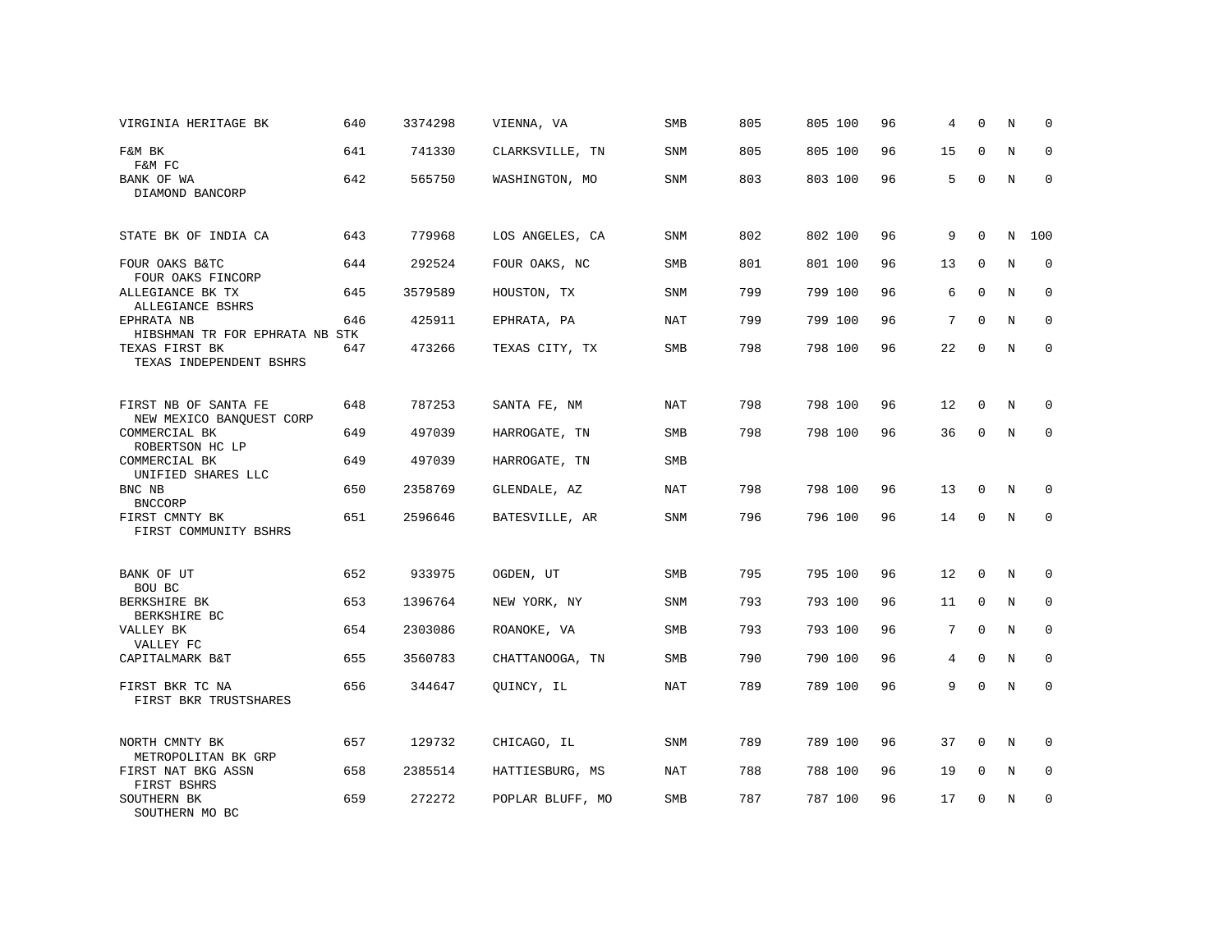| | | | | | | | | | | | | |
|---|---|---|---|---|---|---|---|---|---|---|---|---|
| VIRGINIA HERITAGE BK | 640 | 3374298 | VIENNA, VA | SMB | 805 | 805 | 100 | 96 | 4 | 0 | N | 0 |
| F&M BK<br>F&M FC | 641 | 741330 | CLARKSVILLE, TN | SNM | 805 | 805 | 100 | 96 | 15 | 0 | N | 0 |
| BANK OF WA<br>DIAMOND BANCORP | 642 | 565750 | WASHINGTON, MO | SNM | 803 | 803 | 100 | 96 | 5 | 0 | N | 0 |
| STATE BK OF INDIA CA | 643 | 779968 | LOS ANGELES, CA | SNM | 802 | 802 | 100 | 96 | 9 | 0 | N | 100 |
| FOUR OAKS B&TC<br>FOUR OAKS FINCORP | 644 | 292524 | FOUR OAKS, NC | SMB | 801 | 801 | 100 | 96 | 13 | 0 | N | 0 |
| ALLEGIANCE BK TX<br>ALLEGIANCE BSHRS | 645 | 3579589 | HOUSTON, TX | SNM | 799 | 799 | 100 | 96 | 6 | 0 | N | 0 |
| EPHRATA NB<br>HIBSHMAN TR FOR EPHRATA NB STK | 646 | 425911 | EPHRATA, PA | NAT | 799 | 799 | 100 | 96 | 7 | 0 | N | 0 |
| TEXAS FIRST BK<br>TEXAS INDEPENDENT BSHRS | 647 | 473266 | TEXAS CITY, TX | SMB | 798 | 798 | 100 | 96 | 22 | 0 | N | 0 |
| FIRST NB OF SANTA FE<br>NEW MEXICO BANQUEST CORP | 648 | 787253 | SANTA FE, NM | NAT | 798 | 798 | 100 | 96 | 12 | 0 | N | 0 |
| COMMERCIAL BK<br>ROBERTSON HC LP | 649 | 497039 | HARROGATE, TN | SMB | 798 | 798 | 100 | 96 | 36 | 0 | N | 0 |
| COMMERCIAL BK<br>UNIFIED SHARES LLC | 649 | 497039 | HARROGATE, TN | SMB | | | | | | | | |
| BNC NB<br>BNCCORP | 650 | 2358769 | GLENDALE, AZ | NAT | 798 | 798 | 100 | 96 | 13 | 0 | N | 0 |
| FIRST CMNTY BK<br>FIRST COMMUNITY BSHRS | 651 | 2596646 | BATESVILLE, AR | SNM | 796 | 796 | 100 | 96 | 14 | 0 | N | 0 |
| BANK OF UT<br>BOU BC | 652 | 933975 | OGDEN, UT | SMB | 795 | 795 | 100 | 96 | 12 | 0 | N | 0 |
| BERKSHIRE BK<br>BERKSHIRE BC | 653 | 1396764 | NEW YORK, NY | SNM | 793 | 793 | 100 | 96 | 11 | 0 | N | 0 |
| VALLEY BK<br>VALLEY FC | 654 | 2303086 | ROANOKE, VA | SMB | 793 | 793 | 100 | 96 | 7 | 0 | N | 0 |
| CAPITALMARK B&T | 655 | 3560783 | CHATTANOOGA, TN | SMB | 790 | 790 | 100 | 96 | 4 | 0 | N | 0 |
| FIRST BKR TC NA<br>FIRST BKR TRUSTSHARES | 656 | 344647 | QUINCY, IL | NAT | 789 | 789 | 100 | 96 | 9 | 0 | N | 0 |
| NORTH CMNTY BK<br>METROPOLITAN BK GRP | 657 | 129732 | CHICAGO, IL | SNM | 789 | 789 | 100 | 96 | 37 | 0 | N | 0 |
| FIRST NAT BKG ASSN<br>FIRST BSHRS | 658 | 2385514 | HATTIESBURG, MS | NAT | 788 | 788 | 100 | 96 | 19 | 0 | N | 0 |
| SOUTHERN BK<br>SOUTHERN MO BC | 659 | 272272 | POPLAR BLUFF, MO | SMB | 787 | 787 | 100 | 96 | 17 | 0 | N | 0 |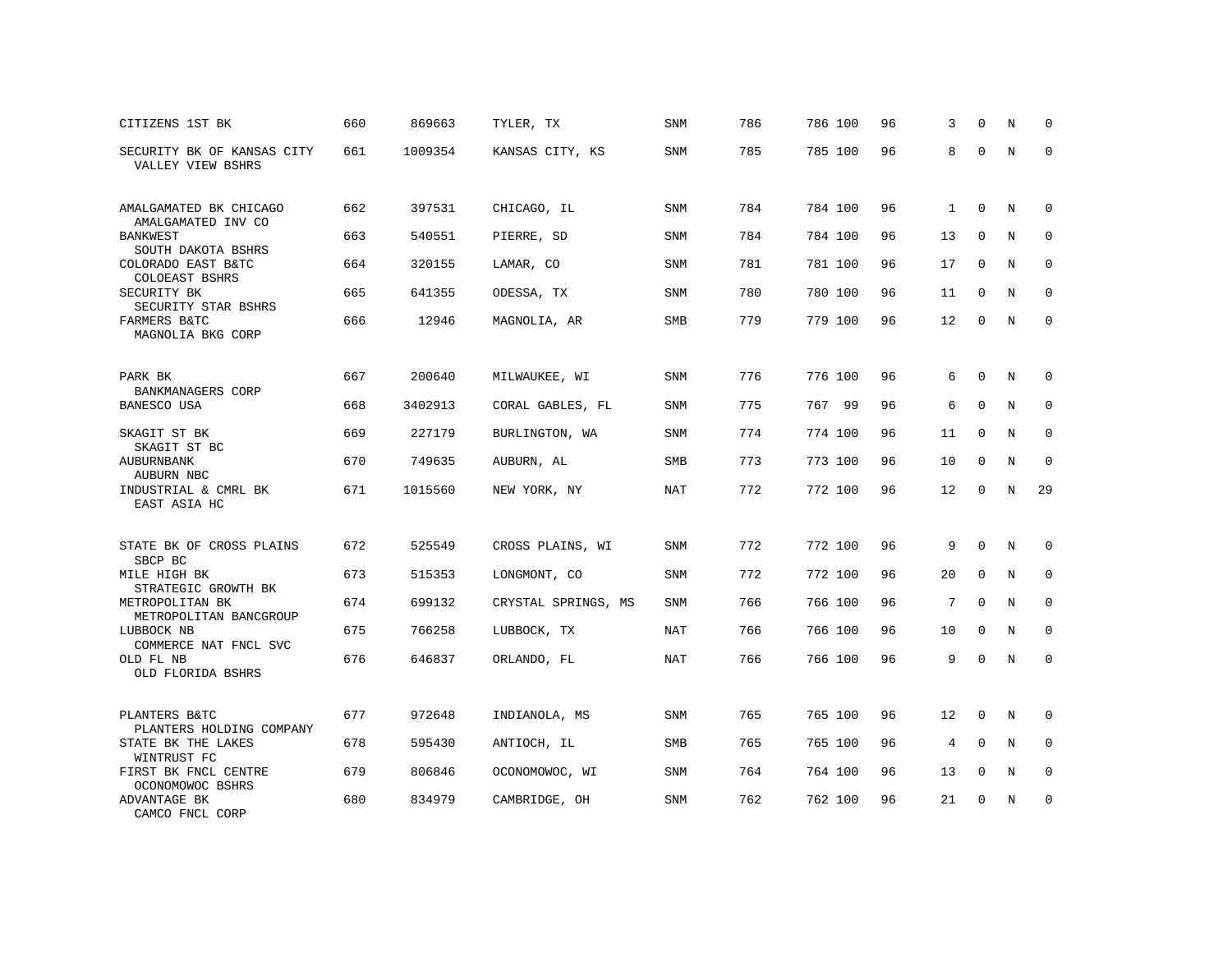| | | | | | | | | | | | | |
|---|---|---|---|---|---|---|---|---|---|---|---|---|
| CITIZENS 1ST BK | 660 | 869663 | TYLER, TX | SNM | 786 | 786 | 100 | 96 | 3 | 0 | N | 0 |
| SECURITY BK OF KANSAS CITY<br>VALLEY VIEW BSHRS | 661 | 1009354 | KANSAS CITY, KS | SNM | 785 | 785 | 100 | 96 | 8 | 0 | N | 0 |
| AMALGAMATED BK CHICAGO<br>AMALGAMATED INV CO | 662 | 397531 | CHICAGO, IL | SNM | 784 | 784 | 100 | 96 | 1 | 0 | N | 0 |
| BANKWEST<br>SOUTH DAKOTA BSHRS | 663 | 540551 | PIERRE, SD | SNM | 784 | 784 | 100 | 96 | 13 | 0 | N | 0 |
| COLORADO EAST B&TC<br>COLOEAST BSHRS | 664 | 320155 | LAMAR, CO | SNM | 781 | 781 | 100 | 96 | 17 | 0 | N | 0 |
| SECURITY BK<br>SECURITY STAR BSHRS | 665 | 641355 | ODESSA, TX | SNM | 780 | 780 | 100 | 96 | 11 | 0 | N | 0 |
| FARMERS B&TC<br>MAGNOLIA BKG CORP | 666 | 12946 | MAGNOLIA, AR | SMB | 779 | 779 | 100 | 96 | 12 | 0 | N | 0 |
| PARK BK<br>BANKMANAGERS CORP | 667 | 200640 | MILWAUKEE, WI | SNM | 776 | 776 | 100 | 96 | 6 | 0 | N | 0 |
| BANESCO USA | 668 | 3402913 | CORAL GABLES, FL | SNM | 775 | 767 | 99 | 96 | 6 | 0 | N | 0 |
| SKAGIT ST BK<br>SKAGIT ST BC | 669 | 227179 | BURLINGTON, WA | SNM | 774 | 774 | 100 | 96 | 11 | 0 | N | 0 |
| AUBURNBANK<br>AUBURN NBC | 670 | 749635 | AUBURN, AL | SMB | 773 | 773 | 100 | 96 | 10 | 0 | N | 0 |
| INDUSTRIAL & CMRL BK<br>EAST ASIA HC | 671 | 1015560 | NEW YORK, NY | NAT | 772 | 772 | 100 | 96 | 12 | 0 | N | 29 |
| STATE BK OF CROSS PLAINS<br>SBCP BC | 672 | 525549 | CROSS PLAINS, WI | SNM | 772 | 772 | 100 | 96 | 9 | 0 | N | 0 |
| MILE HIGH BK<br>STRATEGIC GROWTH BK | 673 | 515353 | LONGMONT, CO | SNM | 772 | 772 | 100 | 96 | 20 | 0 | N | 0 |
| METROPOLITAN BK<br>METROPOLITAN BANCGROUP | 674 | 699132 | CRYSTAL SPRINGS, MS | SNM | 766 | 766 | 100 | 96 | 7 | 0 | N | 0 |
| LUBBOCK NB<br>COMMERCE NAT FNCL SVC | 675 | 766258 | LUBBOCK, TX | NAT | 766 | 766 | 100 | 96 | 10 | 0 | N | 0 |
| OLD FL NB<br>OLD FLORIDA BSHRS | 676 | 646837 | ORLANDO, FL | NAT | 766 | 766 | 100 | 96 | 9 | 0 | N | 0 |
| PLANTERS B&TC<br>PLANTERS HOLDING COMPANY | 677 | 972648 | INDIANOLA, MS | SNM | 765 | 765 | 100 | 96 | 12 | 0 | N | 0 |
| STATE BK THE LAKES<br>WINTRUST FC | 678 | 595430 | ANTIOCH, IL | SMB | 765 | 765 | 100 | 96 | 4 | 0 | N | 0 |
| FIRST BK FNCL CENTRE<br>OCONOMOWOC BSHRS | 679 | 806846 | OCONOMOWOC, WI | SNM | 764 | 764 | 100 | 96 | 13 | 0 | N | 0 |
| ADVANTAGE BK<br>CAMCO FNCL CORP | 680 | 834979 | CAMBRIDGE, OH | SNM | 762 | 762 | 100 | 96 | 21 | 0 | N | 0 |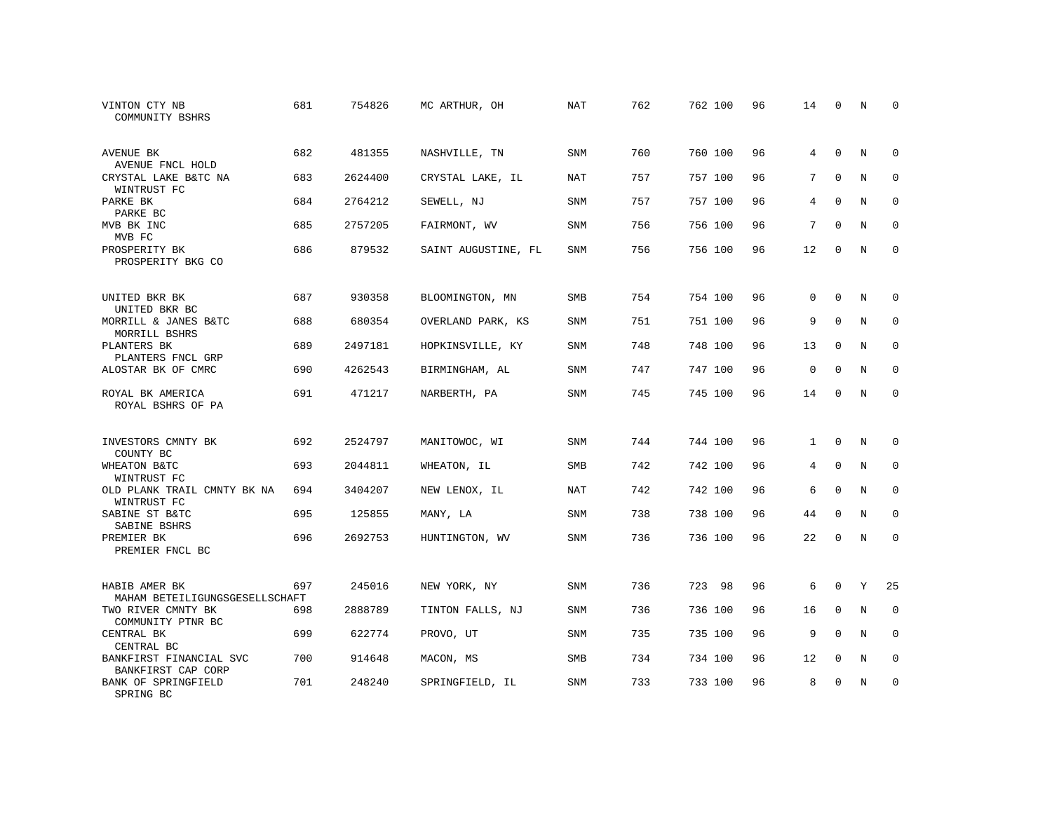| | | | | | | | | | | | | |
|---|---|---|---|---|---|---|---|---|---|---|---|---|
| VINTON CTY NB<br>COMMUNITY BSHRS | 681 | 754826 | MC ARTHUR, OH | NAT | 762 | 762 | 100 | 96 | 14 | 0 | N | 0 |
| AVENUE BK<br>AVENUE FNCL HOLD | 682 | 481355 | NASHVILLE, TN | SNM | 760 | 760 | 100 | 96 | 4 | 0 | N | 0 |
| CRYSTAL LAKE B&TC NA<br>WINTRUST FC | 683 | 2624400 | CRYSTAL LAKE, IL | NAT | 757 | 757 | 100 | 96 | 7 | 0 | N | 0 |
| PARKE BK<br>PARKE BC | 684 | 2764212 | SEWELL, NJ | SNM | 757 | 757 | 100 | 96 | 4 | 0 | N | 0 |
| MVB BK INC<br>MVB FC | 685 | 2757205 | FAIRMONT, WV | SNM | 756 | 756 | 100 | 96 | 7 | 0 | N | 0 |
| PROSPERITY BK<br>PROSPERITY BKG CO | 686 | 879532 | SAINT AUGUSTINE, FL | SNM | 756 | 756 | 100 | 96 | 12 | 0 | N | 0 |
| UNITED BKR BK<br>UNITED BKR BC | 687 | 930358 | BLOOMINGTON, MN | SMB | 754 | 754 | 100 | 96 | 0 | 0 | N | 0 |
| MORRILL & JANES B&TC<br>MORRILL BSHRS | 688 | 680354 | OVERLAND PARK, KS | SNM | 751 | 751 | 100 | 96 | 9 | 0 | N | 0 |
| PLANTERS BK<br>PLANTERS FNCL GRP | 689 | 2497181 | HOPKINSVILLE, KY | SNM | 748 | 748 | 100 | 96 | 13 | 0 | N | 0 |
| ALOSTAR BK OF CMRC | 690 | 4262543 | BIRMINGHAM, AL | SNM | 747 | 747 | 100 | 96 | 0 | 0 | N | 0 |
| ROYAL BK AMERICA<br>ROYAL BSHRS OF PA | 691 | 471217 | NARBERTH, PA | SNM | 745 | 745 | 100 | 96 | 14 | 0 | N | 0 |
| INVESTORS CMNTY BK<br>COUNTY BC | 692 | 2524797 | MANITOWOC, WI | SNM | 744 | 744 | 100 | 96 | 1 | 0 | N | 0 |
| WHEATON B&TC<br>WINTRUST FC | 693 | 2044811 | WHEATON, IL | SMB | 742 | 742 | 100 | 96 | 4 | 0 | N | 0 |
| OLD PLANK TRAIL CMNTY BK NA<br>WINTRUST FC | 694 | 3404207 | NEW LENOX, IL | NAT | 742 | 742 | 100 | 96 | 6 | 0 | N | 0 |
| SABINE ST B&TC<br>SABINE BSHRS | 695 | 125855 | MANY, LA | SNM | 738 | 738 | 100 | 96 | 44 | 0 | N | 0 |
| PREMIER BK<br>PREMIER FNCL BC | 696 | 2692753 | HUNTINGTON, WV | SNM | 736 | 736 | 100 | 96 | 22 | 0 | N | 0 |
| HABIB AMER BK<br>MAHAM BETEILIGUNGSGESELLSCHAFT | 697 | 245016 | NEW YORK, NY | SNM | 736 | 723 | 98 | 96 | 6 | 0 | Y | 25 |
| TWO RIVER CMNTY BK<br>COMMUNITY PTNR BC | 698 | 2888789 | TINTON FALLS, NJ | SNM | 736 | 736 | 100 | 96 | 16 | 0 | N | 0 |
| CENTRAL BK<br>CENTRAL BC | 699 | 622774 | PROVO, UT | SNM | 735 | 735 | 100 | 96 | 9 | 0 | N | 0 |
| BANKFIRST FINANCIAL SVC<br>BANKFIRST CAP CORP | 700 | 914648 | MACON, MS | SMB | 734 | 734 | 100 | 96 | 12 | 0 | N | 0 |
| BANK OF SPRINGFIELD<br>SPRING BC | 701 | 248240 | SPRINGFIELD, IL | SNM | 733 | 733 | 100 | 96 | 8 | 0 | N | 0 |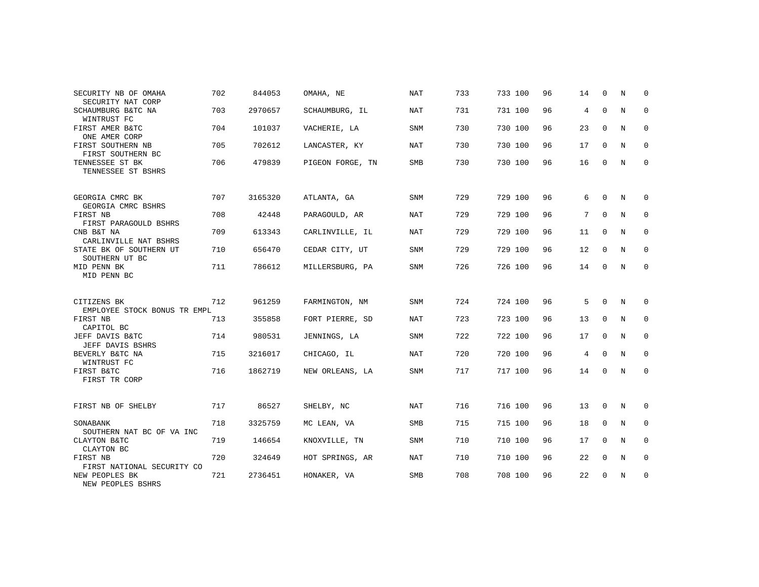| | | | | | | | | | | | | |
|---|---|---|---|---|---|---|---|---|---|---|---|---|
| SECURITY NB OF OMAHA<br>SECURITY NAT CORP | 702 | 844053 | OMAHA, NE | NAT | 733 | 733 | 100 | 96 | 14 | 0 | N | 0 |
| SCHAUMBURG B&TC NA<br>WINTRUST FC | 703 | 2970657 | SCHAUMBURG, IL | NAT | 731 | 731 | 100 | 96 | 4 | 0 | N | 0 |
| FIRST AMER B&TC<br>ONE AMER CORP | 704 | 101037 | VACHERIE, LA | SNM | 730 | 730 | 100 | 96 | 23 | 0 | N | 0 |
| FIRST SOUTHERN NB<br>FIRST SOUTHERN BC | 705 | 702612 | LANCASTER, KY | NAT | 730 | 730 | 100 | 96 | 17 | 0 | N | 0 |
| TENNESSEE ST BK<br>TENNESSEE ST BSHRS | 706 | 479839 | PIGEON FORGE, TN | SMB | 730 | 730 | 100 | 96 | 16 | 0 | N | 0 |
| GEORGIA CMRC BK<br>GEORGIA CMRC BSHRS | 707 | 3165320 | ATLANTA, GA | SNM | 729 | 729 | 100 | 96 | 6 | 0 | N | 0 |
| FIRST NB<br>FIRST PARAGOULD BSHRS | 708 | 42448 | PARAGOULD, AR | NAT | 729 | 729 | 100 | 96 | 7 | 0 | N | 0 |
| CNB B&T NA<br>CARLINVILLE NAT BSHRS | 709 | 613343 | CARLINVILLE, IL | NAT | 729 | 729 | 100 | 96 | 11 | 0 | N | 0 |
| STATE BK OF SOUTHERN UT<br>SOUTHERN UT BC | 710 | 656470 | CEDAR CITY, UT | SNM | 729 | 729 | 100 | 96 | 12 | 0 | N | 0 |
| MID PENN BK<br>MID PENN BC | 711 | 786612 | MILLERSBURG, PA | SNM | 726 | 726 | 100 | 96 | 14 | 0 | N | 0 |
| CITIZENS BK<br>EMPLOYEE STOCK BONUS TR EMPL | 712 | 961259 | FARMINGTON, NM | SNM | 724 | 724 | 100 | 96 | 5 | 0 | N | 0 |
| FIRST NB<br>CAPITOL BC | 713 | 355858 | FORT PIERRE, SD | NAT | 723 | 723 | 100 | 96 | 13 | 0 | N | 0 |
| JEFF DAVIS B&TC<br>JEFF DAVIS BSHRS | 714 | 980531 | JENNINGS, LA | SNM | 722 | 722 | 100 | 96 | 17 | 0 | N | 0 |
| BEVERLY B&TC NA<br>WINTRUST FC | 715 | 3216017 | CHICAGO, IL | NAT | 720 | 720 | 100 | 96 | 4 | 0 | N | 0 |
| FIRST B&TC<br>FIRST TR CORP | 716 | 1862719 | NEW ORLEANS, LA | SNM | 717 | 717 | 100 | 96 | 14 | 0 | N | 0 |
| FIRST NB OF SHELBY | 717 | 86527 | SHELBY, NC | NAT | 716 | 716 | 100 | 96 | 13 | 0 | N | 0 |
| SONABANK<br>SOUTHERN NAT BC OF VA INC | 718 | 3325759 | MC LEAN, VA | SMB | 715 | 715 | 100 | 96 | 18 | 0 | N | 0 |
| CLAYTON B&TC<br>CLAYTON BC | 719 | 146654 | KNOXVILLE, TN | SNM | 710 | 710 | 100 | 96 | 17 | 0 | N | 0 |
| FIRST NB<br>FIRST NATIONAL SECURITY CO | 720 | 324649 | HOT SPRINGS, AR | NAT | 710 | 710 | 100 | 96 | 22 | 0 | N | 0 |
| NEW PEOPLES BK<br>NEW PEOPLES BSHRS | 721 | 2736451 | HONAKER, VA | SMB | 708 | 708 | 100 | 96 | 22 | 0 | N | 0 |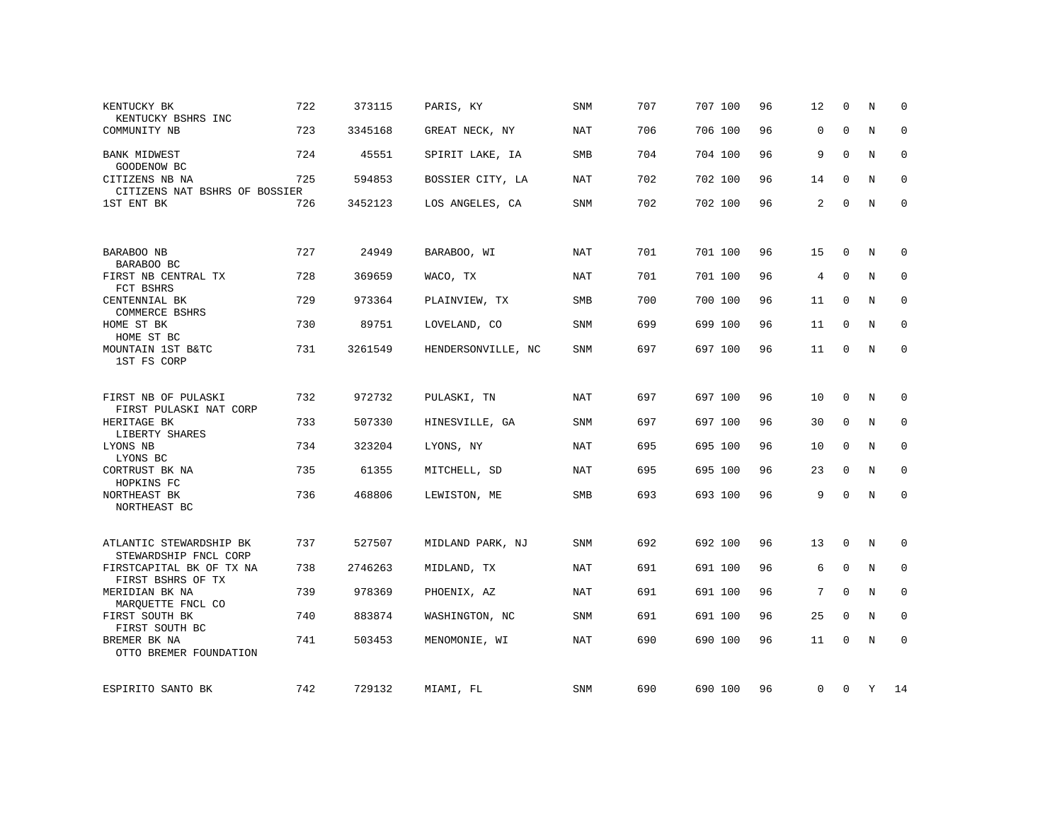| | | | | | | | | | | | | |
|---|---|---|---|---|---|---|---|---|---|---|---|---|
| KENTUCKY BK<br>KENTUCKY BSHRS INC | 722 | 373115 | PARIS, KY | SNM | 707 | 707 | 100 | 96 | 12 | 0 | N | 0 |
| COMMUNITY NB | 723 | 3345168 | GREAT NECK, NY | NAT | 706 | 706 | 100 | 96 | 0 | 0 | N | 0 |
| BANK MIDWEST<br>GOODENOW BC | 724 | 45551 | SPIRIT LAKE, IA | SMB | 704 | 704 | 100 | 96 | 9 | 0 | N | 0 |
| CITIZENS NB NA<br>CITIZENS NAT BSHRS OF BOSSIER | 725 | 594853 | BOSSIER CITY, LA | NAT | 702 | 702 | 100 | 96 | 14 | 0 | N | 0 |
| 1ST ENT BK | 726 | 3452123 | LOS ANGELES, CA | SNM | 702 | 702 | 100 | 96 | 2 | 0 | N | 0 |
| BARABOO NB<br>BARABOO BC | 727 | 24949 | BARABOO, WI | NAT | 701 | 701 | 100 | 96 | 15 | 0 | N | 0 |
| FIRST NB CENTRAL TX<br>FCT BSHRS | 728 | 369659 | WACO, TX | NAT | 701 | 701 | 100 | 96 | 4 | 0 | N | 0 |
| CENTENNIAL BK<br>COMMERCE BSHRS | 729 | 973364 | PLAINVIEW, TX | SMB | 700 | 700 | 100 | 96 | 11 | 0 | N | 0 |
| HOME ST BK<br>HOME ST BC | 730 | 89751 | LOVELAND, CO | SNM | 699 | 699 | 100 | 96 | 11 | 0 | N | 0 |
| MOUNTAIN 1ST B&TC<br>1ST FS CORP | 731 | 3261549 | HENDERSONVILLE, NC | SNM | 697 | 697 | 100 | 96 | 11 | 0 | N | 0 |
| FIRST NB OF PULASKI<br>FIRST PULASKI NAT CORP | 732 | 972732 | PULASKI, TN | NAT | 697 | 697 | 100 | 96 | 10 | 0 | N | 0 |
| HERITAGE BK<br>LIBERTY SHARES | 733 | 507330 | HINESVILLE, GA | SNM | 697 | 697 | 100 | 96 | 30 | 0 | N | 0 |
| LYONS NB<br>LYONS BC | 734 | 323204 | LYONS, NY | NAT | 695 | 695 | 100 | 96 | 10 | 0 | N | 0 |
| CORTRUST BK NA<br>HOPKINS FC | 735 | 61355 | MITCHELL, SD | NAT | 695 | 695 | 100 | 96 | 23 | 0 | N | 0 |
| NORTHEAST BK<br>NORTHEAST BC | 736 | 468806 | LEWISTON, ME | SMB | 693 | 693 | 100 | 96 | 9 | 0 | N | 0 |
| ATLANTIC STEWARDSHIP BK<br>STEWARDSHIP FNCL CORP | 737 | 527507 | MIDLAND PARK, NJ | SNM | 692 | 692 | 100 | 96 | 13 | 0 | N | 0 |
| FIRSTCAPITAL BK OF TX NA<br>FIRST BSHRS OF TX | 738 | 2746263 | MIDLAND, TX | NAT | 691 | 691 | 100 | 96 | 6 | 0 | N | 0 |
| MERIDIAN BK NA<br>MARQUETTE FNCL CO | 739 | 978369 | PHOENIX, AZ | NAT | 691 | 691 | 100 | 96 | 7 | 0 | N | 0 |
| FIRST SOUTH BK<br>FIRST SOUTH BC | 740 | 883874 | WASHINGTON, NC | SNM | 691 | 691 | 100 | 96 | 25 | 0 | N | 0 |
| BREMER BK NA<br>OTTO BREMER FOUNDATION | 741 | 503453 | MENOMONIE, WI | NAT | 690 | 690 | 100 | 96 | 11 | 0 | N | 0 |
| ESPIRITO SANTO BK | 742 | 729132 | MIAMI, FL | SNM | 690 | 690 | 100 | 96 | 0 | 0 | Y | 14 |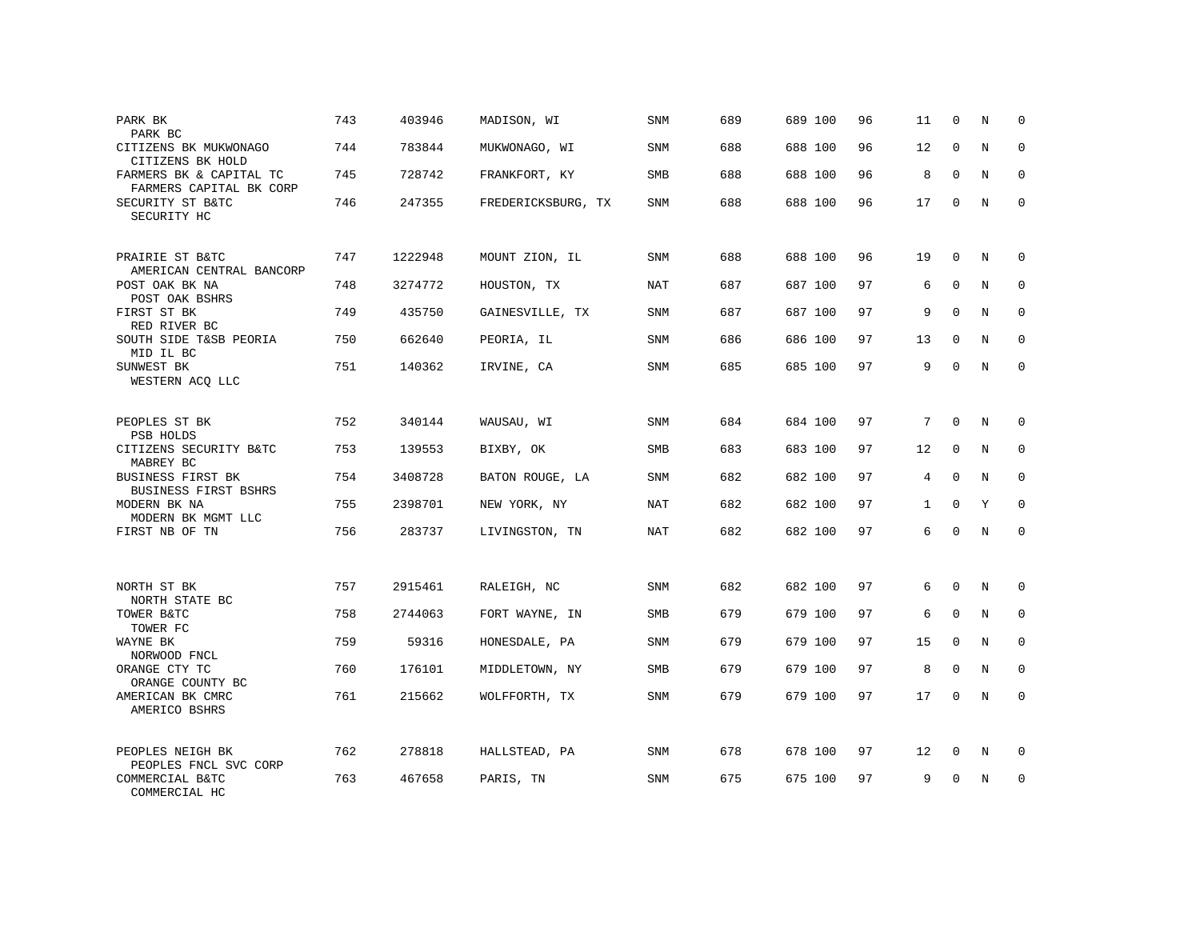| | | | | | | | | | | | | |
|---|---|---|---|---|---|---|---|---|---|---|---|---|
| PARK BK<br>PARK BC | 743 | 403946 | MADISON, WI | SNM | 689 | 689 | 100 | 96 | 11 | 0 | N | 0 |
| CITIZENS BK MUKWONAGO<br>CITIZENS BK HOLD | 744 | 783844 | MUKWONAGO, WI | SNM | 688 | 688 | 100 | 96 | 12 | 0 | N | 0 |
| FARMERS BK & CAPITAL TC<br>FARMERS CAPITAL BK CORP | 745 | 728742 | FRANKFORT, KY | SMB | 688 | 688 | 100 | 96 | 8 | 0 | N | 0 |
| SECURITY ST B&TC<br>SECURITY HC | 746 | 247355 | FREDERICKSBURG, TX | SNM | 688 | 688 | 100 | 96 | 17 | 0 | N | 0 |
| PRAIRIE ST B&TC<br>AMERICAN CENTRAL BANCORP | 747 | 1222948 | MOUNT ZION, IL | SNM | 688 | 688 | 100 | 96 | 19 | 0 | N | 0 |
| POST OAK BK NA<br>POST OAK BSHRS | 748 | 3274772 | HOUSTON, TX | NAT | 687 | 687 | 100 | 97 | 6 | 0 | N | 0 |
| FIRST ST BK<br>RED RIVER BC | 749 | 435750 | GAINESVILLE, TX | SNM | 687 | 687 | 100 | 97 | 9 | 0 | N | 0 |
| SOUTH SIDE T&SB PEORIA<br>MID IL BC | 750 | 662640 | PEORIA, IL | SNM | 686 | 686 | 100 | 97 | 13 | 0 | N | 0 |
| SUNWEST BK<br>WESTERN ACQ LLC | 751 | 140362 | IRVINE, CA | SNM | 685 | 685 | 100 | 97 | 9 | 0 | N | 0 |
| PEOPLES ST BK<br>PSB HOLDS | 752 | 340144 | WAUSAU, WI | SNM | 684 | 684 | 100 | 97 | 7 | 0 | N | 0 |
| CITIZENS SECURITY B&TC<br>MABREY BC | 753 | 139553 | BIXBY, OK | SMB | 683 | 683 | 100 | 97 | 12 | 0 | N | 0 |
| BUSINESS FIRST BK<br>BUSINESS FIRST BSHRS | 754 | 3408728 | BATON ROUGE, LA | SNM | 682 | 682 | 100 | 97 | 4 | 0 | N | 0 |
| MODERN BK NA<br>MODERN BK MGMT LLC | 755 | 2398701 | NEW YORK, NY | NAT | 682 | 682 | 100 | 97 | 1 | 0 | Y | 0 |
| FIRST NB OF TN | 756 | 283737 | LIVINGSTON, TN | NAT | 682 | 682 | 100 | 97 | 6 | 0 | N | 0 |
| NORTH ST BK<br>NORTH STATE BC | 757 | 2915461 | RALEIGH, NC | SNM | 682 | 682 | 100 | 97 | 6 | 0 | N | 0 |
| TOWER B&TC<br>TOWER FC | 758 | 2744063 | FORT WAYNE, IN | SMB | 679 | 679 | 100 | 97 | 6 | 0 | N | 0 |
| WAYNE BK<br>NORWOOD FNCL | 759 | 59316 | HONESDALE, PA | SNM | 679 | 679 | 100 | 97 | 15 | 0 | N | 0 |
| ORANGE CTY TC<br>ORANGE COUNTY BC | 760 | 176101 | MIDDLETOWN, NY | SMB | 679 | 679 | 100 | 97 | 8 | 0 | N | 0 |
| AMERICAN BK CMRC<br>AMERICO BSHRS | 761 | 215662 | WOLFFORTH, TX | SNM | 679 | 679 | 100 | 97 | 17 | 0 | N | 0 |
| PEOPLES NEIGH BK<br>PEOPLES FNCL SVC CORP | 762 | 278818 | HALLSTEAD, PA | SNM | 678 | 678 | 100 | 97 | 12 | 0 | N | 0 |
| COMMERCIAL B&TC<br>COMMERCIAL HC | 763 | 467658 | PARIS, TN | SNM | 675 | 675 | 100 | 97 | 9 | 0 | N | 0 |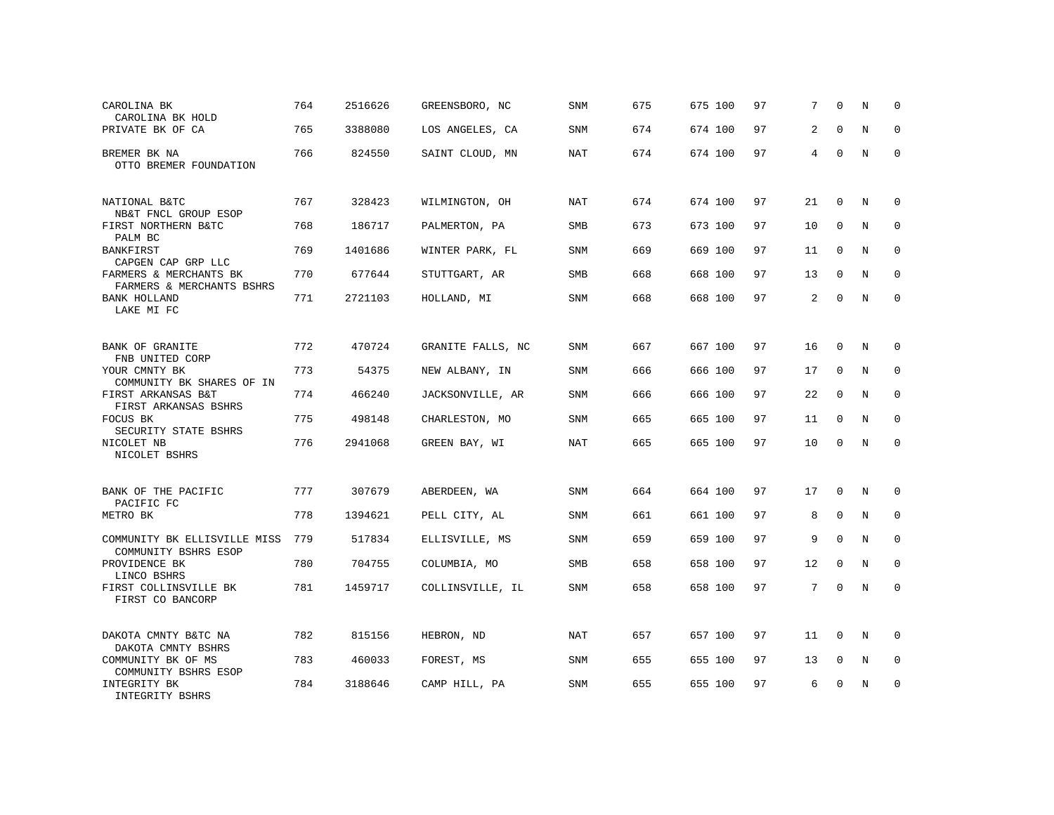| | | | | | | | | | | | |
|---|---|---|---|---|---|---|---|---|---|---|---|
| CAROLINA BK<br>CAROLINA BK HOLD | 764 | 2516626 | GREENSBORO, NC | SNM | 675 | 675 100 | 97 | 7 | 0 | N | 0 |
| PRIVATE BK OF CA | 765 | 3388080 | LOS ANGELES, CA | SNM | 674 | 674 100 | 97 | 2 | 0 | N | 0 |
| BREMER BK NA<br>OTTO BREMER FOUNDATION | 766 | 824550 | SAINT CLOUD, MN | NAT | 674 | 674 100 | 97 | 4 | 0 | N | 0 |
| NATIONAL B&TC<br>NB&T FNCL GROUP ESOP | 767 | 328423 | WILMINGTON, OH | NAT | 674 | 674 100 | 97 | 21 | 0 | N | 0 |
| FIRST NORTHERN B&TC<br>PALM BC | 768 | 186717 | PALMERTON, PA | SMB | 673 | 673 100 | 97 | 10 | 0 | N | 0 |
| BANKFIRST<br>CAPGEN CAP GRP LLC | 769 | 1401686 | WINTER PARK, FL | SNM | 669 | 669 100 | 97 | 11 | 0 | N | 0 |
| FARMERS & MERCHANTS BK<br>FARMERS & MERCHANTS BSHRS | 770 | 677644 | STUTTGART, AR | SMB | 668 | 668 100 | 97 | 13 | 0 | N | 0 |
| BANK HOLLAND<br>LAKE MI FC | 771 | 2721103 | HOLLAND, MI | SNM | 668 | 668 100 | 97 | 2 | 0 | N | 0 |
| BANK OF GRANITE<br>FNB UNITED CORP | 772 | 470724 | GRANITE FALLS, NC | SNM | 667 | 667 100 | 97 | 16 | 0 | N | 0 |
| YOUR CMNTY BK<br>COMMUNITY BK SHARES OF IN | 773 | 54375 | NEW ALBANY, IN | SNM | 666 | 666 100 | 97 | 17 | 0 | N | 0 |
| FIRST ARKANSAS B&T<br>FIRST ARKANSAS BSHRS | 774 | 466240 | JACKSONVILLE, AR | SNM | 666 | 666 100 | 97 | 22 | 0 | N | 0 |
| FOCUS BK<br>SECURITY STATE BSHRS | 775 | 498148 | CHARLESTON, MO | SNM | 665 | 665 100 | 97 | 11 | 0 | N | 0 |
| NICOLET NB<br>NICOLET BSHRS | 776 | 2941068 | GREEN BAY, WI | NAT | 665 | 665 100 | 97 | 10 | 0 | N | 0 |
| BANK OF THE PACIFIC<br>PACIFIC FC | 777 | 307679 | ABERDEEN, WA | SNM | 664 | 664 100 | 97 | 17 | 0 | N | 0 |
| METRO BK | 778 | 1394621 | PELL CITY, AL | SNM | 661 | 661 100 | 97 | 8 | 0 | N | 0 |
| COMMUNITY BK ELLISVILLE MISS<br>COMMUNITY BSHRS ESOP | 779 | 517834 | ELLISVILLE, MS | SNM | 659 | 659 100 | 97 | 9 | 0 | N | 0 |
| PROVIDENCE BK<br>LINCO BSHRS | 780 | 704755 | COLUMBIA, MO | SMB | 658 | 658 100 | 97 | 12 | 0 | N | 0 |
| FIRST COLLINSVILLE BK<br>FIRST CO BANCORP | 781 | 1459717 | COLLINSVILLE, IL | SNM | 658 | 658 100 | 97 | 7 | 0 | N | 0 |
| DAKOTA CMNTY B&TC NA<br>DAKOTA CMNTY BSHRS | 782 | 815156 | HEBRON, ND | NAT | 657 | 657 100 | 97 | 11 | 0 | N | 0 |
| COMMUNITY BK OF MS<br>COMMUNITY BSHRS ESOP | 783 | 460033 | FOREST, MS | SNM | 655 | 655 100 | 97 | 13 | 0 | N | 0 |
| INTEGRITY BK<br>INTEGRITY BSHRS | 784 | 3188646 | CAMP HILL, PA | SNM | 655 | 655 100 | 97 | 6 | 0 | N | 0 |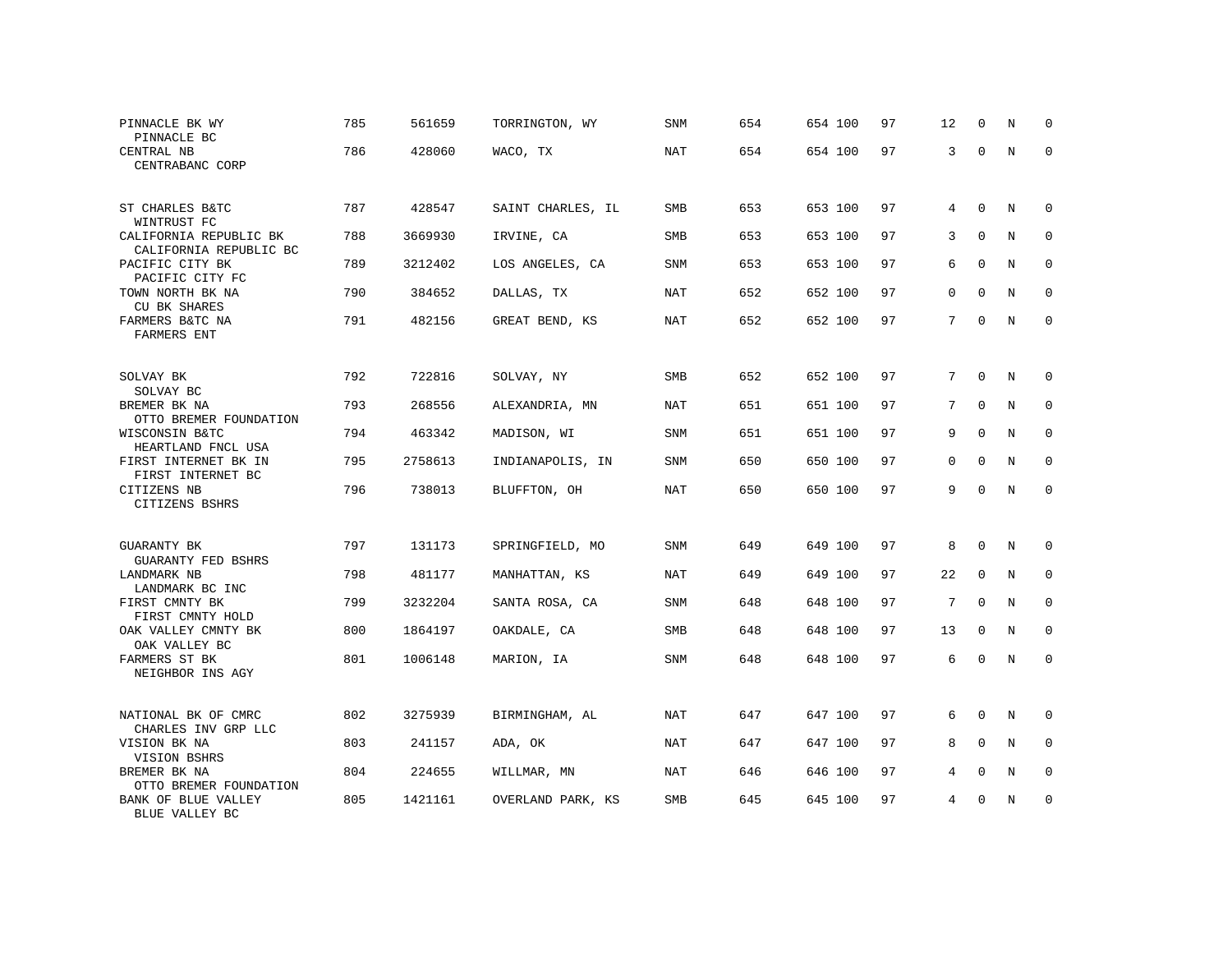| | | | | | | | | | | | | |
|---|---|---|---|---|---|---|---|---|---|---|---|---|
| PINNACLE BK WY<br>PINNACLE BC | 785 | 561659 | TORRINGTON, WY | SNM | 654 | 654 | 100 | 97 | 12 | 0 | N | 0 |
| CENTRAL NB<br>CENTRABANC CORP | 786 | 428060 | WACO, TX | NAT | 654 | 654 | 100 | 97 | 3 | 0 | N | 0 |
| ST CHARLES B&TC<br>WINTRUST FC | 787 | 428547 | SAINT CHARLES, IL | SMB | 653 | 653 | 100 | 97 | 4 | 0 | N | 0 |
| CALIFORNIA REPUBLIC BK<br>CALIFORNIA REPUBLIC BC | 788 | 3669930 | IRVINE, CA | SMB | 653 | 653 | 100 | 97 | 3 | 0 | N | 0 |
| PACIFIC CITY BK<br>PACIFIC CITY FC | 789 | 3212402 | LOS ANGELES, CA | SNM | 653 | 653 | 100 | 97 | 6 | 0 | N | 0 |
| TOWN NORTH BK NA<br>CU BK SHARES | 790 | 384652 | DALLAS, TX | NAT | 652 | 652 | 100 | 97 | 0 | 0 | N | 0 |
| FARMERS B&TC NA<br>FARMERS ENT | 791 | 482156 | GREAT BEND, KS | NAT | 652 | 652 | 100 | 97 | 7 | 0 | N | 0 |
| SOLVAY BK<br>SOLVAY BC | 792 | 722816 | SOLVAY, NY | SMB | 652 | 652 | 100 | 97 | 7 | 0 | N | 0 |
| BREMER BK NA<br>OTTO BREMER FOUNDATION | 793 | 268556 | ALEXANDRIA, MN | NAT | 651 | 651 | 100 | 97 | 7 | 0 | N | 0 |
| WISCONSIN B&TC<br>HEARTLAND FNCL USA | 794 | 463342 | MADISON, WI | SNM | 651 | 651 | 100 | 97 | 9 | 0 | N | 0 |
| FIRST INTERNET BK IN<br>FIRST INTERNET BC | 795 | 2758613 | INDIANAPOLIS, IN | SNM | 650 | 650 | 100 | 97 | 0 | 0 | N | 0 |
| CITIZENS NB<br>CITIZENS BSHRS | 796 | 738013 | BLUFFTON, OH | NAT | 650 | 650 | 100 | 97 | 9 | 0 | N | 0 |
| GUARANTY BK<br>GUARANTY FED BSHRS | 797 | 131173 | SPRINGFIELD, MO | SNM | 649 | 649 | 100 | 97 | 8 | 0 | N | 0 |
| LANDMARK NB<br>LANDMARK BC INC | 798 | 481177 | MANHATTAN, KS | NAT | 649 | 649 | 100 | 97 | 22 | 0 | N | 0 |
| FIRST CMNTY BK<br>FIRST CMNTY HOLD | 799 | 3232204 | SANTA ROSA, CA | SNM | 648 | 648 | 100 | 97 | 7 | 0 | N | 0 |
| OAK VALLEY CMNTY BK<br>OAK VALLEY BC | 800 | 1864197 | OAKDALE, CA | SMB | 648 | 648 | 100 | 97 | 13 | 0 | N | 0 |
| FARMERS ST BK<br>NEIGHBOR INS AGY | 801 | 1006148 | MARION, IA | SNM | 648 | 648 | 100 | 97 | 6 | 0 | N | 0 |
| NATIONAL BK OF CMRC<br>CHARLES INV GRP LLC | 802 | 3275939 | BIRMINGHAM, AL | NAT | 647 | 647 | 100 | 97 | 6 | 0 | N | 0 |
| VISION BK NA<br>VISION BSHRS | 803 | 241157 | ADA, OK | NAT | 647 | 647 | 100 | 97 | 8 | 0 | N | 0 |
| BREMER BK NA<br>OTTO BREMER FOUNDATION | 804 | 224655 | WILLMAR, MN | NAT | 646 | 646 | 100 | 97 | 4 | 0 | N | 0 |
| BANK OF BLUE VALLEY<br>BLUE VALLEY BC | 805 | 1421161 | OVERLAND PARK, KS | SMB | 645 | 645 | 100 | 97 | 4 | 0 | N | 0 |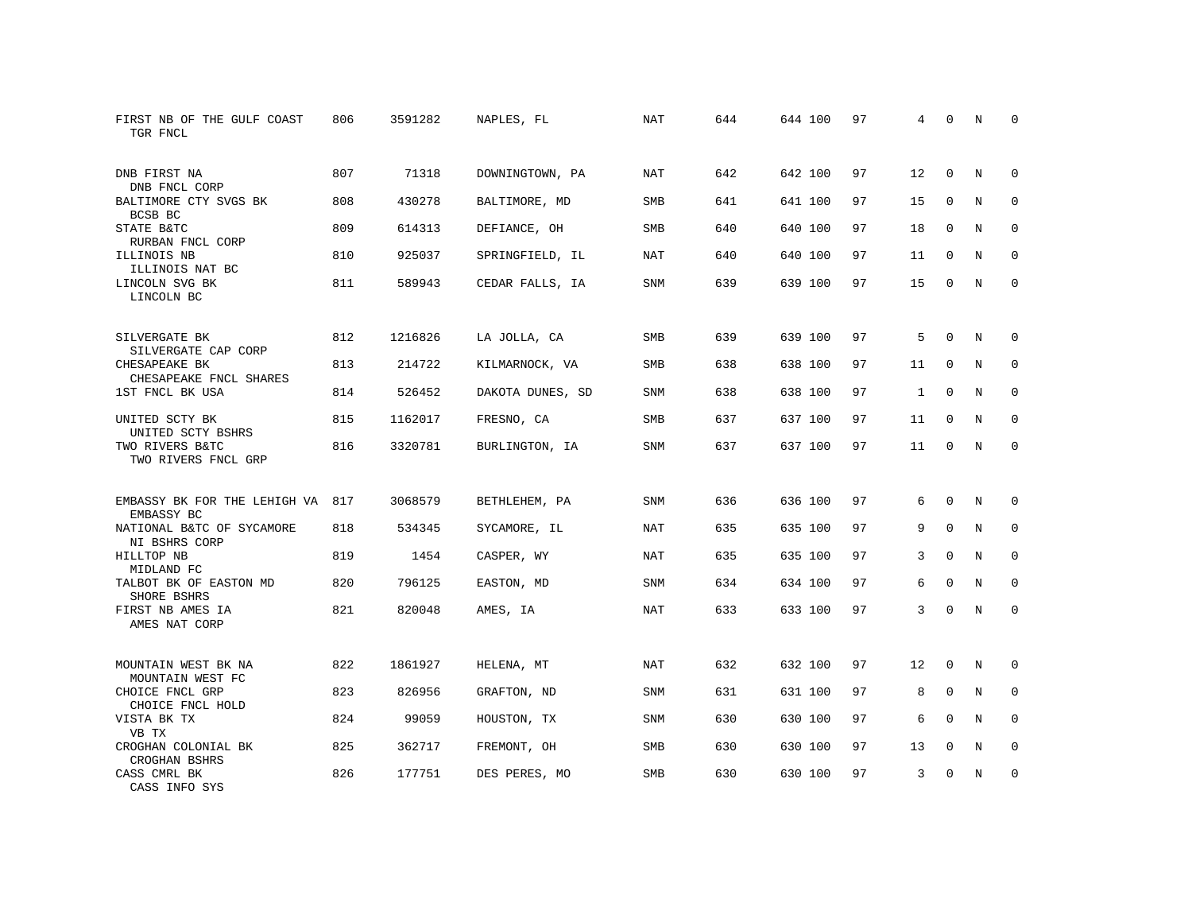| Bank / Holding Company | Rank | ID | Location | Type | | | | | | | | |
|---|---|---|---|---|---|---|---|---|---|---|---|---|
| FIRST NB OF THE GULF COAST<br>TGR FNCL | 806 | 3591282 | NAPLES, FL | NAT | 644 | 644 | 100 | 97 | 4 | 0 | N | 0 |
| DNB FIRST NA<br>DNB FNCL CORP | 807 | 71318 | DOWNINGTOWN, PA | NAT | 642 | 642 | 100 | 97 | 12 | 0 | N | 0 |
| BALTIMORE CTY SVGS BK<br>BCSB BC | 808 | 430278 | BALTIMORE, MD | SMB | 641 | 641 | 100 | 97 | 15 | 0 | N | 0 |
| STATE B&TC<br>RURBAN FNCL CORP | 809 | 614313 | DEFIANCE, OH | SMB | 640 | 640 | 100 | 97 | 18 | 0 | N | 0 |
| ILLINOIS NB<br>ILLINOIS NAT BC | 810 | 925037 | SPRINGFIELD, IL | NAT | 640 | 640 | 100 | 97 | 11 | 0 | N | 0 |
| LINCOLN SVG BK<br>LINCOLN BC | 811 | 589943 | CEDAR FALLS, IA | SNM | 639 | 639 | 100 | 97 | 15 | 0 | N | 0 |
| SILVERGATE BK<br>SILVERGATE CAP CORP | 812 | 1216826 | LA JOLLA, CA | SMB | 639 | 639 | 100 | 97 | 5 | 0 | N | 0 |
| CHESAPEAKE BK<br>CHESAPEAKE FNCL SHARES | 813 | 214722 | KILMARNOCK, VA | SMB | 638 | 638 | 100 | 97 | 11 | 0 | N | 0 |
| 1ST FNCL BK USA | 814 | 526452 | DAKOTA DUNES, SD | SNM | 638 | 638 | 100 | 97 | 1 | 0 | N | 0 |
| UNITED SCTY BK<br>UNITED SCTY BSHRS | 815 | 1162017 | FRESNO, CA | SMB | 637 | 637 | 100 | 97 | 11 | 0 | N | 0 |
| TWO RIVERS B&TC<br>TWO RIVERS FNCL GRP | 816 | 3320781 | BURLINGTON, IA | SNM | 637 | 637 | 100 | 97 | 11 | 0 | N | 0 |
| EMBASSY BK FOR THE LEHIGH VA<br>EMBASSY BC | 817 | 3068579 | BETHLEHEM, PA | SNM | 636 | 636 | 100 | 97 | 6 | 0 | N | 0 |
| NATIONAL B&TC OF SYCAMORE<br>NI BSHRS CORP | 818 | 534345 | SYCAMORE, IL | NAT | 635 | 635 | 100 | 97 | 9 | 0 | N | 0 |
| HILLTOP NB<br>MIDLAND FC | 819 | 1454 | CASPER, WY | NAT | 635 | 635 | 100 | 97 | 3 | 0 | N | 0 |
| TALBOT BK OF EASTON MD<br>SHORE BSHRS | 820 | 796125 | EASTON, MD | SNM | 634 | 634 | 100 | 97 | 6 | 0 | N | 0 |
| FIRST NB AMES IA<br>AMES NAT CORP | 821 | 820048 | AMES, IA | NAT | 633 | 633 | 100 | 97 | 3 | 0 | N | 0 |
| MOUNTAIN WEST BK NA<br>MOUNTAIN WEST FC | 822 | 1861927 | HELENA, MT | NAT | 632 | 632 | 100 | 97 | 12 | 0 | N | 0 |
| CHOICE FNCL GRP<br>CHOICE FNCL HOLD | 823 | 826956 | GRAFTON, ND | SNM | 631 | 631 | 100 | 97 | 8 | 0 | N | 0 |
| VISTA BK TX<br>VB TX | 824 | 99059 | HOUSTON, TX | SNM | 630 | 630 | 100 | 97 | 6 | 0 | N | 0 |
| CROGHAN COLONIAL BK<br>CROGHAN BSHRS | 825 | 362717 | FREMONT, OH | SMB | 630 | 630 | 100 | 97 | 13 | 0 | N | 0 |
| CASS CMRL BK<br>CASS INFO SYS | 826 | 177751 | DES PERES, MO | SMB | 630 | 630 | 100 | 97 | 3 | 0 | N | 0 |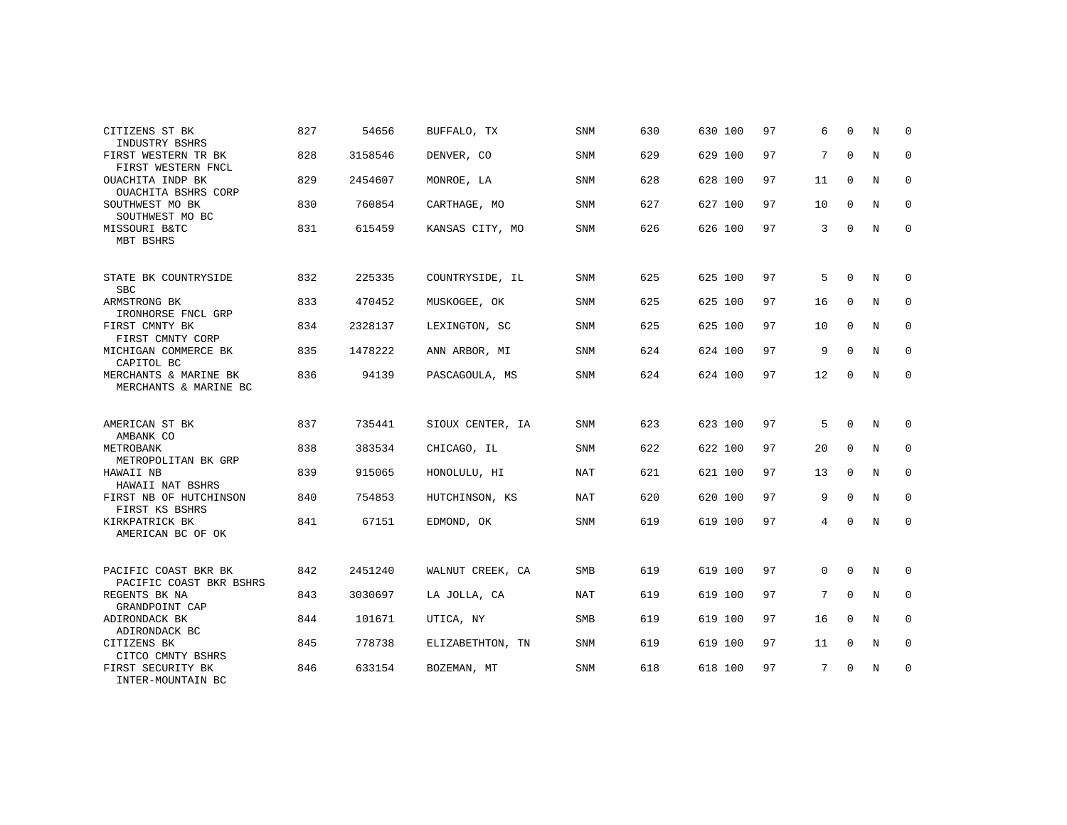| | | | | | | | | | | | |
|---|---|---|---|---|---|---|---|---|---|---|---|
| CITIZENS ST BK<br>INDUSTRY BSHRS | 827 | 54656 | BUFFALO, TX | SNM | 630 | 630 100 | 97 | 6 | 0 | N | 0 |
| FIRST WESTERN TR BK<br>FIRST WESTERN FNCL | 828 | 3158546 | DENVER, CO | SNM | 629 | 629 100 | 97 | 7 | 0 | N | 0 |
| OUACHITA INDP BK<br>OUACHITA BSHRS CORP | 829 | 2454607 | MONROE, LA | SNM | 628 | 628 100 | 97 | 11 | 0 | N | 0 |
| SOUTHWEST MO BK<br>SOUTHWEST MO BC | 830 | 760854 | CARTHAGE, MO | SNM | 627 | 627 100 | 97 | 10 | 0 | N | 0 |
| MISSOURI B&TC<br>MBT BSHRS | 831 | 615459 | KANSAS CITY, MO | SNM | 626 | 626 100 | 97 | 3 | 0 | N | 0 |
| STATE BK COUNTRYSIDE<br>SBC | 832 | 225335 | COUNTRYSIDE, IL | SNM | 625 | 625 100 | 97 | 5 | 0 | N | 0 |
| ARMSTRONG BK<br>IRONHORSE FNCL GRP | 833 | 470452 | MUSKOGEE, OK | SNM | 625 | 625 100 | 97 | 16 | 0 | N | 0 |
| FIRST CMNTY BK<br>FIRST CMNTY CORP | 834 | 2328137 | LEXINGTON, SC | SNM | 625 | 625 100 | 97 | 10 | 0 | N | 0 |
| MICHIGAN COMMERCE BK<br>CAPITOL BC | 835 | 1478222 | ANN ARBOR, MI | SNM | 624 | 624 100 | 97 | 9 | 0 | N | 0 |
| MERCHANTS & MARINE BK<br>MERCHANTS & MARINE BC | 836 | 94139 | PASCAGOULA, MS | SNM | 624 | 624 100 | 97 | 12 | 0 | N | 0 |
| AMERICAN ST BK<br>AMBANK CO | 837 | 735441 | SIOUX CENTER, IA | SNM | 623 | 623 100 | 97 | 5 | 0 | N | 0 |
| METROBANK<br>METROPOLITAN BK GRP | 838 | 383534 | CHICAGO, IL | SNM | 622 | 622 100 | 97 | 20 | 0 | N | 0 |
| HAWAII NB<br>HAWAII NAT BSHRS | 839 | 915065 | HONOLULU, HI | NAT | 621 | 621 100 | 97 | 13 | 0 | N | 0 |
| FIRST NB OF HUTCHINSON<br>FIRST KS BSHRS | 840 | 754853 | HUTCHINSON, KS | NAT | 620 | 620 100 | 97 | 9 | 0 | N | 0 |
| KIRKPATRICK BK<br>AMERICAN BC OF OK | 841 | 67151 | EDMOND, OK | SNM | 619 | 619 100 | 97 | 4 | 0 | N | 0 |
| PACIFIC COAST BKR BK<br>PACIFIC COAST BKR BSHRS | 842 | 2451240 | WALNUT CREEK, CA | SMB | 619 | 619 100 | 97 | 0 | 0 | N | 0 |
| REGENTS BK NA<br>GRANDPOINT CAP | 843 | 3030697 | LA JOLLA, CA | NAT | 619 | 619 100 | 97 | 7 | 0 | N | 0 |
| ADIRONDACK BK<br>ADIRONDACK BC | 844 | 101671 | UTICA, NY | SMB | 619 | 619 100 | 97 | 16 | 0 | N | 0 |
| CITIZENS BK<br>CITCO CMNTY BSHRS | 845 | 778738 | ELIZABETHTON, TN | SNM | 619 | 619 100 | 97 | 11 | 0 | N | 0 |
| FIRST SECURITY BK<br>INTER-MOUNTAIN BC | 846 | 633154 | BOZEMAN, MT | SNM | 618 | 618 100 | 97 | 7 | 0 | N | 0 |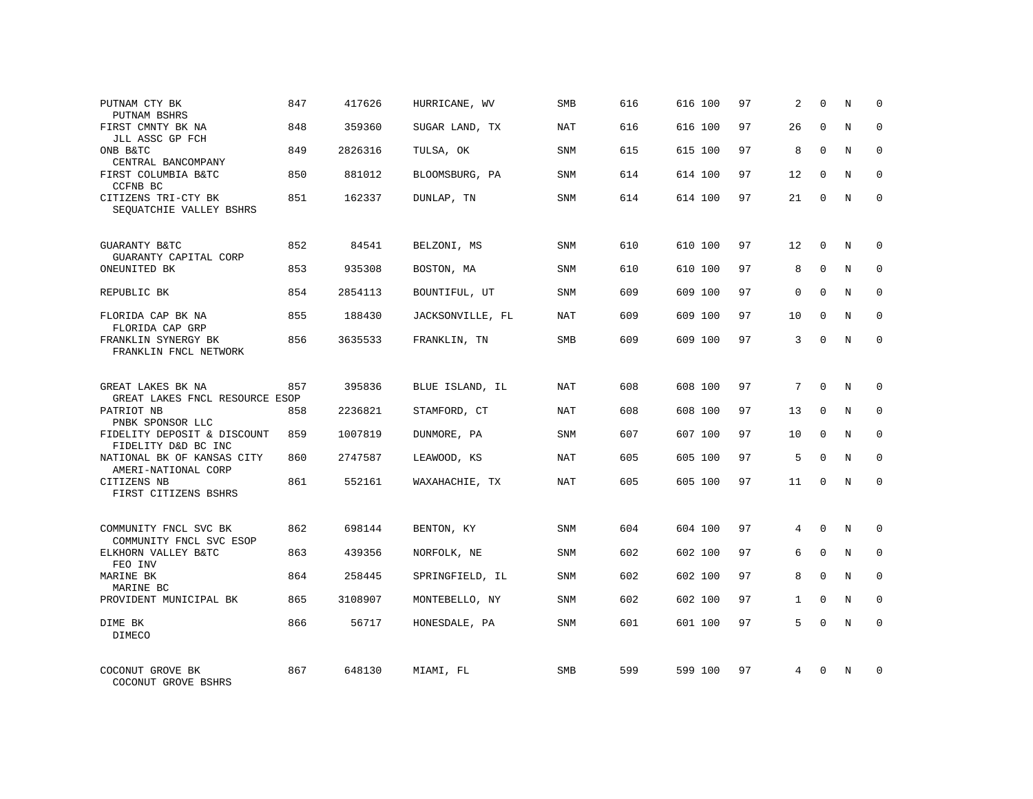| | | | | | | | | | | | | |
|---|---|---|---|---|---|---|---|---|---|---|---|---|
| PUTNAM CTY BK<br>PUTNAM BSHRS | 847 | 417626 | HURRICANE, WV | SMB | 616 | 616 | 100 | 97 | 2 | 0 | N | 0 |
| FIRST CMNTY BK NA<br>JLL ASSC GP FCH | 848 | 359360 | SUGAR LAND, TX | NAT | 616 | 616 | 100 | 97 | 26 | 0 | N | 0 |
| ONB B&TC<br>CENTRAL BANCOMPANY | 849 | 2826316 | TULSA, OK | SNM | 615 | 615 | 100 | 97 | 8 | 0 | N | 0 |
| FIRST COLUMBIA B&TC<br>CCFNB BC | 850 | 881012 | BLOOMSBURG, PA | SNM | 614 | 614 | 100 | 97 | 12 | 0 | N | 0 |
| CITIZENS TRI-CTY BK<br>SEQUATCHIE VALLEY BSHRS | 851 | 162337 | DUNLAP, TN | SNM | 614 | 614 | 100 | 97 | 21 | 0 | N | 0 |
| GUARANTY B&TC<br>GUARANTY CAPITAL CORP | 852 | 84541 | BELZONI, MS | SNM | 610 | 610 | 100 | 97 | 12 | 0 | N | 0 |
| ONEUNITED BK | 853 | 935308 | BOSTON, MA | SNM | 610 | 610 | 100 | 97 | 8 | 0 | N | 0 |
| REPUBLIC BK | 854 | 2854113 | BOUNTIFUL, UT | SNM | 609 | 609 | 100 | 97 | 0 | 0 | N | 0 |
| FLORIDA CAP BK NA<br>FLORIDA CAP GRP | 855 | 188430 | JACKSONVILLE, FL | NAT | 609 | 609 | 100 | 97 | 10 | 0 | N | 0 |
| FRANKLIN SYNERGY BK<br>FRANKLIN FNCL NETWORK | 856 | 3635533 | FRANKLIN, TN | SMB | 609 | 609 | 100 | 97 | 3 | 0 | N | 0 |
| GREAT LAKES BK NA<br>GREAT LAKES FNCL RESOURCE ESOP | 857 | 395836 | BLUE ISLAND, IL | NAT | 608 | 608 | 100 | 97 | 7 | 0 | N | 0 |
| PATRIOT NB<br>PNBK SPONSOR LLC | 858 | 2236821 | STAMFORD, CT | NAT | 608 | 608 | 100 | 97 | 13 | 0 | N | 0 |
| FIDELITY DEPOSIT & DISCOUNT<br>FIDELITY D&D BC INC | 859 | 1007819 | DUNMORE, PA | SNM | 607 | 607 | 100 | 97 | 10 | 0 | N | 0 |
| NATIONAL BK OF KANSAS CITY<br>AMERI-NATIONAL CORP | 860 | 2747587 | LEAWOOD, KS | NAT | 605 | 605 | 100 | 97 | 5 | 0 | N | 0 |
| CITIZENS NB<br>FIRST CITIZENS BSHRS | 861 | 552161 | WAXAHACHIE, TX | NAT | 605 | 605 | 100 | 97 | 11 | 0 | N | 0 |
| COMMUNITY FNCL SVC BK<br>COMMUNITY FNCL SVC ESOP | 862 | 698144 | BENTON, KY | SNM | 604 | 604 | 100 | 97 | 4 | 0 | N | 0 |
| ELKHORN VALLEY B&TC<br>FEO INV | 863 | 439356 | NORFOLK, NE | SNM | 602 | 602 | 100 | 97 | 6 | 0 | N | 0 |
| MARINE BK<br>MARINE BC | 864 | 258445 | SPRINGFIELD, IL | SNM | 602 | 602 | 100 | 97 | 8 | 0 | N | 0 |
| PROVIDENT MUNICIPAL BK | 865 | 3108907 | MONTEBELLO, NY | SNM | 602 | 602 | 100 | 97 | 1 | 0 | N | 0 |
| DIME BK<br>DIMECO | 866 | 56717 | HONESDALE, PA | SNM | 601 | 601 | 100 | 97 | 5 | 0 | N | 0 |
| COCONUT GROVE BK<br>COCONUT GROVE BSHRS | 867 | 648130 | MIAMI, FL | SMB | 599 | 599 | 100 | 97 | 4 | 0 | N | 0 |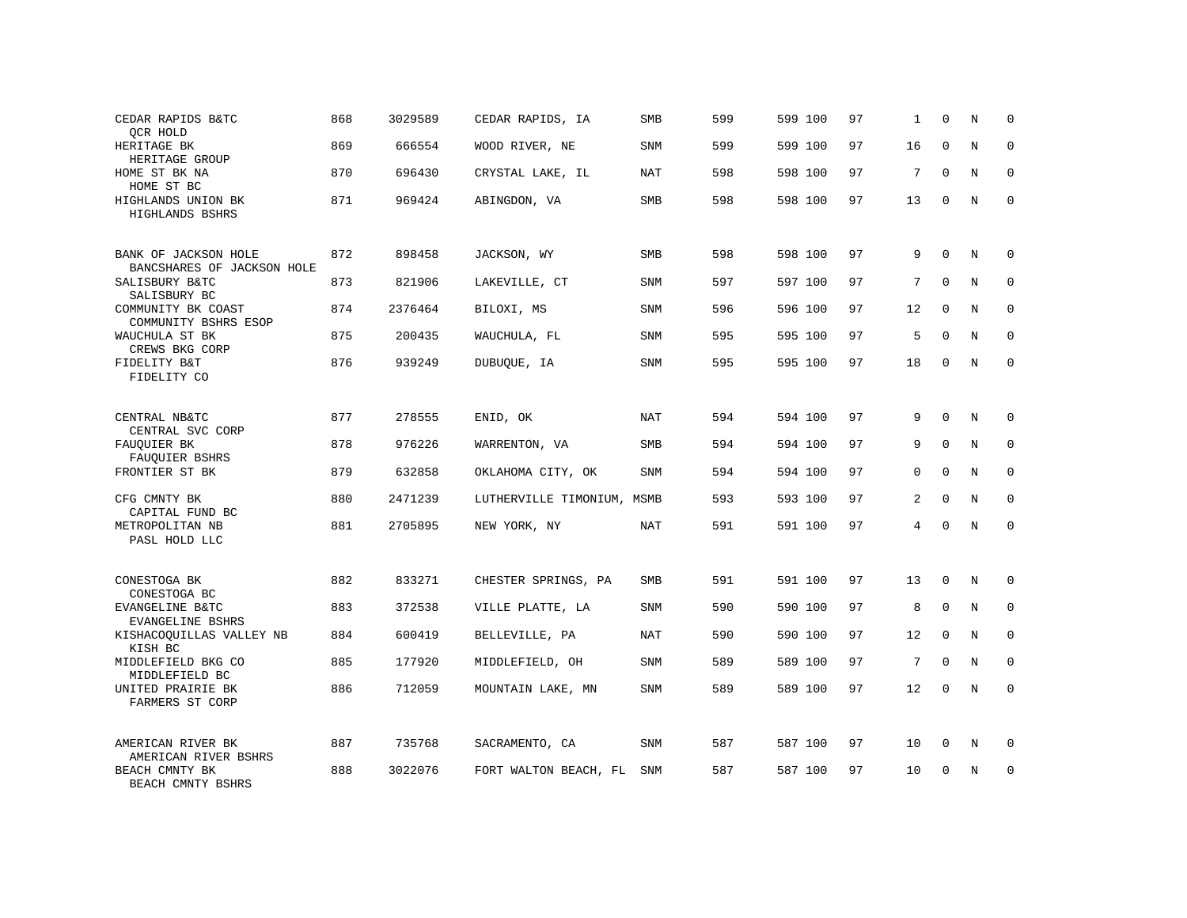| | | | | | | | | | | | | |
|---|---|---|---|---|---|---|---|---|---|---|---|---|
| CEDAR RAPIDS B&TC<br>QCR HOLD | 868 | 3029589 | CEDAR RAPIDS, IA | SMB | 599 | 599 | 100 | 97 | 1 | 0 | N | 0 |
| HERITAGE BK<br>HERITAGE GROUP | 869 | 666554 | WOOD RIVER, NE | SNM | 599 | 599 | 100 | 97 | 16 | 0 | N | 0 |
| HOME ST BK NA<br>HOME ST BC | 870 | 696430 | CRYSTAL LAKE, IL | NAT | 598 | 598 | 100 | 97 | 7 | 0 | N | 0 |
| HIGHLANDS UNION BK<br>HIGHLANDS BSHRS | 871 | 969424 | ABINGDON, VA | SMB | 598 | 598 | 100 | 97 | 13 | 0 | N | 0 |
| BANK OF JACKSON HOLE<br>BANCSHARES OF JACKSON HOLE | 872 | 898458 | JACKSON, WY | SMB | 598 | 598 | 100 | 97 | 9 | 0 | N | 0 |
| SALISBURY B&TC<br>SALISBURY BC | 873 | 821906 | LAKEVILLE, CT | SNM | 597 | 597 | 100 | 97 | 7 | 0 | N | 0 |
| COMMUNITY BK COAST<br>COMMUNITY BSHRS ESOP | 874 | 2376464 | BILOXI, MS | SNM | 596 | 596 | 100 | 97 | 12 | 0 | N | 0 |
| WAUCHULA ST BK<br>CREWS BKG CORP | 875 | 200435 | WAUCHULA, FL | SNM | 595 | 595 | 100 | 97 | 5 | 0 | N | 0 |
| FIDELITY B&T<br>FIDELITY CO | 876 | 939249 | DUBUQUE, IA | SNM | 595 | 595 | 100 | 97 | 18 | 0 | N | 0 |
| CENTRAL NB&TC<br>CENTRAL SVC CORP | 877 | 278555 | ENID, OK | NAT | 594 | 594 | 100 | 97 | 9 | 0 | N | 0 |
| FAUQUIER BK<br>FAUQUIER BSHRS | 878 | 976226 | WARRENTON, VA | SMB | 594 | 594 | 100 | 97 | 9 | 0 | N | 0 |
| FRONTIER ST BK | 879 | 632858 | OKLAHOMA CITY, OK | SNM | 594 | 594 | 100 | 97 | 0 | 0 | N | 0 |
| CFG CMNTY BK<br>CAPITAL FUND BC | 880 | 2471239 | LUTHERVILLE TIMONIUM, M | SMB | 593 | 593 | 100 | 97 | 2 | 0 | N | 0 |
| METROPOLITAN NB<br>PASL HOLD LLC | 881 | 2705895 | NEW YORK, NY | NAT | 591 | 591 | 100 | 97 | 4 | 0 | N | 0 |
| CONESTOGA BK<br>CONESTOGA BC | 882 | 833271 | CHESTER SPRINGS, PA | SMB | 591 | 591 | 100 | 97 | 13 | 0 | N | 0 |
| EVANGELINE B&TC<br>EVANGELINE BSHRS | 883 | 372538 | VILLE PLATTE, LA | SNM | 590 | 590 | 100 | 97 | 8 | 0 | N | 0 |
| KISHACOQUILLAS VALLEY NB<br>KISH BC | 884 | 600419 | BELLEVILLE, PA | NAT | 590 | 590 | 100 | 97 | 12 | 0 | N | 0 |
| MIDDLEFIELD BKG CO<br>MIDDLEFIELD BC | 885 | 177920 | MIDDLEFIELD, OH | SNM | 589 | 589 | 100 | 97 | 7 | 0 | N | 0 |
| UNITED PRAIRIE BK<br>FARMERS ST CORP | 886 | 712059 | MOUNTAIN LAKE, MN | SNM | 589 | 589 | 100 | 97 | 12 | 0 | N | 0 |
| AMERICAN RIVER BK<br>AMERICAN RIVER BSHRS | 887 | 735768 | SACRAMENTO, CA | SNM | 587 | 587 | 100 | 97 | 10 | 0 | N | 0 |
| BEACH CMNTY BK<br>BEACH CMNTY BSHRS | 888 | 3022076 | FORT WALTON BEACH, FL | SNM | 587 | 587 | 100 | 97 | 10 | 0 | N | 0 |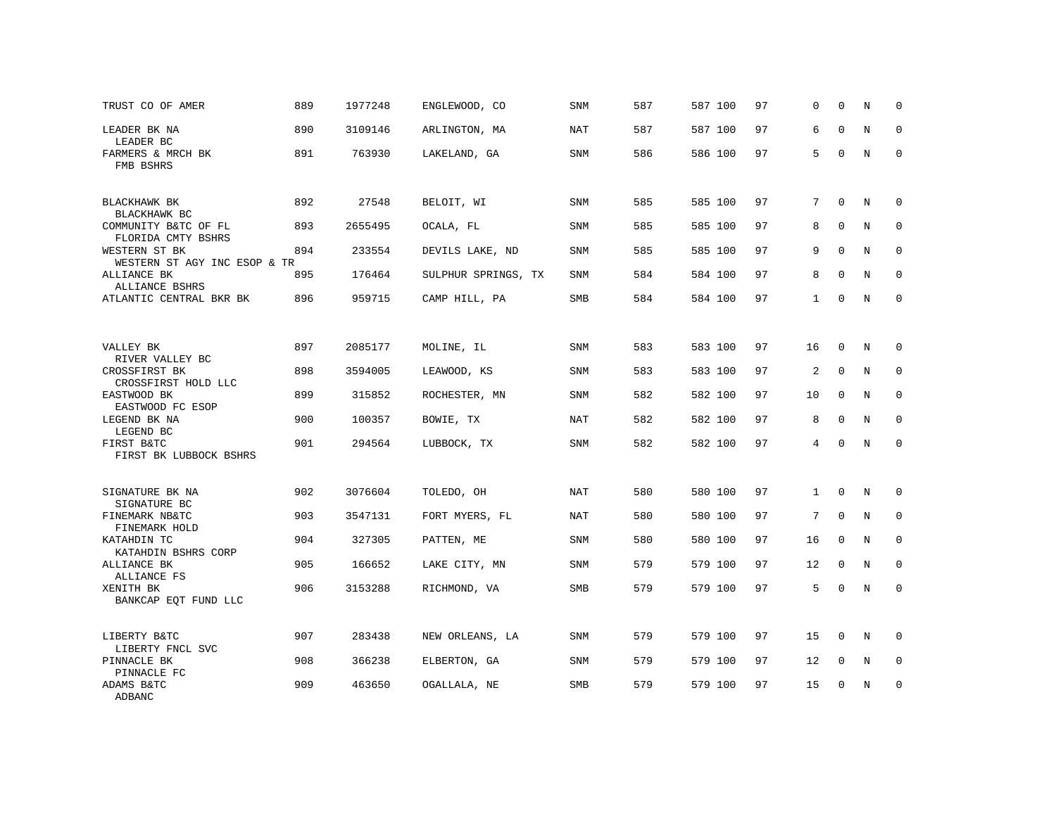| | | | | | | | | | | | |
|---|---|---|---|---|---|---|---|---|---|---|---|
| TRUST CO OF AMER | 889 | 1977248 | ENGLEWOOD, CO | SNM | 587 | 587 100 | 97 | 0 | 0 | N | 0 |
| LEADER BK NA<br>LEADER BC | 890 | 3109146 | ARLINGTON, MA | NAT | 587 | 587 100 | 97 | 6 | 0 | N | 0 |
| FARMERS & MRCH BK<br>FMB BSHRS | 891 | 763930 | LAKELAND, GA | SNM | 586 | 586 100 | 97 | 5 | 0 | N | 0 |
| BLACKHAWK BK<br>BLACKHAWK BC | 892 | 27548 | BELOIT, WI | SNM | 585 | 585 100 | 97 | 7 | 0 | N | 0 |
| COMMUNITY B&TC OF FL<br>FLORIDA CMTY BSHRS | 893 | 2655495 | OCALA, FL | SNM | 585 | 585 100 | 97 | 8 | 0 | N | 0 |
| WESTERN ST BK<br>WESTERN ST AGY INC ESOP & TR | 894 | 233554 | DEVILS LAKE, ND | SNM | 585 | 585 100 | 97 | 9 | 0 | N | 0 |
| ALLIANCE BK<br>ALLIANCE BSHRS | 895 | 176464 | SULPHUR SPRINGS, TX | SNM | 584 | 584 100 | 97 | 8 | 0 | N | 0 |
| ATLANTIC CENTRAL BKR BK | 896 | 959715 | CAMP HILL, PA | SMB | 584 | 584 100 | 97 | 1 | 0 | N | 0 |
| VALLEY BK<br>RIVER VALLEY BC | 897 | 2085177 | MOLINE, IL | SNM | 583 | 583 100 | 97 | 16 | 0 | N | 0 |
| CROSSFIRST BK<br>CROSSFIRST HOLD LLC | 898 | 3594005 | LEAWOOD, KS | SNM | 583 | 583 100 | 97 | 2 | 0 | N | 0 |
| EASTWOOD BK<br>EASTWOOD FC ESOP | 899 | 315852 | ROCHESTER, MN | SNM | 582 | 582 100 | 97 | 10 | 0 | N | 0 |
| LEGEND BK NA<br>LEGEND BC | 900 | 100357 | BOWIE, TX | NAT | 582 | 582 100 | 97 | 8 | 0 | N | 0 |
| FIRST B&TC<br>FIRST BK LUBBOCK BSHRS | 901 | 294564 | LUBBOCK, TX | SNM | 582 | 582 100 | 97 | 4 | 0 | N | 0 |
| SIGNATURE BK NA<br>SIGNATURE BC | 902 | 3076604 | TOLEDO, OH | NAT | 580 | 580 100 | 97 | 1 | 0 | N | 0 |
| FINEMARK NB&TC<br>FINEMARK HOLD | 903 | 3547131 | FORT MYERS, FL | NAT | 580 | 580 100 | 97 | 7 | 0 | N | 0 |
| KATAHDIN TC<br>KATAHDIN BSHRS CORP | 904 | 327305 | PATTEN, ME | SNM | 580 | 580 100 | 97 | 16 | 0 | N | 0 |
| ALLIANCE BK<br>ALLIANCE FS | 905 | 166652 | LAKE CITY, MN | SNM | 579 | 579 100 | 97 | 12 | 0 | N | 0 |
| XENITH BK<br>BANKCAP EQT FUND LLC | 906 | 3153288 | RICHMOND, VA | SMB | 579 | 579 100 | 97 | 5 | 0 | N | 0 |
| LIBERTY B&TC<br>LIBERTY FNCL SVC | 907 | 283438 | NEW ORLEANS, LA | SNM | 579 | 579 100 | 97 | 15 | 0 | N | 0 |
| PINNACLE BK<br>PINNACLE FC | 908 | 366238 | ELBERTON, GA | SNM | 579 | 579 100 | 97 | 12 | 0 | N | 0 |
| ADAMS B&TC<br>ADBANC | 909 | 463650 | OGALLALA, NE | SMB | 579 | 579 100 | 97 | 15 | 0 | N | 0 |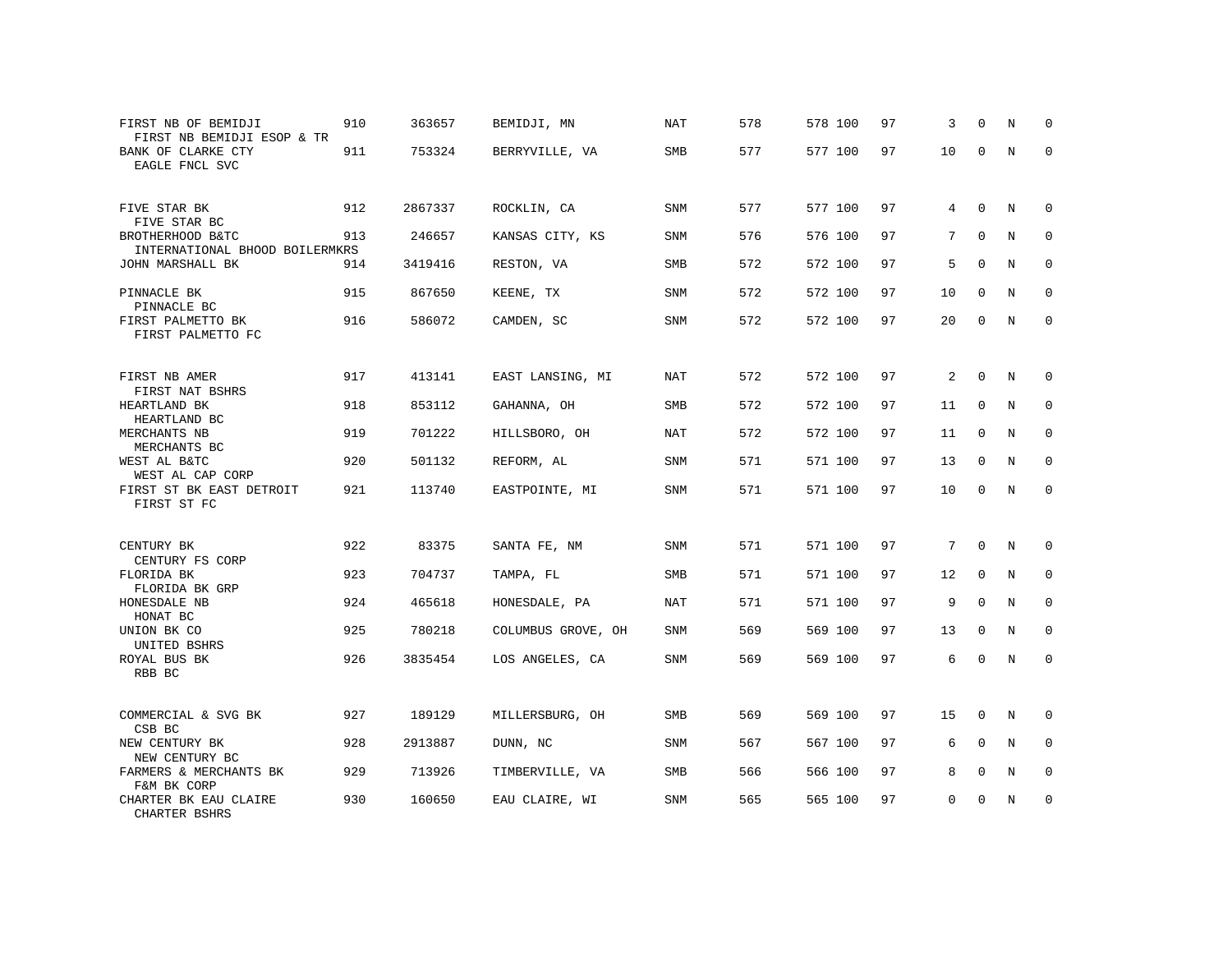| | | | | | | | | | | | | |
|---|---|---|---|---|---|---|---|---|---|---|---|---|
| FIRST NB OF BEMIDJI<br>FIRST NB BEMIDJI ESOP & TR | 910 | 363657 | BEMIDJI, MN | NAT | 578 | 578 | 100 | 97 | 3 | 0 | N | 0 |
| BANK OF CLARKE CTY<br>EAGLE FNCL SVC | 911 | 753324 | BERRYVILLE, VA | SMB | 577 | 577 | 100 | 97 | 10 | 0 | N | 0 |
| FIVE STAR BK<br>FIVE STAR BC | 912 | 2867337 | ROCKLIN, CA | SNM | 577 | 577 | 100 | 97 | 4 | 0 | N | 0 |
| BROTHERHOOD B&TC<br>INTERNATIONAL BHOOD BOILERMKRS | 913 | 246657 | KANSAS CITY, KS | SNM | 576 | 576 | 100 | 97 | 7 | 0 | N | 0 |
| JOHN MARSHALL BK | 914 | 3419416 | RESTON, VA | SMB | 572 | 572 | 100 | 97 | 5 | 0 | N | 0 |
| PINNACLE BK<br>PINNACLE BC | 915 | 867650 | KEENE, TX | SNM | 572 | 572 | 100 | 97 | 10 | 0 | N | 0 |
| FIRST PALMETTO BK<br>FIRST PALMETTO FC | 916 | 586072 | CAMDEN, SC | SNM | 572 | 572 | 100 | 97 | 20 | 0 | N | 0 |
| FIRST NB AMER<br>FIRST NAT BSHRS | 917 | 413141 | EAST LANSING, MI | NAT | 572 | 572 | 100 | 97 | 2 | 0 | N | 0 |
| HEARTLAND BK<br>HEARTLAND BC | 918 | 853112 | GAHANNA, OH | SMB | 572 | 572 | 100 | 97 | 11 | 0 | N | 0 |
| MERCHANTS NB<br>MERCHANTS BC | 919 | 701222 | HILLSBORO, OH | NAT | 572 | 572 | 100 | 97 | 11 | 0 | N | 0 |
| WEST AL B&TC<br>WEST AL CAP CORP | 920 | 501132 | REFORM, AL | SNM | 571 | 571 | 100 | 97 | 13 | 0 | N | 0 |
| FIRST ST BK EAST DETROIT<br>FIRST ST FC | 921 | 113740 | EASTPOINTE, MI | SNM | 571 | 571 | 100 | 97 | 10 | 0 | N | 0 |
| CENTURY BK<br>CENTURY FS CORP | 922 | 83375 | SANTA FE, NM | SNM | 571 | 571 | 100 | 97 | 7 | 0 | N | 0 |
| FLORIDA BK<br>FLORIDA BK GRP | 923 | 704737 | TAMPA, FL | SMB | 571 | 571 | 100 | 97 | 12 | 0 | N | 0 |
| HONESDALE NB<br>HONAT BC | 924 | 465618 | HONESDALE, PA | NAT | 571 | 571 | 100 | 97 | 9 | 0 | N | 0 |
| UNION BK CO<br>UNITED BSHRS | 925 | 780218 | COLUMBUS GROVE, OH | SNM | 569 | 569 | 100 | 97 | 13 | 0 | N | 0 |
| ROYAL BUS BK<br>RBB BC | 926 | 3835454 | LOS ANGELES, CA | SNM | 569 | 569 | 100 | 97 | 6 | 0 | N | 0 |
| COMMERCIAL & SVG BK<br>CSB BC | 927 | 189129 | MILLERSBURG, OH | SMB | 569 | 569 | 100 | 97 | 15 | 0 | N | 0 |
| NEW CENTURY BK<br>NEW CENTURY BC | 928 | 2913887 | DUNN, NC | SNM | 567 | 567 | 100 | 97 | 6 | 0 | N | 0 |
| FARMERS & MERCHANTS BK<br>F&M BK CORP | 929 | 713926 | TIMBERVILLE, VA | SMB | 566 | 566 | 100 | 97 | 8 | 0 | N | 0 |
| CHARTER BK EAU CLAIRE<br>CHARTER BSHRS | 930 | 160650 | EAU CLAIRE, WI | SNM | 565 | 565 | 100 | 97 | 0 | 0 | N | 0 |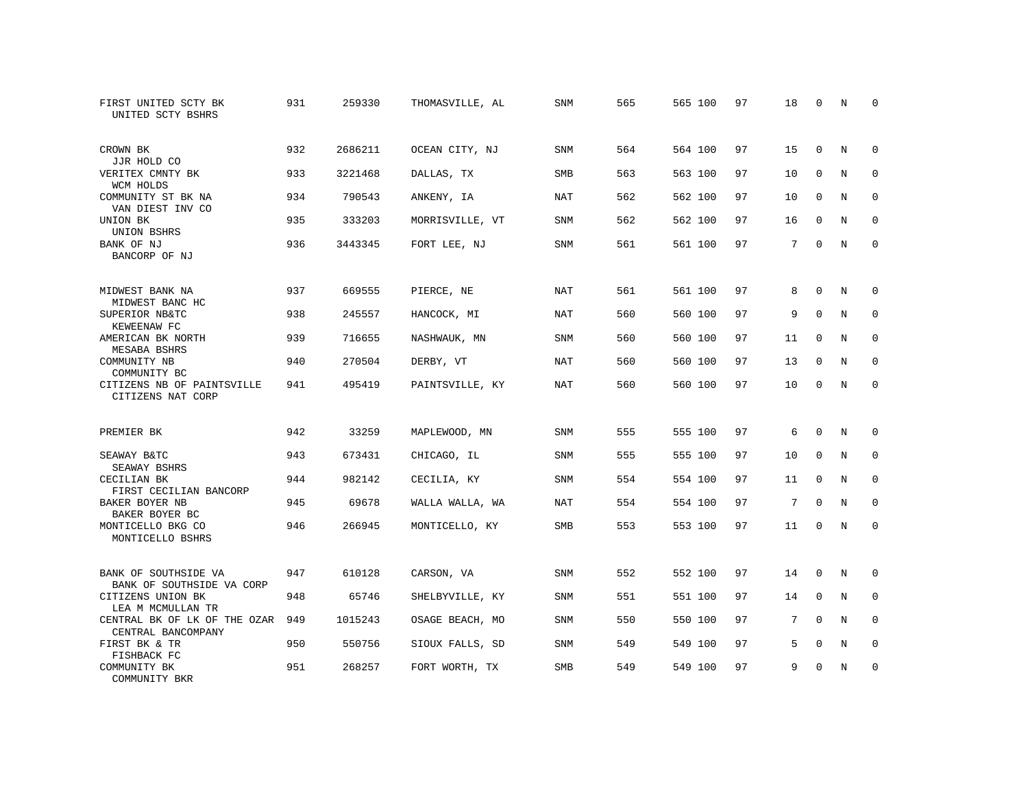| | | | | | | | | | | | | |
|---|---|---|---|---|---|---|---|---|---|---|---|---|
| FIRST UNITED SCTY BK<br>UNITED SCTY BSHRS | 931 | 259330 | THOMASVILLE, AL | SNM | 565 | 565 | 100 | 97 | 18 | 0 | N | 0 |
| CROWN BK<br>JJR HOLD CO | 932 | 2686211 | OCEAN CITY, NJ | SNM | 564 | 564 | 100 | 97 | 15 | 0 | N | 0 |
| VERITEX CMNTY BK<br>WCM HOLDS | 933 | 3221468 | DALLAS, TX | SMB | 563 | 563 | 100 | 97 | 10 | 0 | N | 0 |
| COMMUNITY ST BK NA<br>VAN DIEST INV CO | 934 | 790543 | ANKENY, IA | NAT | 562 | 562 | 100 | 97 | 10 | 0 | N | 0 |
| UNION BK<br>UNION BSHRS | 935 | 333203 | MORRISVILLE, VT | SNM | 562 | 562 | 100 | 97 | 16 | 0 | N | 0 |
| BANK OF NJ<br>BANCORP OF NJ | 936 | 3443345 | FORT LEE, NJ | SNM | 561 | 561 | 100 | 97 | 7 | 0 | N | 0 |
| MIDWEST BANK NA<br>MIDWEST BANC HC | 937 | 669555 | PIERCE, NE | NAT | 561 | 561 | 100 | 97 | 8 | 0 | N | 0 |
| SUPERIOR NB&TC<br>KEWEENAW FC | 938 | 245557 | HANCOCK, MI | NAT | 560 | 560 | 100 | 97 | 9 | 0 | N | 0 |
| AMERICAN BK NORTH<br>MESABA BSHRS | 939 | 716655 | NASHWAUK, MN | SNM | 560 | 560 | 100 | 97 | 11 | 0 | N | 0 |
| COMMUNITY NB<br>COMMUNITY BC | 940 | 270504 | DERBY, VT | NAT | 560 | 560 | 100 | 97 | 13 | 0 | N | 0 |
| CITIZENS NB OF PAINTSVILLE<br>CITIZENS NAT CORP | 941 | 495419 | PAINTSVILLE, KY | NAT | 560 | 560 | 100 | 97 | 10 | 0 | N | 0 |
| PREMIER BK | 942 | 33259 | MAPLEWOOD, MN | SNM | 555 | 555 | 100 | 97 | 6 | 0 | N | 0 |
| SEAWAY B&TC<br>SEAWAY BSHRS | 943 | 673431 | CHICAGO, IL | SNM | 555 | 555 | 100 | 97 | 10 | 0 | N | 0 |
| CECILIAN BK<br>FIRST CECILIAN BANCORP | 944 | 982142 | CECILIA, KY | SNM | 554 | 554 | 100 | 97 | 11 | 0 | N | 0 |
| BAKER BOYER NB<br>BAKER BOYER BC | 945 | 69678 | WALLA WALLA, WA | NAT | 554 | 554 | 100 | 97 | 7 | 0 | N | 0 |
| MONTICELLO BKG CO<br>MONTICELLO BSHRS | 946 | 266945 | MONTICELLO, KY | SMB | 553 | 553 | 100 | 97 | 11 | 0 | N | 0 |
| BANK OF SOUTHSIDE VA<br>BANK OF SOUTHSIDE VA CORP | 947 | 610128 | CARSON, VA | SNM | 552 | 552 | 100 | 97 | 14 | 0 | N | 0 |
| CITIZENS UNION BK<br>LEA M MCMULLAN TR | 948 | 65746 | SHELBYVILLE, KY | SNM | 551 | 551 | 100 | 97 | 14 | 0 | N | 0 |
| CENTRAL BK OF LK OF THE OZAR<br>CENTRAL BANCOMPANY | 949 | 1015243 | OSAGE BEACH, MO | SNM | 550 | 550 | 100 | 97 | 7 | 0 | N | 0 |
| FIRST BK & TR<br>FISHBACK FC | 950 | 550756 | SIOUX FALLS, SD | SNM | 549 | 549 | 100 | 97 | 5 | 0 | N | 0 |
| COMMUNITY BK<br>COMMUNITY BKR | 951 | 268257 | FORT WORTH, TX | SMB | 549 | 549 | 100 | 97 | 9 | 0 | N | 0 |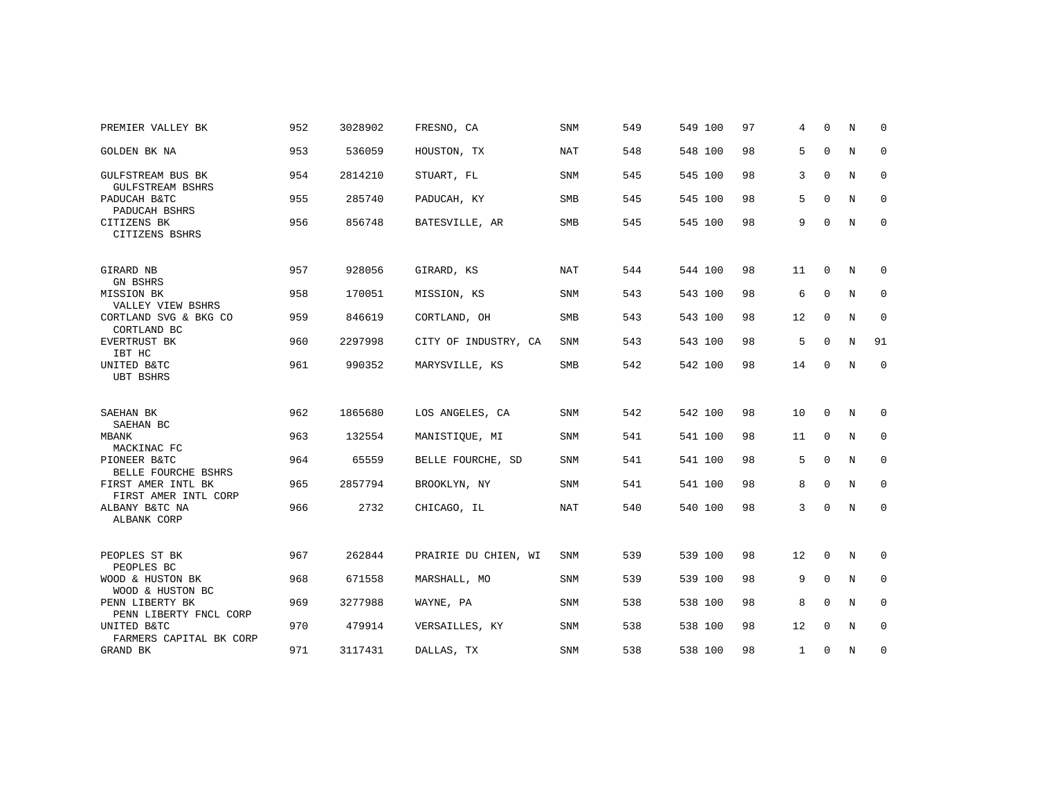| | | | | | | | | | | | | |
|---|---|---|---|---|---|---|---|---|---|---|---|---|
| PREMIER VALLEY BK | 952 | 3028902 | FRESNO, CA | SNM | 549 | 549 | 100 | 97 | 4 | 0 | N | 0 |
| GOLDEN BK NA | 953 | 536059 | HOUSTON, TX | NAT | 548 | 548 | 100 | 98 | 5 | 0 | N | 0 |
| GULFSTREAM BUS BK<br>GULFSTREAM BSHRS | 954 | 2814210 | STUART, FL | SNM | 545 | 545 | 100 | 98 | 3 | 0 | N | 0 |
| PADUCAH B&TC<br>PADUCAH BSHRS | 955 | 285740 | PADUCAH, KY | SMB | 545 | 545 | 100 | 98 | 5 | 0 | N | 0 |
| CITIZENS BK<br>CITIZENS BSHRS | 956 | 856748 | BATESVILLE, AR | SMB | 545 | 545 | 100 | 98 | 9 | 0 | N | 0 |
| GIRARD NB<br>GN BSHRS | 957 | 928056 | GIRARD, KS | NAT | 544 | 544 | 100 | 98 | 11 | 0 | N | 0 |
| MISSION BK<br>VALLEY VIEW BSHRS | 958 | 170051 | MISSION, KS | SNM | 543 | 543 | 100 | 98 | 6 | 0 | N | 0 |
| CORTLAND SVG & BKG CO<br>CORTLAND BC | 959 | 846619 | CORTLAND, OH | SMB | 543 | 543 | 100 | 98 | 12 | 0 | N | 0 |
| EVERTRUST BK<br>IBT HC | 960 | 2297998 | CITY OF INDUSTRY, CA | SNM | 543 | 543 | 100 | 98 | 5 | 0 | N | 91 |
| UNITED B&TC<br>UBT BSHRS | 961 | 990352 | MARYSVILLE, KS | SMB | 542 | 542 | 100 | 98 | 14 | 0 | N | 0 |
| SAEHAN BK<br>SAEHAN BC | 962 | 1865680 | LOS ANGELES, CA | SNM | 542 | 542 | 100 | 98 | 10 | 0 | N | 0 |
| MBANK<br>MACKINAC FC | 963 | 132554 | MANISTIQUE, MI | SNM | 541 | 541 | 100 | 98 | 11 | 0 | N | 0 |
| PIONEER B&TC<br>BELLE FOURCHE BSHRS | 964 | 65559 | BELLE FOURCHE, SD | SNM | 541 | 541 | 100 | 98 | 5 | 0 | N | 0 |
| FIRST AMER INTL BK<br>FIRST AMER INTL CORP | 965 | 2857794 | BROOKLYN, NY | SNM | 541 | 541 | 100 | 98 | 8 | 0 | N | 0 |
| ALBANY B&TC NA<br>ALBANK CORP | 966 | 2732 | CHICAGO, IL | NAT | 540 | 540 | 100 | 98 | 3 | 0 | N | 0 |
| PEOPLES ST BK<br>PEOPLES BC | 967 | 262844 | PRAIRIE DU CHIEN, WI | SNM | 539 | 539 | 100 | 98 | 12 | 0 | N | 0 |
| WOOD & HUSTON BK<br>WOOD & HUSTON BC | 968 | 671558 | MARSHALL, MO | SNM | 539 | 539 | 100 | 98 | 9 | 0 | N | 0 |
| PENN LIBERTY BK<br>PENN LIBERTY FNCL CORP | 969 | 3277988 | WAYNE, PA | SNM | 538 | 538 | 100 | 98 | 8 | 0 | N | 0 |
| UNITED B&TC<br>FARMERS CAPITAL BK CORP | 970 | 479914 | VERSAILLES, KY | SNM | 538 | 538 | 100 | 98 | 12 | 0 | N | 0 |
| GRAND BK | 971 | 3117431 | DALLAS, TX | SNM | 538 | 538 | 100 | 98 | 1 | 0 | N | 0 |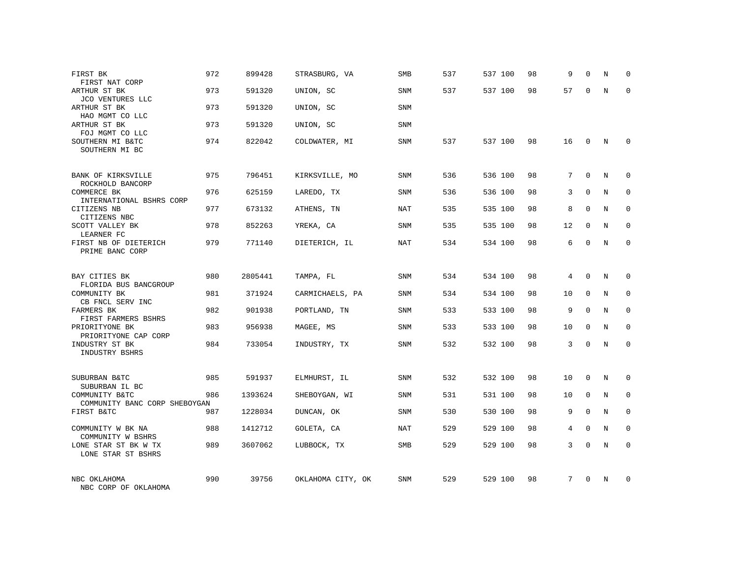| | | | | | | | | | | | | |
|---|---|---|---|---|---|---|---|---|---|---|---|---|
| FIRST BK<br>FIRST NAT CORP | 972 | 899428 | STRASBURG, VA | SMB | 537 | 537 | 100 | 98 | 9 | 0 | N | 0 |
| ARTHUR ST BK<br>JCO VENTURES LLC | 973 | 591320 | UNION, SC | SNM | 537 | 537 | 100 | 98 | 57 | 0 | N | 0 |
| ARTHUR ST BK<br>HAO MGMT CO LLC | 973 | 591320 | UNION, SC | SNM | | | | | | | | |
| ARTHUR ST BK<br>FOJ MGMT CO LLC | 973 | 591320 | UNION, SC | SNM | | | | | | | | |
| SOUTHERN MI B&TC<br>SOUTHERN MI BC | 974 | 822042 | COLDWATER, MI | SNM | 537 | 537 | 100 | 98 | 16 | 0 | N | 0 |
| BANK OF KIRKSVILLE<br>ROCKHOLD BANCORP | 975 | 796451 | KIRKSVILLE, MO | SNM | 536 | 536 | 100 | 98 | 7 | 0 | N | 0 |
| COMMERCE BK<br>INTERNATIONAL BSHRS CORP | 976 | 625159 | LAREDO, TX | SNM | 536 | 536 | 100 | 98 | 3 | 0 | N | 0 |
| CITIZENS NB<br>CITIZENS NBC | 977 | 673132 | ATHENS, TN | NAT | 535 | 535 | 100 | 98 | 8 | 0 | N | 0 |
| SCOTT VALLEY BK<br>LEARNER FC | 978 | 852263 | YREKA, CA | SNM | 535 | 535 | 100 | 98 | 12 | 0 | N | 0 |
| FIRST NB OF DIETERICH<br>PRIME BANC CORP | 979 | 771140 | DIETERICH, IL | NAT | 534 | 534 | 100 | 98 | 6 | 0 | N | 0 |
| BAY CITIES BK<br>FLORIDA BUS BANCGROUP | 980 | 2805441 | TAMPA, FL | SNM | 534 | 534 | 100 | 98 | 4 | 0 | N | 0 |
| COMMUNITY BK<br>CB FNCL SERV INC | 981 | 371924 | CARMICHAELS, PA | SNM | 534 | 534 | 100 | 98 | 10 | 0 | N | 0 |
| FARMERS BK<br>FIRST FARMERS BSHRS | 982 | 901938 | PORTLAND, TN | SNM | 533 | 533 | 100 | 98 | 9 | 0 | N | 0 |
| PRIORITYONE BK<br>PRIORITYONE CAP CORP | 983 | 956938 | MAGEE, MS | SNM | 533 | 533 | 100 | 98 | 10 | 0 | N | 0 |
| INDUSTRY ST BK<br>INDUSTRY BSHRS | 984 | 733054 | INDUSTRY, TX | SNM | 532 | 532 | 100 | 98 | 3 | 0 | N | 0 |
| SUBURBAN B&TC<br>SUBURBAN IL BC | 985 | 591937 | ELMHURST, IL | SNM | 532 | 532 | 100 | 98 | 10 | 0 | N | 0 |
| COMMUNITY B&TC<br>COMMUNITY BANC CORP SHEBOYGAN | 986 | 1393624 | SHEBOYGAN, WI | SNM | 531 | 531 | 100 | 98 | 10 | 0 | N | 0 |
| FIRST B&TC | 987 | 1228034 | DUNCAN, OK | SNM | 530 | 530 | 100 | 98 | 9 | 0 | N | 0 |
| COMMUNITY W BK NA<br>COMMUNITY W BSHRS | 988 | 1412712 | GOLETA, CA | NAT | 529 | 529 | 100 | 98 | 4 | 0 | N | 0 |
| LONE STAR ST BK W TX<br>LONE STAR ST BSHRS | 989 | 3607062 | LUBBOCK, TX | SMB | 529 | 529 | 100 | 98 | 3 | 0 | N | 0 |
| NBC OKLAHOMA<br>NBC CORP OF OKLAHOMA | 990 | 39756 | OKLAHOMA CITY, OK | SNM | 529 | 529 | 100 | 98 | 7 | 0 | N | 0 |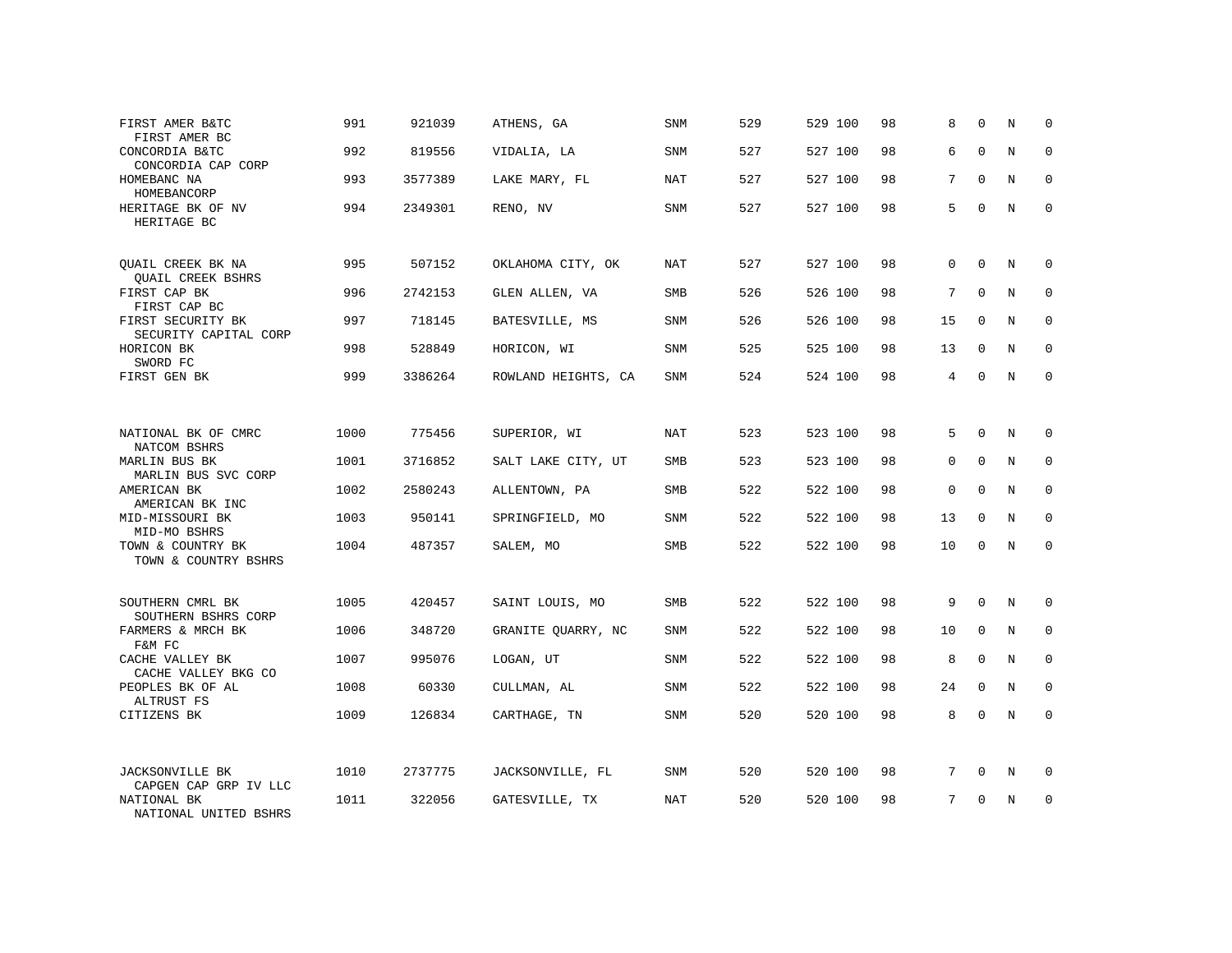| | | | | | | | | | | | | |
|---|---|---|---|---|---|---|---|---|---|---|---|---|
| FIRST AMER B&TC<br>FIRST AMER BC | 991 | 921039 | ATHENS, GA | SNM | 529 | 529 | 100 | 98 | 8 | 0 | N | 0 |
| CONCORDIA B&TC<br>CONCORDIA CAP CORP | 992 | 819556 | VIDALIA, LA | SNM | 527 | 527 | 100 | 98 | 6 | 0 | N | 0 |
| HOMEBANC NA<br>HOMEBANCORP | 993 | 3577389 | LAKE MARY, FL | NAT | 527 | 527 | 100 | 98 | 7 | 0 | N | 0 |
| HERITAGE BK OF NV<br>HERITAGE BC | 994 | 2349301 | RENO, NV | SNM | 527 | 527 | 100 | 98 | 5 | 0 | N | 0 |
| QUAIL CREEK BK NA<br>QUAIL CREEK BSHRS | 995 | 507152 | OKLAHOMA CITY, OK | NAT | 527 | 527 | 100 | 98 | 0 | 0 | N | 0 |
| FIRST CAP BK<br>FIRST CAP BC | 996 | 2742153 | GLEN ALLEN, VA | SMB | 526 | 526 | 100 | 98 | 7 | 0 | N | 0 |
| FIRST SECURITY BK<br>SECURITY CAPITAL CORP | 997 | 718145 | BATESVILLE, MS | SNM | 526 | 526 | 100 | 98 | 15 | 0 | N | 0 |
| HORICON BK<br>SWORD FC | 998 | 528849 | HORICON, WI | SNM | 525 | 525 | 100 | 98 | 13 | 0 | N | 0 |
| FIRST GEN BK | 999 | 3386264 | ROWLAND HEIGHTS, CA | SNM | 524 | 524 | 100 | 98 | 4 | 0 | N | 0 |
| NATIONAL BK OF CMRC<br>NATCOM BSHRS | 1000 | 775456 | SUPERIOR, WI | NAT | 523 | 523 | 100 | 98 | 5 | 0 | N | 0 |
| MARLIN BUS BK<br>MARLIN BUS SVC CORP | 1001 | 3716852 | SALT LAKE CITY, UT | SMB | 523 | 523 | 100 | 98 | 0 | 0 | N | 0 |
| AMERICAN BK<br>AMERICAN BK INC | 1002 | 2580243 | ALLENTOWN, PA | SMB | 522 | 522 | 100 | 98 | 0 | 0 | N | 0 |
| MID-MISSOURI BK<br>MID-MO BSHRS | 1003 | 950141 | SPRINGFIELD, MO | SNM | 522 | 522 | 100 | 98 | 13 | 0 | N | 0 |
| TOWN & COUNTRY BK<br>TOWN & COUNTRY BSHRS | 1004 | 487357 | SALEM, MO | SMB | 522 | 522 | 100 | 98 | 10 | 0 | N | 0 |
| SOUTHERN CMRL BK<br>SOUTHERN BSHRS CORP | 1005 | 420457 | SAINT LOUIS, MO | SMB | 522 | 522 | 100 | 98 | 9 | 0 | N | 0 |
| FARMERS & MRCH BK<br>F&M FC | 1006 | 348720 | GRANITE QUARRY, NC | SNM | 522 | 522 | 100 | 98 | 10 | 0 | N | 0 |
| CACHE VALLEY BK<br>CACHE VALLEY BKG CO | 1007 | 995076 | LOGAN, UT | SNM | 522 | 522 | 100 | 98 | 8 | 0 | N | 0 |
| PEOPLES BK OF AL<br>ALTRUST FS | 1008 | 60330 | CULLMAN, AL | SNM | 522 | 522 | 100 | 98 | 24 | 0 | N | 0 |
| CITIZENS BK | 1009 | 126834 | CARTHAGE, TN | SNM | 520 | 520 | 100 | 98 | 8 | 0 | N | 0 |
| JACKSONVILLE BK<br>CAPGEN CAP GRP IV LLC | 1010 | 2737775 | JACKSONVILLE, FL | SNM | 520 | 520 | 100 | 98 | 7 | 0 | N | 0 |
| NATIONAL BK<br>NATIONAL UNITED BSHRS | 1011 | 322056 | GATESVILLE, TX | NAT | 520 | 520 | 100 | 98 | 7 | 0 | N | 0 |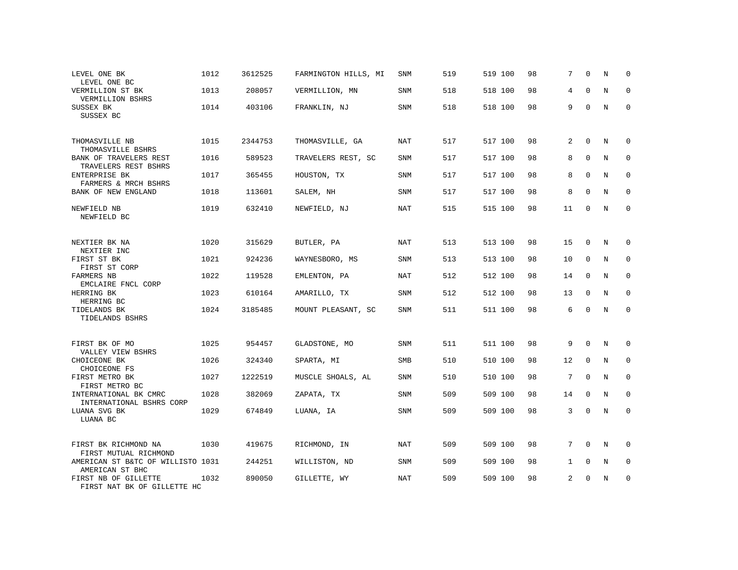| | | | | | | | | | | | |
|---|---|---|---|---|---|---|---|---|---|---|---|
| LEVEL ONE BK<br>LEVEL ONE BC | 1012 | 3612525 | FARMINGTON HILLS, MI | SNM | 519 | 519 100 | 98 | 7 | 0 | N | 0 |
| VERMILLION ST BK<br>VERMILLION BSHRS | 1013 | 208057 | VERMILLION, MN | SNM | 518 | 518 100 | 98 | 4 | 0 | N | 0 |
| SUSSEX BK<br>SUSSEX BC | 1014 | 403106 | FRANKLIN, NJ | SNM | 518 | 518 100 | 98 | 9 | 0 | N | 0 |
| THOMASVILLE NB<br>THOMASVILLE BSHRS | 1015 | 2344753 | THOMASVILLE, GA | NAT | 517 | 517 100 | 98 | 2 | 0 | N | 0 |
| BANK OF TRAVELERS REST<br>TRAVELERS REST BSHRS | 1016 | 589523 | TRAVELERS REST, SC | SNM | 517 | 517 100 | 98 | 8 | 0 | N | 0 |
| ENTERPRISE BK<br>FARMERS & MRCH BSHRS | 1017 | 365455 | HOUSTON, TX | SNM | 517 | 517 100 | 98 | 8 | 0 | N | 0 |
| BANK OF NEW ENGLAND | 1018 | 113601 | SALEM, NH | SNM | 517 | 517 100 | 98 | 8 | 0 | N | 0 |
| NEWFIELD NB<br>NEWFIELD BC | 1019 | 632410 | NEWFIELD, NJ | NAT | 515 | 515 100 | 98 | 11 | 0 | N | 0 |
| NEXTIER BK NA<br>NEXTIER INC | 1020 | 315629 | BUTLER, PA | NAT | 513 | 513 100 | 98 | 15 | 0 | N | 0 |
| FIRST ST BK<br>FIRST ST CORP | 1021 | 924236 | WAYNESBORO, MS | SNM | 513 | 513 100 | 98 | 10 | 0 | N | 0 |
| FARMERS NB<br>EMCLAIRE FNCL CORP | 1022 | 119528 | EMLENTON, PA | NAT | 512 | 512 100 | 98 | 14 | 0 | N | 0 |
| HERRING BK<br>HERRING BC | 1023 | 610164 | AMARILLO, TX | SNM | 512 | 512 100 | 98 | 13 | 0 | N | 0 |
| TIDELANDS BK<br>TIDELANDS BSHRS | 1024 | 3185485 | MOUNT PLEASANT, SC | SNM | 511 | 511 100 | 98 | 6 | 0 | N | 0 |
| FIRST BK OF MO<br>VALLEY VIEW BSHRS | 1025 | 954457 | GLADSTONE, MO | SNM | 511 | 511 100 | 98 | 9 | 0 | N | 0 |
| CHOICEONE BK<br>CHOICEONE FS | 1026 | 324340 | SPARTA, MI | SMB | 510 | 510 100 | 98 | 12 | 0 | N | 0 |
| FIRST METRO BK<br>FIRST METRO BC | 1027 | 1222519 | MUSCLE SHOALS, AL | SNM | 510 | 510 100 | 98 | 7 | 0 | N | 0 |
| INTERNATIONAL BK CMRC<br>INTERNATIONAL BSHRS CORP | 1028 | 382069 | ZAPATA, TX | SNM | 509 | 509 100 | 98 | 14 | 0 | N | 0 |
| LUANA SVG BK<br>LUANA BC | 1029 | 674849 | LUANA, IA | SNM | 509 | 509 100 | 98 | 3 | 0 | N | 0 |
| FIRST BK RICHMOND NA<br>FIRST MUTUAL RICHMOND | 1030 | 419675 | RICHMOND, IN | NAT | 509 | 509 100 | 98 | 7 | 0 | N | 0 |
| AMERICAN ST B&TC OF WILLISTO<br>AMERICAN ST BHC | 1031 | 244251 | WILLISTON, ND | SNM | 509 | 509 100 | 98 | 1 | 0 | N | 0 |
| FIRST NB OF GILLETTE<br>FIRST NAT BK OF GILLETTE HC | 1032 | 890050 | GILLETTE, WY | NAT | 509 | 509 100 | 98 | 2 | 0 | N | 0 |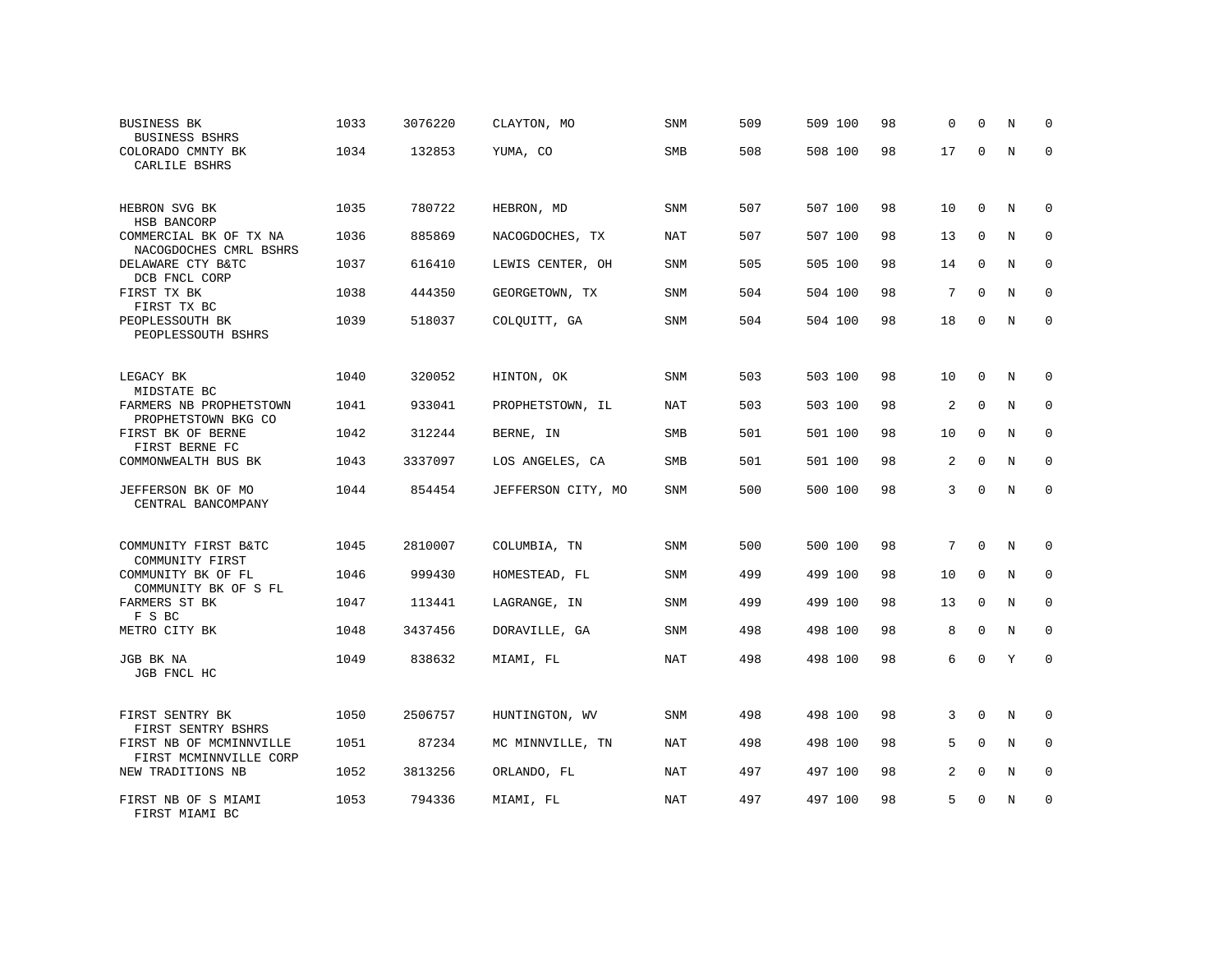| | | | | | | | | | | | | |
|---|---|---|---|---|---|---|---|---|---|---|---|---|
| BUSINESS BK<br>BUSINESS BSHRS | 1033 | 3076220 | CLAYTON, MO | SNM | 509 | 509 | 100 | 98 | 0 | 0 | N | 0 |
| COLORADO CMNTY BK<br>CARLILE BSHRS | 1034 | 132853 | YUMA, CO | SMB | 508 | 508 | 100 | 98 | 17 | 0 | N | 0 |
| HEBRON SVG BK<br>HSB BANCORP | 1035 | 780722 | HEBRON, MD | SNM | 507 | 507 | 100 | 98 | 10 | 0 | N | 0 |
| COMMERCIAL BK OF TX NA<br>NACOGDOCHES CMRL BSHRS | 1036 | 885869 | NACOGDOCHES, TX | NAT | 507 | 507 | 100 | 98 | 13 | 0 | N | 0 |
| DELAWARE CTY B&TC<br>DCB FNCL CORP | 1037 | 616410 | LEWIS CENTER, OH | SNM | 505 | 505 | 100 | 98 | 14 | 0 | N | 0 |
| FIRST TX BK<br>FIRST TX BC | 1038 | 444350 | GEORGETOWN, TX | SNM | 504 | 504 | 100 | 98 | 7 | 0 | N | 0 |
| PEOPLESSOUTH BK<br>PEOPLESSOUTH BSHRS | 1039 | 518037 | COLQUITT, GA | SNM | 504 | 504 | 100 | 98 | 18 | 0 | N | 0 |
| LEGACY BK<br>MIDSTATE BC | 1040 | 320052 | HINTON, OK | SNM | 503 | 503 | 100 | 98 | 10 | 0 | N | 0 |
| FARMERS NB PROPHETSTOWN<br>PROPHETSTOWN BKG CO | 1041 | 933041 | PROPHETSTOWN, IL | NAT | 503 | 503 | 100 | 98 | 2 | 0 | N | 0 |
| FIRST BK OF BERNE<br>FIRST BERNE FC | 1042 | 312244 | BERNE, IN | SMB | 501 | 501 | 100 | 98 | 10 | 0 | N | 0 |
| COMMONWEALTH BUS BK | 1043 | 3337097 | LOS ANGELES, CA | SMB | 501 | 501 | 100 | 98 | 2 | 0 | N | 0 |
| JEFFERSON BK OF MO<br>CENTRAL BANCOMPANY | 1044 | 854454 | JEFFERSON CITY, MO | SNM | 500 | 500 | 100 | 98 | 3 | 0 | N | 0 |
| COMMUNITY FIRST B&TC<br>COMMUNITY FIRST | 1045 | 2810007 | COLUMBIA, TN | SNM | 500 | 500 | 100 | 98 | 7 | 0 | N | 0 |
| COMMUNITY BK OF FL<br>COMMUNITY BK OF S FL | 1046 | 999430 | HOMESTEAD, FL | SNM | 499 | 499 | 100 | 98 | 10 | 0 | N | 0 |
| FARMERS ST BK<br>F S BC | 1047 | 113441 | LAGRANGE, IN | SNM | 499 | 499 | 100 | 98 | 13 | 0 | N | 0 |
| METRO CITY BK | 1048 | 3437456 | DORAVILLE, GA | SNM | 498 | 498 | 100 | 98 | 8 | 0 | N | 0 |
| JGB BK NA<br>JGB FNCL HC | 1049 | 838632 | MIAMI, FL | NAT | 498 | 498 | 100 | 98 | 6 | 0 | Y | 0 |
| FIRST SENTRY BK<br>FIRST SENTRY BSHRS | 1050 | 2506757 | HUNTINGTON, WV | SNM | 498 | 498 | 100 | 98 | 3 | 0 | N | 0 |
| FIRST NB OF MCMINNVILLE<br>FIRST MCMINNVILLE CORP | 1051 | 87234 | MC MINNVILLE, TN | NAT | 498 | 498 | 100 | 98 | 5 | 0 | N | 0 |
| NEW TRADITIONS NB | 1052 | 3813256 | ORLANDO, FL | NAT | 497 | 497 | 100 | 98 | 2 | 0 | N | 0 |
| FIRST NB OF S MIAMI<br>FIRST MIAMI BC | 1053 | 794336 | MIAMI, FL | NAT | 497 | 497 | 100 | 98 | 5 | 0 | N | 0 |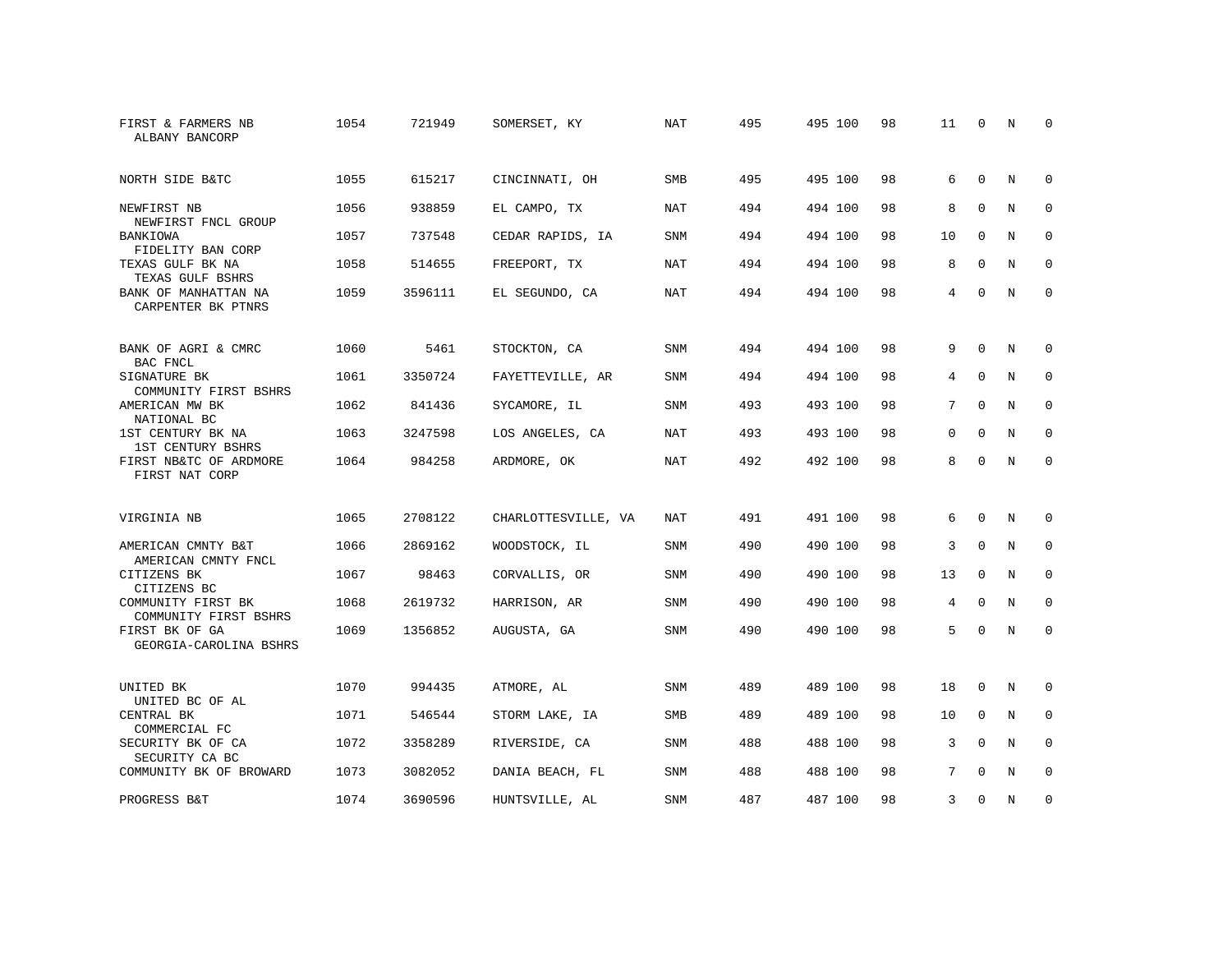| | | | | | | | | | | | | |
|---|---|---|---|---|---|---|---|---|---|---|---|---|
| FIRST & FARMERS NB<br>ALBANY BANCORP | 1054 | 721949 | SOMERSET, KY | NAT | 495 | 495 | 100 | 98 | 11 | 0 | N | 0 |
| NORTH SIDE B&TC | 1055 | 615217 | CINCINNATI, OH | SMB | 495 | 495 | 100 | 98 | 6 | 0 | N | 0 |
| NEWFIRST NB<br>NEWFIRST FNCL GROUP | 1056 | 938859 | EL CAMPO, TX | NAT | 494 | 494 | 100 | 98 | 8 | 0 | N | 0 |
| BANKIOWA<br>FIDELITY BAN CORP | 1057 | 737548 | CEDAR RAPIDS, IA | SNM | 494 | 494 | 100 | 98 | 10 | 0 | N | 0 |
| TEXAS GULF BK NA<br>TEXAS GULF BSHRS | 1058 | 514655 | FREEPORT, TX | NAT | 494 | 494 | 100 | 98 | 8 | 0 | N | 0 |
| BANK OF MANHATTAN NA<br>CARPENTER BK PTNRS | 1059 | 3596111 | EL SEGUNDO, CA | NAT | 494 | 494 | 100 | 98 | 4 | 0 | N | 0 |
| BANK OF AGRI & CMRC<br>BAC FNCL | 1060 | 5461 | STOCKTON, CA | SNM | 494 | 494 | 100 | 98 | 9 | 0 | N | 0 |
| SIGNATURE BK<br>COMMUNITY FIRST BSHRS | 1061 | 3350724 | FAYETTEVILLE, AR | SNM | 494 | 494 | 100 | 98 | 4 | 0 | N | 0 |
| AMERICAN MW BK<br>NATIONAL BC | 1062 | 841436 | SYCAMORE, IL | SNM | 493 | 493 | 100 | 98 | 7 | 0 | N | 0 |
| 1ST CENTURY BK NA<br>1ST CENTURY BSHRS | 1063 | 3247598 | LOS ANGELES, CA | NAT | 493 | 493 | 100 | 98 | 0 | 0 | N | 0 |
| FIRST NB&TC OF ARDMORE<br>FIRST NAT CORP | 1064 | 984258 | ARDMORE, OK | NAT | 492 | 492 | 100 | 98 | 8 | 0 | N | 0 |
| VIRGINIA NB | 1065 | 2708122 | CHARLOTTESVILLE, VA | NAT | 491 | 491 | 100 | 98 | 6 | 0 | N | 0 |
| AMERICAN CMNTY B&T<br>AMERICAN CMNTY FNCL | 1066 | 2869162 | WOODSTOCK, IL | SNM | 490 | 490 | 100 | 98 | 3 | 0 | N | 0 |
| CITIZENS BK<br>CITIZENS BC | 1067 | 98463 | CORVALLIS, OR | SNM | 490 | 490 | 100 | 98 | 13 | 0 | N | 0 |
| COMMUNITY FIRST BK<br>COMMUNITY FIRST BSHRS | 1068 | 2619732 | HARRISON, AR | SNM | 490 | 490 | 100 | 98 | 4 | 0 | N | 0 |
| FIRST BK OF GA<br>GEORGIA-CAROLINA BSHRS | 1069 | 1356852 | AUGUSTA, GA | SNM | 490 | 490 | 100 | 98 | 5 | 0 | N | 0 |
| UNITED BK<br>UNITED BC OF AL | 1070 | 994435 | ATMORE, AL | SNM | 489 | 489 | 100 | 98 | 18 | 0 | N | 0 |
| CENTRAL BK<br>COMMERCIAL FC | 1071 | 546544 | STORM LAKE, IA | SMB | 489 | 489 | 100 | 98 | 10 | 0 | N | 0 |
| SECURITY BK OF CA<br>SECURITY CA BC | 1072 | 3358289 | RIVERSIDE, CA | SNM | 488 | 488 | 100 | 98 | 3 | 0 | N | 0 |
| COMMUNITY BK OF BROWARD | 1073 | 3082052 | DANIA BEACH, FL | SNM | 488 | 488 | 100 | 98 | 7 | 0 | N | 0 |
| PROGRESS B&T | 1074 | 3690596 | HUNTSVILLE, AL | SNM | 487 | 487 | 100 | 98 | 3 | 0 | N | 0 |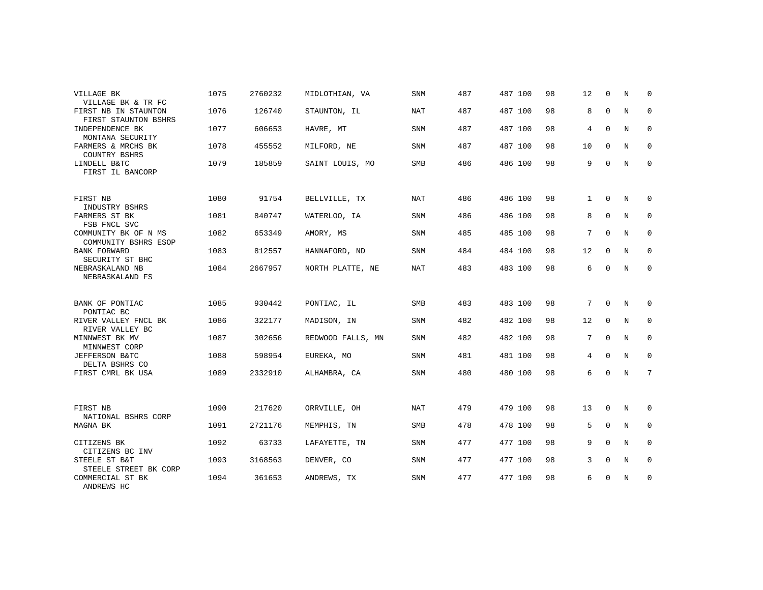| | | | | | | | | | | | | |
|---|---|---|---|---|---|---|---|---|---|---|---|---|
| VILLAGE BK<br>VILLAGE BK & TR FC | 1075 | 2760232 | MIDLOTHIAN, VA | SNM | 487 | 487 | 100 | 98 | 12 | 0 | N | 0 |
| FIRST NB IN STAUNTON<br>FIRST STAUNTON BSHRS | 1076 | 126740 | STAUNTON, IL | NAT | 487 | 487 | 100 | 98 | 8 | 0 | N | 0 |
| INDEPENDENCE BK<br>MONTANA SECURITY | 1077 | 606653 | HAVRE, MT | SNM | 487 | 487 | 100 | 98 | 4 | 0 | N | 0 |
| FARMERS & MRCHS BK<br>COUNTRY BSHRS | 1078 | 455552 | MILFORD, NE | SNM | 487 | 487 | 100 | 98 | 10 | 0 | N | 0 |
| LINDELL B&TC<br>FIRST IL BANCORP | 1079 | 185859 | SAINT LOUIS, MO | SMB | 486 | 486 | 100 | 98 | 9 | 0 | N | 0 |
| FIRST NB<br>INDUSTRY BSHRS | 1080 | 91754 | BELLVILLE, TX | NAT | 486 | 486 | 100 | 98 | 1 | 0 | N | 0 |
| FARMERS ST BK<br>FSB FNCL SVC | 1081 | 840747 | WATERLOO, IA | SNM | 486 | 486 | 100 | 98 | 8 | 0 | N | 0 |
| COMMUNITY BK OF N MS<br>COMMUNITY BSHRS ESOP | 1082 | 653349 | AMORY, MS | SNM | 485 | 485 | 100 | 98 | 7 | 0 | N | 0 |
| BANK FORWARD<br>SECURITY ST BHC | 1083 | 812557 | HANNAFORD, ND | SNM | 484 | 484 | 100 | 98 | 12 | 0 | N | 0 |
| NEBRASKALAND NB<br>NEBRASKALAND FS | 1084 | 2667957 | NORTH PLATTE, NE | NAT | 483 | 483 | 100 | 98 | 6 | 0 | N | 0 |
| BANK OF PONTIAC<br>PONTIAC BC | 1085 | 930442 | PONTIAC, IL | SMB | 483 | 483 | 100 | 98 | 7 | 0 | N | 0 |
| RIVER VALLEY FNCL BK<br>RIVER VALLEY BC | 1086 | 322177 | MADISON, IN | SNM | 482 | 482 | 100 | 98 | 12 | 0 | N | 0 |
| MINNWEST BK MV<br>MINNWEST CORP | 1087 | 302656 | REDWOOD FALLS, MN | SNM | 482 | 482 | 100 | 98 | 7 | 0 | N | 0 |
| JEFFERSON B&TC<br>DELTA BSHRS CO | 1088 | 598954 | EUREKA, MO | SNM | 481 | 481 | 100 | 98 | 4 | 0 | N | 0 |
| FIRST CMRL BK USA | 1089 | 2332910 | ALHAMBRA, CA | SNM | 480 | 480 | 100 | 98 | 6 | 0 | N | 7 |
| FIRST NB<br>NATIONAL BSHRS CORP | 1090 | 217620 | ORRVILLE, OH | NAT | 479 | 479 | 100 | 98 | 13 | 0 | N | 0 |
| MAGNA BK | 1091 | 2721176 | MEMPHIS, TN | SMB | 478 | 478 | 100 | 98 | 5 | 0 | N | 0 |
| CITIZENS BK<br>CITIZENS BC INV | 1092 | 63733 | LAFAYETTE, TN | SNM | 477 | 477 | 100 | 98 | 9 | 0 | N | 0 |
| STEELE ST B&T<br>STEELE STREET BK CORP | 1093 | 3168563 | DENVER, CO | SNM | 477 | 477 | 100 | 98 | 3 | 0 | N | 0 |
| COMMERCIAL ST BK<br>ANDREWS HC | 1094 | 361653 | ANDREWS, TX | SNM | 477 | 477 | 100 | 98 | 6 | 0 | N | 0 |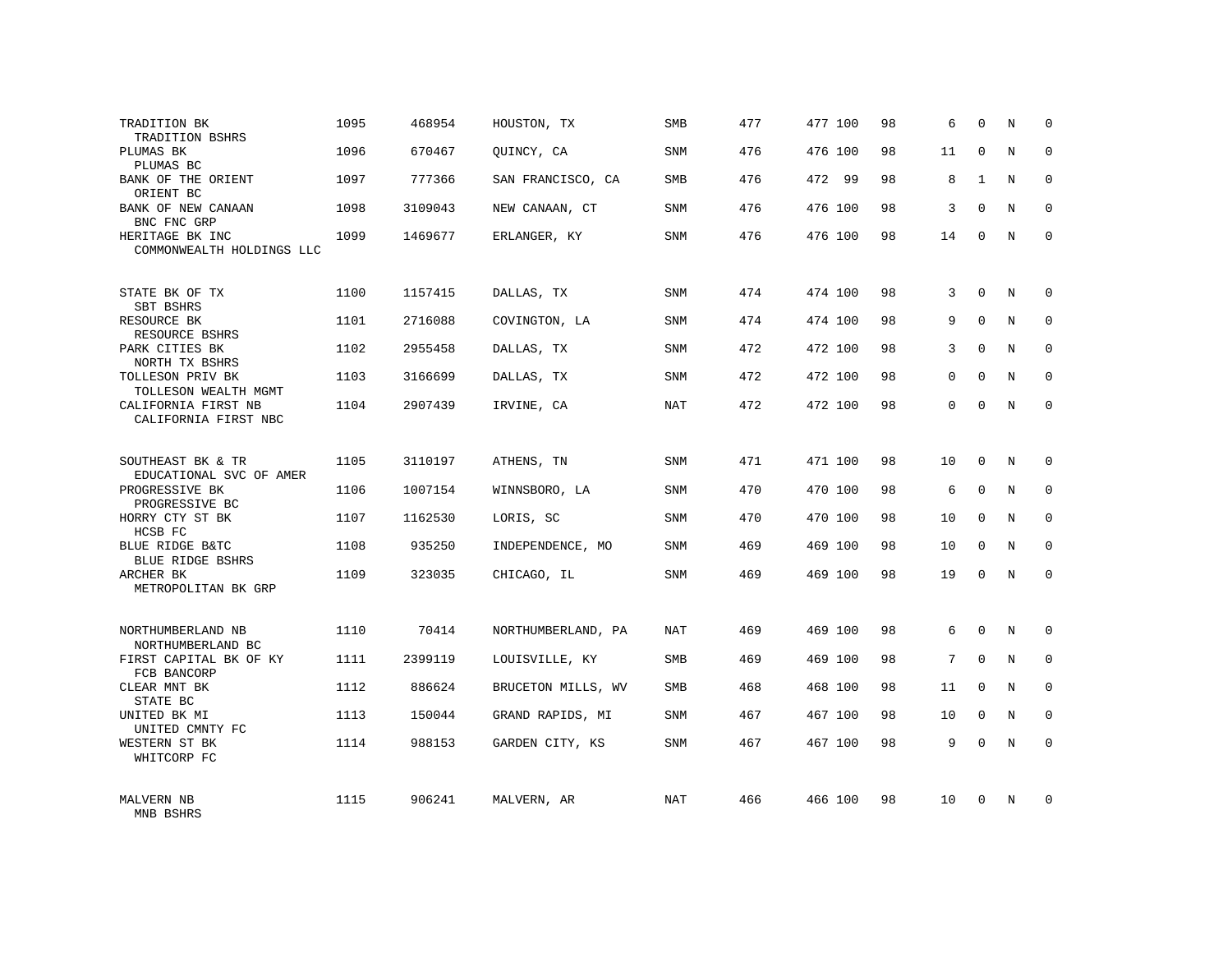| | | | | | | | | | | | | |
|---|---|---|---|---|---|---|---|---|---|---|---|---|
| TRADITION BK<br>TRADITION BSHRS | 1095 | 468954 | HOUSTON, TX | SMB | 477 | 477 | 100 | 98 | 6 | 0 | N | 0 |
| PLUMAS BK<br>PLUMAS BC | 1096 | 670467 | QUINCY, CA | SNM | 476 | 476 | 100 | 98 | 11 | 0 | N | 0 |
| BANK OF THE ORIENT<br>ORIENT BC | 1097 | 777366 | SAN FRANCISCO, CA | SMB | 476 | 472 | 99 | 98 | 8 | 1 | N | 0 |
| BANK OF NEW CANAAN<br>BNC FNC GRP | 1098 | 3109043 | NEW CANAAN, CT | SNM | 476 | 476 | 100 | 98 | 3 | 0 | N | 0 |
| HERITAGE BK INC<br>COMMONWEALTH HOLDINGS LLC | 1099 | 1469677 | ERLANGER, KY | SNM | 476 | 476 | 100 | 98 | 14 | 0 | N | 0 |
| STATE BK OF TX<br>SBT BSHRS | 1100 | 1157415 | DALLAS, TX | SNM | 474 | 474 | 100 | 98 | 3 | 0 | N | 0 |
| RESOURCE BK<br>RESOURCE BSHRS | 1101 | 2716088 | COVINGTON, LA | SNM | 474 | 474 | 100 | 98 | 9 | 0 | N | 0 |
| PARK CITIES BK<br>NORTH TX BSHRS | 1102 | 2955458 | DALLAS, TX | SNM | 472 | 472 | 100 | 98 | 3 | 0 | N | 0 |
| TOLLESON PRIV BK<br>TOLLESON WEALTH MGMT | 1103 | 3166699 | DALLAS, TX | SNM | 472 | 472 | 100 | 98 | 0 | 0 | N | 0 |
| CALIFORNIA FIRST NB<br>CALIFORNIA FIRST NBC | 1104 | 2907439 | IRVINE, CA | NAT | 472 | 472 | 100 | 98 | 0 | 0 | N | 0 |
| SOUTHEAST BK & TR<br>EDUCATIONAL SVC OF AMER | 1105 | 3110197 | ATHENS, TN | SNM | 471 | 471 | 100 | 98 | 10 | 0 | N | 0 |
| PROGRESSIVE BK<br>PROGRESSIVE BC | 1106 | 1007154 | WINNSBORO, LA | SNM | 470 | 470 | 100 | 98 | 6 | 0 | N | 0 |
| HORRY CTY ST BK<br>HCSB FC | 1107 | 1162530 | LORIS, SC | SNM | 470 | 470 | 100 | 98 | 10 | 0 | N | 0 |
| BLUE RIDGE B&TC<br>BLUE RIDGE BSHRS | 1108 | 935250 | INDEPENDENCE, MO | SNM | 469 | 469 | 100 | 98 | 10 | 0 | N | 0 |
| ARCHER BK<br>METROPOLITAN BK GRP | 1109 | 323035 | CHICAGO, IL | SNM | 469 | 469 | 100 | 98 | 19 | 0 | N | 0 |
| NORTHUMBERLAND NB<br>NORTHUMBERLAND BC | 1110 | 70414 | NORTHUMBERLAND, PA | NAT | 469 | 469 | 100 | 98 | 6 | 0 | N | 0 |
| FIRST CAPITAL BK OF KY<br>FCB BANCORP | 1111 | 2399119 | LOUISVILLE, KY | SMB | 469 | 469 | 100 | 98 | 7 | 0 | N | 0 |
| CLEAR MNT BK<br>STATE BC | 1112 | 886624 | BRUCETON MILLS, WV | SMB | 468 | 468 | 100 | 98 | 11 | 0 | N | 0 |
| UNITED BK MI<br>UNITED CMNTY FC | 1113 | 150044 | GRAND RAPIDS, MI | SNM | 467 | 467 | 100 | 98 | 10 | 0 | N | 0 |
| WESTERN ST BK<br>WHITCORP FC | 1114 | 988153 | GARDEN CITY, KS | SNM | 467 | 467 | 100 | 98 | 9 | 0 | N | 0 |
| MALVERN NB<br>MNB BSHRS | 1115 | 906241 | MALVERN, AR | NAT | 466 | 466 | 100 | 98 | 10 | 0 | N | 0 |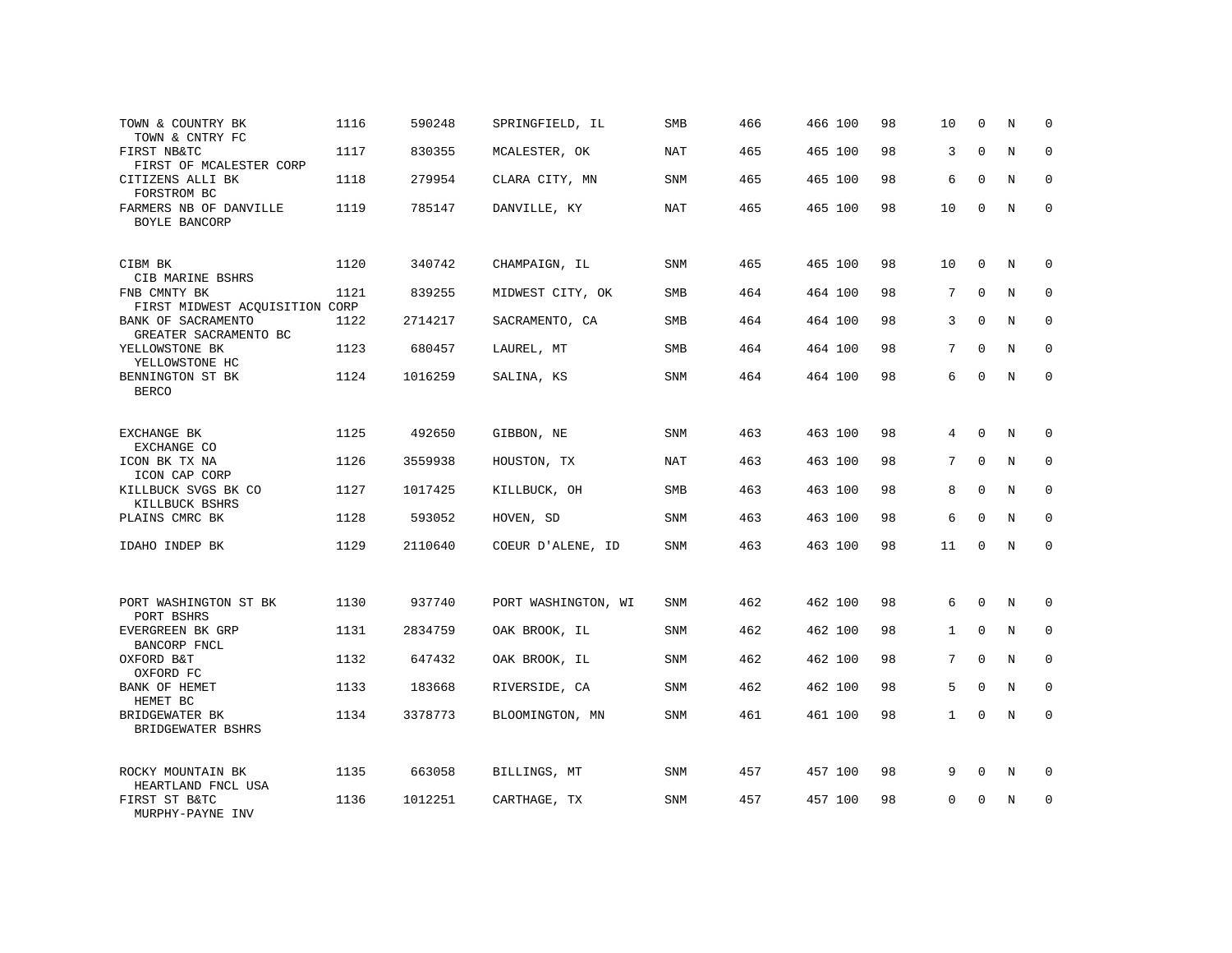| | | | | | | | | | | | | |
|---|---|---|---|---|---|---|---|---|---|---|---|---|
| TOWN & COUNTRY BK<br>TOWN & CNTRY FC | 1116 | 590248 | SPRINGFIELD, IL | SMB | 466 | 466 | 100 | 98 | 10 | 0 | N | 0 |
| FIRST NB&TC<br>FIRST OF MCALESTER CORP | 1117 | 830355 | MCALESTER, OK | NAT | 465 | 465 | 100 | 98 | 3 | 0 | N | 0 |
| CITIZENS ALLI BK<br>FORSTROM BC | 1118 | 279954 | CLARA CITY, MN | SNM | 465 | 465 | 100 | 98 | 6 | 0 | N | 0 |
| FARMERS NB OF DANVILLE<br>BOYLE BANCORP | 1119 | 785147 | DANVILLE, KY | NAT | 465 | 465 | 100 | 98 | 10 | 0 | N | 0 |
| CIBM BK<br>CIB MARINE BSHRS | 1120 | 340742 | CHAMPAIGN, IL | SNM | 465 | 465 | 100 | 98 | 10 | 0 | N | 0 |
| FNB CMNTY BK<br>FIRST MIDWEST ACQUISITION CORP | 1121 | 839255 | MIDWEST CITY, OK | SMB | 464 | 464 | 100 | 98 | 7 | 0 | N | 0 |
| BANK OF SACRAMENTO<br>GREATER SACRAMENTO BC | 1122 | 2714217 | SACRAMENTO, CA | SMB | 464 | 464 | 100 | 98 | 3 | 0 | N | 0 |
| YELLOWSTONE BK<br>YELLOWSTONE HC | 1123 | 680457 | LAUREL, MT | SMB | 464 | 464 | 100 | 98 | 7 | 0 | N | 0 |
| BENNINGTON ST BK<br>BERCO | 1124 | 1016259 | SALINA, KS | SNM | 464 | 464 | 100 | 98 | 6 | 0 | N | 0 |
| EXCHANGE BK<br>EXCHANGE CO | 1125 | 492650 | GIBBON, NE | SNM | 463 | 463 | 100 | 98 | 4 | 0 | N | 0 |
| ICON BK TX NA<br>ICON CAP CORP | 1126 | 3559938 | HOUSTON, TX | NAT | 463 | 463 | 100 | 98 | 7 | 0 | N | 0 |
| KILLBUCK SVGS BK CO<br>KILLBUCK BSHRS | 1127 | 1017425 | KILLBUCK, OH | SMB | 463 | 463 | 100 | 98 | 8 | 0 | N | 0 |
| PLAINS CMRC BK | 1128 | 593052 | HOVEN, SD | SNM | 463 | 463 | 100 | 98 | 6 | 0 | N | 0 |
| IDAHO INDEP BK | 1129 | 2110640 | COEUR D'ALENE, ID | SNM | 463 | 463 | 100 | 98 | 11 | 0 | N | 0 |
| PORT WASHINGTON ST BK<br>PORT BSHRS | 1130 | 937740 | PORT WASHINGTON, WI | SNM | 462 | 462 | 100 | 98 | 6 | 0 | N | 0 |
| EVERGREEN BK GRP<br>BANCORP FNCL | 1131 | 2834759 | OAK BROOK, IL | SNM | 462 | 462 | 100 | 98 | 1 | 0 | N | 0 |
| OXFORD B&T<br>OXFORD FC | 1132 | 647432 | OAK BROOK, IL | SNM | 462 | 462 | 100 | 98 | 7 | 0 | N | 0 |
| BANK OF HEMET<br>HEMET BC | 1133 | 183668 | RIVERSIDE, CA | SNM | 462 | 462 | 100 | 98 | 5 | 0 | N | 0 |
| BRIDGEWATER BK<br>BRIDGEWATER BSHRS | 1134 | 3378773 | BLOOMINGTON, MN | SNM | 461 | 461 | 100 | 98 | 1 | 0 | N | 0 |
| ROCKY MOUNTAIN BK<br>HEARTLAND FNCL USA | 1135 | 663058 | BILLINGS, MT | SNM | 457 | 457 | 100 | 98 | 9 | 0 | N | 0 |
| FIRST ST B&TC<br>MURPHY-PAYNE INV | 1136 | 1012251 | CARTHAGE, TX | SNM | 457 | 457 | 100 | 98 | 0 | 0 | N | 0 |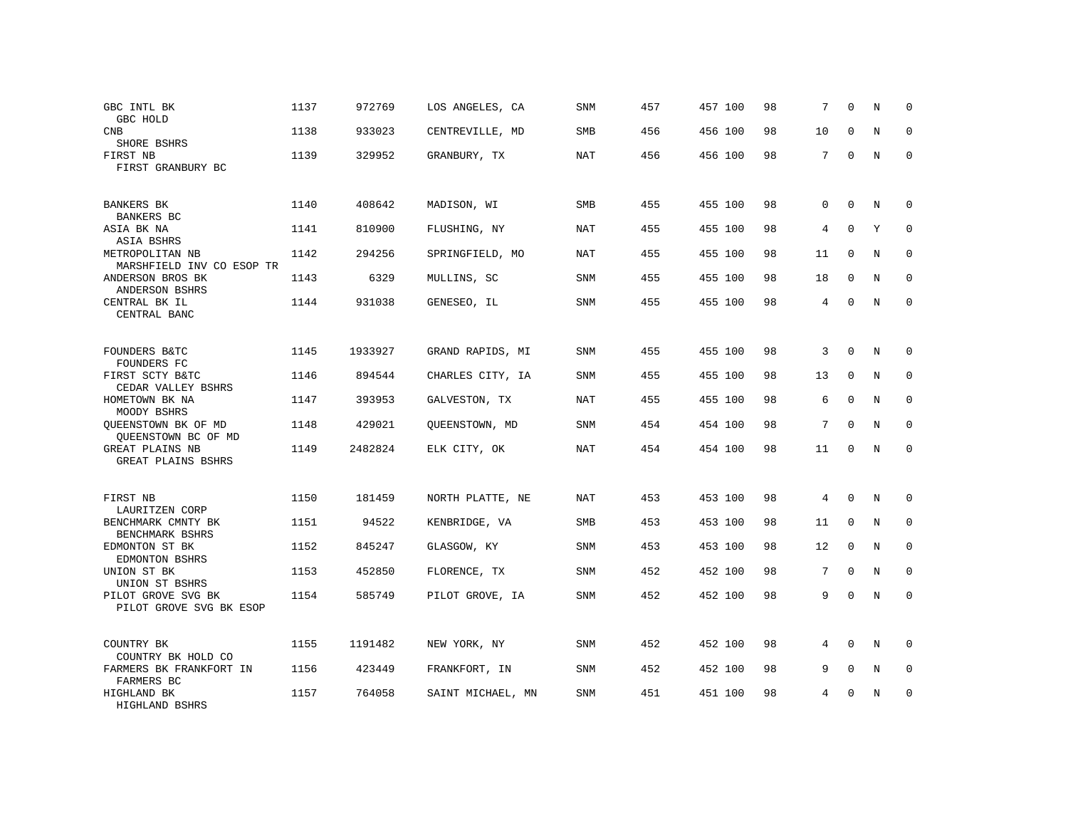| | | | | | | | | | | | | |
|---|---|---|---|---|---|---|---|---|---|---|---|---|
| GBC INTL BK<br>GBC HOLD | 1137 | 972769 | LOS ANGELES, CA | SNM | 457 | 457 | 100 | 98 | 7 | 0 | N | 0 |
| CNB<br>SHORE BSHRS | 1138 | 933023 | CENTREVILLE, MD | SMB | 456 | 456 | 100 | 98 | 10 | 0 | N | 0 |
| FIRST NB<br>FIRST GRANBURY BC | 1139 | 329952 | GRANBURY, TX | NAT | 456 | 456 | 100 | 98 | 7 | 0 | N | 0 |
| BANKERS BK<br>BANKERS BC | 1140 | 408642 | MADISON, WI | SMB | 455 | 455 | 100 | 98 | 0 | 0 | N | 0 |
| ASIA BK NA<br>ASIA BSHRS | 1141 | 810900 | FLUSHING, NY | NAT | 455 | 455 | 100 | 98 | 4 | 0 | Y | 0 |
| METROPOLITAN NB<br>MARSHFIELD INV CO ESOP TR | 1142 | 294256 | SPRINGFIELD, MO | NAT | 455 | 455 | 100 | 98 | 11 | 0 | N | 0 |
| ANDERSON BROS BK<br>ANDERSON BSHRS | 1143 | 6329 | MULLINS, SC | SNM | 455 | 455 | 100 | 98 | 18 | 0 | N | 0 |
| CENTRAL BK IL<br>CENTRAL BANC | 1144 | 931038 | GENESEO, IL | SNM | 455 | 455 | 100 | 98 | 4 | 0 | N | 0 |
| FOUNDERS B&TC<br>FOUNDERS FC | 1145 | 1933927 | GRAND RAPIDS, MI | SNM | 455 | 455 | 100 | 98 | 3 | 0 | N | 0 |
| FIRST SCTY B&TC<br>CEDAR VALLEY BSHRS | 1146 | 894544 | CHARLES CITY, IA | SNM | 455 | 455 | 100 | 98 | 13 | 0 | N | 0 |
| HOMETOWN BK NA<br>MOODY BSHRS | 1147 | 393953 | GALVESTON, TX | NAT | 455 | 455 | 100 | 98 | 6 | 0 | N | 0 |
| QUEENSTOWN BK OF MD<br>QUEENSTOWN BC OF MD | 1148 | 429021 | QUEENSTOWN, MD | SNM | 454 | 454 | 100 | 98 | 7 | 0 | N | 0 |
| GREAT PLAINS NB<br>GREAT PLAINS BSHRS | 1149 | 2482824 | ELK CITY, OK | NAT | 454 | 454 | 100 | 98 | 11 | 0 | N | 0 |
| FIRST NB<br>LAURITZEN CORP | 1150 | 181459 | NORTH PLATTE, NE | NAT | 453 | 453 | 100 | 98 | 4 | 0 | N | 0 |
| BENCHMARK CMNTY BK<br>BENCHMARK BSHRS | 1151 | 94522 | KENBRIDGE, VA | SMB | 453 | 453 | 100 | 98 | 11 | 0 | N | 0 |
| EDMONTON ST BK<br>EDMONTON BSHRS | 1152 | 845247 | GLASGOW, KY | SNM | 453 | 453 | 100 | 98 | 12 | 0 | N | 0 |
| UNION ST BK<br>UNION ST BSHRS | 1153 | 452850 | FLORENCE, TX | SNM | 452 | 452 | 100 | 98 | 7 | 0 | N | 0 |
| PILOT GROVE SVG BK<br>PILOT GROVE SVG BK ESOP | 1154 | 585749 | PILOT GROVE, IA | SNM | 452 | 452 | 100 | 98 | 9 | 0 | N | 0 |
| COUNTRY BK<br>COUNTRY BK HOLD CO | 1155 | 1191482 | NEW YORK, NY | SNM | 452 | 452 | 100 | 98 | 4 | 0 | N | 0 |
| FARMERS BK FRANKFORT IN<br>FARMERS BC | 1156 | 423449 | FRANKFORT, IN | SNM | 452 | 452 | 100 | 98 | 9 | 0 | N | 0 |
| HIGHLAND BK<br>HIGHLAND BSHRS | 1157 | 764058 | SAINT MICHAEL, MN | SNM | 451 | 451 | 100 | 98 | 4 | 0 | N | 0 |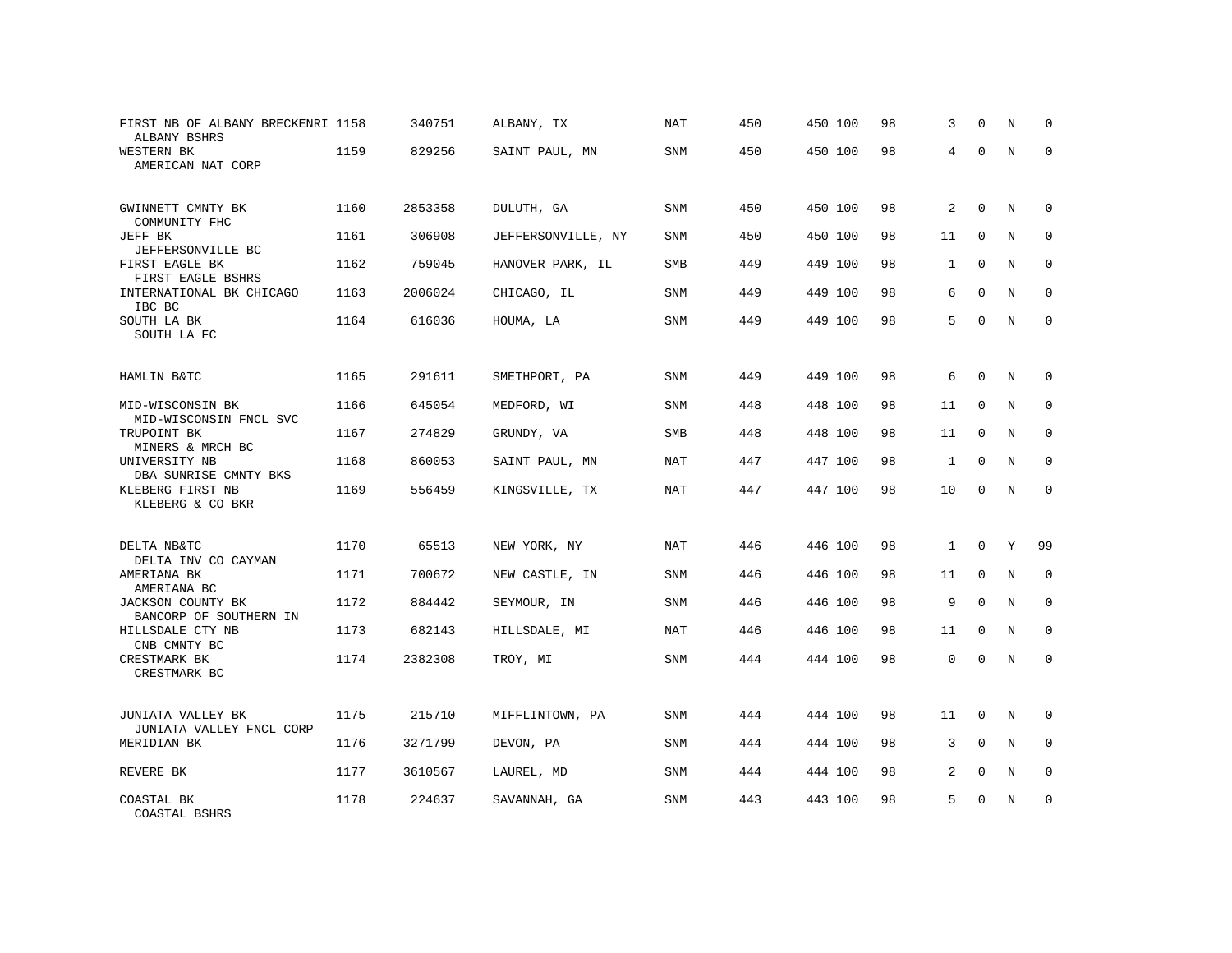| | | | | | | | | | | | | |
|---|---|---|---|---|---|---|---|---|---|---|---|---|
| FIRST NB OF ALBANY BRECKENRI<br>ALBANY BSHRS | 1158 | 340751 | ALBANY, TX | NAT | 450 | 450 | 100 | 98 | 3 | 0 | N | 0 |
| WESTERN BK<br>AMERICAN NAT CORP | 1159 | 829256 | SAINT PAUL, MN | SNM | 450 | 450 | 100 | 98 | 4 | 0 | N | 0 |
| GWINNETT CMNTY BK<br>COMMUNITY FHC | 1160 | 2853358 | DULUTH, GA | SNM | 450 | 450 | 100 | 98 | 2 | 0 | N | 0 |
| JEFF BK<br>JEFFERSONVILLE BC | 1161 | 306908 | JEFFERSONVILLE, NY | SNM | 450 | 450 | 100 | 98 | 11 | 0 | N | 0 |
| FIRST EAGLE BK<br>FIRST EAGLE BSHRS | 1162 | 759045 | HANOVER PARK, IL | SMB | 449 | 449 | 100 | 98 | 1 | 0 | N | 0 |
| INTERNATIONAL BK CHICAGO<br>IBC BC | 1163 | 2006024 | CHICAGO, IL | SNM | 449 | 449 | 100 | 98 | 6 | 0 | N | 0 |
| SOUTH LA BK<br>SOUTH LA FC | 1164 | 616036 | HOUMA, LA | SNM | 449 | 449 | 100 | 98 | 5 | 0 | N | 0 |
| HAMLIN B&TC | 1165 | 291611 | SMETHPORT, PA | SNM | 449 | 449 | 100 | 98 | 6 | 0 | N | 0 |
| MID-WISCONSIN BK<br>MID-WISCONSIN FNCL SVC | 1166 | 645054 | MEDFORD, WI | SNM | 448 | 448 | 100 | 98 | 11 | 0 | N | 0 |
| TRUPOINT BK<br>MINERS & MRCH BC | 1167 | 274829 | GRUNDY, VA | SMB | 448 | 448 | 100 | 98 | 11 | 0 | N | 0 |
| UNIVERSITY NB<br>DBA SUNRISE CMNTY BKS | 1168 | 860053 | SAINT PAUL, MN | NAT | 447 | 447 | 100 | 98 | 1 | 0 | N | 0 |
| KLEBERG FIRST NB<br>KLEBERG & CO BKR | 1169 | 556459 | KINGSVILLE, TX | NAT | 447 | 447 | 100 | 98 | 10 | 0 | N | 0 |
| DELTA NB&TC<br>DELTA INV CO CAYMAN | 1170 | 65513 | NEW YORK, NY | NAT | 446 | 446 | 100 | 98 | 1 | 0 | Y | 99 |
| AMERIANA BK<br>AMERIANA BC | 1171 | 700672 | NEW CASTLE, IN | SNM | 446 | 446 | 100 | 98 | 11 | 0 | N | 0 |
| JACKSON COUNTY BK<br>BANCORP OF SOUTHERN IN | 1172 | 884442 | SEYMOUR, IN | SNM | 446 | 446 | 100 | 98 | 9 | 0 | N | 0 |
| HILLSDALE CTY NB<br>CNB CMNTY BC | 1173 | 682143 | HILLSDALE, MI | NAT | 446 | 446 | 100 | 98 | 11 | 0 | N | 0 |
| CRESTMARK BK<br>CRESTMARK BC | 1174 | 2382308 | TROY, MI | SNM | 444 | 444 | 100 | 98 | 0 | 0 | N | 0 |
| JUNIATA VALLEY BK<br>JUNIATA VALLEY FNCL CORP | 1175 | 215710 | MIFFLINTOWN, PA | SNM | 444 | 444 | 100 | 98 | 11 | 0 | N | 0 |
| MERIDIAN BK | 1176 | 3271799 | DEVON, PA | SNM | 444 | 444 | 100 | 98 | 3 | 0 | N | 0 |
| REVERE BK | 1177 | 3610567 | LAUREL, MD | SNM | 444 | 444 | 100 | 98 | 2 | 0 | N | 0 |
| COASTAL BK<br>COASTAL BSHRS | 1178 | 224637 | SAVANNAH, GA | SNM | 443 | 443 | 100 | 98 | 5 | 0 | N | 0 |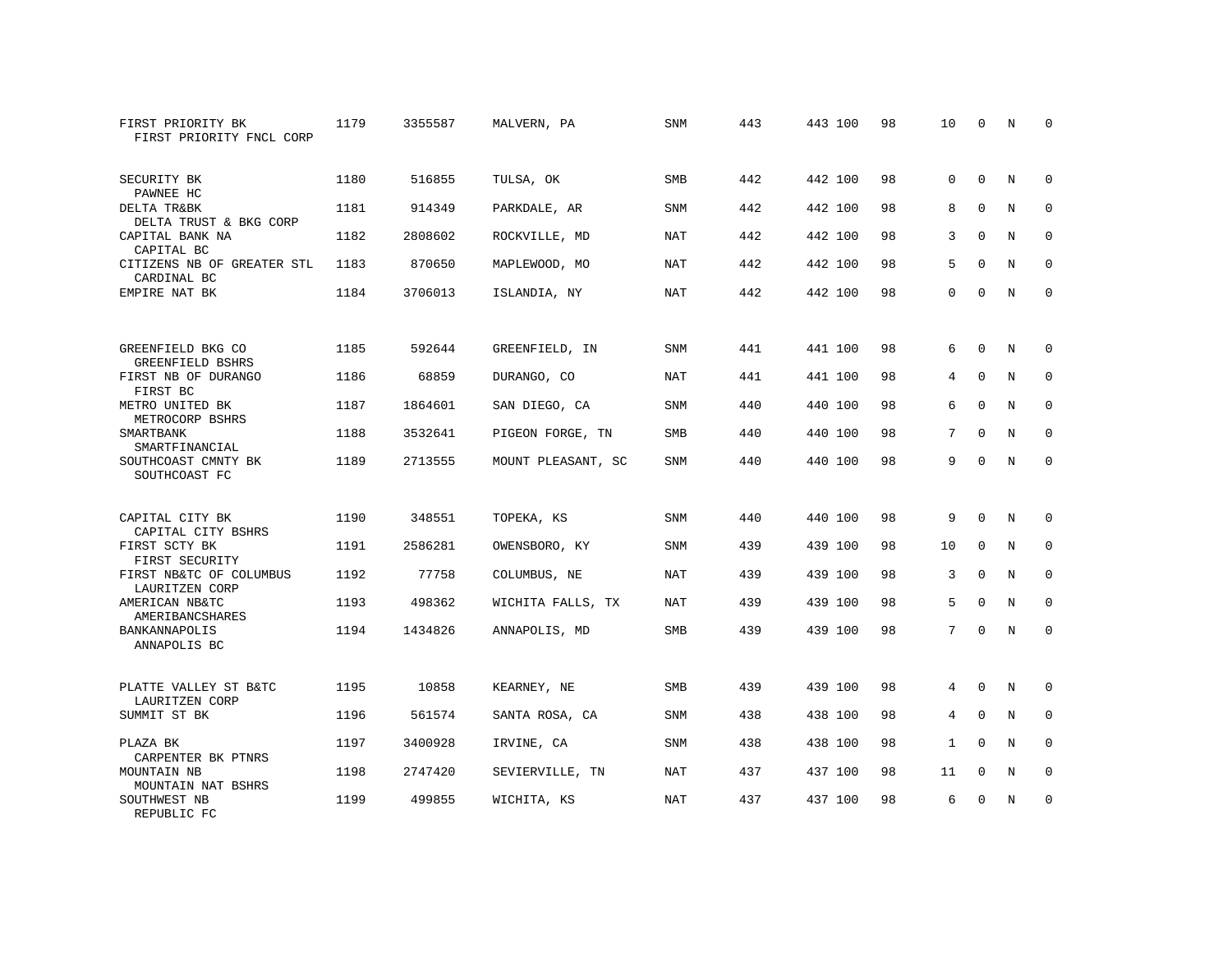| | | | | | | | | | | | | |
|---|---|---|---|---|---|---|---|---|---|---|---|---|
| FIRST PRIORITY BK<br>FIRST PRIORITY FNCL CORP | 1179 | 3355587 | MALVERN, PA | SNM | 443 | 443 | 100 | 98 | 10 | 0 | N | 0 |
| SECURITY BK<br>PAWNEE HC | 1180 | 516855 | TULSA, OK | SMB | 442 | 442 | 100 | 98 | 0 | 0 | N | 0 |
| DELTA TR&BK<br>DELTA TRUST & BKG CORP | 1181 | 914349 | PARKDALE, AR | SNM | 442 | 442 | 100 | 98 | 8 | 0 | N | 0 |
| CAPITAL BANK NA<br>CAPITAL BC | 1182 | 2808602 | ROCKVILLE, MD | NAT | 442 | 442 | 100 | 98 | 3 | 0 | N | 0 |
| CITIZENS NB OF GREATER STL<br>CARDINAL BC | 1183 | 870650 | MAPLEWOOD, MO | NAT | 442 | 442 | 100 | 98 | 5 | 0 | N | 0 |
| EMPIRE NAT BK | 1184 | 3706013 | ISLANDIA, NY | NAT | 442 | 442 | 100 | 98 | 0 | 0 | N | 0 |
| GREENFIELD BKG CO<br>GREENFIELD BSHRS | 1185 | 592644 | GREENFIELD, IN | SNM | 441 | 441 | 100 | 98 | 6 | 0 | N | 0 |
| FIRST NB OF DURANGO<br>FIRST BC | 1186 | 68859 | DURANGO, CO | NAT | 441 | 441 | 100 | 98 | 4 | 0 | N | 0 |
| METRO UNITED BK<br>METROCORP BSHRS | 1187 | 1864601 | SAN DIEGO, CA | SNM | 440 | 440 | 100 | 98 | 6 | 0 | N | 0 |
| SMARTBANK<br>SMARTFINANCIAL | 1188 | 3532641 | PIGEON FORGE, TN | SMB | 440 | 440 | 100 | 98 | 7 | 0 | N | 0 |
| SOUTHCOAST CMNTY BK<br>SOUTHCOAST FC | 1189 | 2713555 | MOUNT PLEASANT, SC | SNM | 440 | 440 | 100 | 98 | 9 | 0 | N | 0 |
| CAPITAL CITY BK<br>CAPITAL CITY BSHRS | 1190 | 348551 | TOPEKA, KS | SNM | 440 | 440 | 100 | 98 | 9 | 0 | N | 0 |
| FIRST SCTY BK<br>FIRST SECURITY | 1191 | 2586281 | OWENSBORO, KY | SNM | 439 | 439 | 100 | 98 | 10 | 0 | N | 0 |
| FIRST NB&TC OF COLUMBUS<br>LAURITZEN CORP | 1192 | 77758 | COLUMBUS, NE | NAT | 439 | 439 | 100 | 98 | 3 | 0 | N | 0 |
| AMERICAN NB&TC<br>AMERIBANCSHARES | 1193 | 498362 | WICHITA FALLS, TX | NAT | 439 | 439 | 100 | 98 | 5 | 0 | N | 0 |
| BANKANNAPOLIS<br>ANNAPOLIS BC | 1194 | 1434826 | ANNAPOLIS, MD | SMB | 439 | 439 | 100 | 98 | 7 | 0 | N | 0 |
| PLATTE VALLEY ST B&TC<br>LAURITZEN CORP | 1195 | 10858 | KEARNEY, NE | SMB | 439 | 439 | 100 | 98 | 4 | 0 | N | 0 |
| SUMMIT ST BK | 1196 | 561574 | SANTA ROSA, CA | SNM | 438 | 438 | 100 | 98 | 4 | 0 | N | 0 |
| PLAZA BK<br>CARPENTER BK PTNRS | 1197 | 3400928 | IRVINE, CA | SNM | 438 | 438 | 100 | 98 | 1 | 0 | N | 0 |
| MOUNTAIN NB<br>MOUNTAIN NAT BSHRS | 1198 | 2747420 | SEVIERVILLE, TN | NAT | 437 | 437 | 100 | 98 | 11 | 0 | N | 0 |
| SOUTHWEST NB<br>REPUBLIC FC | 1199 | 499855 | WICHITA, KS | NAT | 437 | 437 | 100 | 98 | 6 | 0 | N | 0 |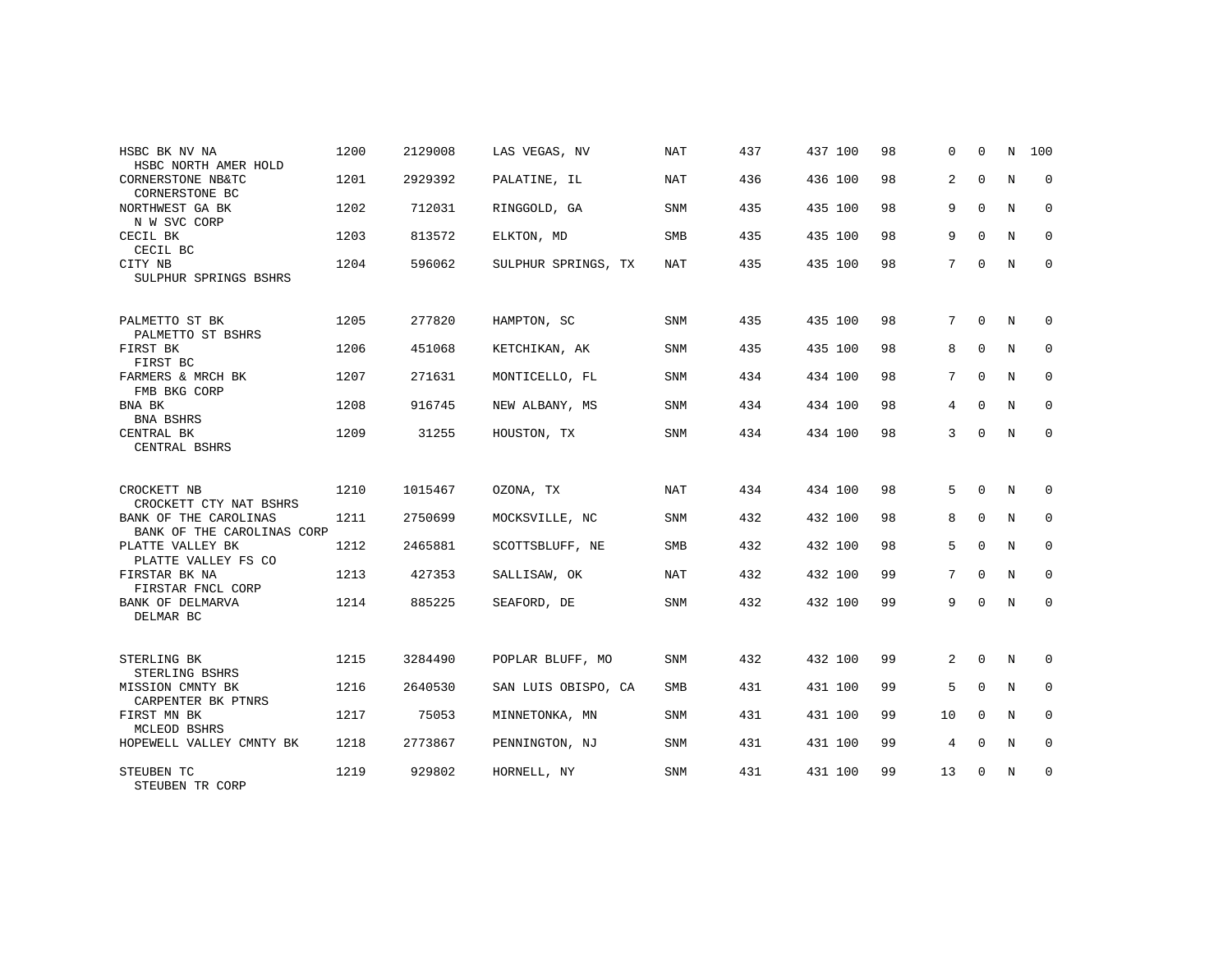| | | | | | | | | | | | | |
|---|---|---|---|---|---|---|---|---|---|---|---|---|
| HSBC BK NV NA<br>HSBC NORTH AMER HOLD | 1200 | 2129008 | LAS VEGAS, NV | NAT | 437 | 437 | 100 | 98 | 0 | 0 | N | 100 |
| CORNERSTONE NB&TC<br>CORNERSTONE BC | 1201 | 2929392 | PALATINE, IL | NAT | 436 | 436 | 100 | 98 | 2 | 0 | N | 0 |
| NORTHWEST GA BK<br>N W SVC CORP | 1202 | 712031 | RINGGOLD, GA | SNM | 435 | 435 | 100 | 98 | 9 | 0 | N | 0 |
| CECIL BK<br>CECIL BC | 1203 | 813572 | ELKTON, MD | SMB | 435 | 435 | 100 | 98 | 9 | 0 | N | 0 |
| CITY NB<br>SULPHUR SPRINGS BSHRS | 1204 | 596062 | SULPHUR SPRINGS, TX | NAT | 435 | 435 | 100 | 98 | 7 | 0 | N | 0 |
| PALMETTO ST BK<br>PALMETTO ST BSHRS | 1205 | 277820 | HAMPTON, SC | SNM | 435 | 435 | 100 | 98 | 7 | 0 | N | 0 |
| FIRST BK<br>FIRST BC | 1206 | 451068 | KETCHIKAN, AK | SNM | 435 | 435 | 100 | 98 | 8 | 0 | N | 0 |
| FARMERS & MRCH BK<br>FMB BKG CORP | 1207 | 271631 | MONTICELLO, FL | SNM | 434 | 434 | 100 | 98 | 7 | 0 | N | 0 |
| BNA BK<br>BNA BSHRS | 1208 | 916745 | NEW ALBANY, MS | SNM | 434 | 434 | 100 | 98 | 4 | 0 | N | 0 |
| CENTRAL BK<br>CENTRAL BSHRS | 1209 | 31255 | HOUSTON, TX | SNM | 434 | 434 | 100 | 98 | 3 | 0 | N | 0 |
| CROCKETT NB<br>CROCKETT CTY NAT BSHRS | 1210 | 1015467 | OZONA, TX | NAT | 434 | 434 | 100 | 98 | 5 | 0 | N | 0 |
| BANK OF THE CAROLINAS<br>BANK OF THE CAROLINAS CORP | 1211 | 2750699 | MOCKSVILLE, NC | SNM | 432 | 432 | 100 | 98 | 8 | 0 | N | 0 |
| PLATTE VALLEY BK<br>PLATTE VALLEY FS CO | 1212 | 2465881 | SCOTTSBLUFF, NE | SMB | 432 | 432 | 100 | 98 | 5 | 0 | N | 0 |
| FIRSTAR BK NA<br>FIRSTAR FNCL CORP | 1213 | 427353 | SALLISAW, OK | NAT | 432 | 432 | 100 | 99 | 7 | 0 | N | 0 |
| BANK OF DELMARVA<br>DELMAR BC | 1214 | 885225 | SEAFORD, DE | SNM | 432 | 432 | 100 | 99 | 9 | 0 | N | 0 |
| STERLING BK<br>STERLING BSHRS | 1215 | 3284490 | POPLAR BLUFF, MO | SNM | 432 | 432 | 100 | 99 | 2 | 0 | N | 0 |
| MISSION CMNTY BK<br>CARPENTER BK PTNRS | 1216 | 2640530 | SAN LUIS OBISPO, CA | SMB | 431 | 431 | 100 | 99 | 5 | 0 | N | 0 |
| FIRST MN BK<br>MCLEOD BSHRS | 1217 | 75053 | MINNETONKA, MN | SNM | 431 | 431 | 100 | 99 | 10 | 0 | N | 0 |
| HOPEWELL VALLEY CMNTY BK | 1218 | 2773867 | PENNINGTON, NJ | SNM | 431 | 431 | 100 | 99 | 4 | 0 | N | 0 |
| STEUBEN TC<br>STEUBEN TR CORP | 1219 | 929802 | HORNELL, NY | SNM | 431 | 431 | 100 | 99 | 13 | 0 | N | 0 |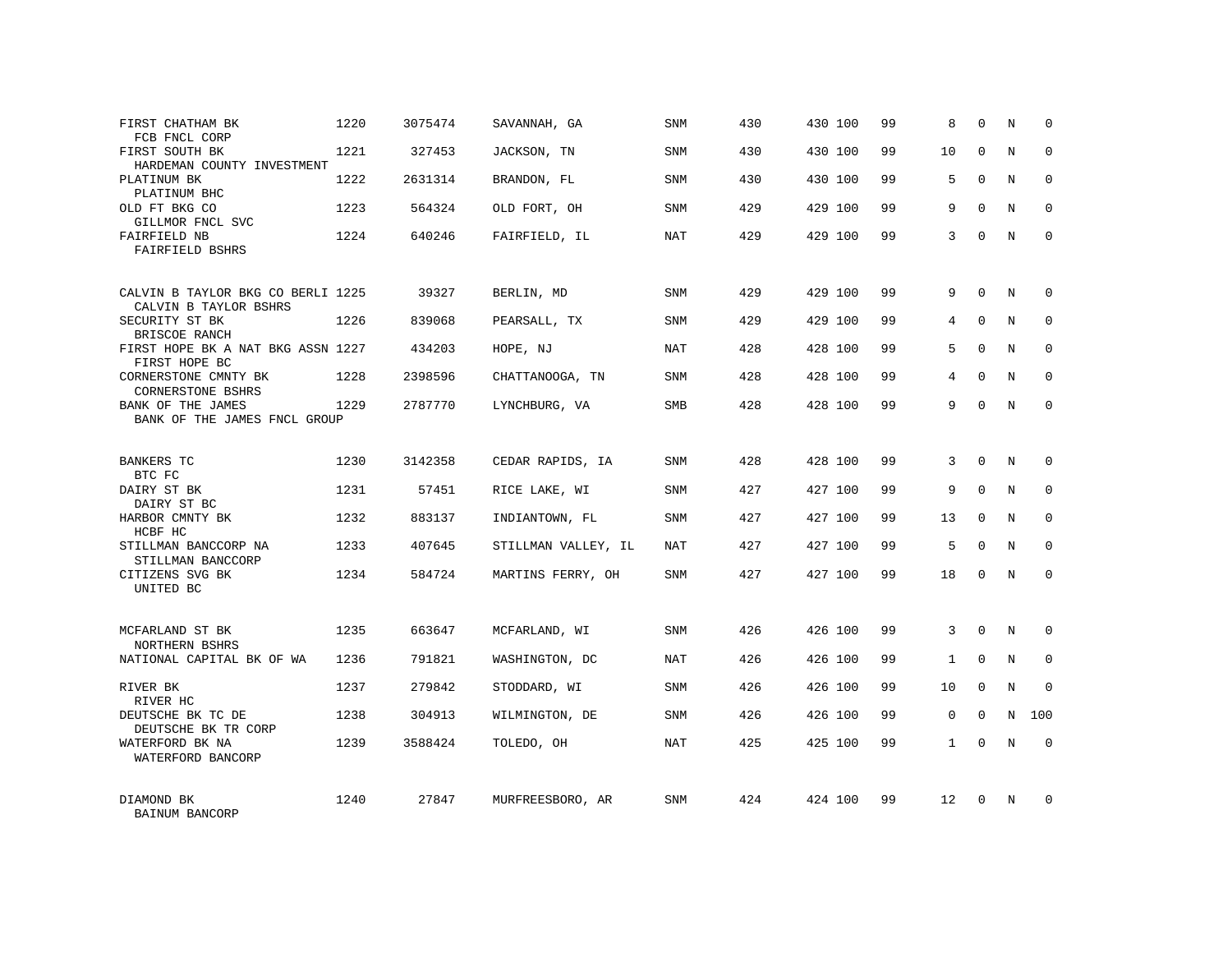| | | | | | | | | | | | |
|---|---|---|---|---|---|---|---|---|---|---|---|
| FIRST CHATHAM BK<br>FCB FNCL CORP | 1220 | 3075474 | SAVANNAH, GA | SNM | 430 | 430 100 | 99 | 8 | 0 | N | 0 |
| FIRST SOUTH BK<br>HARDEMAN COUNTY INVESTMENT | 1221 | 327453 | JACKSON, TN | SNM | 430 | 430 100 | 99 | 10 | 0 | N | 0 |
| PLATINUM BK<br>PLATINUM BHC | 1222 | 2631314 | BRANDON, FL | SNM | 430 | 430 100 | 99 | 5 | 0 | N | 0 |
| OLD FT BKG CO<br>GILLMOR FNCL SVC | 1223 | 564324 | OLD FORT, OH | SNM | 429 | 429 100 | 99 | 9 | 0 | N | 0 |
| FAIRFIELD NB<br>FAIRFIELD BSHRS | 1224 | 640246 | FAIRFIELD, IL | NAT | 429 | 429 100 | 99 | 3 | 0 | N | 0 |
| CALVIN B TAYLOR BKG CO BERLI<br>CALVIN B TAYLOR BSHRS | 1225 | 39327 | BERLIN, MD | SNM | 429 | 429 100 | 99 | 9 | 0 | N | 0 |
| SECURITY ST BK<br>BRISCOE RANCH | 1226 | 839068 | PEARSALL, TX | SNM | 429 | 429 100 | 99 | 4 | 0 | N | 0 |
| FIRST HOPE BK A NAT BKG ASSN<br>FIRST HOPE BC | 1227 | 434203 | HOPE, NJ | NAT | 428 | 428 100 | 99 | 5 | 0 | N | 0 |
| CORNERSTONE CMNTY BK<br>CORNERSTONE BSHRS | 1228 | 2398596 | CHATTANOOGA, TN | SNM | 428 | 428 100 | 99 | 4 | 0 | N | 0 |
| BANK OF THE JAMES<br>BANK OF THE JAMES FNCL GROUP | 1229 | 2787770 | LYNCHBURG, VA | SMB | 428 | 428 100 | 99 | 9 | 0 | N | 0 |
| BANKERS TC<br>BTC FC | 1230 | 3142358 | CEDAR RAPIDS, IA | SNM | 428 | 428 100 | 99 | 3 | 0 | N | 0 |
| DAIRY ST BK<br>DAIRY ST BC | 1231 | 57451 | RICE LAKE, WI | SNM | 427 | 427 100 | 99 | 9 | 0 | N | 0 |
| HARBOR CMNTY BK<br>HCBF HC | 1232 | 883137 | INDIANTOWN, FL | SNM | 427 | 427 100 | 99 | 13 | 0 | N | 0 |
| STILLMAN BANCCORP NA<br>STILLMAN BANCCORP | 1233 | 407645 | STILLMAN VALLEY, IL | NAT | 427 | 427 100 | 99 | 5 | 0 | N | 0 |
| CITIZENS SVG BK<br>UNITED BC | 1234 | 584724 | MARTINS FERRY, OH | SNM | 427 | 427 100 | 99 | 18 | 0 | N | 0 |
| MCFARLAND ST BK<br>NORTHERN BSHRS | 1235 | 663647 | MCFARLAND, WI | SNM | 426 | 426 100 | 99 | 3 | 0 | N | 0 |
| NATIONAL CAPITAL BK OF WA | 1236 | 791821 | WASHINGTON, DC | NAT | 426 | 426 100 | 99 | 1 | 0 | N | 0 |
| RIVER BK<br>RIVER HC | 1237 | 279842 | STODDARD, WI | SNM | 426 | 426 100 | 99 | 10 | 0 | N | 0 |
| DEUTSCHE BK TC DE<br>DEUTSCHE BK TR CORP | 1238 | 304913 | WILMINGTON, DE | SNM | 426 | 426 100 | 99 | 0 | 0 | N | 100 |
| WATERFORD BK NA<br>WATERFORD BANCORP | 1239 | 3588424 | TOLEDO, OH | NAT | 425 | 425 100 | 99 | 1 | 0 | N | 0 |
| DIAMOND BK<br>BAINUM BANCORP | 1240 | 27847 | MURFREESBORO, AR | SNM | 424 | 424 100 | 99 | 12 | 0 | N | 0 |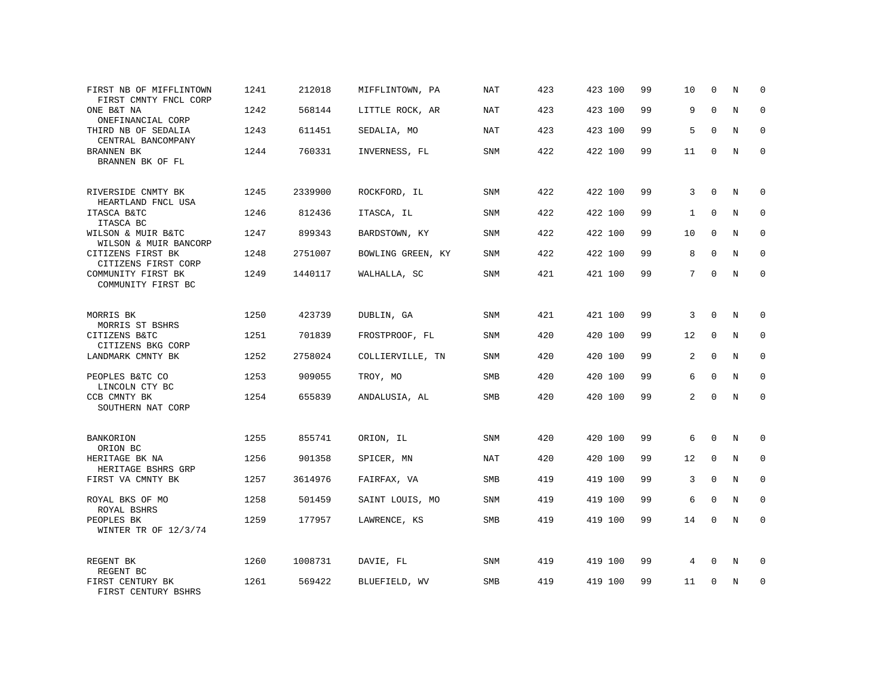| | | | | | | | | | | | | |
|---|---|---|---|---|---|---|---|---|---|---|---|---|
| FIRST NB OF MIFFLINTOWN<br>FIRST CMNTY FNCL CORP | 1241 | 212018 | MIFFLINTOWN, PA | NAT | 423 | 423 | 100 | 99 | 10 | 0 | N | 0 |
| ONE B&T NA<br>ONEFINANCIAL CORP | 1242 | 568144 | LITTLE ROCK, AR | NAT | 423 | 423 | 100 | 99 | 9 | 0 | N | 0 |
| THIRD NB OF SEDALIA<br>CENTRAL BANCOMPANY | 1243 | 611451 | SEDALIA, MO | NAT | 423 | 423 | 100 | 99 | 5 | 0 | N | 0 |
| BRANNEN BK<br>BRANNEN BK OF FL | 1244 | 760331 | INVERNESS, FL | SNM | 422 | 422 | 100 | 99 | 11 | 0 | N | 0 |
| RIVERSIDE CNMTY BK<br>HEARTLAND FNCL USA | 1245 | 2339900 | ROCKFORD, IL | SNM | 422 | 422 | 100 | 99 | 3 | 0 | N | 0 |
| ITASCA B&TC<br>ITASCA BC | 1246 | 812436 | ITASCA, IL | SNM | 422 | 422 | 100 | 99 | 1 | 0 | N | 0 |
| WILSON & MUIR B&TC<br>WILSON & MUIR BANCORP | 1247 | 899343 | BARDSTOWN, KY | SNM | 422 | 422 | 100 | 99 | 10 | 0 | N | 0 |
| CITIZENS FIRST BK<br>CITIZENS FIRST CORP | 1248 | 2751007 | BOWLING GREEN, KY | SNM | 422 | 422 | 100 | 99 | 8 | 0 | N | 0 |
| COMMUNITY FIRST BK<br>COMMUNITY FIRST BC | 1249 | 1440117 | WALHALLA, SC | SNM | 421 | 421 | 100 | 99 | 7 | 0 | N | 0 |
| MORRIS BK<br>MORRIS ST BSHRS | 1250 | 423739 | DUBLIN, GA | SNM | 421 | 421 | 100 | 99 | 3 | 0 | N | 0 |
| CITIZENS B&TC<br>CITIZENS BKG CORP | 1251 | 701839 | FROSTPROOF, FL | SNM | 420 | 420 | 100 | 99 | 12 | 0 | N | 0 |
| LANDMARK CMNTY BK | 1252 | 2758024 | COLLIERVILLE, TN | SNM | 420 | 420 | 100 | 99 | 2 | 0 | N | 0 |
| PEOPLES B&TC CO<br>LINCOLN CTY BC | 1253 | 909055 | TROY, MO | SMB | 420 | 420 | 100 | 99 | 6 | 0 | N | 0 |
| CCB CMNTY BK<br>SOUTHERN NAT CORP | 1254 | 655839 | ANDALUSIA, AL | SMB | 420 | 420 | 100 | 99 | 2 | 0 | N | 0 |
| BANKORION<br>ORION BC | 1255 | 855741 | ORION, IL | SNM | 420 | 420 | 100 | 99 | 6 | 0 | N | 0 |
| HERITAGE BK NA<br>HERITAGE BSHRS GRP | 1256 | 901358 | SPICER, MN | NAT | 420 | 420 | 100 | 99 | 12 | 0 | N | 0 |
| FIRST VA CMNTY BK | 1257 | 3614976 | FAIRFAX, VA | SMB | 419 | 419 | 100 | 99 | 3 | 0 | N | 0 |
| ROYAL BKS OF MO<br>ROYAL BSHRS | 1258 | 501459 | SAINT LOUIS, MO | SNM | 419 | 419 | 100 | 99 | 6 | 0 | N | 0 |
| PEOPLES BK<br>WINTER TR OF 12/3/74 | 1259 | 177957 | LAWRENCE, KS | SMB | 419 | 419 | 100 | 99 | 14 | 0 | N | 0 |
| REGENT BK<br>REGENT BC | 1260 | 1008731 | DAVIE, FL | SNM | 419 | 419 | 100 | 99 | 4 | 0 | N | 0 |
| FIRST CENTURY BK<br>FIRST CENTURY BSHRS | 1261 | 569422 | BLUEFIELD, WV | SMB | 419 | 419 | 100 | 99 | 11 | 0 | N | 0 |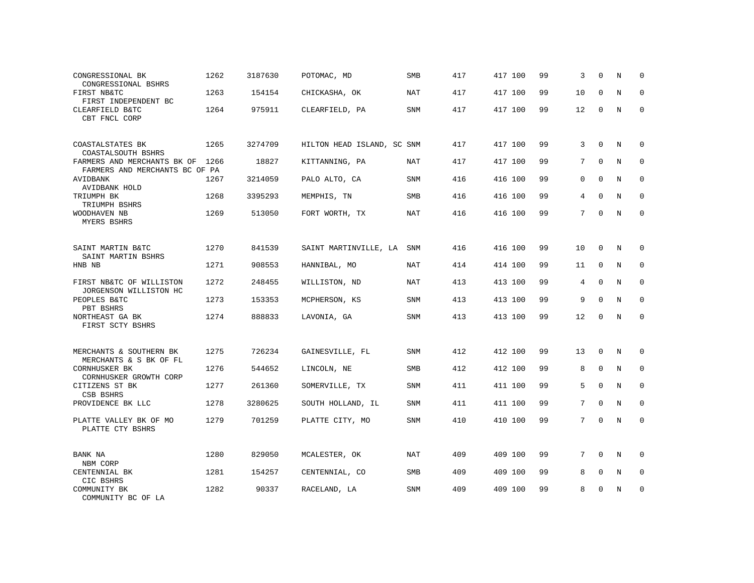| | | | | | | | | | | | | |
|---|---|---|---|---|---|---|---|---|---|---|---|---|
| CONGRESSIONAL BK<br>CONGRESSIONAL BSHRS | 1262 | 3187630 | POTOMAC, MD | SMB | 417 | 417 | 100 | 99 | 3 | 0 | N | 0 |
| FIRST NB&TC<br>FIRST INDEPENDENT BC | 1263 | 154154 | CHICKASHA, OK | NAT | 417 | 417 | 100 | 99 | 10 | 0 | N | 0 |
| CLEARFIELD B&TC<br>CBT FNCL CORP | 1264 | 975911 | CLEARFIELD, PA | SNM | 417 | 417 | 100 | 99 | 12 | 0 | N | 0 |
| COASTALSTATES BK<br>COASTALSOUTH BSHRS | 1265 | 3274709 | HILTON HEAD ISLAND, SC | SNM | 417 | 417 | 100 | 99 | 3 | 0 | N | 0 |
| FARMERS AND MERCHANTS BK OF<br>FARMERS AND MERCHANTS BC OF PA | 1266 | 18827 | KITTANNING, PA | NAT | 417 | 417 | 100 | 99 | 7 | 0 | N | 0 |
| AVIDBANK<br>AVIDBANK HOLD | 1267 | 3214059 | PALO ALTO, CA | SNM | 416 | 416 | 100 | 99 | 0 | 0 | N | 0 |
| TRIUMPH BK<br>TRIUMPH BSHRS | 1268 | 3395293 | MEMPHIS, TN | SMB | 416 | 416 | 100 | 99 | 4 | 0 | N | 0 |
| WOODHAVEN NB<br>MYERS BSHRS | 1269 | 513050 | FORT WORTH, TX | NAT | 416 | 416 | 100 | 99 | 7 | 0 | N | 0 |
| SAINT MARTIN B&TC<br>SAINT MARTIN BSHRS | 1270 | 841539 | SAINT MARTINVILLE, LA | SNM | 416 | 416 | 100 | 99 | 10 | 0 | N | 0 |
| HNB NB | 1271 | 908553 | HANNIBAL, MO | NAT | 414 | 414 | 100 | 99 | 11 | 0 | N | 0 |
| FIRST NB&TC OF WILLISTON<br>JORGENSON WILLISTON HC | 1272 | 248455 | WILLISTON, ND | NAT | 413 | 413 | 100 | 99 | 4 | 0 | N | 0 |
| PEOPLES B&TC<br>PBT BSHRS | 1273 | 153353 | MCPHERSON, KS | SNM | 413 | 413 | 100 | 99 | 9 | 0 | N | 0 |
| NORTHEAST GA BK<br>FIRST SCTY BSHRS | 1274 | 888833 | LAVONIA, GA | SNM | 413 | 413 | 100 | 99 | 12 | 0 | N | 0 |
| MERCHANTS & SOUTHERN BK<br>MERCHANTS & S BK OF FL | 1275 | 726234 | GAINESVILLE, FL | SNM | 412 | 412 | 100 | 99 | 13 | 0 | N | 0 |
| CORNHUSKER BK<br>CORNHUSKER GROWTH CORP | 1276 | 544652 | LINCOLN, NE | SMB | 412 | 412 | 100 | 99 | 8 | 0 | N | 0 |
| CITIZENS ST BK<br>CSB BSHRS | 1277 | 261360 | SOMERVILLE, TX | SNM | 411 | 411 | 100 | 99 | 5 | 0 | N | 0 |
| PROVIDENCE BK LLC | 1278 | 3280625 | SOUTH HOLLAND, IL | SNM | 411 | 411 | 100 | 99 | 7 | 0 | N | 0 |
| PLATTE VALLEY BK OF MO<br>PLATTE CTY BSHRS | 1279 | 701259 | PLATTE CITY, MO | SNM | 410 | 410 | 100 | 99 | 7 | 0 | N | 0 |
| BANK NA<br>NBM CORP | 1280 | 829050 | MCALESTER, OK | NAT | 409 | 409 | 100 | 99 | 7 | 0 | N | 0 |
| CENTENNIAL BK<br>CIC BSHRS | 1281 | 154257 | CENTENNIAL, CO | SMB | 409 | 409 | 100 | 99 | 8 | 0 | N | 0 |
| COMMUNITY BK<br>COMMUNITY BC OF LA | 1282 | 90337 | RACELAND, LA | SNM | 409 | 409 | 100 | 99 | 8 | 0 | N | 0 |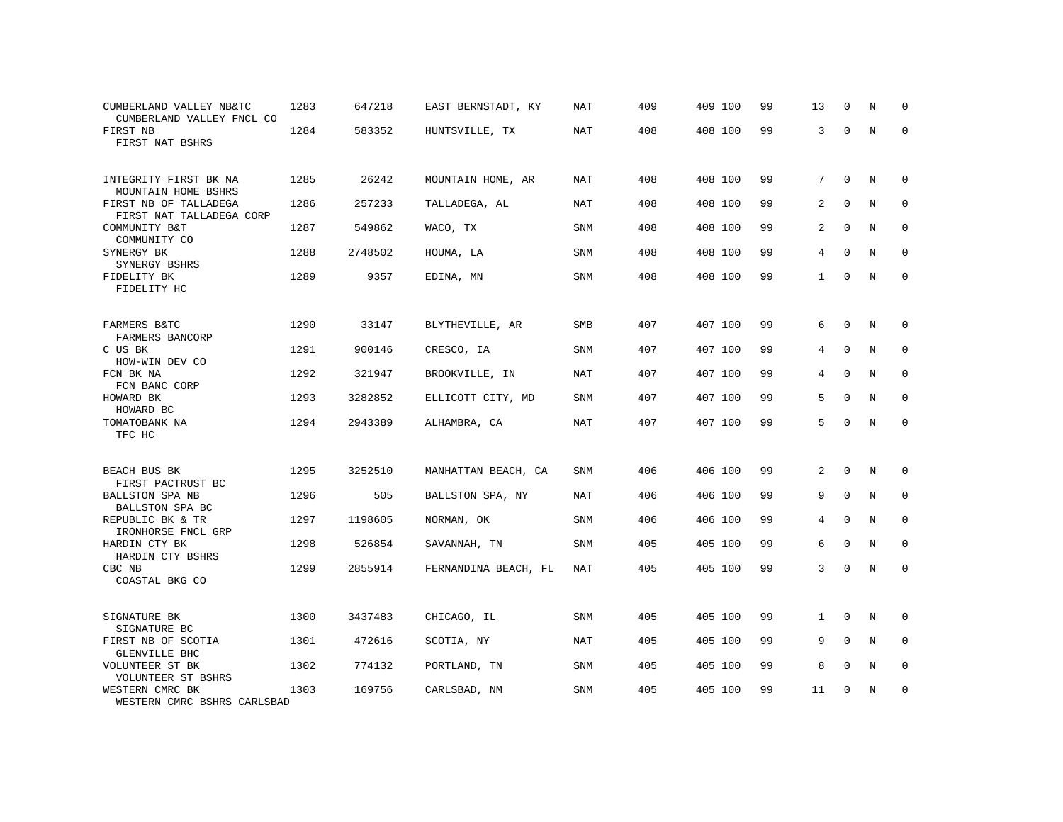| | | | | | | | | | | | |
|---|---|---|---|---|---|---|---|---|---|---|---|
| CUMBERLAND VALLEY NB&TC<br>CUMBERLAND VALLEY FNCL CO | 1283 | 647218 | EAST BERNSTADT, KY | NAT | 409 | 409 100 | 99 | 13 | 0 | N | 0 |
| FIRST NB<br>FIRST NAT BSHRS | 1284 | 583352 | HUNTSVILLE, TX | NAT | 408 | 408 100 | 99 | 3 | 0 | N | 0 |
| INTEGRITY FIRST BK NA<br>MOUNTAIN HOME BSHRS | 1285 | 26242 | MOUNTAIN HOME, AR | NAT | 408 | 408 100 | 99 | 7 | 0 | N | 0 |
| FIRST NB OF TALLADEGA<br>FIRST NAT TALLADEGA CORP | 1286 | 257233 | TALLADEGA, AL | NAT | 408 | 408 100 | 99 | 2 | 0 | N | 0 |
| COMMUNITY B&T<br>COMMUNITY CO | 1287 | 549862 | WACO, TX | SNM | 408 | 408 100 | 99 | 2 | 0 | N | 0 |
| SYNERGY BK<br>SYNERGY BSHRS | 1288 | 2748502 | HOUMA, LA | SNM | 408 | 408 100 | 99 | 4 | 0 | N | 0 |
| FIDELITY BK<br>FIDELITY HC | 1289 | 9357 | EDINA, MN | SNM | 408 | 408 100 | 99 | 1 | 0 | N | 0 |
| FARMERS B&TC<br>FARMERS BANCORP | 1290 | 33147 | BLYTHEVILLE, AR | SMB | 407 | 407 100 | 99 | 6 | 0 | N | 0 |
| C US BK<br>HOW-WIN DEV CO | 1291 | 900146 | CRESCO, IA | SNM | 407 | 407 100 | 99 | 4 | 0 | N | 0 |
| FCN BK NA<br>FCN BANC CORP | 1292 | 321947 | BROOKVILLE, IN | NAT | 407 | 407 100 | 99 | 4 | 0 | N | 0 |
| HOWARD BK<br>HOWARD BC | 1293 | 3282852 | ELLICOTT CITY, MD | SNM | 407 | 407 100 | 99 | 5 | 0 | N | 0 |
| TOMATOBANK NA<br>TFC HC | 1294 | 2943389 | ALHAMBRA, CA | NAT | 407 | 407 100 | 99 | 5 | 0 | N | 0 |
| BEACH BUS BK<br>FIRST PACTRUST BC | 1295 | 3252510 | MANHATTAN BEACH, CA | SNM | 406 | 406 100 | 99 | 2 | 0 | N | 0 |
| BALLSTON SPA NB<br>BALLSTON SPA BC | 1296 | 505 | BALLSTON SPA, NY | NAT | 406 | 406 100 | 99 | 9 | 0 | N | 0 |
| REPUBLIC BK & TR<br>IRONHORSE FNCL GRP | 1297 | 1198605 | NORMAN, OK | SNM | 406 | 406 100 | 99 | 4 | 0 | N | 0 |
| HARDIN CTY BK<br>HARDIN CTY BSHRS | 1298 | 526854 | SAVANNAH, TN | SNM | 405 | 405 100 | 99 | 6 | 0 | N | 0 |
| CBC NB<br>COASTAL BKG CO | 1299 | 2855914 | FERNANDINA BEACH, FL | NAT | 405 | 405 100 | 99 | 3 | 0 | N | 0 |
| SIGNATURE BK<br>SIGNATURE BC | 1300 | 3437483 | CHICAGO, IL | SNM | 405 | 405 100 | 99 | 1 | 0 | N | 0 |
| FIRST NB OF SCOTIA<br>GLENVILLE BHC | 1301 | 472616 | SCOTIA, NY | NAT | 405 | 405 100 | 99 | 9 | 0 | N | 0 |
| VOLUNTEER ST BK<br>VOLUNTEER ST BSHRS | 1302 | 774132 | PORTLAND, TN | SNM | 405 | 405 100 | 99 | 8 | 0 | N | 0 |
| WESTERN CMRC BK<br>WESTERN CMRC BSHRS CARLSBAD | 1303 | 169756 | CARLSBAD, NM | SNM | 405 | 405 100 | 99 | 11 | 0 | N | 0 |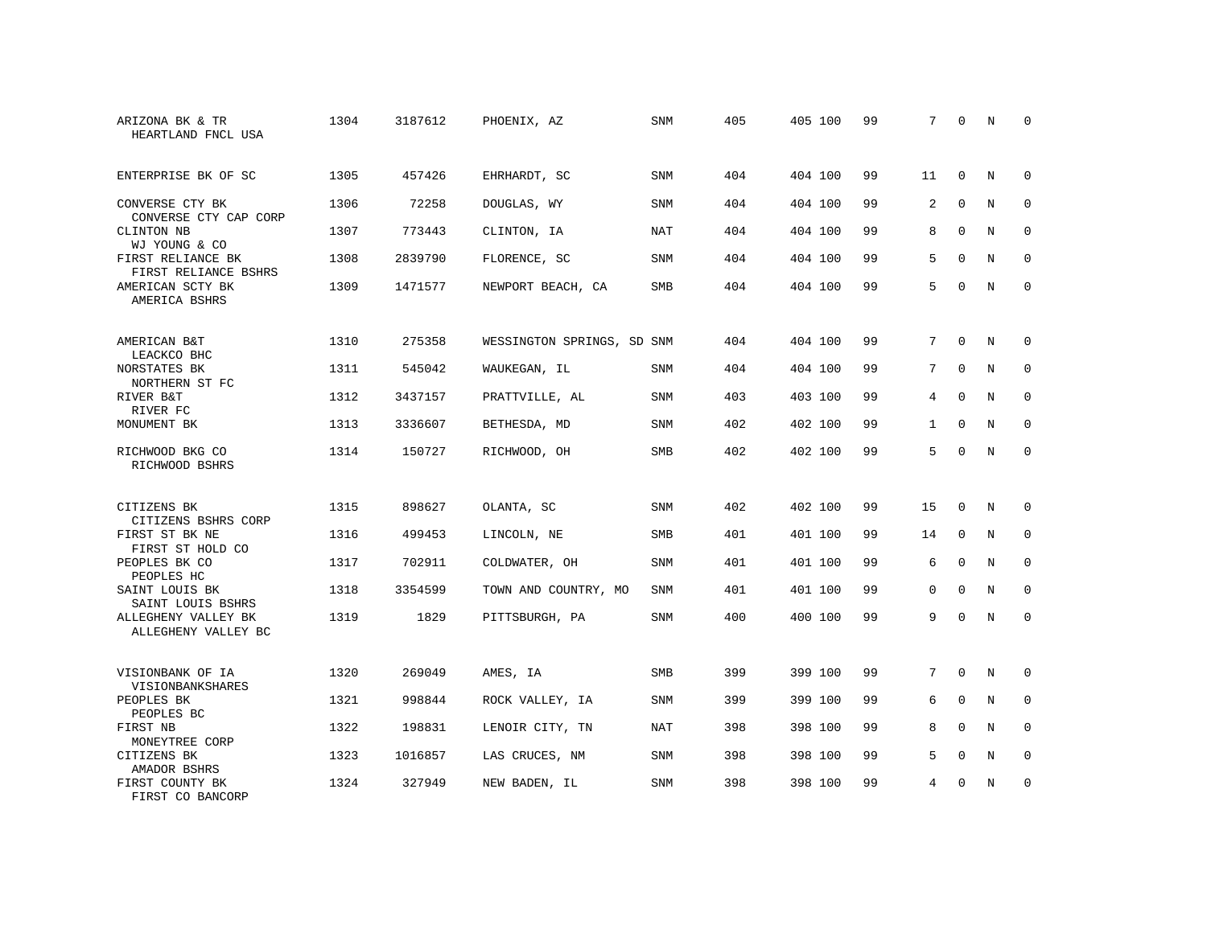| | | | | | | | | | | | | |
|---|---|---|---|---|---|---|---|---|---|---|---|---|
| ARIZONA BK & TR<br>HEARTLAND FNCL USA | 1304 | 3187612 | PHOENIX, AZ | SNM | 405 | 405 | 100 | 99 | 7 | 0 | N | 0 |
| ENTERPRISE BK OF SC | 1305 | 457426 | EHRHARDT, SC | SNM | 404 | 404 | 100 | 99 | 11 | 0 | N | 0 |
| CONVERSE CTY BK<br>CONVERSE CTY CAP CORP | 1306 | 72258 | DOUGLAS, WY | SNM | 404 | 404 | 100 | 99 | 2 | 0 | N | 0 |
| CLINTON NB<br>WJ YOUNG & CO | 1307 | 773443 | CLINTON, IA | NAT | 404 | 404 | 100 | 99 | 8 | 0 | N | 0 |
| FIRST RELIANCE BK<br>FIRST RELIANCE BSHRS | 1308 | 2839790 | FLORENCE, SC | SNM | 404 | 404 | 100 | 99 | 5 | 0 | N | 0 |
| AMERICAN SCTY BK<br>AMERICA BSHRS | 1309 | 1471577 | NEWPORT BEACH, CA | SMB | 404 | 404 | 100 | 99 | 5 | 0 | N | 0 |
| AMERICAN B&T<br>LEACKCO BHC | 1310 | 275358 | WESSINGTON SPRINGS, SD | SNM | 404 | 404 | 100 | 99 | 7 | 0 | N | 0 |
| NORSTATES BK<br>NORTHERN ST FC | 1311 | 545042 | WAUKEGAN, IL | SNM | 404 | 404 | 100 | 99 | 7 | 0 | N | 0 |
| RIVER B&T<br>RIVER FC | 1312 | 3437157 | PRATTVILLE, AL | SNM | 403 | 403 | 100 | 99 | 4 | 0 | N | 0 |
| MONUMENT BK | 1313 | 3336607 | BETHESDA, MD | SNM | 402 | 402 | 100 | 99 | 1 | 0 | N | 0 |
| RICHWOOD BKG CO<br>RICHWOOD BSHRS | 1314 | 150727 | RICHWOOD, OH | SMB | 402 | 402 | 100 | 99 | 5 | 0 | N | 0 |
| CITIZENS BK<br>CITIZENS BSHRS CORP | 1315 | 898627 | OLANTA, SC | SNM | 402 | 402 | 100 | 99 | 15 | 0 | N | 0 |
| FIRST ST BK NE<br>FIRST ST HOLD CO | 1316 | 499453 | LINCOLN, NE | SMB | 401 | 401 | 100 | 99 | 14 | 0 | N | 0 |
| PEOPLES BK CO<br>PEOPLES HC | 1317 | 702911 | COLDWATER, OH | SNM | 401 | 401 | 100 | 99 | 6 | 0 | N | 0 |
| SAINT LOUIS BK<br>SAINT LOUIS BSHRS | 1318 | 3354599 | TOWN AND COUNTRY, MO | SNM | 401 | 401 | 100 | 99 | 0 | 0 | N | 0 |
| ALLEGHENY VALLEY BK<br>ALLEGHENY VALLEY BC | 1319 | 1829 | PITTSBURGH, PA | SNM | 400 | 400 | 100 | 99 | 9 | 0 | N | 0 |
| VISIONBANK OF IA<br>VISIONBANKSHARES | 1320 | 269049 | AMES, IA | SMB | 399 | 399 | 100 | 99 | 7 | 0 | N | 0 |
| PEOPLES BK<br>PEOPLES BC | 1321 | 998844 | ROCK VALLEY, IA | SNM | 399 | 399 | 100 | 99 | 6 | 0 | N | 0 |
| FIRST NB<br>MONEYTREE CORP | 1322 | 198831 | LENOIR CITY, TN | NAT | 398 | 398 | 100 | 99 | 8 | 0 | N | 0 |
| CITIZENS BK<br>AMADOR BSHRS | 1323 | 1016857 | LAS CRUCES, NM | SNM | 398 | 398 | 100 | 99 | 5 | 0 | N | 0 |
| FIRST COUNTY BK<br>FIRST CO BANCORP | 1324 | 327949 | NEW BADEN, IL | SNM | 398 | 398 | 100 | 99 | 4 | 0 | N | 0 |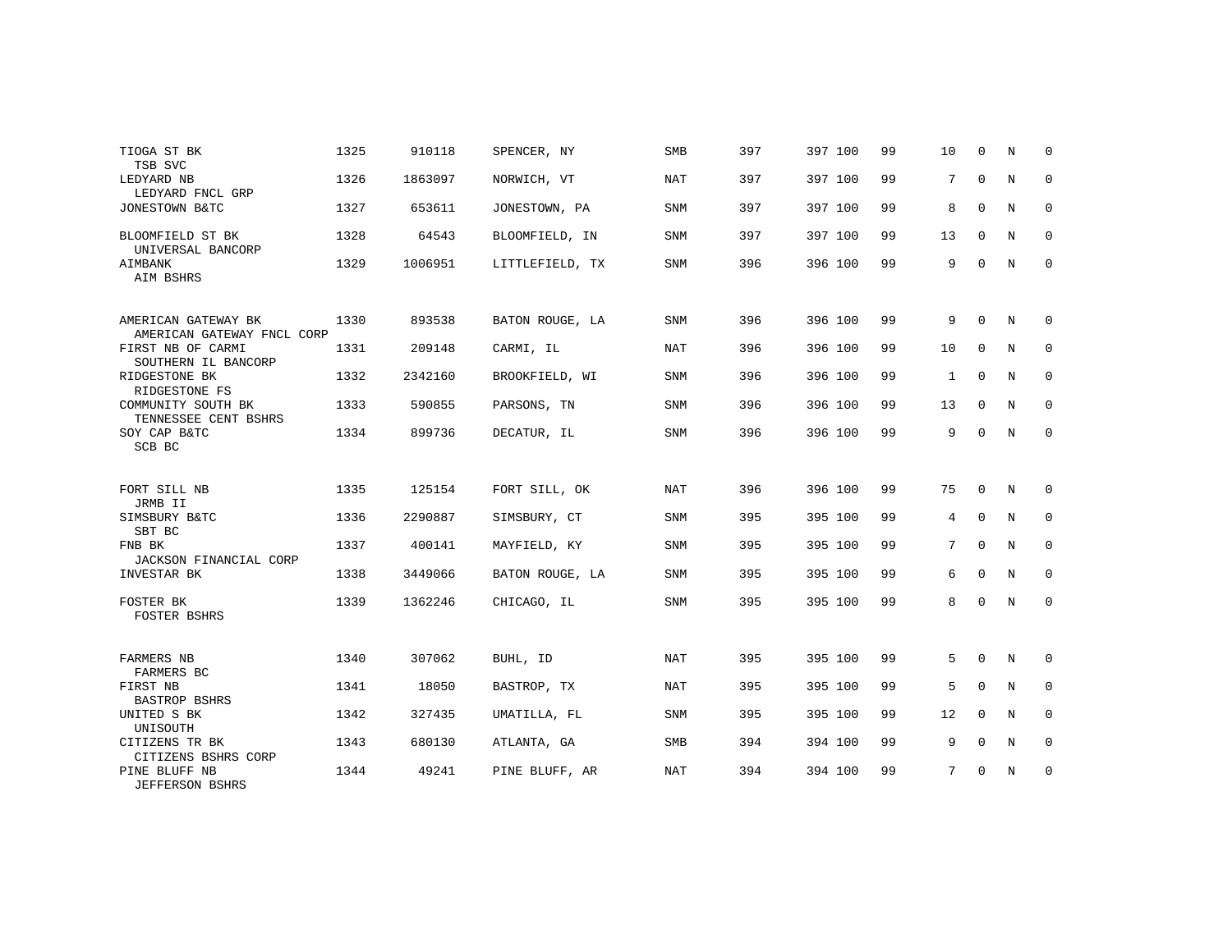| | | | | | | | | | | | | |
|---|---|---|---|---|---|---|---|---|---|---|---|---|
| TIOGA ST BK<br>TSB SVC | 1325 | 910118 | SPENCER, NY | SMB | 397 | 397 | 100 | 99 | 10 | 0 | N | 0 |
| LEDYARD NB<br>LEDYARD FNCL GRP | 1326 | 1863097 | NORWICH, VT | NAT | 397 | 397 | 100 | 99 | 7 | 0 | N | 0 |
| JONESTOWN B&TC | 1327 | 653611 | JONESTOWN, PA | SNM | 397 | 397 | 100 | 99 | 8 | 0 | N | 0 |
| BLOOMFIELD ST BK<br>UNIVERSAL BANCORP | 1328 | 64543 | BLOOMFIELD, IN | SNM | 397 | 397 | 100 | 99 | 13 | 0 | N | 0 |
| AIMBANK<br>AIM BSHRS | 1329 | 1006951 | LITTLEFIELD, TX | SNM | 396 | 396 | 100 | 99 | 9 | 0 | N | 0 |
| AMERICAN GATEWAY BK<br>AMERICAN GATEWAY FNCL CORP | 1330 | 893538 | BATON ROUGE, LA | SNM | 396 | 396 | 100 | 99 | 9 | 0 | N | 0 |
| FIRST NB OF CARMI<br>SOUTHERN IL BANCORP | 1331 | 209148 | CARMI, IL | NAT | 396 | 396 | 100 | 99 | 10 | 0 | N | 0 |
| RIDGESTONE BK<br>RIDGESTONE FS | 1332 | 2342160 | BROOKFIELD, WI | SNM | 396 | 396 | 100 | 99 | 1 | 0 | N | 0 |
| COMMUNITY SOUTH BK<br>TENNESSEE CENT BSHRS | 1333 | 590855 | PARSONS, TN | SNM | 396 | 396 | 100 | 99 | 13 | 0 | N | 0 |
| SOY CAP B&TC<br>SCB BC | 1334 | 899736 | DECATUR, IL | SNM | 396 | 396 | 100 | 99 | 9 | 0 | N | 0 |
| FORT SILL NB<br>JRMB II | 1335 | 125154 | FORT SILL, OK | NAT | 396 | 396 | 100 | 99 | 75 | 0 | N | 0 |
| SIMSBURY B&TC<br>SBT BC | 1336 | 2290887 | SIMSBURY, CT | SNM | 395 | 395 | 100 | 99 | 4 | 0 | N | 0 |
| FNB BK<br>JACKSON FINANCIAL CORP | 1337 | 400141 | MAYFIELD, KY | SNM | 395 | 395 | 100 | 99 | 7 | 0 | N | 0 |
| INVESTAR BK | 1338 | 3449066 | BATON ROUGE, LA | SNM | 395 | 395 | 100 | 99 | 6 | 0 | N | 0 |
| FOSTER BK<br>FOSTER BSHRS | 1339 | 1362246 | CHICAGO, IL | SNM | 395 | 395 | 100 | 99 | 8 | 0 | N | 0 |
| FARMERS NB<br>FARMERS BC | 1340 | 307062 | BUHL, ID | NAT | 395 | 395 | 100 | 99 | 5 | 0 | N | 0 |
| FIRST NB<br>BASTROP BSHRS | 1341 | 18050 | BASTROP, TX | NAT | 395 | 395 | 100 | 99 | 5 | 0 | N | 0 |
| UNITED S BK<br>UNISOUTH | 1342 | 327435 | UMATILLA, FL | SNM | 395 | 395 | 100 | 99 | 12 | 0 | N | 0 |
| CITIZENS TR BK<br>CITIZENS BSHRS CORP | 1343 | 680130 | ATLANTA, GA | SMB | 394 | 394 | 100 | 99 | 9 | 0 | N | 0 |
| PINE BLUFF NB<br>JEFFERSON BSHRS | 1344 | 49241 | PINE BLUFF, AR | NAT | 394 | 394 | 100 | 99 | 7 | 0 | N | 0 |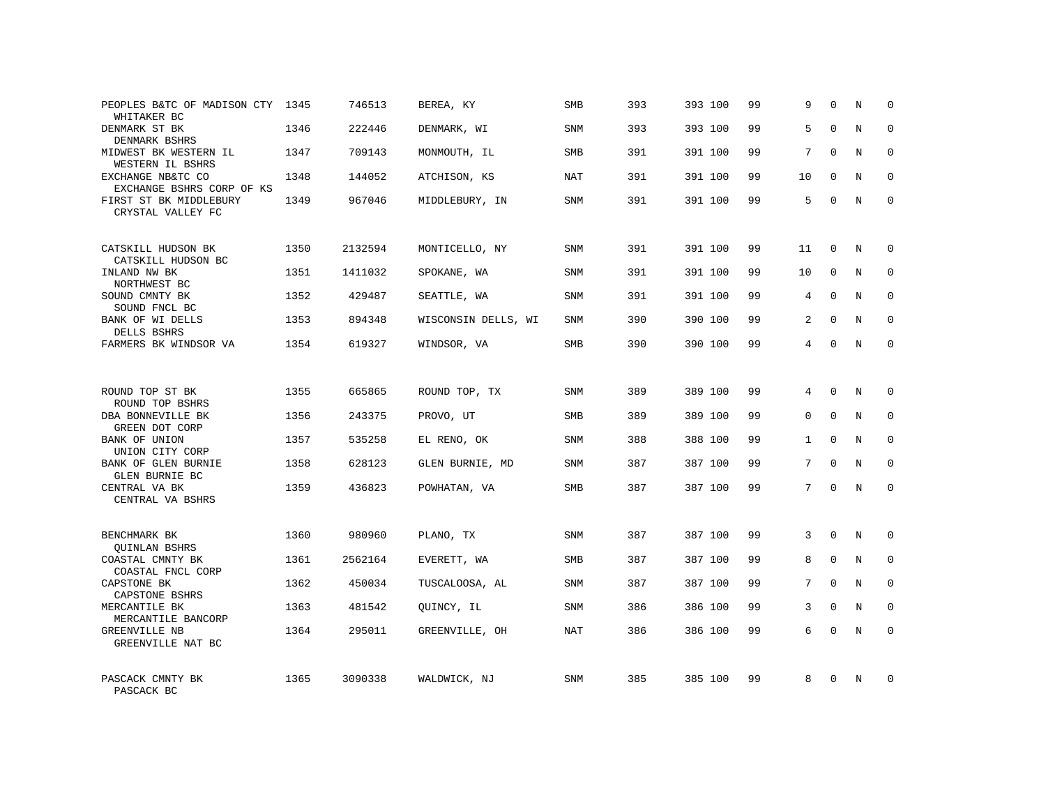| | | | | | | | | | | | | |
|---|---|---|---|---|---|---|---|---|---|---|---|---|
| PEOPLES B&TC OF MADISON CTY<br>WHITAKER BC | 1345 | 746513 | BEREA, KY | SMB | 393 | 393 | 100 | 99 | 9 | 0 | N | 0 |
| DENMARK ST BK<br>DENMARK BSHRS | 1346 | 222446 | DENMARK, WI | SNM | 393 | 393 | 100 | 99 | 5 | 0 | N | 0 |
| MIDWEST BK WESTERN IL<br>WESTERN IL BSHRS | 1347 | 709143 | MONMOUTH, IL | SMB | 391 | 391 | 100 | 99 | 7 | 0 | N | 0 |
| EXCHANGE NB&TC CO<br>EXCHANGE BSHRS CORP OF KS | 1348 | 144052 | ATCHISON, KS | NAT | 391 | 391 | 100 | 99 | 10 | 0 | N | 0 |
| FIRST ST BK MIDDLEBURY<br>CRYSTAL VALLEY FC | 1349 | 967046 | MIDDLEBURY, IN | SNM | 391 | 391 | 100 | 99 | 5 | 0 | N | 0 |
| CATSKILL HUDSON BK<br>CATSKILL HUDSON BC | 1350 | 2132594 | MONTICELLO, NY | SNM | 391 | 391 | 100 | 99 | 11 | 0 | N | 0 |
| INLAND NW BK<br>NORTHWEST BC | 1351 | 1411032 | SPOKANE, WA | SNM | 391 | 391 | 100 | 99 | 10 | 0 | N | 0 |
| SOUND CMNTY BK<br>SOUND FNCL BC | 1352 | 429487 | SEATTLE, WA | SNM | 391 | 391 | 100 | 99 | 4 | 0 | N | 0 |
| BANK OF WI DELLS<br>DELLS BSHRS | 1353 | 894348 | WISCONSIN DELLS, WI | SNM | 390 | 390 | 100 | 99 | 2 | 0 | N | 0 |
| FARMERS BK WINDSOR VA | 1354 | 619327 | WINDSOR, VA | SMB | 390 | 390 | 100 | 99 | 4 | 0 | N | 0 |
| ROUND TOP ST BK<br>ROUND TOP BSHRS | 1355 | 665865 | ROUND TOP, TX | SNM | 389 | 389 | 100 | 99 | 4 | 0 | N | 0 |
| DBA BONNEVILLE BK<br>GREEN DOT CORP | 1356 | 243375 | PROVO, UT | SMB | 389 | 389 | 100 | 99 | 0 | 0 | N | 0 |
| BANK OF UNION<br>UNION CITY CORP | 1357 | 535258 | EL RENO, OK | SNM | 388 | 388 | 100 | 99 | 1 | 0 | N | 0 |
| BANK OF GLEN BURNIE<br>GLEN BURNIE BC | 1358 | 628123 | GLEN BURNIE, MD | SNM | 387 | 387 | 100 | 99 | 7 | 0 | N | 0 |
| CENTRAL VA BK<br>CENTRAL VA BSHRS | 1359 | 436823 | POWHATAN, VA | SMB | 387 | 387 | 100 | 99 | 7 | 0 | N | 0 |
| BENCHMARK BK<br>QUINLAN BSHRS | 1360 | 980960 | PLANO, TX | SNM | 387 | 387 | 100 | 99 | 3 | 0 | N | 0 |
| COASTAL CMNTY BK<br>COASTAL FNCL CORP | 1361 | 2562164 | EVERETT, WA | SMB | 387 | 387 | 100 | 99 | 8 | 0 | N | 0 |
| CAPSTONE BK<br>CAPSTONE BSHRS | 1362 | 450034 | TUSCALOOSA, AL | SNM | 387 | 387 | 100 | 99 | 7 | 0 | N | 0 |
| MERCANTILE BK<br>MERCANTILE BANCORP | 1363 | 481542 | QUINCY, IL | SNM | 386 | 386 | 100 | 99 | 3 | 0 | N | 0 |
| GREENVILLE NB<br>GREENVILLE NAT BC | 1364 | 295011 | GREENVILLE, OH | NAT | 386 | 386 | 100 | 99 | 6 | 0 | N | 0 |
| PASCACK CMNTY BK<br>PASCACK BC | 1365 | 3090338 | WALDWICK, NJ | SNM | 385 | 385 | 100 | 99 | 8 | 0 | N | 0 |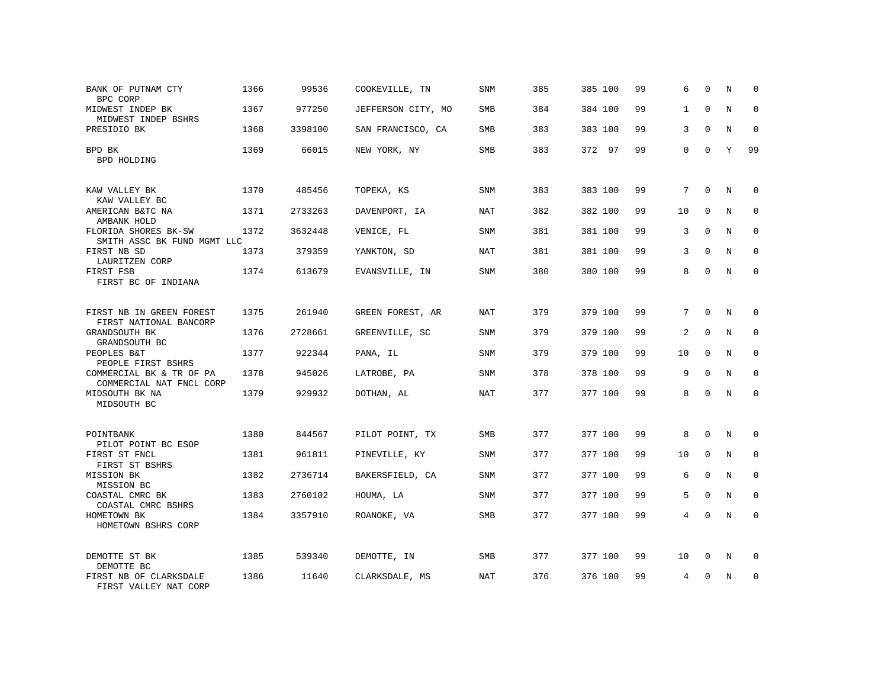| | | | | | | | | | | | | |
|---|---|---|---|---|---|---|---|---|---|---|---|---|
| BANK OF PUTNAM CTY<br>BPC CORP | 1366 | 99536 | COOKEVILLE, TN | SNM | 385 | 385 | 100 | 99 | 6 | 0 | N | 0 |
| MIDWEST INDEP BK<br>MIDWEST INDEP BSHRS | 1367 | 977250 | JEFFERSON CITY, MO | SMB | 384 | 384 | 100 | 99 | 1 | 0 | N | 0 |
| PRESIDIO BK | 1368 | 3398100 | SAN FRANCISCO, CA | SMB | 383 | 383 | 100 | 99 | 3 | 0 | N | 0 |
| BPD BK<br>BPD HOLDING | 1369 | 66015 | NEW YORK, NY | SMB | 383 | 372 | 97 | 99 | 0 | 0 | Y | 99 |
| KAW VALLEY BK<br>KAW VALLEY BC | 1370 | 485456 | TOPEKA, KS | SNM | 383 | 383 | 100 | 99 | 7 | 0 | N | 0 |
| AMERICAN B&TC NA<br>AMBANK HOLD | 1371 | 2733263 | DAVENPORT, IA | NAT | 382 | 382 | 100 | 99 | 10 | 0 | N | 0 |
| FLORIDA SHORES BK-SW<br>SMITH ASSC BK FUND MGMT LLC | 1372 | 3632448 | VENICE, FL | SNM | 381 | 381 | 100 | 99 | 3 | 0 | N | 0 |
| FIRST NB SD<br>LAURITZEN CORP | 1373 | 379359 | YANKTON, SD | NAT | 381 | 381 | 100 | 99 | 3 | 0 | N | 0 |
| FIRST FSB<br>FIRST BC OF INDIANA | 1374 | 613679 | EVANSVILLE, IN | SNM | 380 | 380 | 100 | 99 | 8 | 0 | N | 0 |
| FIRST NB IN GREEN FOREST<br>FIRST NATIONAL BANCORP | 1375 | 261940 | GREEN FOREST, AR | NAT | 379 | 379 | 100 | 99 | 7 | 0 | N | 0 |
| GRANDSOUTH BK<br>GRANDSOUTH BC | 1376 | 2728661 | GREENVILLE, SC | SNM | 379 | 379 | 100 | 99 | 2 | 0 | N | 0 |
| PEOPLES B&T<br>PEOPLE FIRST BSHRS | 1377 | 922344 | PANA, IL | SNM | 379 | 379 | 100 | 99 | 10 | 0 | N | 0 |
| COMMERCIAL BK & TR OF PA<br>COMMERCIAL NAT FNCL CORP | 1378 | 945026 | LATROBE, PA | SNM | 378 | 378 | 100 | 99 | 9 | 0 | N | 0 |
| MIDSOUTH BK NA<br>MIDSOUTH BC | 1379 | 929932 | DOTHAN, AL | NAT | 377 | 377 | 100 | 99 | 8 | 0 | N | 0 |
| POINTBANK<br>PILOT POINT BC ESOP | 1380 | 844567 | PILOT POINT, TX | SMB | 377 | 377 | 100 | 99 | 8 | 0 | N | 0 |
| FIRST ST FNCL<br>FIRST ST BSHRS | 1381 | 961811 | PINEVILLE, KY | SNM | 377 | 377 | 100 | 99 | 10 | 0 | N | 0 |
| MISSION BK<br>MISSION BC | 1382 | 2736714 | BAKERSFIELD, CA | SNM | 377 | 377 | 100 | 99 | 6 | 0 | N | 0 |
| COASTAL CMRC BK<br>COASTAL CMRC BSHRS | 1383 | 2760102 | HOUMA, LA | SNM | 377 | 377 | 100 | 99 | 5 | 0 | N | 0 |
| HOMETOWN BK<br>HOMETOWN BSHRS CORP | 1384 | 3357910 | ROANOKE, VA | SMB | 377 | 377 | 100 | 99 | 4 | 0 | N | 0 |
| DEMOTTE ST BK<br>DEMOTTE BC | 1385 | 539340 | DEMOTTE, IN | SMB | 377 | 377 | 100 | 99 | 10 | 0 | N | 0 |
| FIRST NB OF CLARKSDALE<br>FIRST VALLEY NAT CORP | 1386 | 11640 | CLARKSDALE, MS | NAT | 376 | 376 | 100 | 99 | 4 | 0 | N | 0 |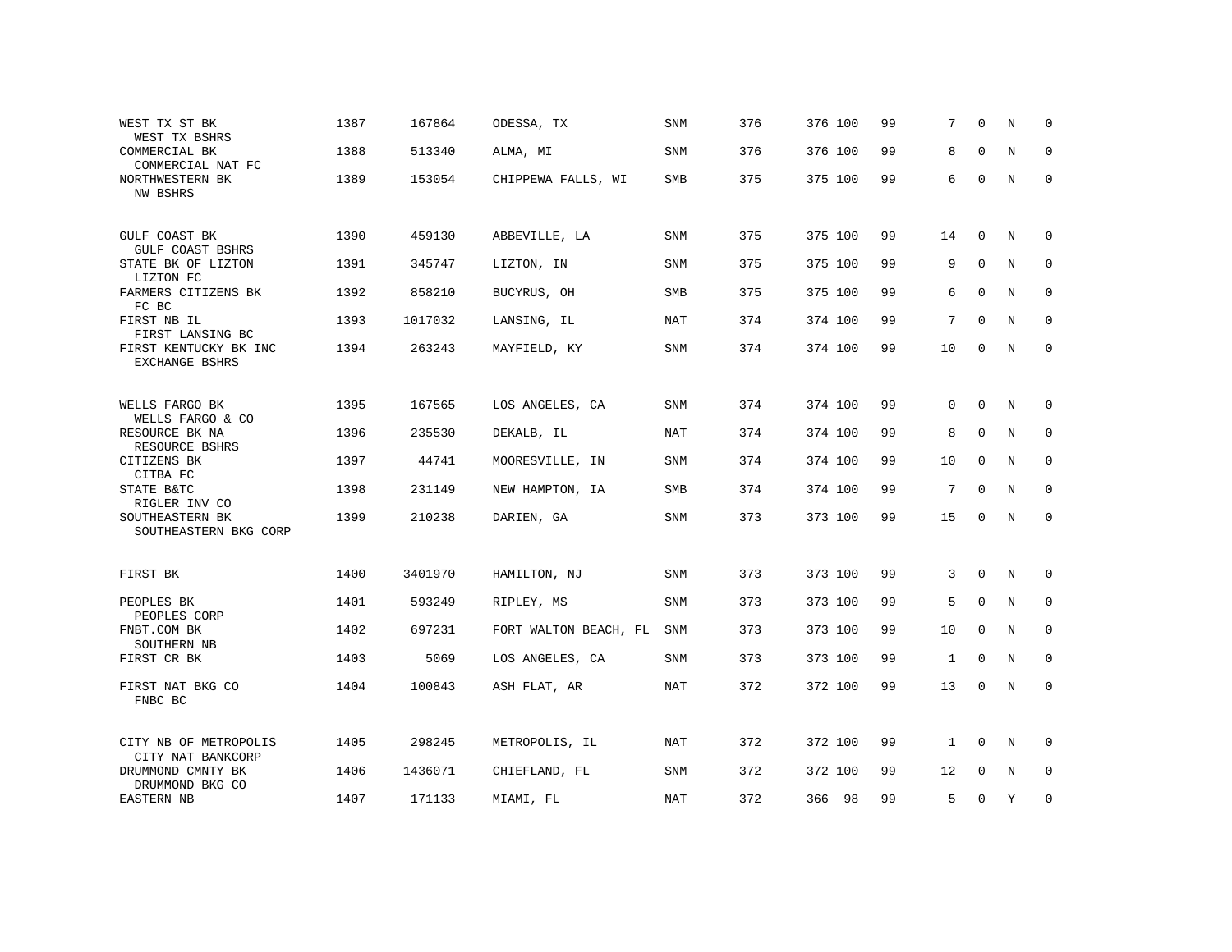| | | | | | | | | | | | | |
|---|---|---|---|---|---|---|---|---|---|---|---|---|
| WEST TX ST BK<br>WEST TX BSHRS | 1387 | 167864 | ODESSA, TX | SNM | 376 | 376 | 100 | 99 | 7 | 0 | N | 0 |
| COMMERCIAL BK<br>COMMERCIAL NAT FC | 1388 | 513340 | ALMA, MI | SNM | 376 | 376 | 100 | 99 | 8 | 0 | N | 0 |
| NORTHWESTERN BK<br>NW BSHRS | 1389 | 153054 | CHIPPEWA FALLS, WI | SMB | 375 | 375 | 100 | 99 | 6 | 0 | N | 0 |
| GULF COAST BK<br>GULF COAST BSHRS | 1390 | 459130 | ABBEVILLE, LA | SNM | 375 | 375 | 100 | 99 | 14 | 0 | N | 0 |
| STATE BK OF LIZTON<br>LIZTON FC | 1391 | 345747 | LIZTON, IN | SNM | 375 | 375 | 100 | 99 | 9 | 0 | N | 0 |
| FARMERS CITIZENS BK<br>FC BC | 1392 | 858210 | BUCYRUS, OH | SMB | 375 | 375 | 100 | 99 | 6 | 0 | N | 0 |
| FIRST NB IL<br>FIRST LANSING BC | 1393 | 1017032 | LANSING, IL | NAT | 374 | 374 | 100 | 99 | 7 | 0 | N | 0 |
| FIRST KENTUCKY BK INC<br>EXCHANGE BSHRS | 1394 | 263243 | MAYFIELD, KY | SNM | 374 | 374 | 100 | 99 | 10 | 0 | N | 0 |
| WELLS FARGO BK<br>WELLS FARGO & CO | 1395 | 167565 | LOS ANGELES, CA | SNM | 374 | 374 | 100 | 99 | 0 | 0 | N | 0 |
| RESOURCE BK NA<br>RESOURCE BSHRS | 1396 | 235530 | DEKALB, IL | NAT | 374 | 374 | 100 | 99 | 8 | 0 | N | 0 |
| CITIZENS BK<br>CITBA FC | 1397 | 44741 | MOORESVILLE, IN | SNM | 374 | 374 | 100 | 99 | 10 | 0 | N | 0 |
| STATE B&TC<br>RIGLER INV CO | 1398 | 231149 | NEW HAMPTON, IA | SMB | 374 | 374 | 100 | 99 | 7 | 0 | N | 0 |
| SOUTHEASTERN BK<br>SOUTHEASTERN BKG CORP | 1399 | 210238 | DARIEN, GA | SNM | 373 | 373 | 100 | 99 | 15 | 0 | N | 0 |
| FIRST BK | 1400 | 3401970 | HAMILTON, NJ | SNM | 373 | 373 | 100 | 99 | 3 | 0 | N | 0 |
| PEOPLES BK<br>PEOPLES CORP | 1401 | 593249 | RIPLEY, MS | SNM | 373 | 373 | 100 | 99 | 5 | 0 | N | 0 |
| FNBT.COM BK<br>SOUTHERN NB | 1402 | 697231 | FORT WALTON BEACH, FL | SNM | 373 | 373 | 100 | 99 | 10 | 0 | N | 0 |
| FIRST CR BK | 1403 | 5069 | LOS ANGELES, CA | SNM | 373 | 373 | 100 | 99 | 1 | 0 | N | 0 |
| FIRST NAT BKG CO<br>FNBC BC | 1404 | 100843 | ASH FLAT, AR | NAT | 372 | 372 | 100 | 99 | 13 | 0 | N | 0 |
| CITY NB OF METROPOLIS<br>CITY NAT BANKCORP | 1405 | 298245 | METROPOLIS, IL | NAT | 372 | 372 | 100 | 99 | 1 | 0 | N | 0 |
| DRUMMOND CMNTY BK<br>DRUMMOND BKG CO | 1406 | 1436071 | CHIEFLAND, FL | SNM | 372 | 372 | 100 | 99 | 12 | 0 | N | 0 |
| EASTERN NB | 1407 | 171133 | MIAMI, FL | NAT | 372 | 366 | 98 | 99 | 5 | 0 | Y | 0 |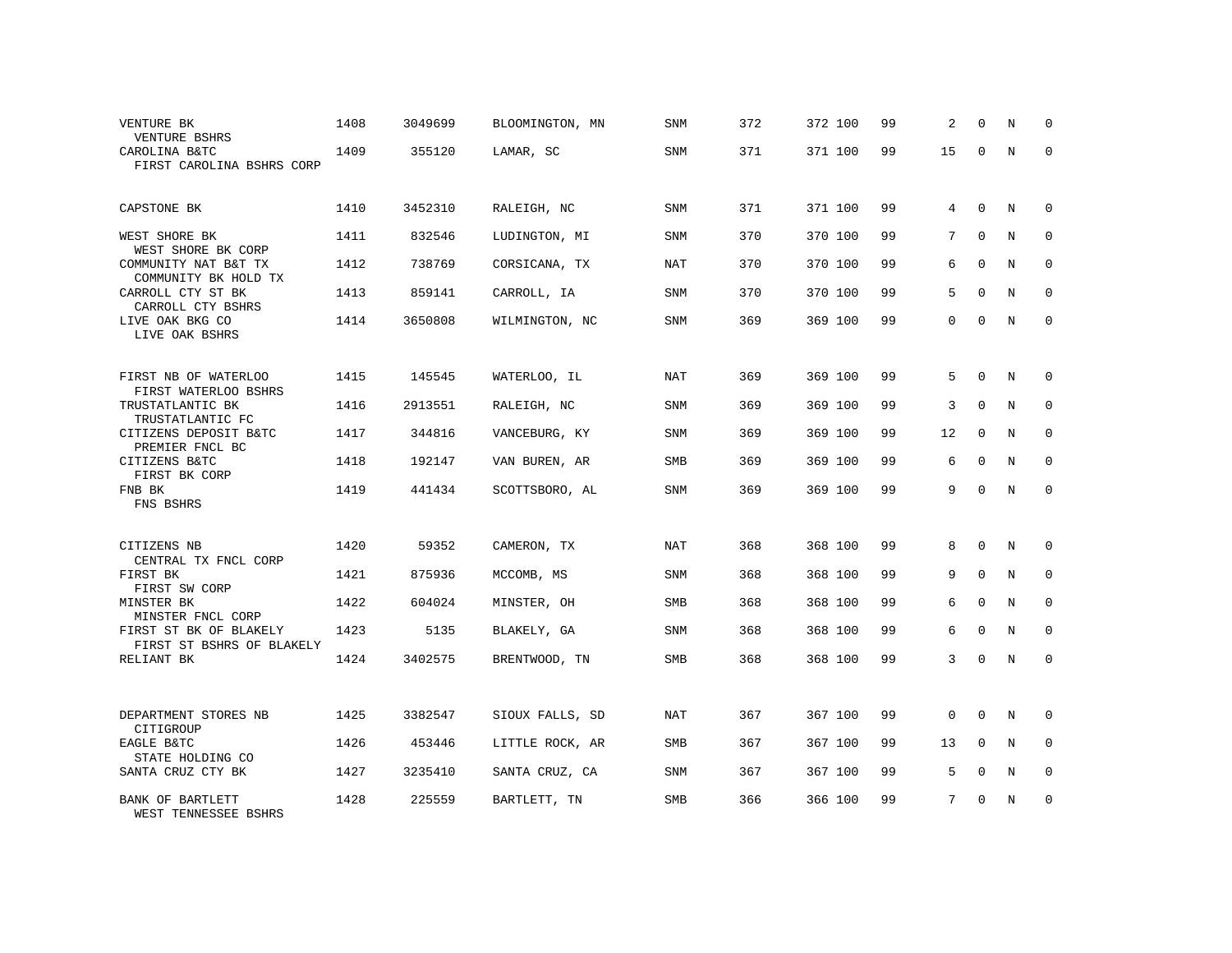| Bank / Holding Company | Rank | ID | Location | Type | | | | | | | | |
|---|---|---|---|---|---|---|---|---|---|---|---|---|
| VENTURE BK<br>VENTURE BSHRS | 1408 | 3049699 | BLOOMINGTON, MN | SNM | 372 | 372 | 100 | 99 | 2 | 0 | N | 0 |
| CAROLINA B&TC<br>FIRST CAROLINA BSHRS CORP | 1409 | 355120 | LAMAR, SC | SNM | 371 | 371 | 100 | 99 | 15 | 0 | N | 0 |
| CAPSTONE BK | 1410 | 3452310 | RALEIGH, NC | SNM | 371 | 371 | 100 | 99 | 4 | 0 | N | 0 |
| WEST SHORE BK<br>WEST SHORE BK CORP | 1411 | 832546 | LUDINGTON, MI | SNM | 370 | 370 | 100 | 99 | 7 | 0 | N | 0 |
| COMMUNITY NAT B&T TX<br>COMMUNITY BK HOLD TX | 1412 | 738769 | CORSICANA, TX | NAT | 370 | 370 | 100 | 99 | 6 | 0 | N | 0 |
| CARROLL CTY ST BK<br>CARROLL CTY BSHRS | 1413 | 859141 | CARROLL, IA | SNM | 370 | 370 | 100 | 99 | 5 | 0 | N | 0 |
| LIVE OAK BKG CO<br>LIVE OAK BSHRS | 1414 | 3650808 | WILMINGTON, NC | SNM | 369 | 369 | 100 | 99 | 0 | 0 | N | 0 |
| FIRST NB OF WATERLOO<br>FIRST WATERLOO BSHRS | 1415 | 145545 | WATERLOO, IL | NAT | 369 | 369 | 100 | 99 | 5 | 0 | N | 0 |
| TRUSTATLANTIC BK<br>TRUSTATLANTIC FC | 1416 | 2913551 | RALEIGH, NC | SNM | 369 | 369 | 100 | 99 | 3 | 0 | N | 0 |
| CITIZENS DEPOSIT B&TC<br>PREMIER FNCL BC | 1417 | 344816 | VANCEBURG, KY | SNM | 369 | 369 | 100 | 99 | 12 | 0 | N | 0 |
| CITIZENS B&TC<br>FIRST BK CORP | 1418 | 192147 | VAN BUREN, AR | SMB | 369 | 369 | 100 | 99 | 6 | 0 | N | 0 |
| FNB BK<br>FNS BSHRS | 1419 | 441434 | SCOTTSBORO, AL | SNM | 369 | 369 | 100 | 99 | 9 | 0 | N | 0 |
| CITIZENS NB<br>CENTRAL TX FNCL CORP | 1420 | 59352 | CAMERON, TX | NAT | 368 | 368 | 100 | 99 | 8 | 0 | N | 0 |
| FIRST BK<br>FIRST SW CORP | 1421 | 875936 | MCCOMB, MS | SNM | 368 | 368 | 100 | 99 | 9 | 0 | N | 0 |
| MINSTER BK<br>MINSTER FNCL CORP | 1422 | 604024 | MINSTER, OH | SMB | 368 | 368 | 100 | 99 | 6 | 0 | N | 0 |
| FIRST ST BK OF BLAKELY<br>FIRST ST BSHRS OF BLAKELY | 1423 | 5135 | BLAKELY, GA | SNM | 368 | 368 | 100 | 99 | 6 | 0 | N | 0 |
| RELIANT BK | 1424 | 3402575 | BRENTWOOD, TN | SMB | 368 | 368 | 100 | 99 | 3 | 0 | N | 0 |
| DEPARTMENT STORES NB<br>CITIGROUP | 1425 | 3382547 | SIOUX FALLS, SD | NAT | 367 | 367 | 100 | 99 | 0 | 0 | N | 0 |
| EAGLE B&TC<br>STATE HOLDING CO | 1426 | 453446 | LITTLE ROCK, AR | SMB | 367 | 367 | 100 | 99 | 13 | 0 | N | 0 |
| SANTA CRUZ CTY BK | 1427 | 3235410 | SANTA CRUZ, CA | SNM | 367 | 367 | 100 | 99 | 5 | 0 | N | 0 |
| BANK OF BARTLETT<br>WEST TENNESSEE BSHRS | 1428 | 225559 | BARTLETT, TN | SMB | 366 | 366 | 100 | 99 | 7 | 0 | N | 0 |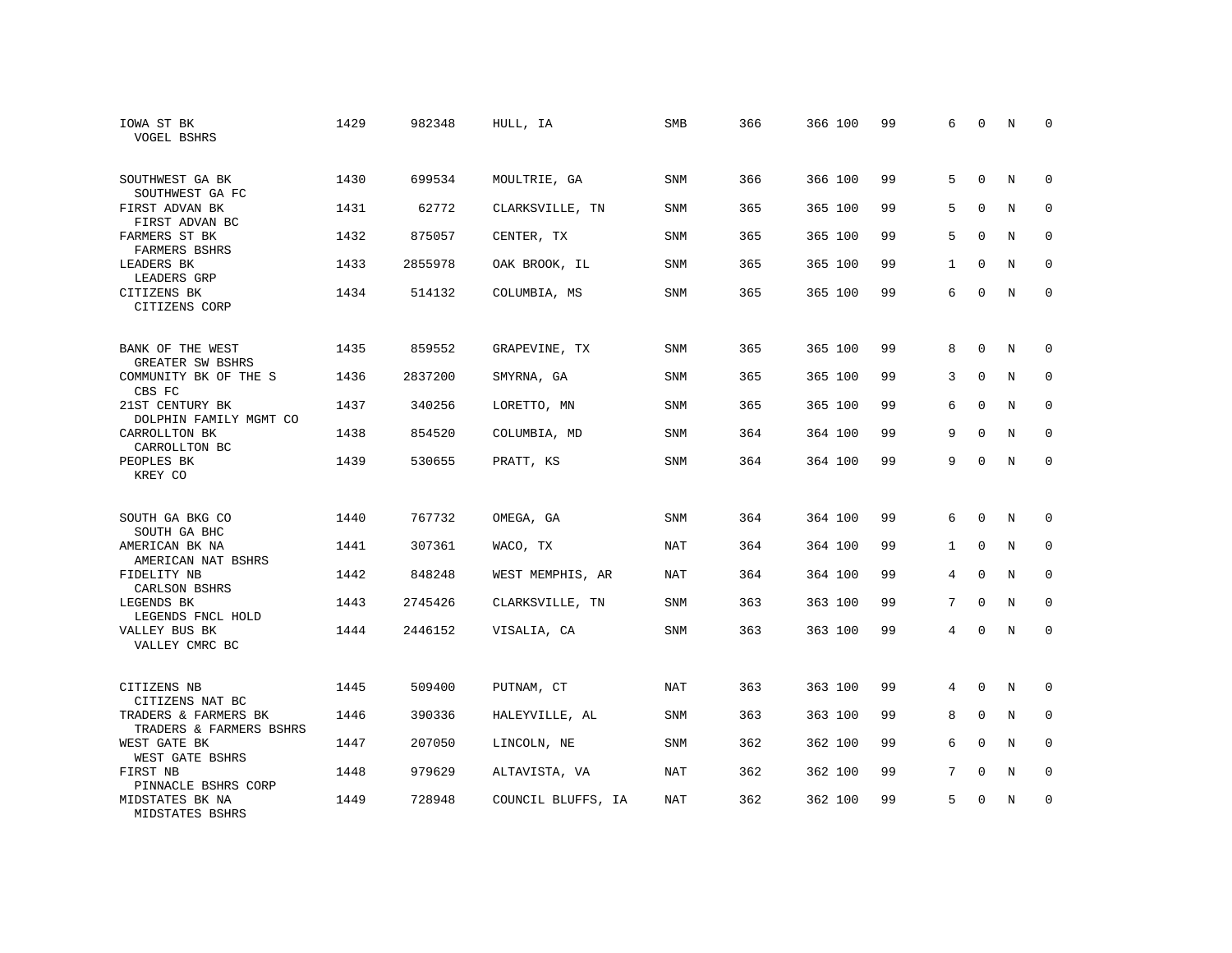| | | | | | | | | | | | | |
|---|---|---|---|---|---|---|---|---|---|---|---|---|
| IOWA ST BK<br>VOGEL BSHRS | 1429 | 982348 | HULL, IA | SMB | 366 | 366 | 100 | 99 | 6 | 0 | N | 0 |
| SOUTHWEST GA BK<br>SOUTHWEST GA FC | 1430 | 699534 | MOULTRIE, GA | SNM | 366 | 366 | 100 | 99 | 5 | 0 | N | 0 |
| FIRST ADVAN BK<br>FIRST ADVAN BC | 1431 | 62772 | CLARKSVILLE, TN | SNM | 365 | 365 | 100 | 99 | 5 | 0 | N | 0 |
| FARMERS ST BK<br>FARMERS BSHRS | 1432 | 875057 | CENTER, TX | SNM | 365 | 365 | 100 | 99 | 5 | 0 | N | 0 |
| LEADERS BK<br>LEADERS GRP | 1433 | 2855978 | OAK BROOK, IL | SNM | 365 | 365 | 100 | 99 | 1 | 0 | N | 0 |
| CITIZENS BK<br>CITIZENS CORP | 1434 | 514132 | COLUMBIA, MS | SNM | 365 | 365 | 100 | 99 | 6 | 0 | N | 0 |
| BANK OF THE WEST<br>GREATER SW BSHRS | 1435 | 859552 | GRAPEVINE, TX | SNM | 365 | 365 | 100 | 99 | 8 | 0 | N | 0 |
| COMMUNITY BK OF THE S<br>CBS FC | 1436 | 2837200 | SMYRNA, GA | SNM | 365 | 365 | 100 | 99 | 3 | 0 | N | 0 |
| 21ST CENTURY BK<br>DOLPHIN FAMILY MGMT CO | 1437 | 340256 | LORETTO, MN | SNM | 365 | 365 | 100 | 99 | 6 | 0 | N | 0 |
| CARROLLTON BK<br>CARROLLTON BC | 1438 | 854520 | COLUMBIA, MD | SNM | 364 | 364 | 100 | 99 | 9 | 0 | N | 0 |
| PEOPLES BK<br>KREY CO | 1439 | 530655 | PRATT, KS | SNM | 364 | 364 | 100 | 99 | 9 | 0 | N | 0 |
| SOUTH GA BKG CO<br>SOUTH GA BHC | 1440 | 767732 | OMEGA, GA | SNM | 364 | 364 | 100 | 99 | 6 | 0 | N | 0 |
| AMERICAN BK NA<br>AMERICAN NAT BSHRS | 1441 | 307361 | WACO, TX | NAT | 364 | 364 | 100 | 99 | 1 | 0 | N | 0 |
| FIDELITY NB<br>CARLSON BSHRS | 1442 | 848248 | WEST MEMPHIS, AR | NAT | 364 | 364 | 100 | 99 | 4 | 0 | N | 0 |
| LEGENDS BK<br>LEGENDS FNCL HOLD | 1443 | 2745426 | CLARKSVILLE, TN | SNM | 363 | 363 | 100 | 99 | 7 | 0 | N | 0 |
| VALLEY BUS BK<br>VALLEY CMRC BC | 1444 | 2446152 | VISALIA, CA | SNM | 363 | 363 | 100 | 99 | 4 | 0 | N | 0 |
| CITIZENS NB<br>CITIZENS NAT BC | 1445 | 509400 | PUTNAM, CT | NAT | 363 | 363 | 100 | 99 | 4 | 0 | N | 0 |
| TRADERS & FARMERS BK<br>TRADERS & FARMERS BSHRS | 1446 | 390336 | HALEYVILLE, AL | SNM | 363 | 363 | 100 | 99 | 8 | 0 | N | 0 |
| WEST GATE BK<br>WEST GATE BSHRS | 1447 | 207050 | LINCOLN, NE | SNM | 362 | 362 | 100 | 99 | 6 | 0 | N | 0 |
| FIRST NB<br>PINNACLE BSHRS CORP | 1448 | 979629 | ALTAVISTA, VA | NAT | 362 | 362 | 100 | 99 | 7 | 0 | N | 0 |
| MIDSTATES BK NA<br>MIDSTATES BSHRS | 1449 | 728948 | COUNCIL BLUFFS, IA | NAT | 362 | 362 | 100 | 99 | 5 | 0 | N | 0 |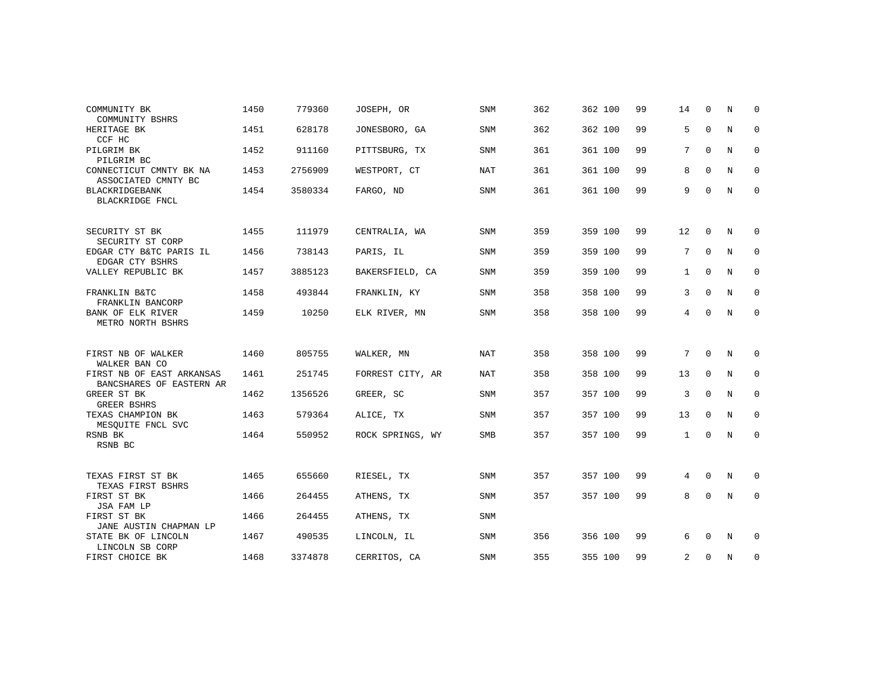| | | | | | | | | | | | | |
|---|---|---|---|---|---|---|---|---|---|---|---|---|
| COMMUNITY BK<br>COMMUNITY BSHRS | 1450 | 779360 | JOSEPH, OR | SNM | 362 | 362 | 100 | 99 | 14 | 0 | N | 0 |
| HERITAGE BK<br>CCF HC | 1451 | 628178 | JONESBORO, GA | SNM | 362 | 362 | 100 | 99 | 5 | 0 | N | 0 |
| PILGRIM BK<br>PILGRIM BC | 1452 | 911160 | PITTSBURG, TX | SNM | 361 | 361 | 100 | 99 | 7 | 0 | N | 0 |
| CONNECTICUT CMNTY BK NA<br>ASSOCIATED CMNTY BC | 1453 | 2756909 | WESTPORT, CT | NAT | 361 | 361 | 100 | 99 | 8 | 0 | N | 0 |
| BLACKRIDGEBANK<br>BLACKRIDGE FNCL | 1454 | 3580334 | FARGO, ND | SNM | 361 | 361 | 100 | 99 | 9 | 0 | N | 0 |
| SECURITY ST BK<br>SECURITY ST CORP | 1455 | 111979 | CENTRALIA, WA | SNM | 359 | 359 | 100 | 99 | 12 | 0 | N | 0 |
| EDGAR CTY B&TC PARIS IL<br>EDGAR CTY BSHRS | 1456 | 738143 | PARIS, IL | SNM | 359 | 359 | 100 | 99 | 7 | 0 | N | 0 |
| VALLEY REPUBLIC BK | 1457 | 3885123 | BAKERSFIELD, CA | SNM | 359 | 359 | 100 | 99 | 1 | 0 | N | 0 |
| FRANKLIN B&TC<br>FRANKLIN BANCORP | 1458 | 493844 | FRANKLIN, KY | SNM | 358 | 358 | 100 | 99 | 3 | 0 | N | 0 |
| BANK OF ELK RIVER<br>METRO NORTH BSHRS | 1459 | 10250 | ELK RIVER, MN | SNM | 358 | 358 | 100 | 99 | 4 | 0 | N | 0 |
| FIRST NB OF WALKER<br>WALKER BAN CO | 1460 | 805755 | WALKER, MN | NAT | 358 | 358 | 100 | 99 | 7 | 0 | N | 0 |
| FIRST NB OF EAST ARKANSAS<br>BANCSHARES OF EASTERN AR | 1461 | 251745 | FORREST CITY, AR | NAT | 358 | 358 | 100 | 99 | 13 | 0 | N | 0 |
| GREER ST BK<br>GREER BSHRS | 1462 | 1356526 | GREER, SC | SNM | 357 | 357 | 100 | 99 | 3 | 0 | N | 0 |
| TEXAS CHAMPION BK<br>MESQUITE FNCL SVC | 1463 | 579364 | ALICE, TX | SNM | 357 | 357 | 100 | 99 | 13 | 0 | N | 0 |
| RSNB BK<br>RSNB BC | 1464 | 550952 | ROCK SPRINGS, WY | SMB | 357 | 357 | 100 | 99 | 1 | 0 | N | 0 |
| TEXAS FIRST ST BK<br>TEXAS FIRST BSHRS | 1465 | 655660 | RIESEL, TX | SNM | 357 | 357 | 100 | 99 | 4 | 0 | N | 0 |
| FIRST ST BK<br>JSA FAM LP | 1466 | 264455 | ATHENS, TX | SNM | 357 | 357 | 100 | 99 | 8 | 0 | N | 0 |
| FIRST ST BK<br>JANE AUSTIN CHAPMAN LP | 1466 | 264455 | ATHENS, TX | SNM | | | | | | | | |
| STATE BK OF LINCOLN<br>LINCOLN SB CORP | 1467 | 490535 | LINCOLN, IL | SNM | 356 | 356 | 100 | 99 | 6 | 0 | N | 0 |
| FIRST CHOICE BK | 1468 | 3374878 | CERRITOS, CA | SNM | 355 | 355 | 100 | 99 | 2 | 0 | N | 0 |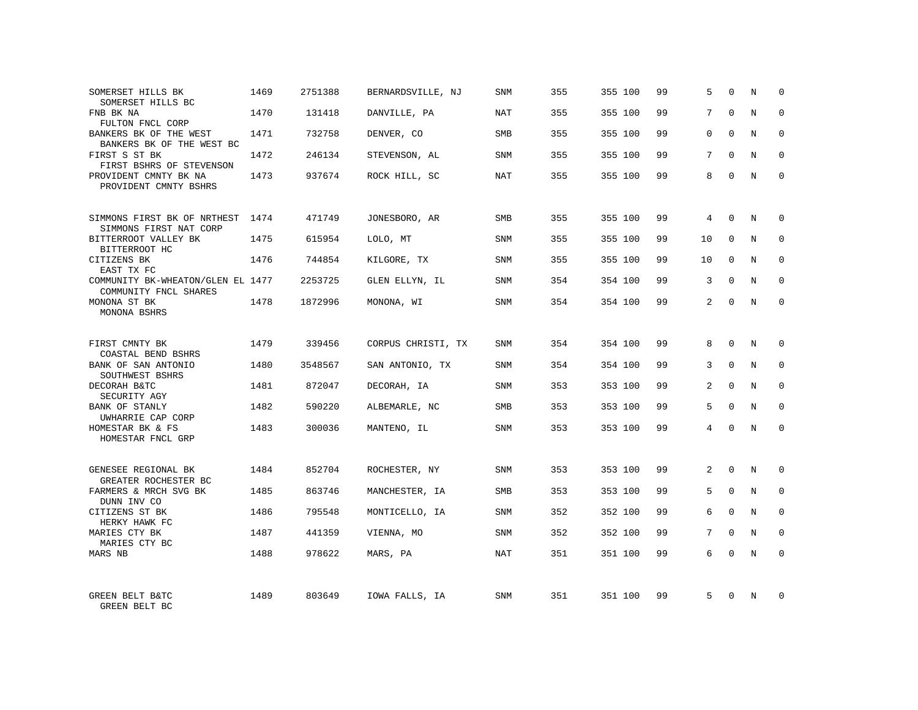| | | | | | | | | | | | |
|---|---|---|---|---|---|---|---|---|---|---|---|
| SOMERSET HILLS BK<br>SOMERSET HILLS BC | 1469 | 2751388 | BERNARDSVILLE, NJ | SNM | 355 | 355 100 | 99 | 5 | 0 | N | 0 |
| FNB BK NA<br>FULTON FNCL CORP | 1470 | 131418 | DANVILLE, PA | NAT | 355 | 355 100 | 99 | 7 | 0 | N | 0 |
| BANKERS BK OF THE WEST<br>BANKERS BK OF THE WEST BC | 1471 | 732758 | DENVER, CO | SMB | 355 | 355 100 | 99 | 0 | 0 | N | 0 |
| FIRST S ST BK<br>FIRST BSHRS OF STEVENSON | 1472 | 246134 | STEVENSON, AL | SNM | 355 | 355 100 | 99 | 7 | 0 | N | 0 |
| PROVIDENT CMNTY BK NA<br>PROVIDENT CMNTY BSHRS | 1473 | 937674 | ROCK HILL, SC | NAT | 355 | 355 100 | 99 | 8 | 0 | N | 0 |
| SIMMONS FIRST BK OF NRTHEST<br>SIMMONS FIRST NAT CORP | 1474 | 471749 | JONESBORO, AR | SMB | 355 | 355 100 | 99 | 4 | 0 | N | 0 |
| BITTERROOT VALLEY BK<br>BITTERROOT HC | 1475 | 615954 | LOLO, MT | SNM | 355 | 355 100 | 99 | 10 | 0 | N | 0 |
| CITIZENS BK<br>EAST TX FC | 1476 | 744854 | KILGORE, TX | SNM | 355 | 355 100 | 99 | 10 | 0 | N | 0 |
| COMMUNITY BK-WHEATON/GLEN EL<br>COMMUNITY FNCL SHARES | 1477 | 2253725 | GLEN ELLYN, IL | SNM | 354 | 354 100 | 99 | 3 | 0 | N | 0 |
| MONONA ST BK<br>MONONA BSHRS | 1478 | 1872996 | MONONA, WI | SNM | 354 | 354 100 | 99 | 2 | 0 | N | 0 |
| FIRST CMNTY BK<br>COASTAL BEND BSHRS | 1479 | 339456 | CORPUS CHRISTI, TX | SNM | 354 | 354 100 | 99 | 8 | 0 | N | 0 |
| BANK OF SAN ANTONIO<br>SOUTHWEST BSHRS | 1480 | 3548567 | SAN ANTONIO, TX | SNM | 354 | 354 100 | 99 | 3 | 0 | N | 0 |
| DECORAH B&TC<br>SECURITY AGY | 1481 | 872047 | DECORAH, IA | SNM | 353 | 353 100 | 99 | 2 | 0 | N | 0 |
| BANK OF STANLY<br>UWHARRIE CAP CORP | 1482 | 590220 | ALBEMARLE, NC | SMB | 353 | 353 100 | 99 | 5 | 0 | N | 0 |
| HOMESTAR BK & FS<br>HOMESTAR FNCL GRP | 1483 | 300036 | MANTENO, IL | SNM | 353 | 353 100 | 99 | 4 | 0 | N | 0 |
| GENESEE REGIONAL BK<br>GREATER ROCHESTER BC | 1484 | 852704 | ROCHESTER, NY | SNM | 353 | 353 100 | 99 | 2 | 0 | N | 0 |
| FARMERS & MRCH SVG BK<br>DUNN INV CO | 1485 | 863746 | MANCHESTER, IA | SMB | 353 | 353 100 | 99 | 5 | 0 | N | 0 |
| CITIZENS ST BK<br>HERKY HAWK FC | 1486 | 795548 | MONTICELLO, IA | SNM | 352 | 352 100 | 99 | 6 | 0 | N | 0 |
| MARIES CTY BK<br>MARIES CTY BC | 1487 | 441359 | VIENNA, MO | SNM | 352 | 352 100 | 99 | 7 | 0 | N | 0 |
| MARS NB | 1488 | 978622 | MARS, PA | NAT | 351 | 351 100 | 99 | 6 | 0 | N | 0 |
| GREEN BELT B&TC<br>GREEN BELT BC | 1489 | 803649 | IOWA FALLS, IA | SNM | 351 | 351 100 | 99 | 5 | 0 | N | 0 |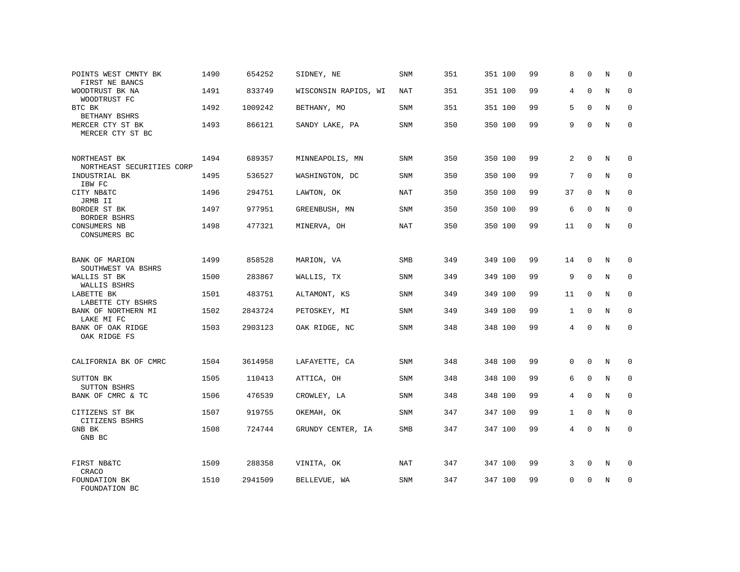| | | | | | | | | | | | | |
|---|---|---|---|---|---|---|---|---|---|---|---|---|
| POINTS WEST CMNTY BK<br>FIRST NE BANCS | 1490 | 654252 | SIDNEY, NE | SNM | 351 | 351 | 100 | 99 | 8 | 0 | N | 0 |
| WOODTRUST BK NA<br>WOODTRUST FC | 1491 | 833749 | WISCONSIN RAPIDS, WI | NAT | 351 | 351 | 100 | 99 | 4 | 0 | N | 0 |
| BTC BK<br>BETHANY BSHRS | 1492 | 1009242 | BETHANY, MO | SNM | 351 | 351 | 100 | 99 | 5 | 0 | N | 0 |
| MERCER CTY ST BK<br>MERCER CTY ST BC | 1493 | 866121 | SANDY LAKE, PA | SNM | 350 | 350 | 100 | 99 | 9 | 0 | N | 0 |
| NORTHEAST BK<br>NORTHEAST SECURITIES CORP | 1494 | 689357 | MINNEAPOLIS, MN | SNM | 350 | 350 | 100 | 99 | 2 | 0 | N | 0 |
| INDUSTRIAL BK<br>IBW FC | 1495 | 536527 | WASHINGTON, DC | SNM | 350 | 350 | 100 | 99 | 7 | 0 | N | 0 |
| CITY NB&TC<br>JRMB II | 1496 | 294751 | LAWTON, OK | NAT | 350 | 350 | 100 | 99 | 37 | 0 | N | 0 |
| BORDER ST BK<br>BORDER BSHRS | 1497 | 977951 | GREENBUSH, MN | SNM | 350 | 350 | 100 | 99 | 6 | 0 | N | 0 |
| CONSUMERS NB<br>CONSUMERS BC | 1498 | 477321 | MINERVA, OH | NAT | 350 | 350 | 100 | 99 | 11 | 0 | N | 0 |
| BANK OF MARION<br>SOUTHWEST VA BSHRS | 1499 | 858528 | MARION, VA | SMB | 349 | 349 | 100 | 99 | 14 | 0 | N | 0 |
| WALLIS ST BK<br>WALLIS BSHRS | 1500 | 283867 | WALLIS, TX | SNM | 349 | 349 | 100 | 99 | 9 | 0 | N | 0 |
| LABETTE BK<br>LABETTE CTY BSHRS | 1501 | 483751 | ALTAMONT, KS | SNM | 349 | 349 | 100 | 99 | 11 | 0 | N | 0 |
| BANK OF NORTHERN MI<br>LAKE MI FC | 1502 | 2843724 | PETOSKEY, MI | SNM | 349 | 349 | 100 | 99 | 1 | 0 | N | 0 |
| BANK OF OAK RIDGE<br>OAK RIDGE FS | 1503 | 2903123 | OAK RIDGE, NC | SNM | 348 | 348 | 100 | 99 | 4 | 0 | N | 0 |
| CALIFORNIA BK OF CMRC | 1504 | 3614958 | LAFAYETTE, CA | SNM | 348 | 348 | 100 | 99 | 0 | 0 | N | 0 |
| SUTTON BK<br>SUTTON BSHRS | 1505 | 110413 | ATTICA, OH | SNM | 348 | 348 | 100 | 99 | 6 | 0 | N | 0 |
| BANK OF CMRC & TC | 1506 | 476539 | CROWLEY, LA | SNM | 348 | 348 | 100 | 99 | 4 | 0 | N | 0 |
| CITIZENS ST BK<br>CITIZENS BSHRS | 1507 | 919755 | OKEMAH, OK | SNM | 347 | 347 | 100 | 99 | 1 | 0 | N | 0 |
| GNB BK<br>GNB BC | 1508 | 724744 | GRUNDY CENTER, IA | SMB | 347 | 347 | 100 | 99 | 4 | 0 | N | 0 |
| FIRST NB&TC<br>CRACO | 1509 | 288358 | VINITA, OK | NAT | 347 | 347 | 100 | 99 | 3 | 0 | N | 0 |
| FOUNDATION BK<br>FOUNDATION BC | 1510 | 2941509 | BELLEVUE, WA | SNM | 347 | 347 | 100 | 99 | 0 | 0 | N | 0 |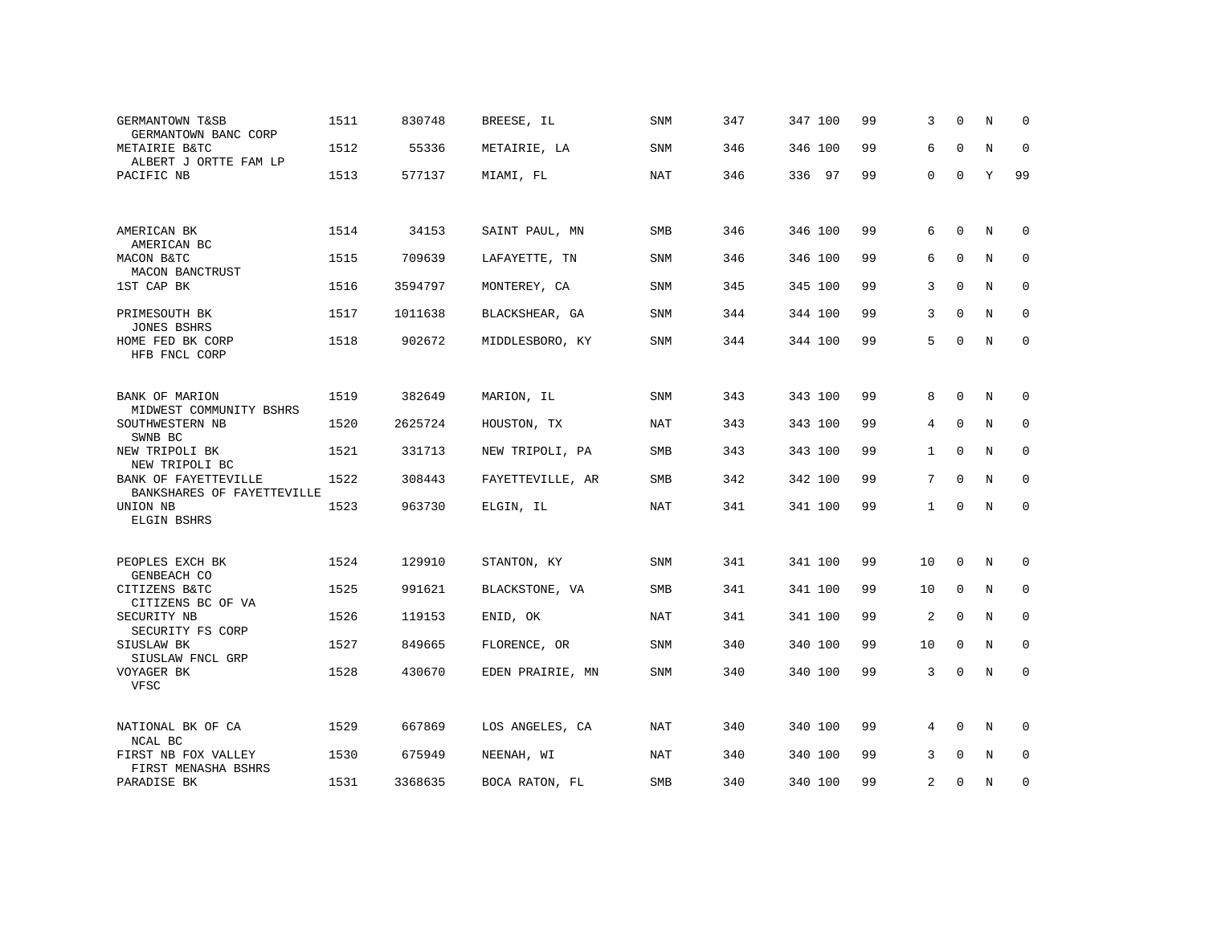| | | | | | | | | | | | | |
|---|---|---|---|---|---|---|---|---|---|---|---|---|
| GERMANTOWN T&SB<br>GERMANTOWN BANC CORP | 1511 | 830748 | BREESE, IL | SNM | 347 | 347 | 100 | 99 | 3 | 0 | N | 0 |
| METAIRIE B&TC<br>ALBERT J ORTTE FAM LP | 1512 | 55336 | METAIRIE, LA | SNM | 346 | 346 | 100 | 99 | 6 | 0 | N | 0 |
| PACIFIC NB | 1513 | 577137 | MIAMI, FL | NAT | 346 | 336 | 97 | 99 | 0 | 0 | Y | 99 |
| AMERICAN BK<br>AMERICAN BC | 1514 | 34153 | SAINT PAUL, MN | SMB | 346 | 346 | 100 | 99 | 6 | 0 | N | 0 |
| MACON B&TC<br>MACON BANCTRUST | 1515 | 709639 | LAFAYETTE, TN | SNM | 346 | 346 | 100 | 99 | 6 | 0 | N | 0 |
| 1ST CAP BK | 1516 | 3594797 | MONTEREY, CA | SNM | 345 | 345 | 100 | 99 | 3 | 0 | N | 0 |
| PRIMESOUTH BK<br>JONES BSHRS | 1517 | 1011638 | BLACKSHEAR, GA | SNM | 344 | 344 | 100 | 99 | 3 | 0 | N | 0 |
| HOME FED BK CORP<br>HFB FNCL CORP | 1518 | 902672 | MIDDLESBORO, KY | SNM | 344 | 344 | 100 | 99 | 5 | 0 | N | 0 |
| BANK OF MARION<br>MIDWEST COMMUNITY BSHRS | 1519 | 382649 | MARION, IL | SNM | 343 | 343 | 100 | 99 | 8 | 0 | N | 0 |
| SOUTHWESTERN NB<br>SWNB BC | 1520 | 2625724 | HOUSTON, TX | NAT | 343 | 343 | 100 | 99 | 4 | 0 | N | 0 |
| NEW TRIPOLI BK<br>NEW TRIPOLI BC | 1521 | 331713 | NEW TRIPOLI, PA | SMB | 343 | 343 | 100 | 99 | 1 | 0 | N | 0 |
| BANK OF FAYETTEVILLE<br>BANKSHARES OF FAYETTEVILLE | 1522 | 308443 | FAYETTEVILLE, AR | SMB | 342 | 342 | 100 | 99 | 7 | 0 | N | 0 |
| UNION NB<br>ELGIN BSHRS | 1523 | 963730 | ELGIN, IL | NAT | 341 | 341 | 100 | 99 | 1 | 0 | N | 0 |
| PEOPLES EXCH BK<br>GENBEACH CO | 1524 | 129910 | STANTON, KY | SNM | 341 | 341 | 100 | 99 | 10 | 0 | N | 0 |
| CITIZENS B&TC<br>CITIZENS BC OF VA | 1525 | 991621 | BLACKSTONE, VA | SMB | 341 | 341 | 100 | 99 | 10 | 0 | N | 0 |
| SECURITY NB<br>SECURITY FS CORP | 1526 | 119153 | ENID, OK | NAT | 341 | 341 | 100 | 99 | 2 | 0 | N | 0 |
| SIUSLAW BK<br>SIUSLAW FNCL GRP | 1527 | 849665 | FLORENCE, OR | SNM | 340 | 340 | 100 | 99 | 10 | 0 | N | 0 |
| VOYAGER BK<br>VFSC | 1528 | 430670 | EDEN PRAIRIE, MN | SNM | 340 | 340 | 100 | 99 | 3 | 0 | N | 0 |
| NATIONAL BK OF CA<br>NCAL BC | 1529 | 667869 | LOS ANGELES, CA | NAT | 340 | 340 | 100 | 99 | 4 | 0 | N | 0 |
| FIRST NB FOX VALLEY<br>FIRST MENASHA BSHRS | 1530 | 675949 | NEENAH, WI | NAT | 340 | 340 | 100 | 99 | 3 | 0 | N | 0 |
| PARADISE BK | 1531 | 3368635 | BOCA RATON, FL | SMB | 340 | 340 | 100 | 99 | 2 | 0 | N | 0 |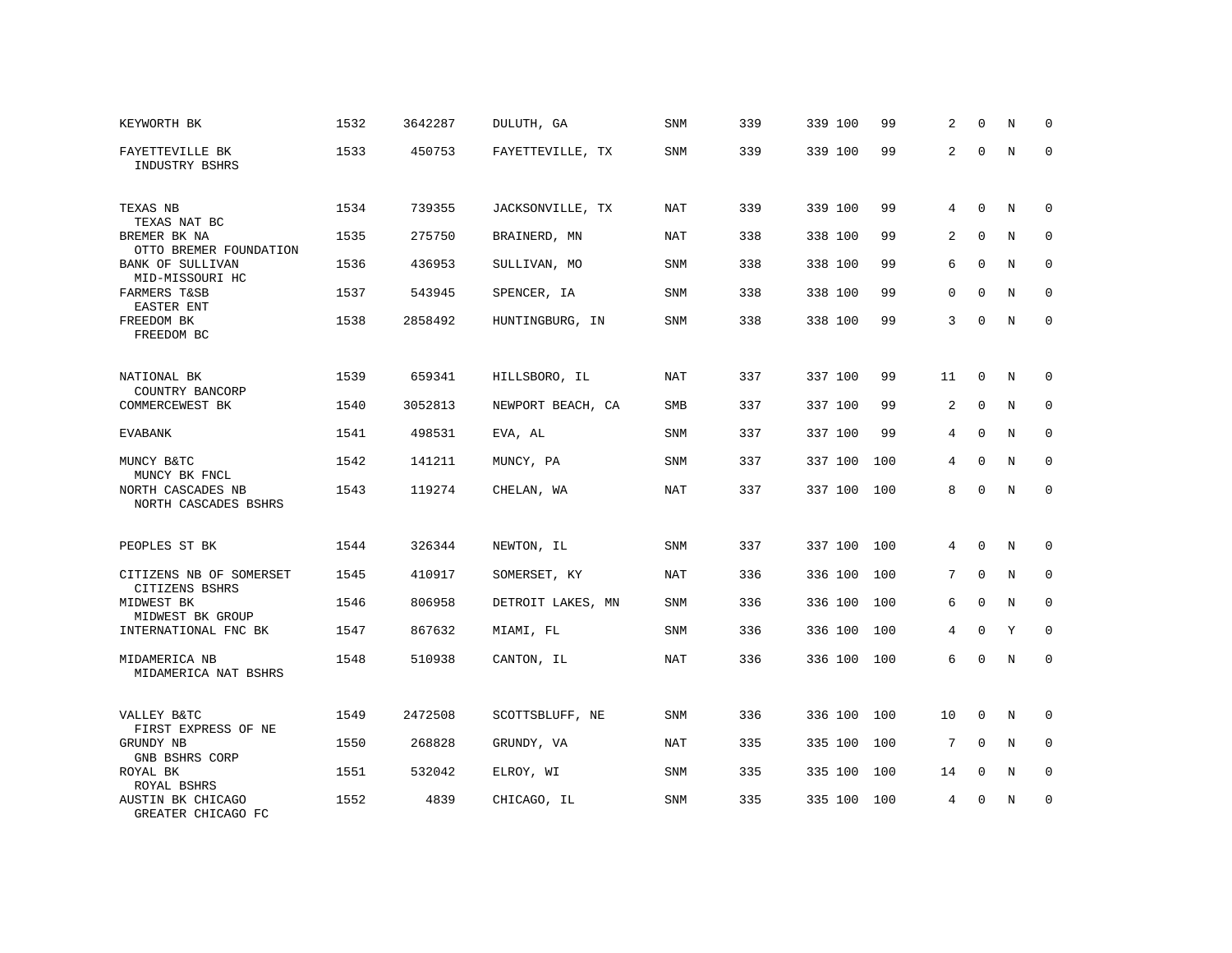| | | | | | | | | | | | | |
|---|---|---|---|---|---|---|---|---|---|---|---|---|
| KEYWORTH BK | 1532 | 3642287 | DULUTH, GA | SNM | 339 | 339 | 100 | 99 | 2 | 0 | N | 0 |
| FAYETTEVILLE BK<br>INDUSTRY BSHRS | 1533 | 450753 | FAYETTEVILLE, TX | SNM | 339 | 339 | 100 | 99 | 2 | 0 | N | 0 |
| TEXAS NB<br>TEXAS NAT BC | 1534 | 739355 | JACKSONVILLE, TX | NAT | 339 | 339 | 100 | 99 | 4 | 0 | N | 0 |
| BREMER BK NA<br>OTTO BREMER FOUNDATION | 1535 | 275750 | BRAINERD, MN | NAT | 338 | 338 | 100 | 99 | 2 | 0 | N | 0 |
| BANK OF SULLIVAN<br>MID-MISSOURI HC | 1536 | 436953 | SULLIVAN, MO | SNM | 338 | 338 | 100 | 99 | 6 | 0 | N | 0 |
| FARMERS T&SB<br>EASTER ENT | 1537 | 543945 | SPENCER, IA | SNM | 338 | 338 | 100 | 99 | 0 | 0 | N | 0 |
| FREEDOM BK<br>FREEDOM BC | 1538 | 2858492 | HUNTINGBURG, IN | SNM | 338 | 338 | 100 | 99 | 3 | 0 | N | 0 |
| NATIONAL BK<br>COUNTRY BANCORP | 1539 | 659341 | HILLSBORO, IL | NAT | 337 | 337 | 100 | 99 | 11 | 0 | N | 0 |
| COMMERCEWEST BK | 1540 | 3052813 | NEWPORT BEACH, CA | SMB | 337 | 337 | 100 | 99 | 2 | 0 | N | 0 |
| EVABANK | 1541 | 498531 | EVA, AL | SNM | 337 | 337 | 100 | 99 | 4 | 0 | N | 0 |
| MUNCY B&TC<br>MUNCY BK FNCL | 1542 | 141211 | MUNCY, PA | SNM | 337 | 337 | 100 | 100 | 4 | 0 | N | 0 |
| NORTH CASCADES NB<br>NORTH CASCADES BSHRS | 1543 | 119274 | CHELAN, WA | NAT | 337 | 337 | 100 | 100 | 8 | 0 | N | 0 |
| PEOPLES ST BK | 1544 | 326344 | NEWTON, IL | SNM | 337 | 337 | 100 | 100 | 4 | 0 | N | 0 |
| CITIZENS NB OF SOMERSET<br>CITIZENS BSHRS | 1545 | 410917 | SOMERSET, KY | NAT | 336 | 336 | 100 | 100 | 7 | 0 | N | 0 |
| MIDWEST BK<br>MIDWEST BK GROUP | 1546 | 806958 | DETROIT LAKES, MN | SNM | 336 | 336 | 100 | 100 | 6 | 0 | N | 0 |
| INTERNATIONAL FNC BK | 1547 | 867632 | MIAMI, FL | SNM | 336 | 336 | 100 | 100 | 4 | 0 | Y | 0 |
| MIDAMERICA NB<br>MIDAMERICA NAT BSHRS | 1548 | 510938 | CANTON, IL | NAT | 336 | 336 | 100 | 100 | 6 | 0 | N | 0 |
| VALLEY B&TC<br>FIRST EXPRESS OF NE | 1549 | 2472508 | SCOTTSBLUFF, NE | SNM | 336 | 336 | 100 | 100 | 10 | 0 | N | 0 |
| GRUNDY NB<br>GNB BSHRS CORP | 1550 | 268828 | GRUNDY, VA | NAT | 335 | 335 | 100 | 100 | 7 | 0 | N | 0 |
| ROYAL BK<br>ROYAL BSHRS | 1551 | 532042 | ELROY, WI | SNM | 335 | 335 | 100 | 100 | 14 | 0 | N | 0 |
| AUSTIN BK CHICAGO<br>GREATER CHICAGO FC | 1552 | 4839 | CHICAGO, IL | SNM | 335 | 335 | 100 | 100 | 4 | 0 | N | 0 |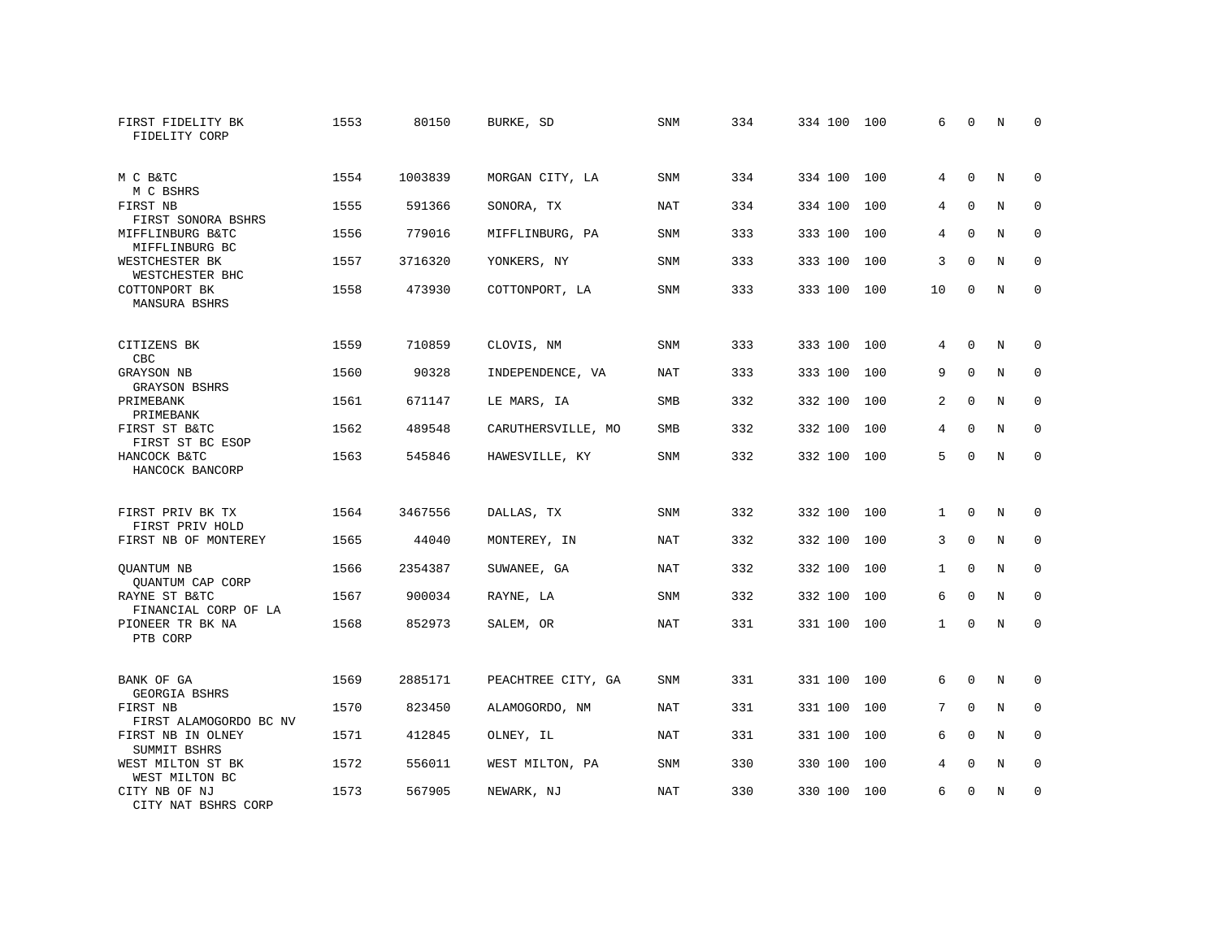| | | | | | | | | | | | | |
|---|---|---|---|---|---|---|---|---|---|---|---|---|
| FIRST FIDELITY BK<br>FIDELITY CORP | 1553 | 80150 | BURKE, SD | SNM | 334 | 334 | 100 | 100 | 6 | 0 | N | 0 |
| M C B&TC<br>M C BSHRS | 1554 | 1003839 | MORGAN CITY, LA | SNM | 334 | 334 | 100 | 100 | 4 | 0 | N | 0 |
| FIRST NB<br>FIRST SONORA BSHRS | 1555 | 591366 | SONORA, TX | NAT | 334 | 334 | 100 | 100 | 4 | 0 | N | 0 |
| MIFFLINBURG B&TC<br>MIFFLINBURG BC | 1556 | 779016 | MIFFLINBURG, PA | SNM | 333 | 333 | 100 | 100 | 4 | 0 | N | 0 |
| WESTCHESTER BK<br>WESTCHESTER BHC | 1557 | 3716320 | YONKERS, NY | SNM | 333 | 333 | 100 | 100 | 3 | 0 | N | 0 |
| COTTONPORT BK<br>MANSURA BSHRS | 1558 | 473930 | COTTONPORT, LA | SNM | 333 | 333 | 100 | 100 | 10 | 0 | N | 0 |
| CITIZENS BK<br>CBC | 1559 | 710859 | CLOVIS, NM | SNM | 333 | 333 | 100 | 100 | 4 | 0 | N | 0 |
| GRAYSON NB<br>GRAYSON BSHRS | 1560 | 90328 | INDEPENDENCE, VA | NAT | 333 | 333 | 100 | 100 | 9 | 0 | N | 0 |
| PRIMEBANK<br>PRIMEBANK | 1561 | 671147 | LE MARS, IA | SMB | 332 | 332 | 100 | 100 | 2 | 0 | N | 0 |
| FIRST ST B&TC<br>FIRST ST BC ESOP | 1562 | 489548 | CARUTHERSVILLE, MO | SMB | 332 | 332 | 100 | 100 | 4 | 0 | N | 0 |
| HANCOCK B&TC<br>HANCOCK BANCORP | 1563 | 545846 | HAWESVILLE, KY | SNM | 332 | 332 | 100 | 100 | 5 | 0 | N | 0 |
| FIRST PRIV BK TX<br>FIRST PRIV HOLD | 1564 | 3467556 | DALLAS, TX | SNM | 332 | 332 | 100 | 100 | 1 | 0 | N | 0 |
| FIRST NB OF MONTEREY | 1565 | 44040 | MONTEREY, IN | NAT | 332 | 332 | 100 | 100 | 3 | 0 | N | 0 |
| QUANTUM NB<br>QUANTUM CAP CORP | 1566 | 2354387 | SUWANEE, GA | NAT | 332 | 332 | 100 | 100 | 1 | 0 | N | 0 |
| RAYNE ST B&TC<br>FINANCIAL CORP OF LA | 1567 | 900034 | RAYNE, LA | SNM | 332 | 332 | 100 | 100 | 6 | 0 | N | 0 |
| PIONEER TR BK NA<br>PTB CORP | 1568 | 852973 | SALEM, OR | NAT | 331 | 331 | 100 | 100 | 1 | 0 | N | 0 |
| BANK OF GA<br>GEORGIA BSHRS | 1569 | 2885171 | PEACHTREE CITY, GA | SNM | 331 | 331 | 100 | 100 | 6 | 0 | N | 0 |
| FIRST NB<br>FIRST ALAMOGORDO BC NV | 1570 | 823450 | ALAMOGORDO, NM | NAT | 331 | 331 | 100 | 100 | 7 | 0 | N | 0 |
| FIRST NB IN OLNEY<br>SUMMIT BSHRS | 1571 | 412845 | OLNEY, IL | NAT | 331 | 331 | 100 | 100 | 6 | 0 | N | 0 |
| WEST MILTON ST BK<br>WEST MILTON BC | 1572 | 556011 | WEST MILTON, PA | SNM | 330 | 330 | 100 | 100 | 4 | 0 | N | 0 |
| CITY NB OF NJ<br>CITY NAT BSHRS CORP | 1573 | 567905 | NEWARK, NJ | NAT | 330 | 330 | 100 | 100 | 6 | 0 | N | 0 |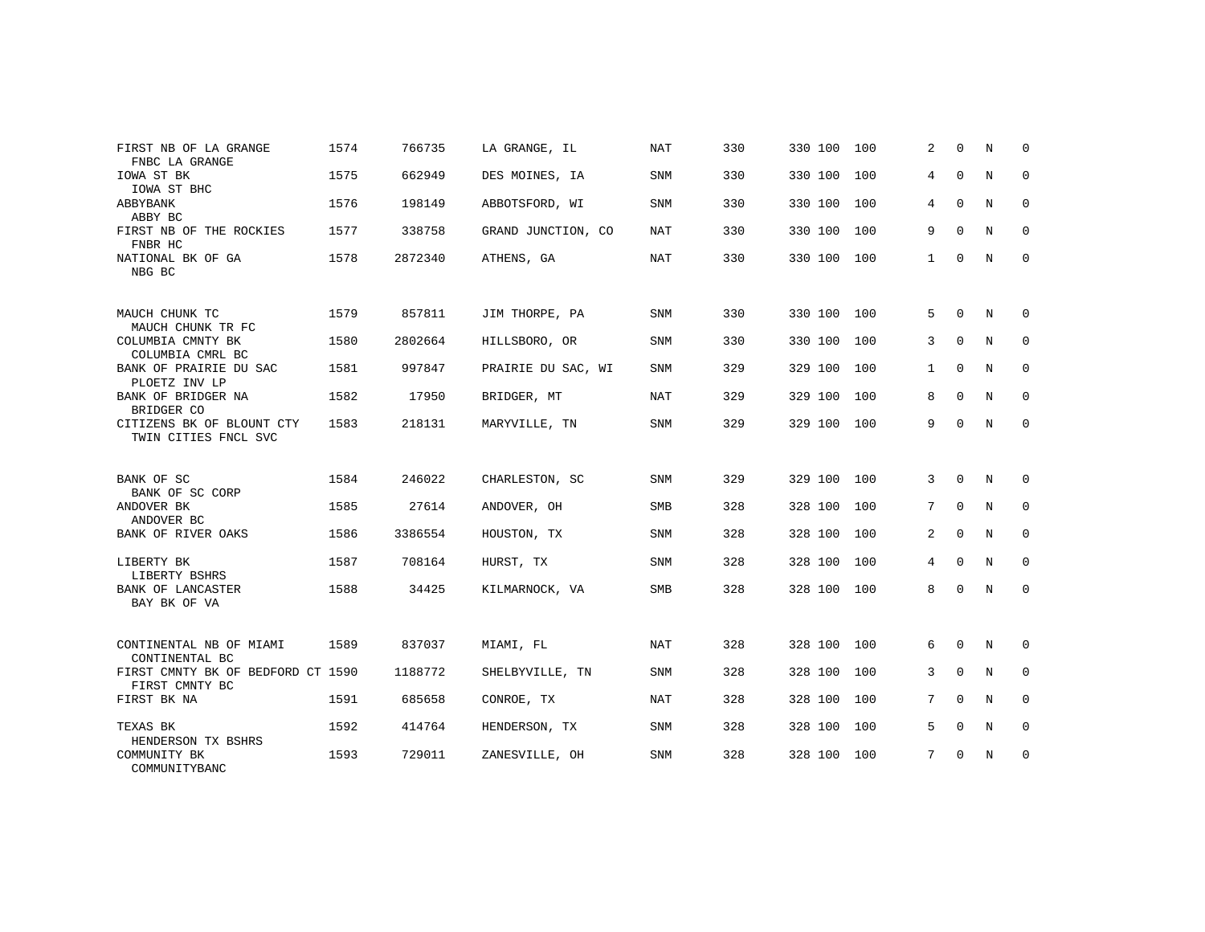| | | | | | | | | | | | | |
|---|---|---|---|---|---|---|---|---|---|---|---|---|
| FIRST NB OF LA GRANGE<br>FNBC LA GRANGE | 1574 | 766735 | LA GRANGE, IL | NAT | 330 | 330 | 100 | 100 | 2 | 0 | N | 0 |
| IOWA ST BK<br>IOWA ST BHC | 1575 | 662949 | DES MOINES, IA | SNM | 330 | 330 | 100 | 100 | 4 | 0 | N | 0 |
| ABBYBANK<br>ABBY BC | 1576 | 198149 | ABBOTSFORD, WI | SNM | 330 | 330 | 100 | 100 | 4 | 0 | N | 0 |
| FIRST NB OF THE ROCKIES<br>FNBR HC | 1577 | 338758 | GRAND JUNCTION, CO | NAT | 330 | 330 | 100 | 100 | 9 | 0 | N | 0 |
| NATIONAL BK OF GA<br>NBG BC | 1578 | 2872340 | ATHENS, GA | NAT | 330 | 330 | 100 | 100 | 1 | 0 | N | 0 |
| MAUCH CHUNK TC<br>MAUCH CHUNK TR FC | 1579 | 857811 | JIM THORPE, PA | SNM | 330 | 330 | 100 | 100 | 5 | 0 | N | 0 |
| COLUMBIA CMNTY BK<br>COLUMBIA CMRL BC | 1580 | 2802664 | HILLSBORO, OR | SNM | 330 | 330 | 100 | 100 | 3 | 0 | N | 0 |
| BANK OF PRAIRIE DU SAC<br>PLOETZ INV LP | 1581 | 997847 | PRAIRIE DU SAC, WI | SNM | 329 | 329 | 100 | 100 | 1 | 0 | N | 0 |
| BANK OF BRIDGER NA<br>BRIDGER CO | 1582 | 17950 | BRIDGER, MT | NAT | 329 | 329 | 100 | 100 | 8 | 0 | N | 0 |
| CITIZENS BK OF BLOUNT CTY<br>TWIN CITIES FNCL SVC | 1583 | 218131 | MARYVILLE, TN | SNM | 329 | 329 | 100 | 100 | 9 | 0 | N | 0 |
| BANK OF SC<br>BANK OF SC CORP | 1584 | 246022 | CHARLESTON, SC | SNM | 329 | 329 | 100 | 100 | 3 | 0 | N | 0 |
| ANDOVER BK<br>ANDOVER BC | 1585 | 27614 | ANDOVER, OH | SMB | 328 | 328 | 100 | 100 | 7 | 0 | N | 0 |
| BANK OF RIVER OAKS | 1586 | 3386554 | HOUSTON, TX | SNM | 328 | 328 | 100 | 100 | 2 | 0 | N | 0 |
| LIBERTY BK<br>LIBERTY BSHRS | 1587 | 708164 | HURST, TX | SNM | 328 | 328 | 100 | 100 | 4 | 0 | N | 0 |
| BANK OF LANCASTER<br>BAY BK OF VA | 1588 | 34425 | KILMARNOCK, VA | SMB | 328 | 328 | 100 | 100 | 8 | 0 | N | 0 |
| CONTINENTAL NB OF MIAMI<br>CONTINENTAL BC | 1589 | 837037 | MIAMI, FL | NAT | 328 | 328 | 100 | 100 | 6 | 0 | N | 0 |
| FIRST CMNTY BK OF BEDFORD CT<br>FIRST CMNTY BC | 1590 | 1188772 | SHELBYVILLE, TN | SNM | 328 | 328 | 100 | 100 | 3 | 0 | N | 0 |
| FIRST BK NA | 1591 | 685658 | CONROE, TX | NAT | 328 | 328 | 100 | 100 | 7 | 0 | N | 0 |
| TEXAS BK<br>HENDERSON TX BSHRS | 1592 | 414764 | HENDERSON, TX | SNM | 328 | 328 | 100 | 100 | 5 | 0 | N | 0 |
| COMMUNITY BK<br>COMMUNITYBANC | 1593 | 729011 | ZANESVILLE, OH | SNM | 328 | 328 | 100 | 100 | 7 | 0 | N | 0 |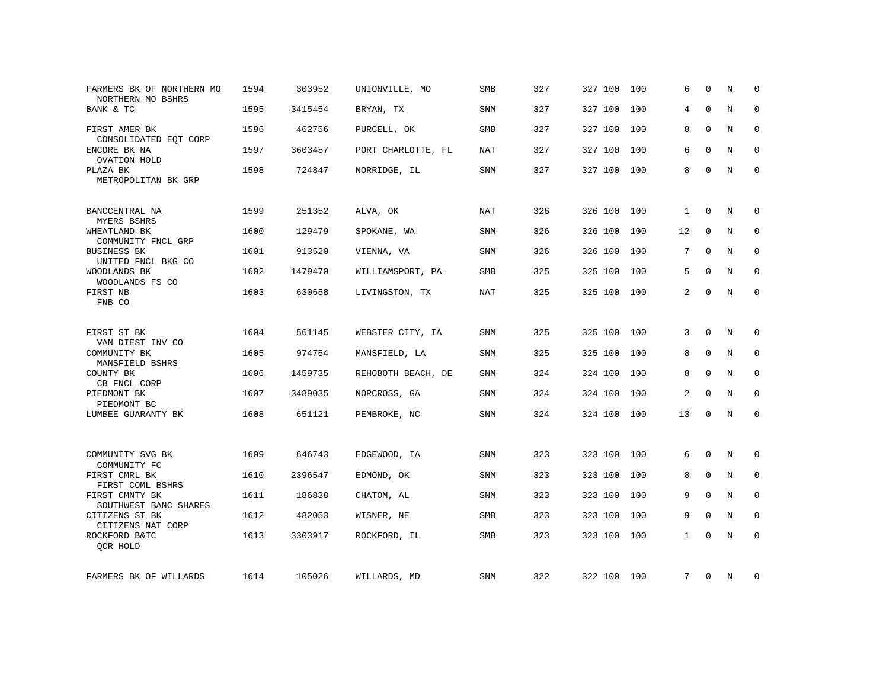| | | | | | | | | | | | | |
|---|---|---|---|---|---|---|---|---|---|---|---|---|
| FARMERS BK OF NORTHERN MO<br>NORTHERN MO BSHRS | 1594 | 303952 | UNIONVILLE, MO | SMB | 327 | 327 | 100 | 100 | 6 | 0 | N | 0 |
| BANK & TC | 1595 | 3415454 | BRYAN, TX | SNM | 327 | 327 | 100 | 100 | 4 | 0 | N | 0 |
| FIRST AMER BK<br>CONSOLIDATED EQT CORP | 1596 | 462756 | PURCELL, OK | SMB | 327 | 327 | 100 | 100 | 8 | 0 | N | 0 |
| ENCORE BK NA<br>OVATION HOLD | 1597 | 3603457 | PORT CHARLOTTE, FL | NAT | 327 | 327 | 100 | 100 | 6 | 0 | N | 0 |
| PLAZA BK<br>METROPOLITAN BK GRP | 1598 | 724847 | NORRIDGE, IL | SNM | 327 | 327 | 100 | 100 | 8 | 0 | N | 0 |
| BANCCENTRAL NA<br>MYERS BSHRS | 1599 | 251352 | ALVA, OK | NAT | 326 | 326 | 100 | 100 | 1 | 0 | N | 0 |
| WHEATLAND BK<br>COMMUNITY FNCL GRP | 1600 | 129479 | SPOKANE, WA | SNM | 326 | 326 | 100 | 100 | 12 | 0 | N | 0 |
| BUSINESS BK<br>UNITED FNCL BKG CO | 1601 | 913520 | VIENNA, VA | SNM | 326 | 326 | 100 | 100 | 7 | 0 | N | 0 |
| WOODLANDS BK<br>WOODLANDS FS CO | 1602 | 1479470 | WILLIAMSPORT, PA | SMB | 325 | 325 | 100 | 100 | 5 | 0 | N | 0 |
| FIRST NB<br>FNB CO | 1603 | 630658 | LIVINGSTON, TX | NAT | 325 | 325 | 100 | 100 | 2 | 0 | N | 0 |
| FIRST ST BK<br>VAN DIEST INV CO | 1604 | 561145 | WEBSTER CITY, IA | SNM | 325 | 325 | 100 | 100 | 3 | 0 | N | 0 |
| COMMUNITY BK<br>MANSFIELD BSHRS | 1605 | 974754 | MANSFIELD, LA | SNM | 325 | 325 | 100 | 100 | 8 | 0 | N | 0 |
| COUNTY BK<br>CB FNCL CORP | 1606 | 1459735 | REHOBOTH BEACH, DE | SNM | 324 | 324 | 100 | 100 | 8 | 0 | N | 0 |
| PIEDMONT BK<br>PIEDMONT BC | 1607 | 3489035 | NORCROSS, GA | SNM | 324 | 324 | 100 | 100 | 2 | 0 | N | 0 |
| LUMBEE GUARANTY BK | 1608 | 651121 | PEMBROKE, NC | SNM | 324 | 324 | 100 | 100 | 13 | 0 | N | 0 |
| COMMUNITY SVG BK<br>COMMUNITY FC | 1609 | 646743 | EDGEWOOD, IA | SNM | 323 | 323 | 100 | 100 | 6 | 0 | N | 0 |
| FIRST CMRL BK<br>FIRST COML BSHRS | 1610 | 2396547 | EDMOND, OK | SNM | 323 | 323 | 100 | 100 | 8 | 0 | N | 0 |
| FIRST CMNTY BK<br>SOUTHWEST BANC SHARES | 1611 | 186838 | CHATOM, AL | SNM | 323 | 323 | 100 | 100 | 9 | 0 | N | 0 |
| CITIZENS ST BK<br>CITIZENS NAT CORP | 1612 | 482053 | WISNER, NE | SMB | 323 | 323 | 100 | 100 | 9 | 0 | N | 0 |
| ROCKFORD B&TC<br>QCR HOLD | 1613 | 3303917 | ROCKFORD, IL | SMB | 323 | 323 | 100 | 100 | 1 | 0 | N | 0 |
| FARMERS BK OF WILLARDS | 1614 | 105026 | WILLARDS, MD | SNM | 322 | 322 | 100 | 100 | 7 | 0 | N | 0 |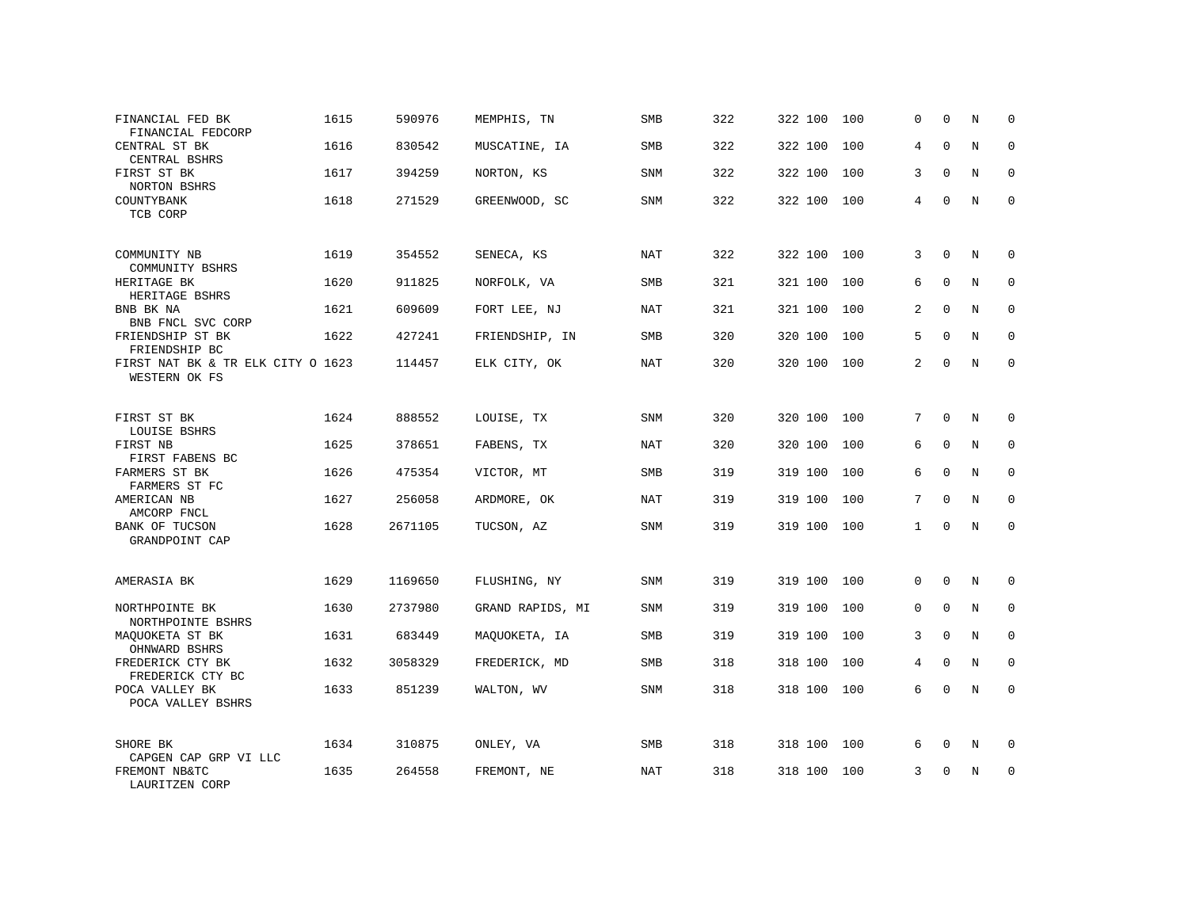| | | | | | | | | | | | | |
|---|---|---|---|---|---|---|---|---|---|---|---|---|
| FINANCIAL FED BK<br>FINANCIAL FEDCORP | 1615 | 590976 | MEMPHIS, TN | SMB | 322 | 322 | 100 | 100 | 0 | 0 | N | 0 |
| CENTRAL ST BK<br>CENTRAL BSHRS | 1616 | 830542 | MUSCATINE, IA | SMB | 322 | 322 | 100 | 100 | 4 | 0 | N | 0 |
| FIRST ST BK<br>NORTON BSHRS | 1617 | 394259 | NORTON, KS | SNM | 322 | 322 | 100 | 100 | 3 | 0 | N | 0 |
| COUNTYBANK<br>TCB CORP | 1618 | 271529 | GREENWOOD, SC | SNM | 322 | 322 | 100 | 100 | 4 | 0 | N | 0 |
| COMMUNITY NB<br>COMMUNITY BSHRS | 1619 | 354552 | SENECA, KS | NAT | 322 | 322 | 100 | 100 | 3 | 0 | N | 0 |
| HERITAGE BK<br>HERITAGE BSHRS | 1620 | 911825 | NORFOLK, VA | SMB | 321 | 321 | 100 | 100 | 6 | 0 | N | 0 |
| BNB BK NA<br>BNB FNCL SVC CORP | 1621 | 609609 | FORT LEE, NJ | NAT | 321 | 321 | 100 | 100 | 2 | 0 | N | 0 |
| FRIENDSHIP ST BK<br>FRIENDSHIP BC | 1622 | 427241 | FRIENDSHIP, IN | SMB | 320 | 320 | 100 | 100 | 5 | 0 | N | 0 |
| FIRST NAT BK & TR ELK CITY O<br>WESTERN OK FS | 1623 | 114457 | ELK CITY, OK | NAT | 320 | 320 | 100 | 100 | 2 | 0 | N | 0 |
| FIRST ST BK<br>LOUISE BSHRS | 1624 | 888552 | LOUISE, TX | SNM | 320 | 320 | 100 | 100 | 7 | 0 | N | 0 |
| FIRST NB<br>FIRST FABENS BC | 1625 | 378651 | FABENS, TX | NAT | 320 | 320 | 100 | 100 | 6 | 0 | N | 0 |
| FARMERS ST BK<br>FARMERS ST FC | 1626 | 475354 | VICTOR, MT | SMB | 319 | 319 | 100 | 100 | 6 | 0 | N | 0 |
| AMERICAN NB<br>AMCORP FNCL | 1627 | 256058 | ARDMORE, OK | NAT | 319 | 319 | 100 | 100 | 7 | 0 | N | 0 |
| BANK OF TUCSON<br>GRANDPOINT CAP | 1628 | 2671105 | TUCSON, AZ | SNM | 319 | 319 | 100 | 100 | 1 | 0 | N | 0 |
| AMERASIA BK | 1629 | 1169650 | FLUSHING, NY | SNM | 319 | 319 | 100 | 100 | 0 | 0 | N | 0 |
| NORTHPOINTE BK<br>NORTHPOINTE BSHRS | 1630 | 2737980 | GRAND RAPIDS, MI | SNM | 319 | 319 | 100 | 100 | 0 | 0 | N | 0 |
| MAQUOKETA ST BK<br>OHNWARD BSHRS | 1631 | 683449 | MAQUOKETA, IA | SMB | 319 | 319 | 100 | 100 | 3 | 0 | N | 0 |
| FREDERICK CTY BK<br>FREDERICK CTY BC | 1632 | 3058329 | FREDERICK, MD | SMB | 318 | 318 | 100 | 100 | 4 | 0 | N | 0 |
| POCA VALLEY BK<br>POCA VALLEY BSHRS | 1633 | 851239 | WALTON, WV | SNM | 318 | 318 | 100 | 100 | 6 | 0 | N | 0 |
| SHORE BK<br>CAPGEN CAP GRP VI LLC | 1634 | 310875 | ONLEY, VA | SMB | 318 | 318 | 100 | 100 | 6 | 0 | N | 0 |
| FREMONT NB&TC<br>LAURITZEN CORP | 1635 | 264558 | FREMONT, NE | NAT | 318 | 318 | 100 | 100 | 3 | 0 | N | 0 |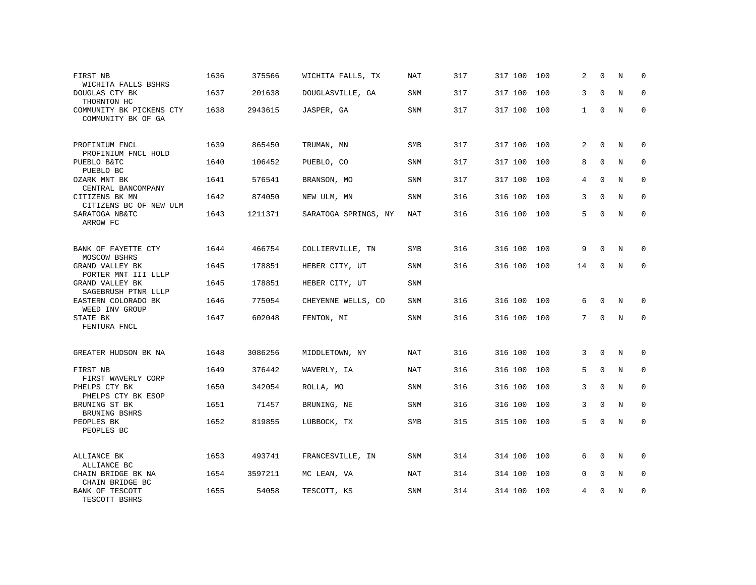| | | | | | | | | | | | | |
|---|---|---|---|---|---|---|---|---|---|---|---|---|
| FIRST NB<br>WICHITA FALLS BSHRS | 1636 | 375566 | WICHITA FALLS, TX | NAT | 317 | 317 | 100 | 100 | 2 | 0 | N | 0 |
| DOUGLAS CTY BK<br>THORNTON HC | 1637 | 201638 | DOUGLASVILLE, GA | SNM | 317 | 317 | 100 | 100 | 3 | 0 | N | 0 |
| COMMUNITY BK PICKENS CTY<br>COMMUNITY BK OF GA | 1638 | 2943615 | JASPER, GA | SNM | 317 | 317 | 100 | 100 | 1 | 0 | N | 0 |
| PROFINIUM FNCL<br>PROFINIUM FNCL HOLD | 1639 | 865450 | TRUMAN, MN | SMB | 317 | 317 | 100 | 100 | 2 | 0 | N | 0 |
| PUEBLO B&TC<br>PUEBLO BC | 1640 | 106452 | PUEBLO, CO | SNM | 317 | 317 | 100 | 100 | 8 | 0 | N | 0 |
| OZARK MNT BK<br>CENTRAL BANCOMPANY | 1641 | 576541 | BRANSON, MO | SNM | 317 | 317 | 100 | 100 | 4 | 0 | N | 0 |
| CITIZENS BK MN<br>CITIZENS BC OF NEW ULM | 1642 | 874050 | NEW ULM, MN | SNM | 316 | 316 | 100 | 100 | 3 | 0 | N | 0 |
| SARATOGA NB&TC<br>ARROW FC | 1643 | 1211371 | SARATOGA SPRINGS, NY | NAT | 316 | 316 | 100 | 100 | 5 | 0 | N | 0 |
| BANK OF FAYETTE CTY<br>MOSCOW BSHRS | 1644 | 466754 | COLLIERVILLE, TN | SMB | 316 | 316 | 100 | 100 | 9 | 0 | N | 0 |
| GRAND VALLEY BK<br>PORTER MNT III LLLP | 1645 | 178851 | HEBER CITY, UT | SNM | 316 | 316 | 100 | 100 | 14 | 0 | N | 0 |
| GRAND VALLEY BK<br>SAGEBRUSH PTNR LLLP | 1645 | 178851 | HEBER CITY, UT | SNM | | | | | | | | |
| EASTERN COLORADO BK<br>WEED INV GROUP | 1646 | 775054 | CHEYENNE WELLS, CO | SNM | 316 | 316 | 100 | 100 | 6 | 0 | N | 0 |
| STATE BK<br>FENTURA FNCL | 1647 | 602048 | FENTON, MI | SNM | 316 | 316 | 100 | 100 | 7 | 0 | N | 0 |
| GREATER HUDSON BK NA | 1648 | 3086256 | MIDDLETOWN, NY | NAT | 316 | 316 | 100 | 100 | 3 | 0 | N | 0 |
| FIRST NB<br>FIRST WAVERLY CORP | 1649 | 376442 | WAVERLY, IA | NAT | 316 | 316 | 100 | 100 | 5 | 0 | N | 0 |
| PHELPS CTY BK<br>PHELPS CTY BK ESOP | 1650 | 342054 | ROLLA, MO | SNM | 316 | 316 | 100 | 100 | 3 | 0 | N | 0 |
| BRUNING ST BK<br>BRUNING BSHRS | 1651 | 71457 | BRUNING, NE | SNM | 316 | 316 | 100 | 100 | 3 | 0 | N | 0 |
| PEOPLES BK<br>PEOPLES BC | 1652 | 819855 | LUBBOCK, TX | SMB | 315 | 315 | 100 | 100 | 5 | 0 | N | 0 |
| ALLIANCE BK<br>ALLIANCE BC | 1653 | 493741 | FRANCESVILLE, IN | SNM | 314 | 314 | 100 | 100 | 6 | 0 | N | 0 |
| CHAIN BRIDGE BK NA<br>CHAIN BRIDGE BC | 1654 | 3597211 | MC LEAN, VA | NAT | 314 | 314 | 100 | 100 | 0 | 0 | N | 0 |
| BANK OF TESCOTT<br>TESCOTT BSHRS | 1655 | 54058 | TESCOTT, KS | SNM | 314 | 314 | 100 | 100 | 4 | 0 | N | 0 |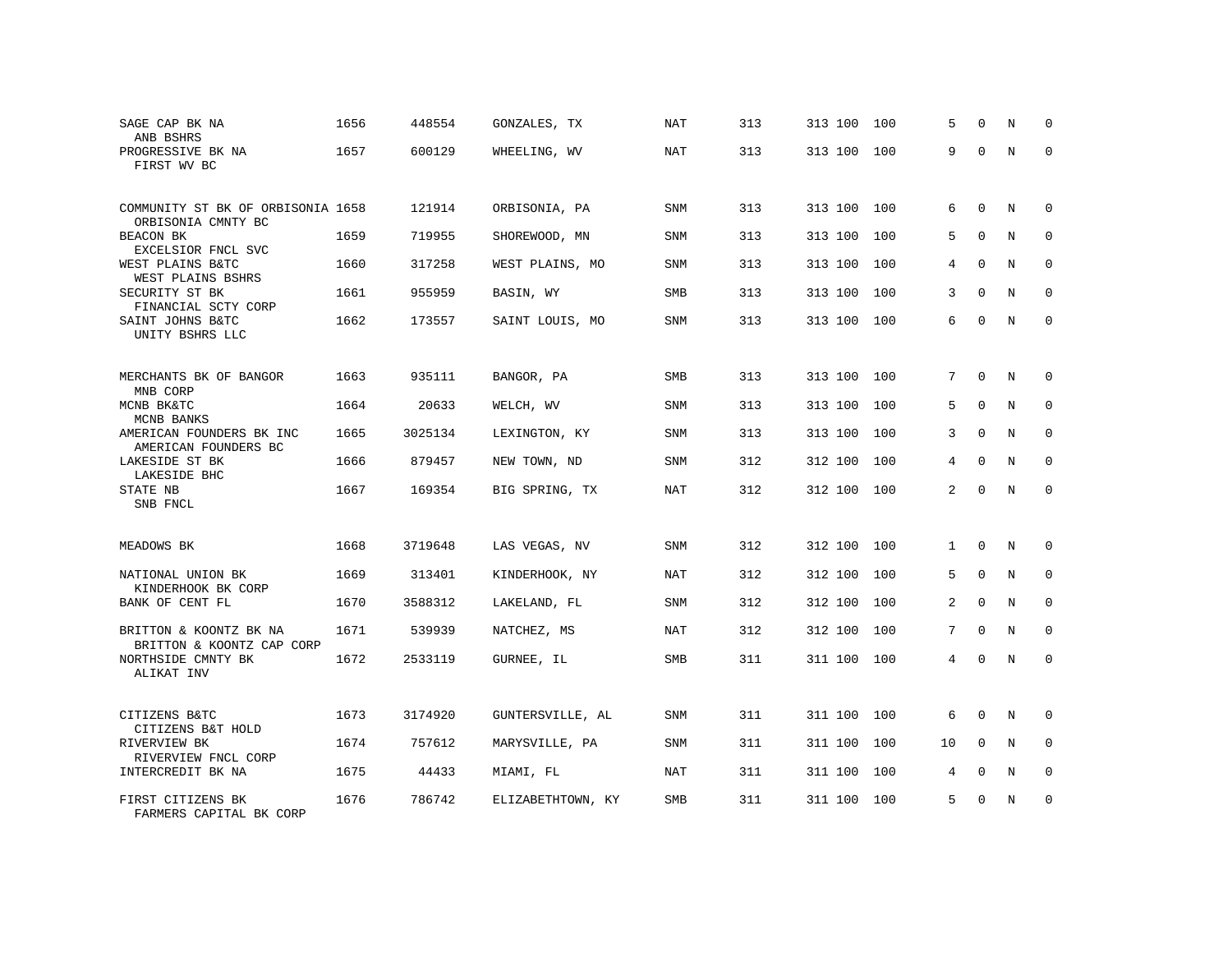| | | | | | | | | | | | |
|---|---|---|---|---|---|---|---|---|---|---|---|
| SAGE CAP BK NA<br>ANB BSHRS | 1656 | 448554 | GONZALES, TX | NAT | 313 | 313 100 | 100 | 5 | 0 | N | 0 |
| PROGRESSIVE BK NA<br>FIRST WV BC | 1657 | 600129 | WHEELING, WV | NAT | 313 | 313 100 | 100 | 9 | 0 | N | 0 |
| COMMUNITY ST BK OF ORBISONIA<br>ORBISONIA CMNTY BC | 1658 | 121914 | ORBISONIA, PA | SNM | 313 | 313 100 | 100 | 6 | 0 | N | 0 |
| BEACON BK<br>EXCELSIOR FNCL SVC | 1659 | 719955 | SHOREWOOD, MN | SNM | 313 | 313 100 | 100 | 5 | 0 | N | 0 |
| WEST PLAINS B&TC<br>WEST PLAINS BSHRS | 1660 | 317258 | WEST PLAINS, MO | SNM | 313 | 313 100 | 100 | 4 | 0 | N | 0 |
| SECURITY ST BK<br>FINANCIAL SCTY CORP | 1661 | 955959 | BASIN, WY | SMB | 313 | 313 100 | 100 | 3 | 0 | N | 0 |
| SAINT JOHNS B&TC<br>UNITY BSHRS LLC | 1662 | 173557 | SAINT LOUIS, MO | SNM | 313 | 313 100 | 100 | 6 | 0 | N | 0 |
| MERCHANTS BK OF BANGOR<br>MNB CORP | 1663 | 935111 | BANGOR, PA | SMB | 313 | 313 100 | 100 | 7 | 0 | N | 0 |
| MCNB BK&TC<br>MCNB BANKS | 1664 | 20633 | WELCH, WV | SNM | 313 | 313 100 | 100 | 5 | 0 | N | 0 |
| AMERICAN FOUNDERS BK INC<br>AMERICAN FOUNDERS BC | 1665 | 3025134 | LEXINGTON, KY | SNM | 313 | 313 100 | 100 | 3 | 0 | N | 0 |
| LAKESIDE ST BK<br>LAKESIDE BHC | 1666 | 879457 | NEW TOWN, ND | SNM | 312 | 312 100 | 100 | 4 | 0 | N | 0 |
| STATE NB<br>SNB FNCL | 1667 | 169354 | BIG SPRING, TX | NAT | 312 | 312 100 | 100 | 2 | 0 | N | 0 |
| MEADOWS BK | 1668 | 3719648 | LAS VEGAS, NV | SNM | 312 | 312 100 | 100 | 1 | 0 | N | 0 |
| NATIONAL UNION BK<br>KINDERHOOK BK CORP | 1669 | 313401 | KINDERHOOK, NY | NAT | 312 | 312 100 | 100 | 5 | 0 | N | 0 |
| BANK OF CENT FL | 1670 | 3588312 | LAKELAND, FL | SNM | 312 | 312 100 | 100 | 2 | 0 | N | 0 |
| BRITTON & KOONTZ BK NA<br>BRITTON & KOONTZ CAP CORP | 1671 | 539939 | NATCHEZ, MS | NAT | 312 | 312 100 | 100 | 7 | 0 | N | 0 |
| NORTHSIDE CMNTY BK<br>ALIKAT INV | 1672 | 2533119 | GURNEE, IL | SMB | 311 | 311 100 | 100 | 4 | 0 | N | 0 |
| CITIZENS B&TC<br>CITIZENS B&T HOLD | 1673 | 3174920 | GUNTERSVILLE, AL | SNM | 311 | 311 100 | 100 | 6 | 0 | N | 0 |
| RIVERVIEW BK<br>RIVERVIEW FNCL CORP | 1674 | 757612 | MARYSVILLE, PA | SNM | 311 | 311 100 | 100 | 10 | 0 | N | 0 |
| INTERCREDIT BK NA | 1675 | 44433 | MIAMI, FL | NAT | 311 | 311 100 | 100 | 4 | 0 | N | 0 |
| FIRST CITIZENS BK<br>FARMERS CAPITAL BK CORP | 1676 | 786742 | ELIZABETHTOWN, KY | SMB | 311 | 311 100 | 100 | 5 | 0 | N | 0 |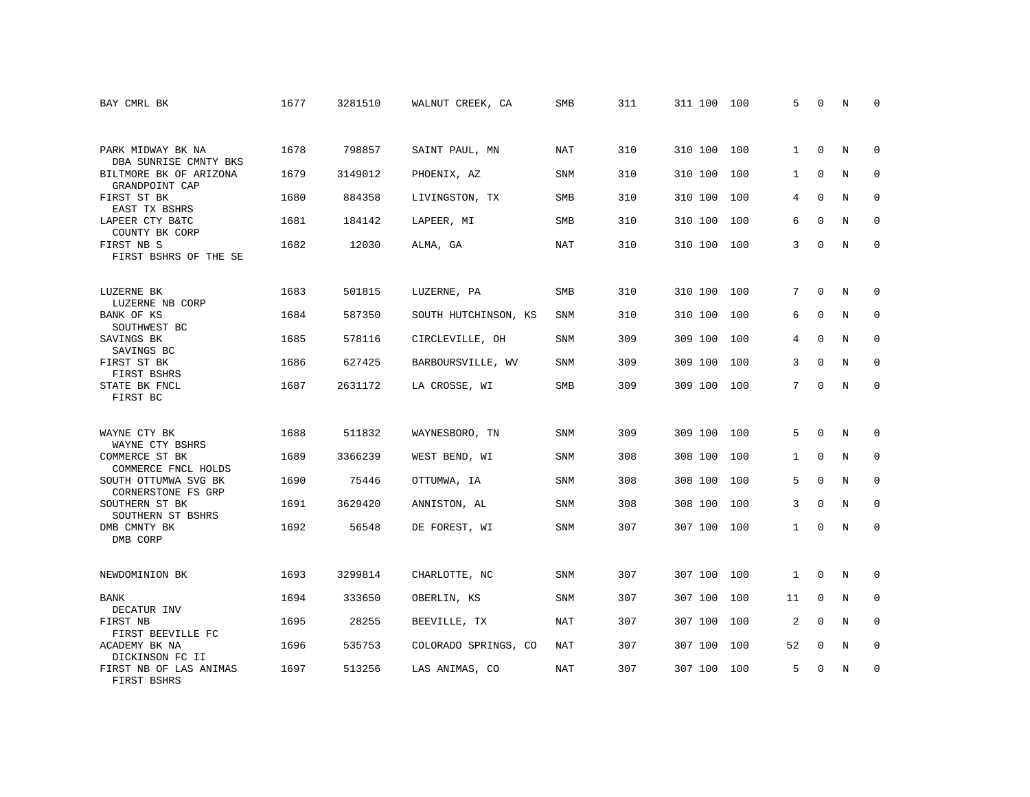| | | | | | | | | | | | | |
|---|---|---|---|---|---|---|---|---|---|---|---|---|
| BAY CMRL BK | 1677 | 3281510 | WALNUT CREEK, CA | SMB | 311 | 311 | 100 | 100 | 5 | 0 | N | 0 |
| PARK MIDWAY BK NA<br>DBA SUNRISE CMNTY BKS | 1678 | 798857 | SAINT PAUL, MN | NAT | 310 | 310 | 100 | 100 | 1 | 0 | N | 0 |
| BILTMORE BK OF ARIZONA<br>GRANDPOINT CAP | 1679 | 3149012 | PHOENIX, AZ | SNM | 310 | 310 | 100 | 100 | 1 | 0 | N | 0 |
| FIRST ST BK<br>EAST TX BSHRS | 1680 | 884358 | LIVINGSTON, TX | SMB | 310 | 310 | 100 | 100 | 4 | 0 | N | 0 |
| LAPEER CTY B&TC<br>COUNTY BK CORP | 1681 | 184142 | LAPEER, MI | SMB | 310 | 310 | 100 | 100 | 6 | 0 | N | 0 |
| FIRST NB S<br>FIRST BSHRS OF THE SE | 1682 | 12030 | ALMA, GA | NAT | 310 | 310 | 100 | 100 | 3 | 0 | N | 0 |
| LUZERNE BK<br>LUZERNE NB CORP | 1683 | 501815 | LUZERNE, PA | SMB | 310 | 310 | 100 | 100 | 7 | 0 | N | 0 |
| BANK OF KS<br>SOUTHWEST BC | 1684 | 587350 | SOUTH HUTCHINSON, KS | SNM | 310 | 310 | 100 | 100 | 6 | 0 | N | 0 |
| SAVINGS BK<br>SAVINGS BC | 1685 | 578116 | CIRCLEVILLE, OH | SNM | 309 | 309 | 100 | 100 | 4 | 0 | N | 0 |
| FIRST ST BK<br>FIRST BSHRS | 1686 | 627425 | BARBOURSVILLE, WV | SNM | 309 | 309 | 100 | 100 | 3 | 0 | N | 0 |
| STATE BK FNCL<br>FIRST BC | 1687 | 2631172 | LA CROSSE, WI | SMB | 309 | 309 | 100 | 100 | 7 | 0 | N | 0 |
| WAYNE CTY BK<br>WAYNE CTY BSHRS | 1688 | 511832 | WAYNESBORO, TN | SNM | 309 | 309 | 100 | 100 | 5 | 0 | N | 0 |
| COMMERCE ST BK<br>COMMERCE FNCL HOLDS | 1689 | 3366239 | WEST BEND, WI | SNM | 308 | 308 | 100 | 100 | 1 | 0 | N | 0 |
| SOUTH OTTUMWA SVG BK<br>CORNERSTONE FS GRP | 1690 | 75446 | OTTUMWA, IA | SNM | 308 | 308 | 100 | 100 | 5 | 0 | N | 0 |
| SOUTHERN ST BK<br>SOUTHERN ST BSHRS | 1691 | 3629420 | ANNISTON, AL | SNM | 308 | 308 | 100 | 100 | 3 | 0 | N | 0 |
| DMB CMNTY BK<br>DMB CORP | 1692 | 56548 | DE FOREST, WI | SNM | 307 | 307 | 100 | 100 | 1 | 0 | N | 0 |
| NEWDOMINION BK | 1693 | 3299814 | CHARLOTTE, NC | SNM | 307 | 307 | 100 | 100 | 1 | 0 | N | 0 |
| BANK<br>DECATUR INV | 1694 | 333650 | OBERLIN, KS | SNM | 307 | 307 | 100 | 100 | 11 | 0 | N | 0 |
| FIRST NB<br>FIRST BEEVILLE FC | 1695 | 28255 | BEEVILLE, TX | NAT | 307 | 307 | 100 | 100 | 2 | 0 | N | 0 |
| ACADEMY BK NA<br>DICKINSON FC II | 1696 | 535753 | COLORADO SPRINGS, CO | NAT | 307 | 307 | 100 | 100 | 52 | 0 | N | 0 |
| FIRST NB OF LAS ANIMAS<br>FIRST BSHRS | 1697 | 513256 | LAS ANIMAS, CO | NAT | 307 | 307 | 100 | 100 | 5 | 0 | N | 0 |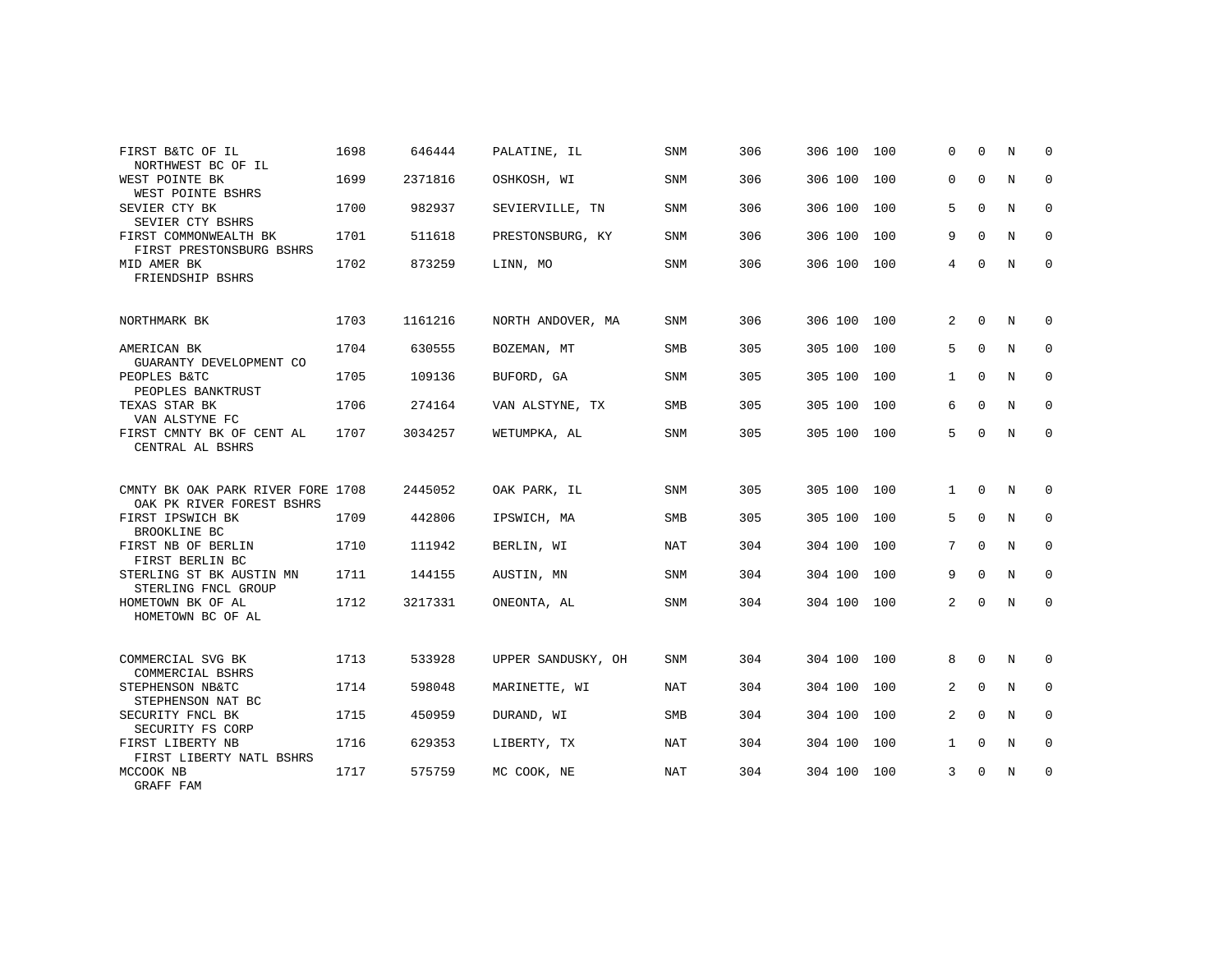| | | | | | | | | | | | | |
|---|---|---|---|---|---|---|---|---|---|---|---|---|
| FIRST B&TC OF IL<br>NORTHWEST BC OF IL | 1698 | 646444 | PALATINE, IL | SNM | 306 | 306 | 100 | 100 | 0 | 0 | N | 0 |
| WEST POINTE BK<br>WEST POINTE BSHRS | 1699 | 2371816 | OSHKOSH, WI | SNM | 306 | 306 | 100 | 100 | 0 | 0 | N | 0 |
| SEVIER CTY BK<br>SEVIER CTY BSHRS | 1700 | 982937 | SEVIERVILLE, TN | SNM | 306 | 306 | 100 | 100 | 5 | 0 | N | 0 |
| FIRST COMMONWEALTH BK<br>FIRST PRESTONSBURG BSHRS | 1701 | 511618 | PRESTONSBURG, KY | SNM | 306 | 306 | 100 | 100 | 9 | 0 | N | 0 |
| MID AMER BK<br>FRIENDSHIP BSHRS | 1702 | 873259 | LINN, MO | SNM | 306 | 306 | 100 | 100 | 4 | 0 | N | 0 |
| NORTHMARK BK | 1703 | 1161216 | NORTH ANDOVER, MA | SNM | 306 | 306 | 100 | 100 | 2 | 0 | N | 0 |
| AMERICAN BK<br>GUARANTY DEVELOPMENT CO | 1704 | 630555 | BOZEMAN, MT | SMB | 305 | 305 | 100 | 100 | 5 | 0 | N | 0 |
| PEOPLES B&TC<br>PEOPLES BANKTRUST | 1705 | 109136 | BUFORD, GA | SNM | 305 | 305 | 100 | 100 | 1 | 0 | N | 0 |
| TEXAS STAR BK<br>VAN ALSTYNE FC | 1706 | 274164 | VAN ALSTYNE, TX | SMB | 305 | 305 | 100 | 100 | 6 | 0 | N | 0 |
| FIRST CMNTY BK OF CENT AL<br>CENTRAL AL BSHRS | 1707 | 3034257 | WETUMPKA, AL | SNM | 305 | 305 | 100 | 100 | 5 | 0 | N | 0 |
| CMNTY BK OAK PARK RIVER FORE<br>OAK PK RIVER FOREST BSHRS | 1708 | 2445052 | OAK PARK, IL | SNM | 305 | 305 | 100 | 100 | 1 | 0 | N | 0 |
| FIRST IPSWICH BK<br>BROOKLINE BC | 1709 | 442806 | IPSWICH, MA | SMB | 305 | 305 | 100 | 100 | 5 | 0 | N | 0 |
| FIRST NB OF BERLIN<br>FIRST BERLIN BC | 1710 | 111942 | BERLIN, WI | NAT | 304 | 304 | 100 | 100 | 7 | 0 | N | 0 |
| STERLING ST BK AUSTIN MN<br>STERLING FNCL GROUP | 1711 | 144155 | AUSTIN, MN | SNM | 304 | 304 | 100 | 100 | 9 | 0 | N | 0 |
| HOMETOWN BK OF AL<br>HOMETOWN BC OF AL | 1712 | 3217331 | ONEONTA, AL | SNM | 304 | 304 | 100 | 100 | 2 | 0 | N | 0 |
| COMMERCIAL SVG BK<br>COMMERCIAL BSHRS | 1713 | 533928 | UPPER SANDUSKY, OH | SNM | 304 | 304 | 100 | 100 | 8 | 0 | N | 0 |
| STEPHENSON NB&TC<br>STEPHENSON NAT BC | 1714 | 598048 | MARINETTE, WI | NAT | 304 | 304 | 100 | 100 | 2 | 0 | N | 0 |
| SECURITY FNCL BK<br>SECURITY FS CORP | 1715 | 450959 | DURAND, WI | SMB | 304 | 304 | 100 | 100 | 2 | 0 | N | 0 |
| FIRST LIBERTY NB<br>FIRST LIBERTY NATL BSHRS | 1716 | 629353 | LIBERTY, TX | NAT | 304 | 304 | 100 | 100 | 1 | 0 | N | 0 |
| MCCOOK NB<br>GRAFF FAM | 1717 | 575759 | MC COOK, NE | NAT | 304 | 304 | 100 | 100 | 3 | 0 | N | 0 |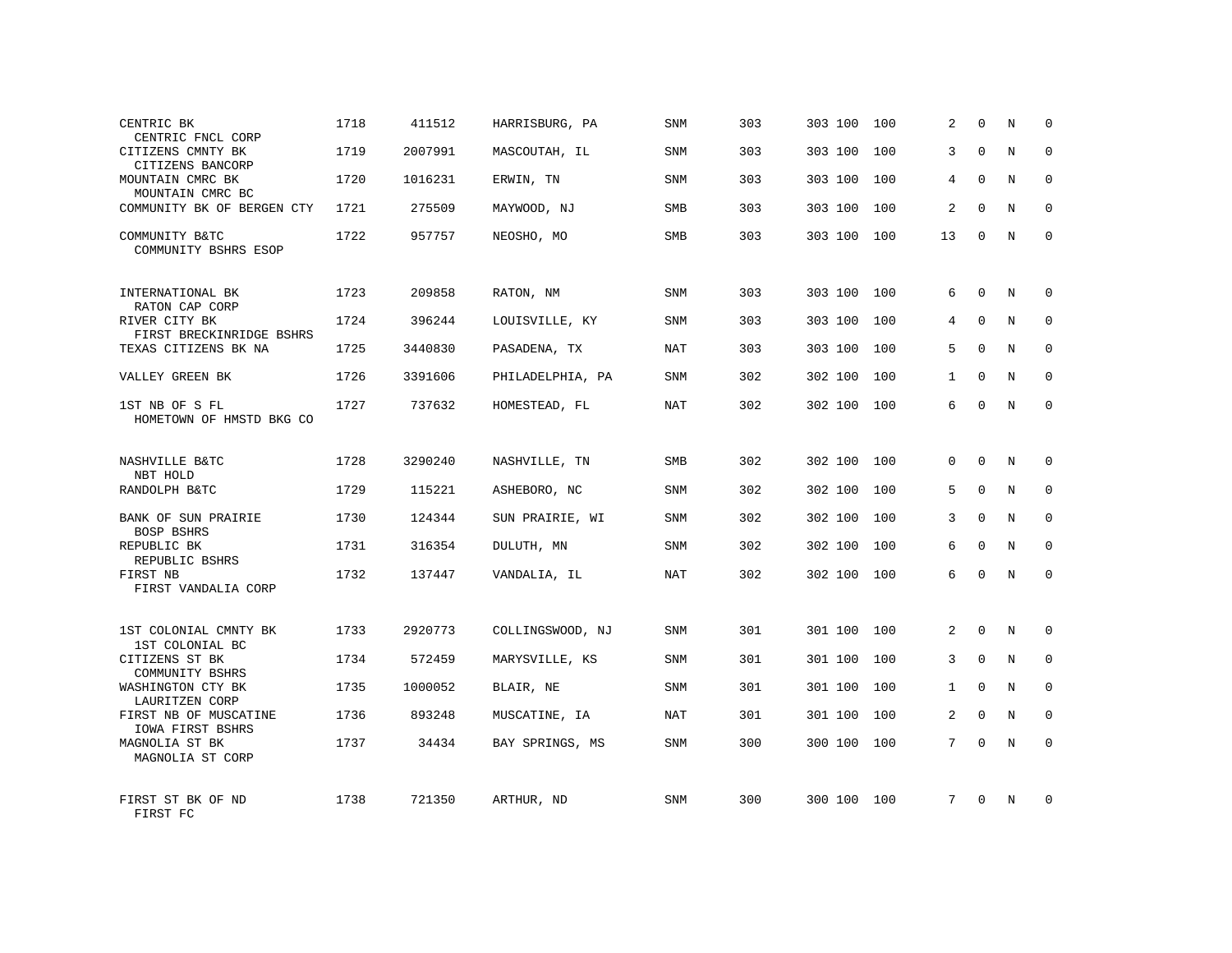| | | | | | | | | | | | | |
|---|---|---|---|---|---|---|---|---|---|---|---|---|
| CENTRIC BK<br>CENTRIC FNCL CORP | 1718 | 411512 | HARRISBURG, PA | SNM | 303 | 303 | 100 | 100 | 2 | 0 | N | 0 |
| CITIZENS CMNTY BK<br>CITIZENS BANCORP | 1719 | 2007991 | MASCOUTAH, IL | SNM | 303 | 303 | 100 | 100 | 3 | 0 | N | 0 |
| MOUNTAIN CMRC BK<br>MOUNTAIN CMRC BC | 1720 | 1016231 | ERWIN, TN | SNM | 303 | 303 | 100 | 100 | 4 | 0 | N | 0 |
| COMMUNITY BK OF BERGEN CTY | 1721 | 275509 | MAYWOOD, NJ | SMB | 303 | 303 | 100 | 100 | 2 | 0 | N | 0 |
| COMMUNITY B&TC<br>COMMUNITY BSHRS ESOP | 1722 | 957757 | NEOSHO, MO | SMB | 303 | 303 | 100 | 100 | 13 | 0 | N | 0 |
| INTERNATIONAL BK<br>RATON CAP CORP | 1723 | 209858 | RATON, NM | SNM | 303 | 303 | 100 | 100 | 6 | 0 | N | 0 |
| RIVER CITY BK<br>FIRST BRECKINRIDGE BSHRS | 1724 | 396244 | LOUISVILLE, KY | SNM | 303 | 303 | 100 | 100 | 4 | 0 | N | 0 |
| TEXAS CITIZENS BK NA | 1725 | 3440830 | PASADENA, TX | NAT | 303 | 303 | 100 | 100 | 5 | 0 | N | 0 |
| VALLEY GREEN BK | 1726 | 3391606 | PHILADELPHIA, PA | SNM | 302 | 302 | 100 | 100 | 1 | 0 | N | 0 |
| 1ST NB OF S FL<br>HOMETOWN OF HMSTD BKG CO | 1727 | 737632 | HOMESTEAD, FL | NAT | 302 | 302 | 100 | 100 | 6 | 0 | N | 0 |
| NASHVILLE B&TC<br>NBT HOLD | 1728 | 3290240 | NASHVILLE, TN | SMB | 302 | 302 | 100 | 100 | 0 | 0 | N | 0 |
| RANDOLPH B&TC | 1729 | 115221 | ASHEBORO, NC | SNM | 302 | 302 | 100 | 100 | 5 | 0 | N | 0 |
| BANK OF SUN PRAIRIE<br>BOSP BSHRS | 1730 | 124344 | SUN PRAIRIE, WI | SNM | 302 | 302 | 100 | 100 | 3 | 0 | N | 0 |
| REPUBLIC BK<br>REPUBLIC BSHRS | 1731 | 316354 | DULUTH, MN | SNM | 302 | 302 | 100 | 100 | 6 | 0 | N | 0 |
| FIRST NB<br>FIRST VANDALIA CORP | 1732 | 137447 | VANDALIA, IL | NAT | 302 | 302 | 100 | 100 | 6 | 0 | N | 0 |
| 1ST COLONIAL CMNTY BK<br>1ST COLONIAL BC | 1733 | 2920773 | COLLINGSWOOD, NJ | SNM | 301 | 301 | 100 | 100 | 2 | 0 | N | 0 |
| CITIZENS ST BK<br>COMMUNITY BSHRS | 1734 | 572459 | MARYSVILLE, KS | SNM | 301 | 301 | 100 | 100 | 3 | 0 | N | 0 |
| WASHINGTON CTY BK<br>LAURITZEN CORP | 1735 | 1000052 | BLAIR, NE | SNM | 301 | 301 | 100 | 100 | 1 | 0 | N | 0 |
| FIRST NB OF MUSCATINE<br>IOWA FIRST BSHRS | 1736 | 893248 | MUSCATINE, IA | NAT | 301 | 301 | 100 | 100 | 2 | 0 | N | 0 |
| MAGNOLIA ST BK<br>MAGNOLIA ST CORP | 1737 | 34434 | BAY SPRINGS, MS | SNM | 300 | 300 | 100 | 100 | 7 | 0 | N | 0 |
| FIRST ST BK OF ND<br>FIRST FC | 1738 | 721350 | ARTHUR, ND | SNM | 300 | 300 | 100 | 100 | 7 | 0 | N | 0 |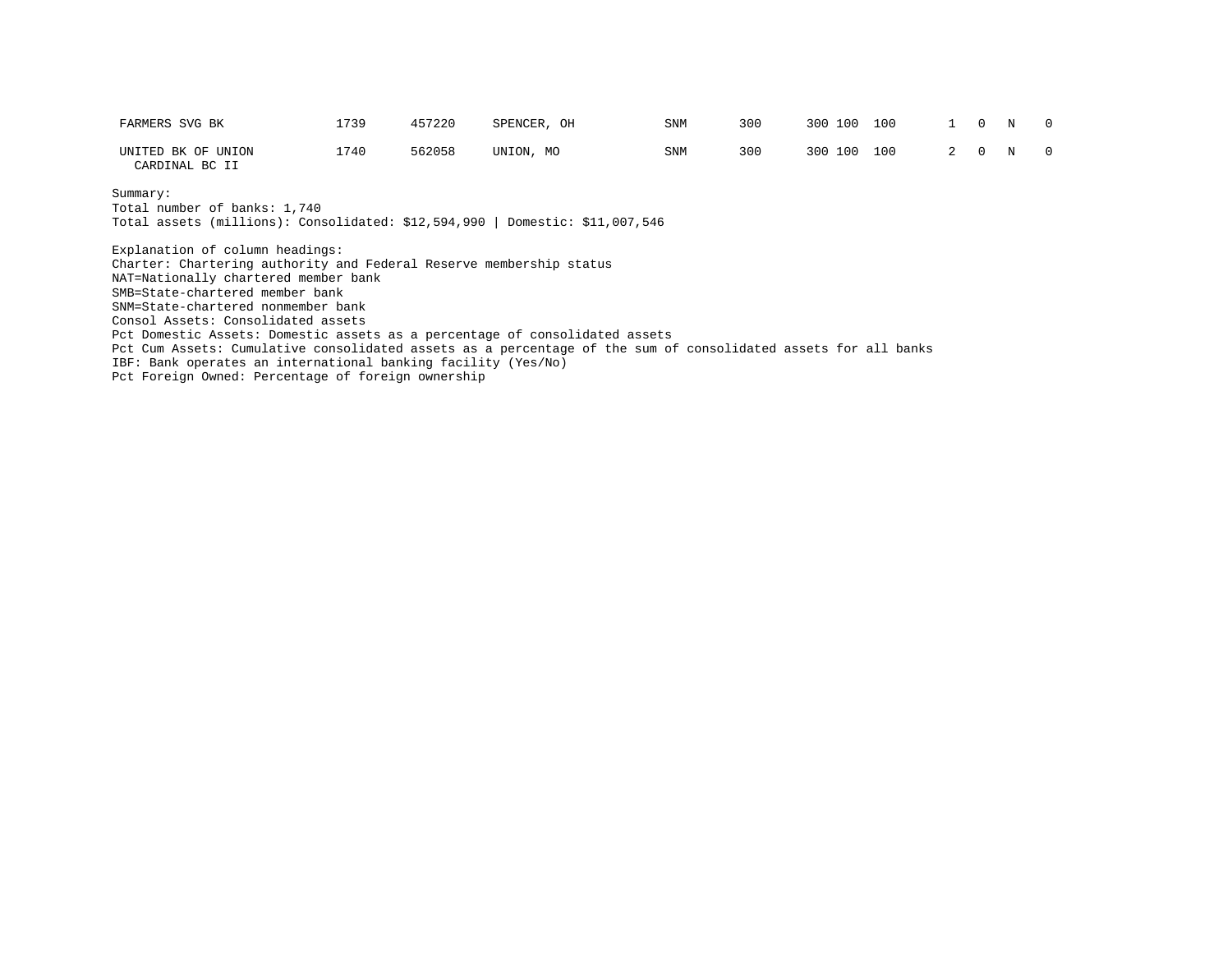| | | | | | | | | | | | | |
|---|---|---|---|---|---|---|---|---|---|---|---|---|
| FARMERS SVG BK | 1739 | 457220 | SPENCER, OH | SNM | 300 | 300 | 100 | 100 | 1 | 0 | N | 0 |
| UNITED BK OF UNION<br>CARDINAL BC II | 1740 | 562058 | UNION, MO | SNM | 300 | 300 | 100 | 100 | 2 | 0 | N | 0 |

Summary:
Total number of banks: 1,740
Total assets (millions): Consolidated: $12,594,990 | Domestic: $11,007,546

Explanation of column headings:
Charter: Chartering authority and Federal Reserve membership status
NAT=Nationally chartered member bank
SMB=State-chartered member bank
SNM=State-chartered nonmember bank
Consol Assets: Consolidated assets
Pct Domestic Assets: Domestic assets as a percentage of consolidated assets
Pct Cum Assets: Cumulative consolidated assets as a percentage of the sum of consolidated assets for all banks
IBF: Bank operates an international banking facility (Yes/No)
Pct Foreign Owned: Percentage of foreign ownership